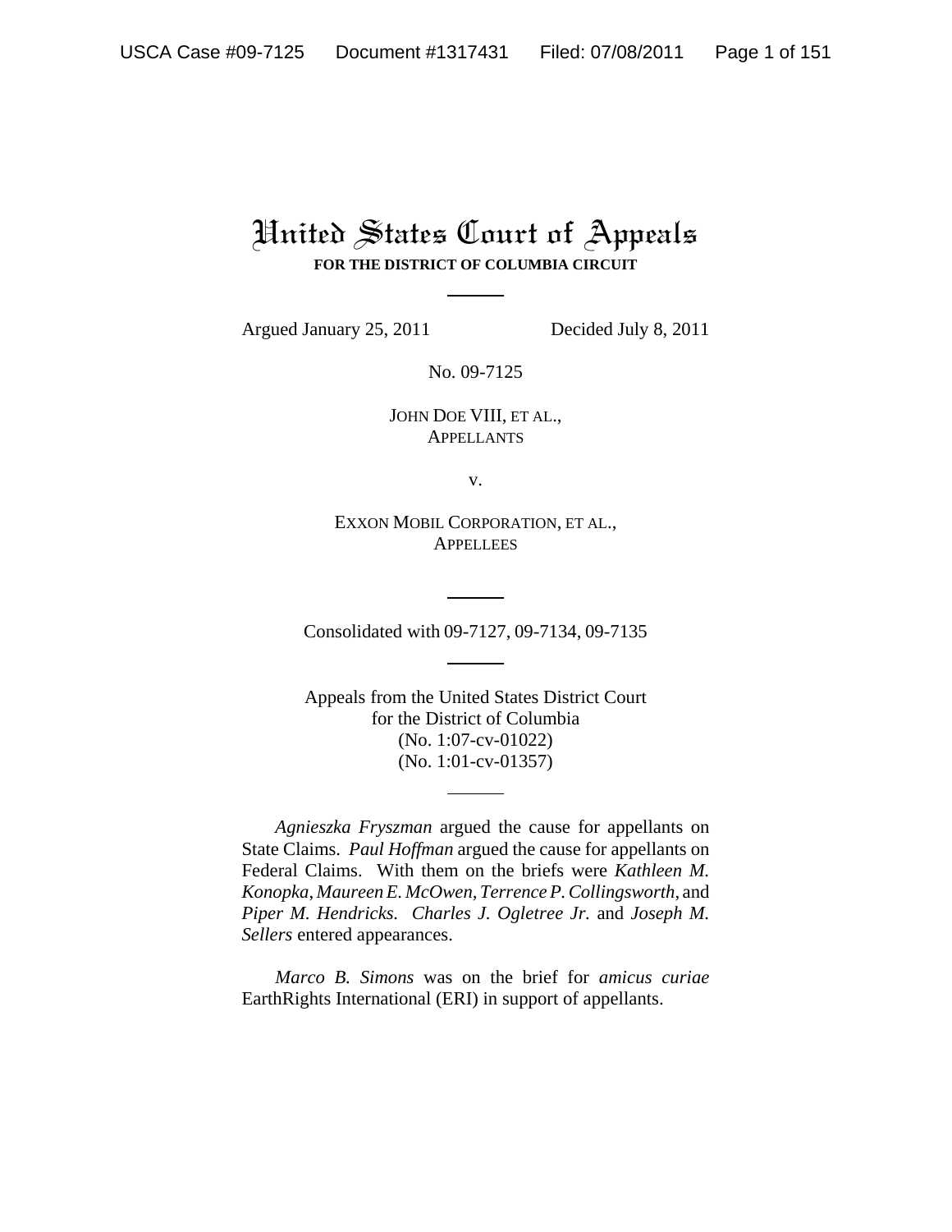# United States Court of Appeals

**FOR THE DISTRICT OF COLUMBIA CIRCUIT**

Argued January 25, 2011 Decided July 8, 2011

No. 09-7125

JOHN DOE VIII, ET AL.,
APPELLANTS

v.

EXXON MOBIL CORPORATION, ET AL.,
APPELLEES

Consolidated with 09-7127, 09-7134, 09-7135

Appeals from the United States District Court
for the District of Columbia
(No. 1:07-cv-01022)
(No. 1:01-cv-01357)

*Agnieszka Fryszman* argued the cause for appellants on State Claims. *Paul Hoffman* argued the cause for appellants on Federal Claims. With them on the briefs were *Kathleen M. Konopka*, *Maureen E. McOwen*, *Terrence P. Collingsworth*, and *Piper M. Hendricks*. *Charles J. Ogletree Jr.* and *Joseph M. Sellers* entered appearances.

*Marco B. Simons* was on the brief for *amicus curiae* EarthRights International (ERI) in support of appellants.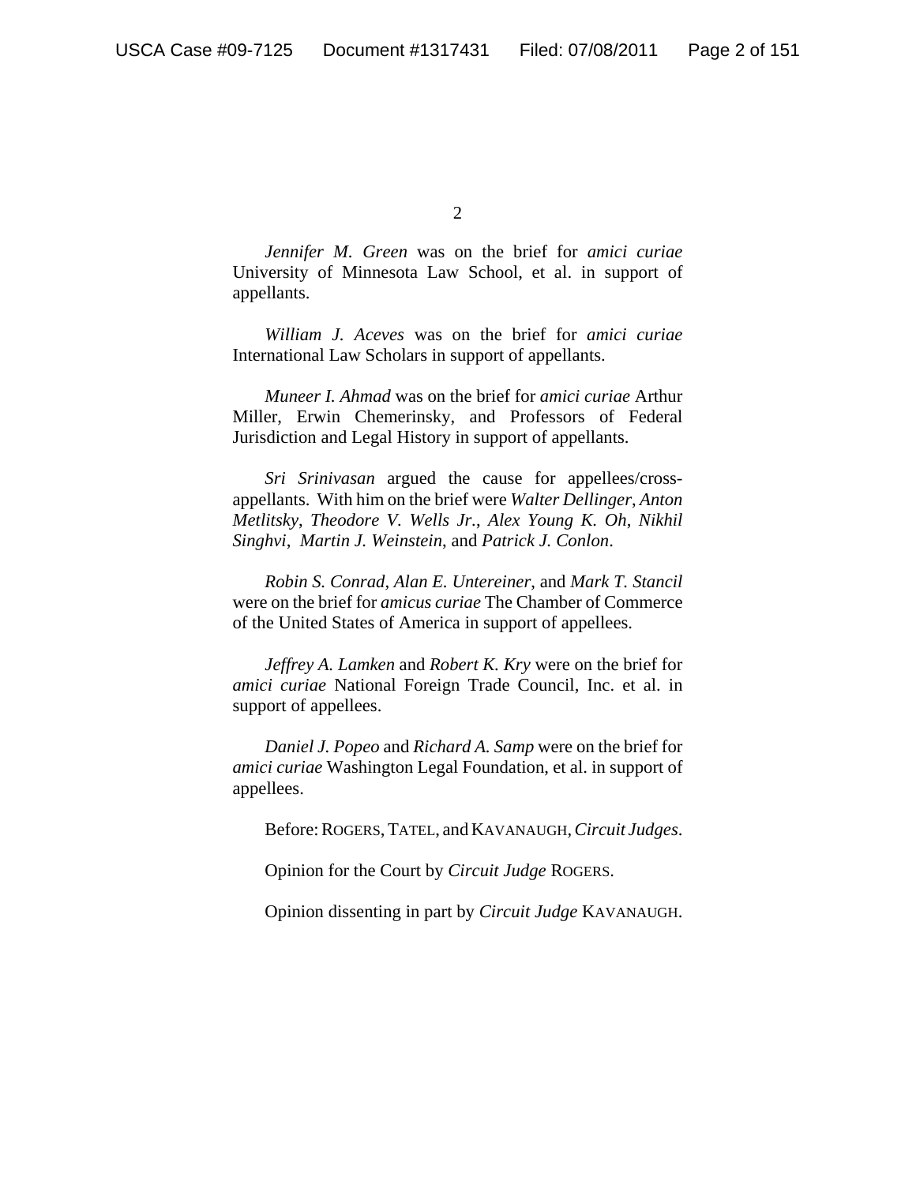*Jennifer M. Green* was on the brief for *amici curiae* University of Minnesota Law School, et al. in support of appellants.

*William J. Aceves* was on the brief for *amici curiae* International Law Scholars in support of appellants.

*Muneer I. Ahmad* was on the brief for *amici curiae* Arthur Miller, Erwin Chemerinsky, and Professors of Federal Jurisdiction and Legal History in support of appellants.

*Sri Srinivasan* argued the cause for appellees/cross-appellants. With him on the brief were *Walter Dellinger*, *Anton Metlitsky*, *Theodore V. Wells Jr.*, *Alex Young K. Oh*, *Nikhil Singhvi*, *Martin J. Weinstein*, and *Patrick J. Conlon*.

*Robin S. Conrad*, *Alan E. Untereiner*, and *Mark T. Stancil* were on the brief for *amicus curiae* The Chamber of Commerce of the United States of America in support of appellees.

*Jeffrey A. Lamken* and *Robert K. Kry* were on the brief for *amici curiae* National Foreign Trade Council, Inc. et al. in support of appellees.

*Daniel J. Popeo* and *Richard A. Samp* were on the brief for *amici curiae* Washington Legal Foundation, et al. in support of appellees.

Before: ROGERS, TATEL, and KAVANAUGH, *Circuit Judges*.

Opinion for the Court by *Circuit Judge* ROGERS.

Opinion dissenting in part by *Circuit Judge* KAVANAUGH.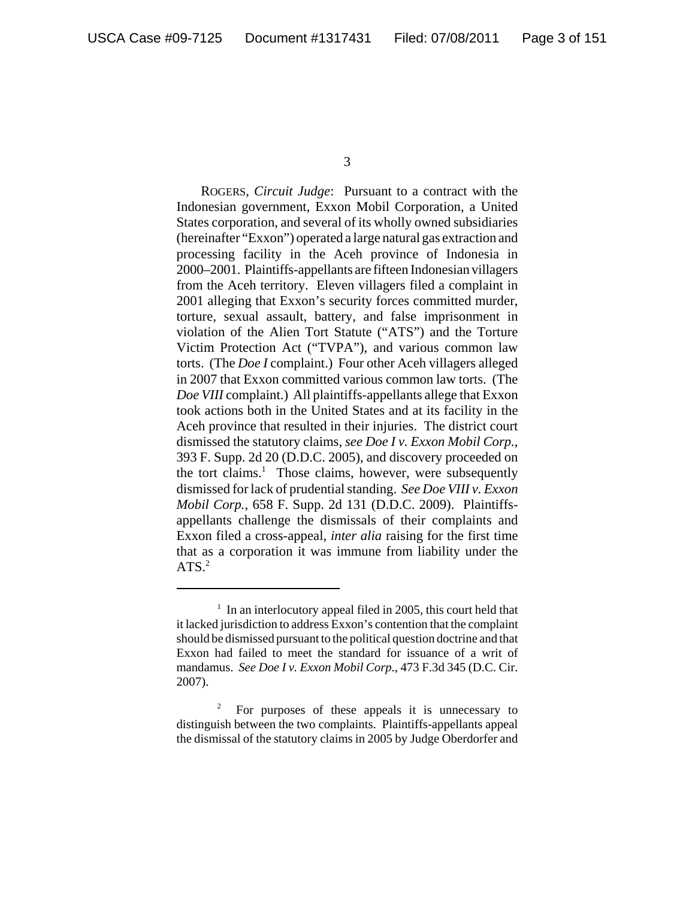ROGERS, *Circuit Judge*: Pursuant to a contract with the Indonesian government, Exxon Mobil Corporation, a United States corporation, and several of its wholly owned subsidiaries (hereinafter "Exxon") operated a large natural gas extraction and processing facility in the Aceh province of Indonesia in 2000–2001. Plaintiffs-appellants are fifteen Indonesian villagers from the Aceh territory. Eleven villagers filed a complaint in 2001 alleging that Exxon's security forces committed murder, torture, sexual assault, battery, and false imprisonment in violation of the Alien Tort Statute ("ATS") and the Torture Victim Protection Act ("TVPA"), and various common law torts. (The *Doe I* complaint.) Four other Aceh villagers alleged in 2007 that Exxon committed various common law torts. (The *Doe VIII* complaint.) All plaintiffs-appellants allege that Exxon took actions both in the United States and at its facility in the Aceh province that resulted in their injuries. The district court dismissed the statutory claims, *see Doe I v. Exxon Mobil Corp.*, 393 F. Supp. 2d 20 (D.D.C. 2005), and discovery proceeded on the tort claims.[1] Those claims, however, were subsequently dismissed for lack of prudential standing. *See Doe VIII v. Exxon Mobil Corp.*, 658 F. Supp. 2d 131 (D.D.C. 2009). Plaintiffs-appellants challenge the dismissals of their complaints and Exxon filed a cross-appeal, *inter alia* raising for the first time that as a corporation it was immune from liability under the ATS.[2]

---

[1] In an interlocutory appeal filed in 2005, this court held that it lacked jurisdiction to address Exxon's contention that the complaint should be dismissed pursuant to the political question doctrine and that Exxon had failed to meet the standard for issuance of a writ of mandamus. *See Doe I v. Exxon Mobil Corp.*, 473 F.3d 345 (D.C. Cir. 2007).

[2] For purposes of these appeals it is unnecessary to distinguish between the two complaints. Plaintiffs-appellants appeal the dismissal of the statutory claims in 2005 by Judge Oberdorfer and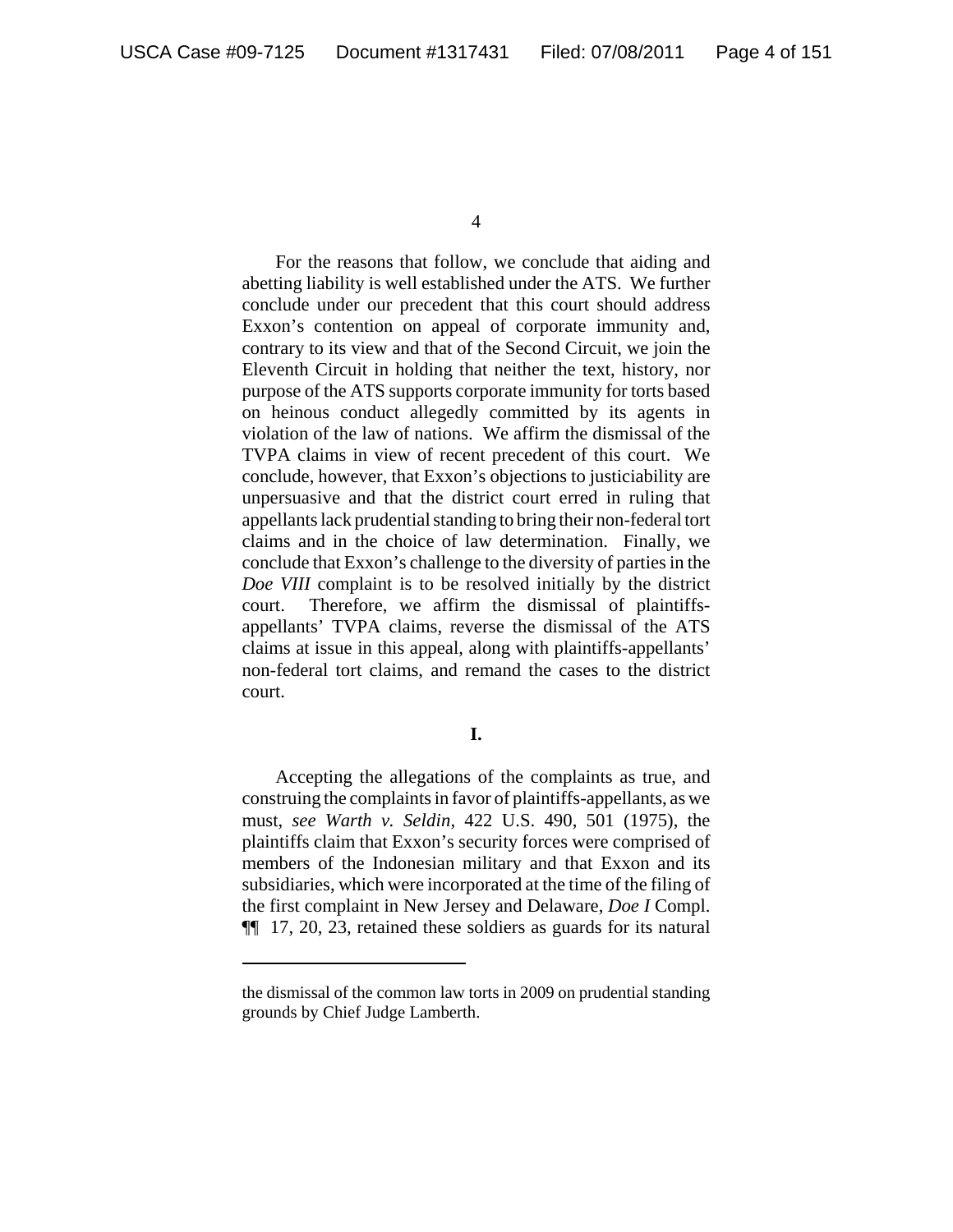For the reasons that follow, we conclude that aiding and abetting liability is well established under the ATS. We further conclude under our precedent that this court should address Exxon's contention on appeal of corporate immunity and, contrary to its view and that of the Second Circuit, we join the Eleventh Circuit in holding that neither the text, history, nor purpose of the ATS supports corporate immunity for torts based on heinous conduct allegedly committed by its agents in violation of the law of nations. We affirm the dismissal of the TVPA claims in view of recent precedent of this court. We conclude, however, that Exxon's objections to justiciability are unpersuasive and that the district court erred in ruling that appellants lack prudential standing to bring their non-federal tort claims and in the choice of law determination. Finally, we conclude that Exxon's challenge to the diversity of parties in the *Doe VIII* complaint is to be resolved initially by the district court. Therefore, we affirm the dismissal of plaintiffs-appellants' TVPA claims, reverse the dismissal of the ATS claims at issue in this appeal, along with plaintiffs-appellants' non-federal tort claims, and remand the cases to the district court.

## I.

Accepting the allegations of the complaints as true, and construing the complaints in favor of plaintiffs-appellants, as we must, *see Warth v. Seldin*, 422 U.S. 490, 501 (1975), the plaintiffs claim that Exxon's security forces were comprised of members of the Indonesian military and that Exxon and its subsidiaries, which were incorporated at the time of the filing of the first complaint in New Jersey and Delaware, *Doe I* Compl. ¶¶ 17, 20, 23, retained these soldiers as guards for its natural

---

the dismissal of the common law torts in 2009 on prudential standing grounds by Chief Judge Lamberth.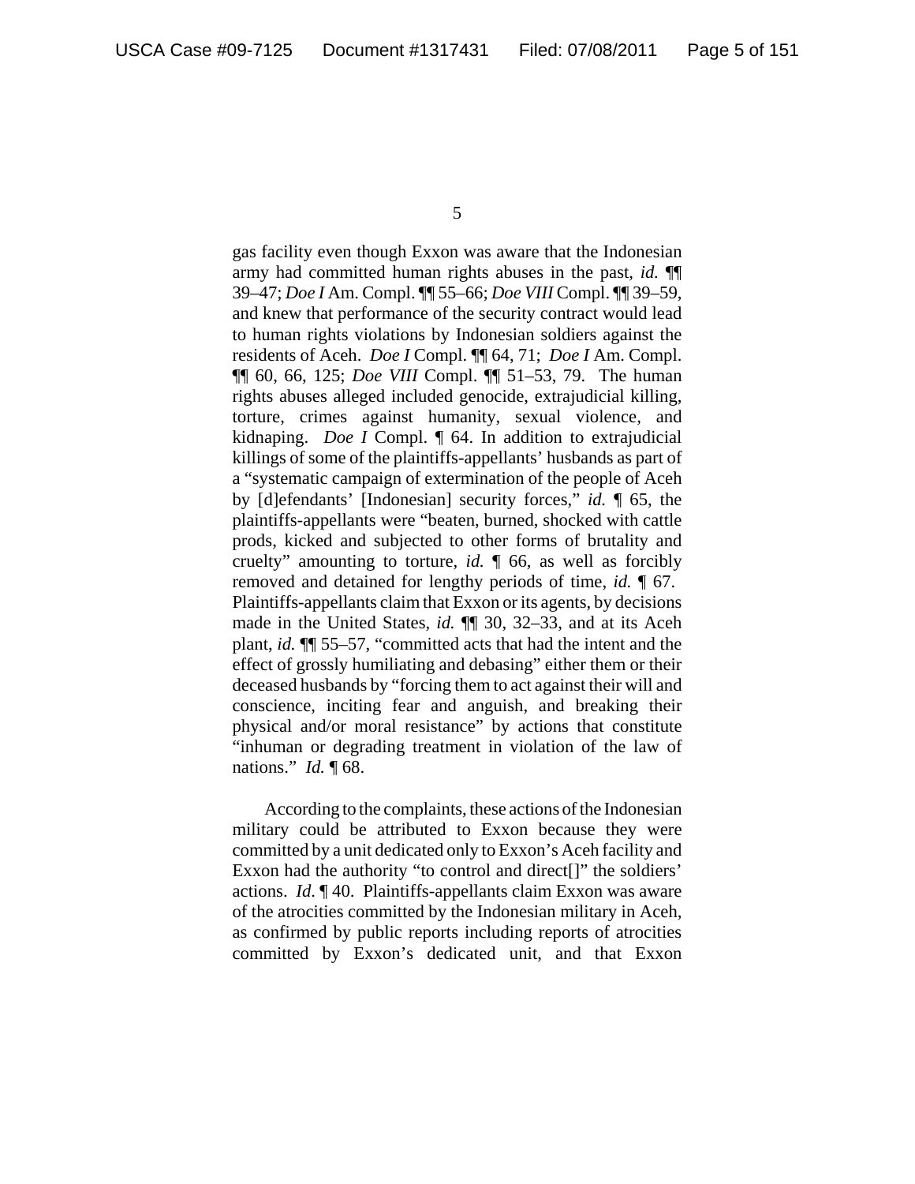gas facility even though Exxon was aware that the Indonesian army had committed human rights abuses in the past, *id.* ¶¶ 39–47; *Doe I* Am. Compl. ¶¶ 55–66; *Doe VIII* Compl. ¶¶ 39–59, and knew that performance of the security contract would lead to human rights violations by Indonesian soldiers against the residents of Aceh. *Doe I* Compl. ¶¶ 64, 71; *Doe I* Am. Compl. ¶¶ 60, 66, 125; *Doe VIII* Compl. ¶¶ 51–53, 79. The human rights abuses alleged included genocide, extrajudicial killing, torture, crimes against humanity, sexual violence, and kidnaping. *Doe I* Compl. ¶ 64. In addition to extrajudicial killings of some of the plaintiffs-appellants' husbands as part of a "systematic campaign of extermination of the people of Aceh by [d]efendants' [Indonesian] security forces," *id.* ¶ 65, the plaintiffs-appellants were "beaten, burned, shocked with cattle prods, kicked and subjected to other forms of brutality and cruelty" amounting to torture, *id.* ¶ 66, as well as forcibly removed and detained for lengthy periods of time, *id.* ¶ 67. Plaintiffs-appellants claim that Exxon or its agents, by decisions made in the United States, *id.* ¶¶ 30, 32–33, and at its Aceh plant, *id.* ¶¶ 55–57, "committed acts that had the intent and the effect of grossly humiliating and debasing" either them or their deceased husbands by "forcing them to act against their will and conscience, inciting fear and anguish, and breaking their physical and/or moral resistance" by actions that constitute "inhuman or degrading treatment in violation of the law of nations." *Id.* ¶ 68.

According to the complaints, these actions of the Indonesian military could be attributed to Exxon because they were committed by a unit dedicated only to Exxon's Aceh facility and Exxon had the authority "to control and direct[]" the soldiers' actions. *Id.* ¶ 40. Plaintiffs-appellants claim Exxon was aware of the atrocities committed by the Indonesian military in Aceh, as confirmed by public reports including reports of atrocities committed by Exxon's dedicated unit, and that Exxon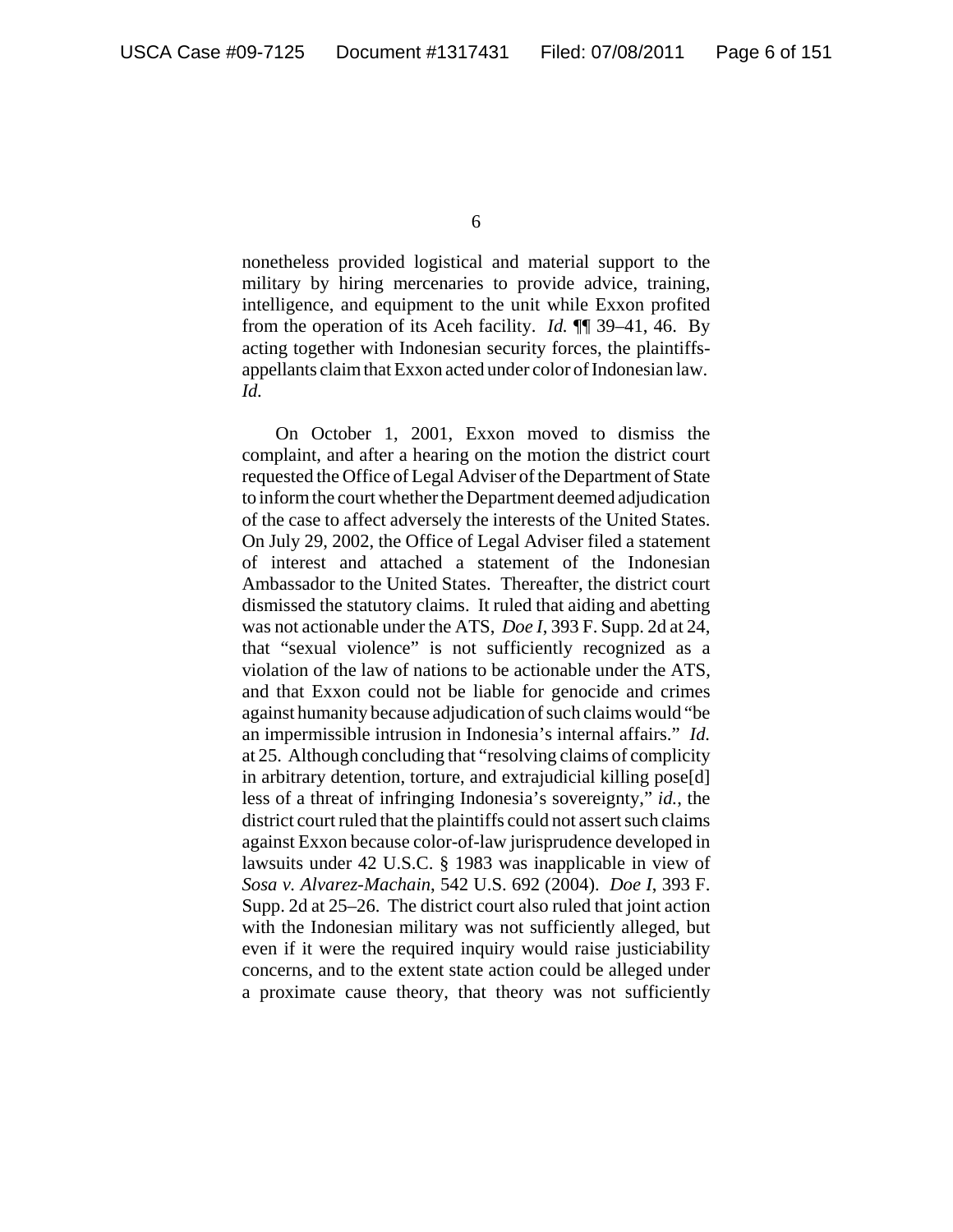nonetheless provided logistical and material support to the military by hiring mercenaries to provide advice, training, intelligence, and equipment to the unit while Exxon profited from the operation of its Aceh facility. *Id.* ¶¶ 39–41, 46. By acting together with Indonesian security forces, the plaintiffs-appellants claim that Exxon acted under color of Indonesian law. *Id.*

On October 1, 2001, Exxon moved to dismiss the complaint, and after a hearing on the motion the district court requested the Office of Legal Adviser of the Department of State to inform the court whether the Department deemed adjudication of the case to affect adversely the interests of the United States. On July 29, 2002, the Office of Legal Adviser filed a statement of interest and attached a statement of the Indonesian Ambassador to the United States. Thereafter, the district court dismissed the statutory claims. It ruled that aiding and abetting was not actionable under the ATS, *Doe I*, 393 F. Supp. 2d at 24, that "sexual violence" is not sufficiently recognized as a violation of the law of nations to be actionable under the ATS, and that Exxon could not be liable for genocide and crimes against humanity because adjudication of such claims would "be an impermissible intrusion in Indonesia's internal affairs." *Id.* at 25. Although concluding that "resolving claims of complicity in arbitrary detention, torture, and extrajudicial killing pose[d] less of a threat of infringing Indonesia's sovereignty," *id.*, the district court ruled that the plaintiffs could not assert such claims against Exxon because color-of-law jurisprudence developed in lawsuits under 42 U.S.C. § 1983 was inapplicable in view of *Sosa v. Alvarez-Machain*, 542 U.S. 692 (2004). *Doe I*, 393 F. Supp. 2d at 25–26. The district court also ruled that joint action with the Indonesian military was not sufficiently alleged, but even if it were the required inquiry would raise justiciability concerns, and to the extent state action could be alleged under a proximate cause theory, that theory was not sufficiently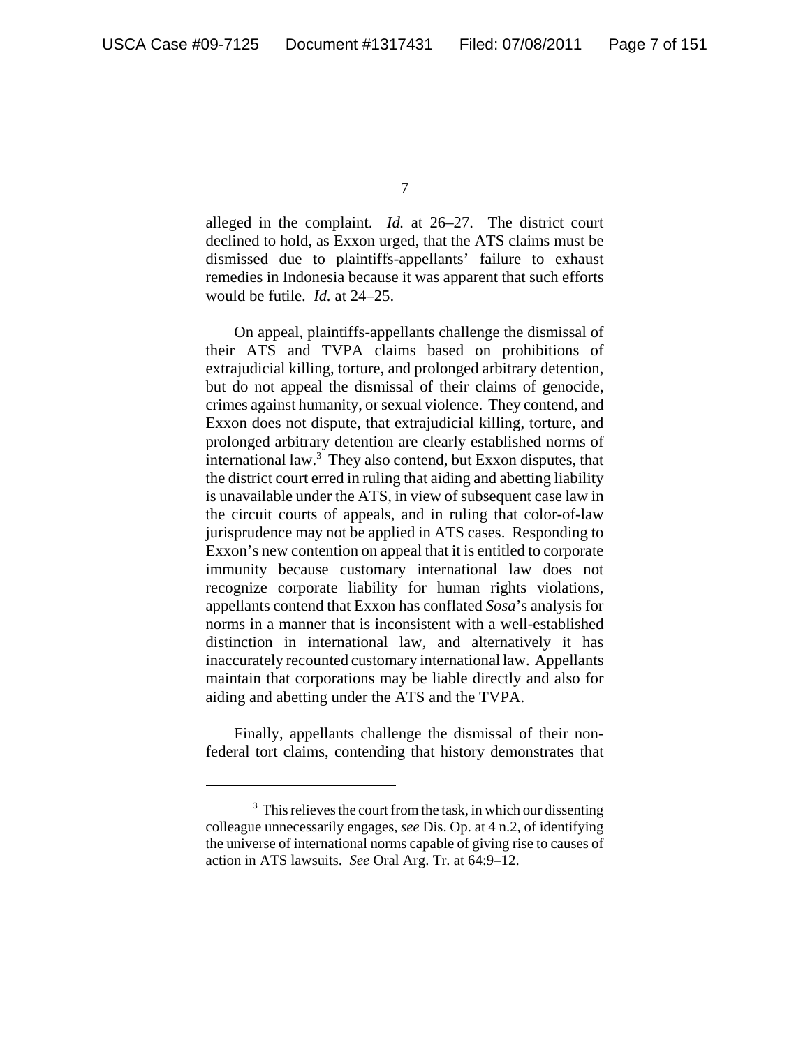alleged in the complaint. *Id.* at 26–27. The district court declined to hold, as Exxon urged, that the ATS claims must be dismissed due to plaintiffs-appellants' failure to exhaust remedies in Indonesia because it was apparent that such efforts would be futile. *Id.* at 24–25.

On appeal, plaintiffs-appellants challenge the dismissal of their ATS and TVPA claims based on prohibitions of extrajudicial killing, torture, and prolonged arbitrary detention, but do not appeal the dismissal of their claims of genocide, crimes against humanity, or sexual violence. They contend, and Exxon does not dispute, that extrajudicial killing, torture, and prolonged arbitrary detention are clearly established norms of international law.[3] They also contend, but Exxon disputes, that the district court erred in ruling that aiding and abetting liability is unavailable under the ATS, in view of subsequent case law in the circuit courts of appeals, and in ruling that color-of-law jurisprudence may not be applied in ATS cases. Responding to Exxon's new contention on appeal that it is entitled to corporate immunity because customary international law does not recognize corporate liability for human rights violations, appellants contend that Exxon has conflated *Sosa*'s analysis for norms in a manner that is inconsistent with a well-established distinction in international law, and alternatively it has inaccurately recounted customary international law. Appellants maintain that corporations may be liable directly and also for aiding and abetting under the ATS and the TVPA.

Finally, appellants challenge the dismissal of their non-federal tort claims, contending that history demonstrates that

---

[3] This relieves the court from the task, in which our dissenting colleague unnecessarily engages, *see* Dis. Op. at 4 n.2, of identifying the universe of international norms capable of giving rise to causes of action in ATS lawsuits. *See* Oral Arg. Tr. at 64:9–12.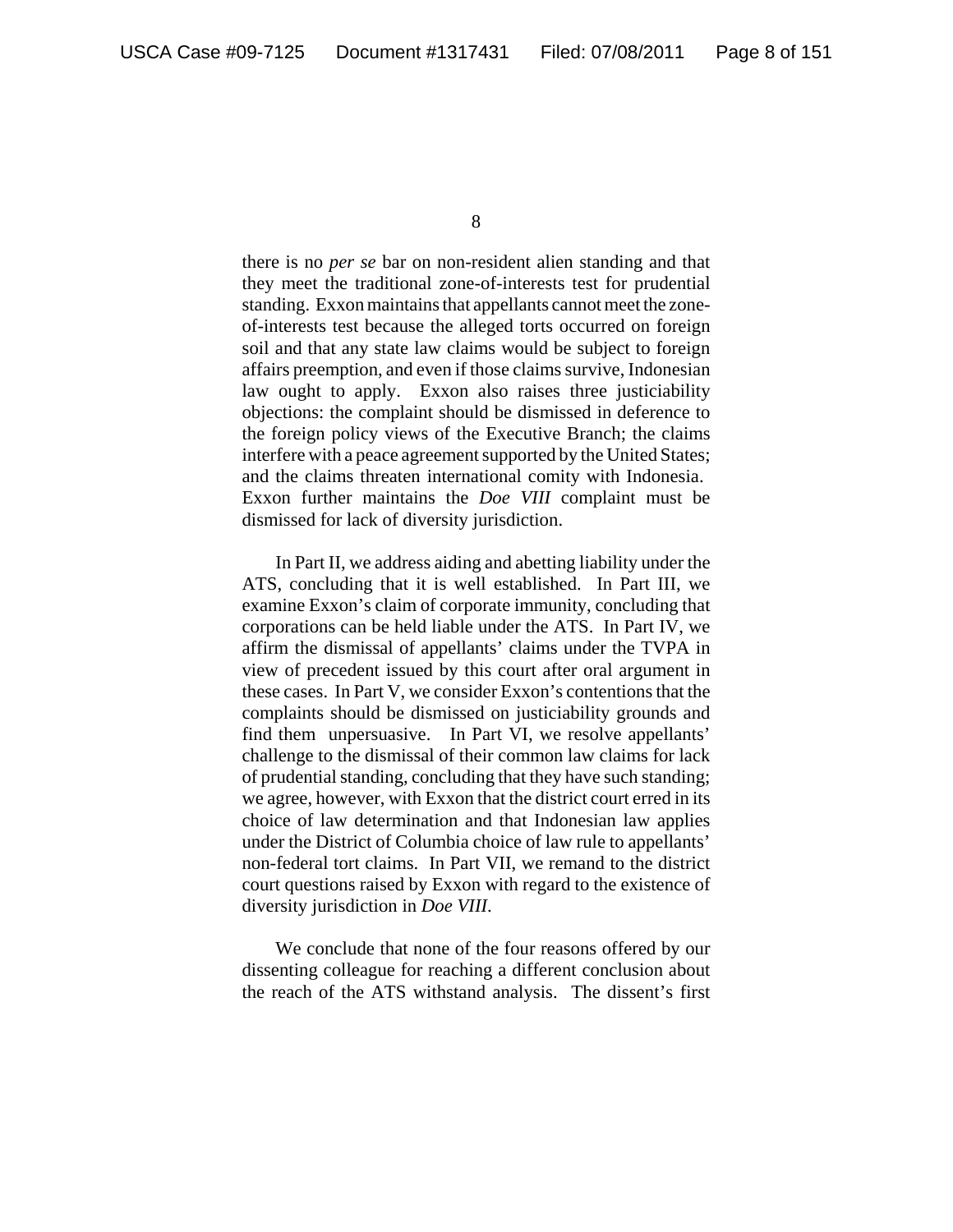there is no *per se* bar on non-resident alien standing and that they meet the traditional zone-of-interests test for prudential standing. Exxon maintains that appellants cannot meet the zone-of-interests test because the alleged torts occurred on foreign soil and that any state law claims would be subject to foreign affairs preemption, and even if those claims survive, Indonesian law ought to apply. Exxon also raises three justiciability objections: the complaint should be dismissed in deference to the foreign policy views of the Executive Branch; the claims interfere with a peace agreement supported by the United States; and the claims threaten international comity with Indonesia. Exxon further maintains the *Doe VIII* complaint must be dismissed for lack of diversity jurisdiction.

In Part II, we address aiding and abetting liability under the ATS, concluding that it is well established. In Part III, we examine Exxon's claim of corporate immunity, concluding that corporations can be held liable under the ATS. In Part IV, we affirm the dismissal of appellants' claims under the TVPA in view of precedent issued by this court after oral argument in these cases. In Part V, we consider Exxon's contentions that the complaints should be dismissed on justiciability grounds and find them unpersuasive. In Part VI, we resolve appellants' challenge to the dismissal of their common law claims for lack of prudential standing, concluding that they have such standing; we agree, however, with Exxon that the district court erred in its choice of law determination and that Indonesian law applies under the District of Columbia choice of law rule to appellants' non-federal tort claims. In Part VII, we remand to the district court questions raised by Exxon with regard to the existence of diversity jurisdiction in *Doe VIII*.

We conclude that none of the four reasons offered by our dissenting colleague for reaching a different conclusion about the reach of the ATS withstand analysis. The dissent's first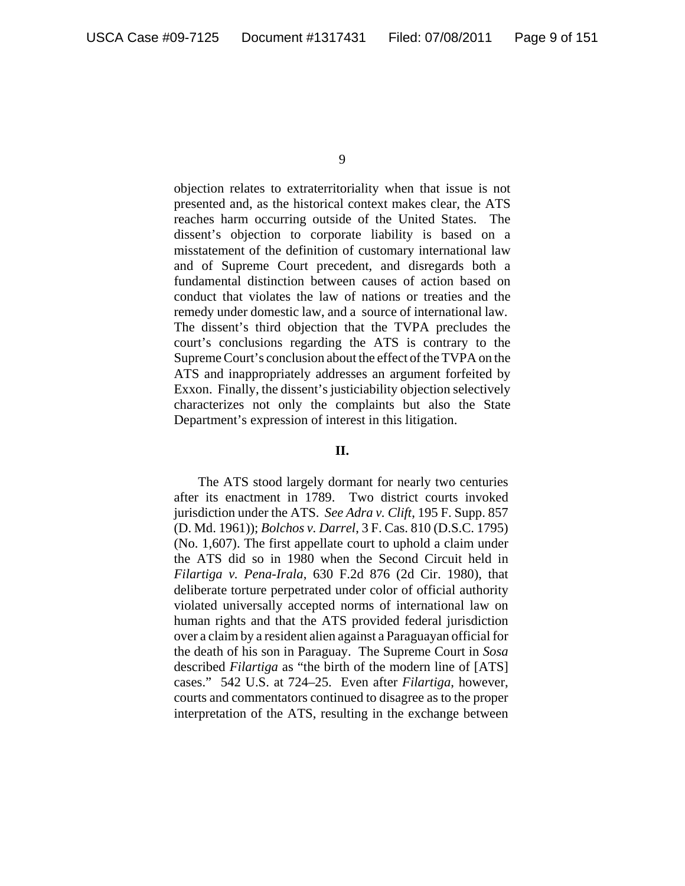objection relates to extraterritoriality when that issue is not presented and, as the historical context makes clear, the ATS reaches harm occurring outside of the United States. The dissent's objection to corporate liability is based on a misstatement of the definition of customary international law and of Supreme Court precedent, and disregards both a fundamental distinction between causes of action based on conduct that violates the law of nations or treaties and the remedy under domestic law, and a source of international law. The dissent's third objection that the TVPA precludes the court's conclusions regarding the ATS is contrary to the Supreme Court's conclusion about the effect of the TVPA on the ATS and inappropriately addresses an argument forfeited by Exxon. Finally, the dissent's justiciability objection selectively characterizes not only the complaints but also the State Department's expression of interest in this litigation.

## II.

The ATS stood largely dormant for nearly two centuries after its enactment in 1789. Two district courts invoked jurisdiction under the ATS. *See Adra v. Clift*, 195 F. Supp. 857 (D. Md. 1961)); *Bolchos v. Darrel*, 3 F. Cas. 810 (D.S.C. 1795) (No. 1,607). The first appellate court to uphold a claim under the ATS did so in 1980 when the Second Circuit held in *Filartiga v. Pena-Irala*, 630 F.2d 876 (2d Cir. 1980), that deliberate torture perpetrated under color of official authority violated universally accepted norms of international law on human rights and that the ATS provided federal jurisdiction over a claim by a resident alien against a Paraguayan official for the death of his son in Paraguay. The Supreme Court in *Sosa* described *Filartiga* as "the birth of the modern line of [ATS] cases." 542 U.S. at 724–25. Even after *Filartiga*, however, courts and commentators continued to disagree as to the proper interpretation of the ATS, resulting in the exchange between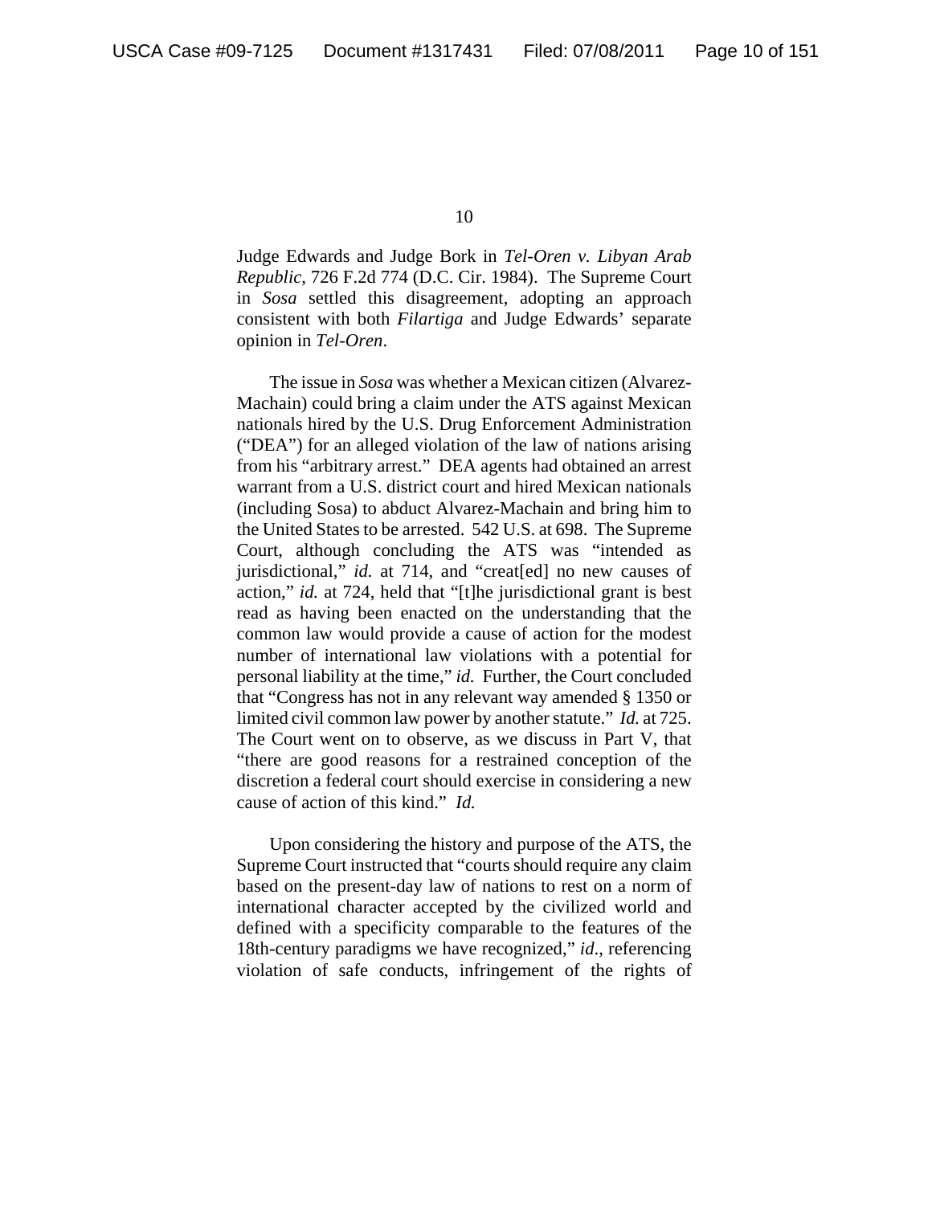Judge Edwards and Judge Bork in *Tel-Oren v. Libyan Arab Republic*, 726 F.2d 774 (D.C. Cir. 1984). The Supreme Court in *Sosa* settled this disagreement, adopting an approach consistent with both *Filartiga* and Judge Edwards' separate opinion in *Tel-Oren*.

The issue in *Sosa* was whether a Mexican citizen (Alvarez-Machain) could bring a claim under the ATS against Mexican nationals hired by the U.S. Drug Enforcement Administration ("DEA") for an alleged violation of the law of nations arising from his "arbitrary arrest." DEA agents had obtained an arrest warrant from a U.S. district court and hired Mexican nationals (including Sosa) to abduct Alvarez-Machain and bring him to the United States to be arrested. 542 U.S. at 698. The Supreme Court, although concluding the ATS was "intended as jurisdictional," *id.* at 714, and "creat[ed] no new causes of action," *id.* at 724, held that "[t]he jurisdictional grant is best read as having been enacted on the understanding that the common law would provide a cause of action for the modest number of international law violations with a potential for personal liability at the time," *id.* Further, the Court concluded that "Congress has not in any relevant way amended § 1350 or limited civil common law power by another statute." *Id.* at 725. The Court went on to observe, as we discuss in Part V, that "there are good reasons for a restrained conception of the discretion a federal court should exercise in considering a new cause of action of this kind." *Id.*

Upon considering the history and purpose of the ATS, the Supreme Court instructed that "courts should require any claim based on the present-day law of nations to rest on a norm of international character accepted by the civilized world and defined with a specificity comparable to the features of the 18th-century paradigms we have recognized," *id.*, referencing violation of safe conducts, infringement of the rights of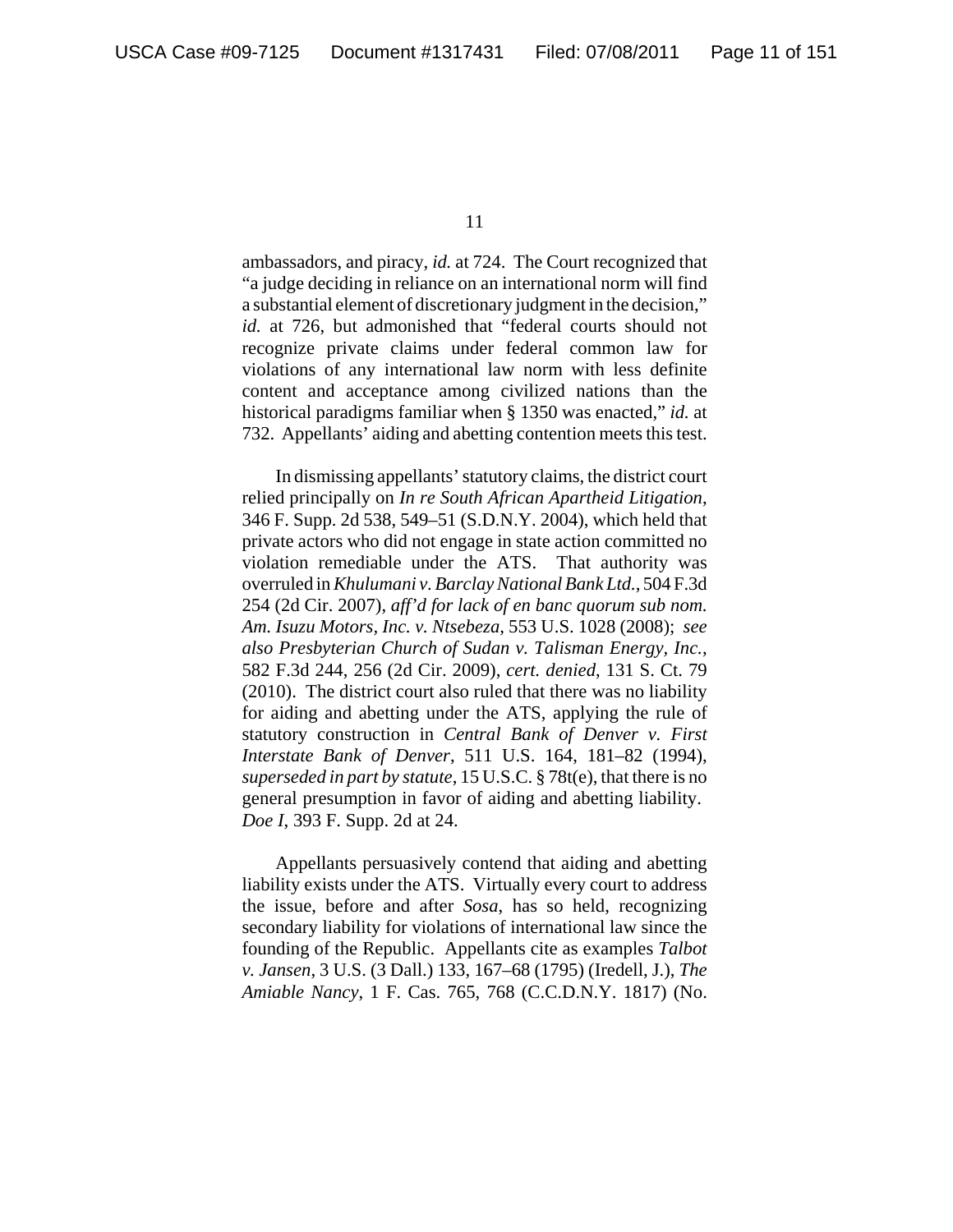ambassadors, and piracy, *id.* at 724. The Court recognized that "a judge deciding in reliance on an international norm will find a substantial element of discretionary judgment in the decision," *id.* at 726, but admonished that "federal courts should not recognize private claims under federal common law for violations of any international law norm with less definite content and acceptance among civilized nations than the historical paradigms familiar when § 1350 was enacted," *id.* at 732. Appellants' aiding and abetting contention meets this test.

In dismissing appellants' statutory claims, the district court relied principally on *In re South African Apartheid Litigation*, 346 F. Supp. 2d 538, 549–51 (S.D.N.Y. 2004), which held that private actors who did not engage in state action committed no violation remediable under the ATS. That authority was overruled in *Khulumani v. Barclay National Bank Ltd.*, 504 F.3d 254 (2d Cir. 2007), *aff'd for lack of en banc quorum sub nom. Am. Isuzu Motors, Inc. v. Ntsebeza*, 553 U.S. 1028 (2008); *see also Presbyterian Church of Sudan v. Talisman Energy, Inc.*, 582 F.3d 244, 256 (2d Cir. 2009), *cert. denied*, 131 S. Ct. 79 (2010). The district court also ruled that there was no liability for aiding and abetting under the ATS, applying the rule of statutory construction in *Central Bank of Denver v. First Interstate Bank of Denver*, 511 U.S. 164, 181–82 (1994), *superseded in part by statute*, 15 U.S.C. § 78t(e), that there is no general presumption in favor of aiding and abetting liability. *Doe I*, 393 F. Supp. 2d at 24.

Appellants persuasively contend that aiding and abetting liability exists under the ATS. Virtually every court to address the issue, before and after *Sosa*, has so held, recognizing secondary liability for violations of international law since the founding of the Republic. Appellants cite as examples *Talbot v. Jansen*, 3 U.S. (3 Dall.) 133, 167–68 (1795) (Iredell, J.), *The Amiable Nancy*, 1 F. Cas. 765, 768 (C.C.D.N.Y. 1817) (No.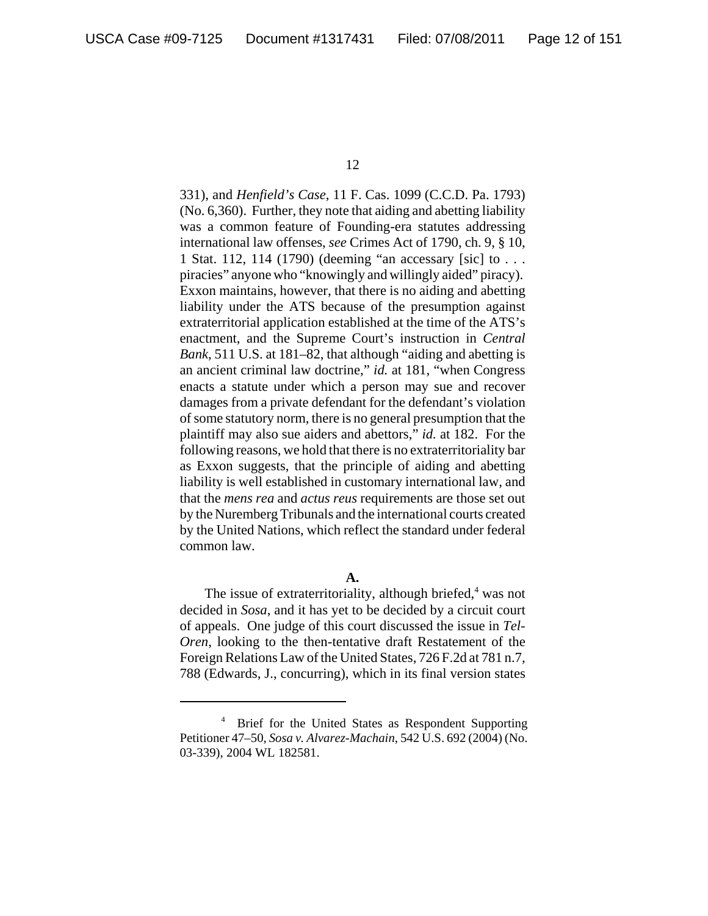331), and *Henfield's Case*, 11 F. Cas. 1099 (C.C.D. Pa. 1793) (No. 6,360). Further, they note that aiding and abetting liability was a common feature of Founding-era statutes addressing international law offenses, *see* Crimes Act of 1790, ch. 9, § 10, 1 Stat. 112, 114 (1790) (deeming "an accessary [sic] to . . . piracies" anyone who "knowingly and willingly aided" piracy). Exxon maintains, however, that there is no aiding and abetting liability under the ATS because of the presumption against extraterritorial application established at the time of the ATS's enactment, and the Supreme Court's instruction in *Central Bank*, 511 U.S. at 181–82, that although "aiding and abetting is an ancient criminal law doctrine," *id.* at 181, "when Congress enacts a statute under which a person may sue and recover damages from a private defendant for the defendant's violation of some statutory norm, there is no general presumption that the plaintiff may also sue aiders and abettors," *id.* at 182. For the following reasons, we hold that there is no extraterritoriality bar as Exxon suggests, that the principle of aiding and abetting liability is well established in customary international law, and that the *mens rea* and *actus reus* requirements are those set out by the Nuremberg Tribunals and the international courts created by the United Nations, which reflect the standard under federal common law.

**A.**

The issue of extraterritoriality, although briefed,[4] was not decided in *Sosa*, and it has yet to be decided by a circuit court of appeals. One judge of this court discussed the issue in *Tel-Oren*, looking to the then-tentative draft Restatement of the Foreign Relations Law of the United States, 726 F.2d at 781 n.7, 788 (Edwards, J., concurring), which in its final version states

---

[4] Brief for the United States as Respondent Supporting Petitioner 47–50, *Sosa v. Alvarez-Machain*, 542 U.S. 692 (2004) (No. 03-339), 2004 WL 182581.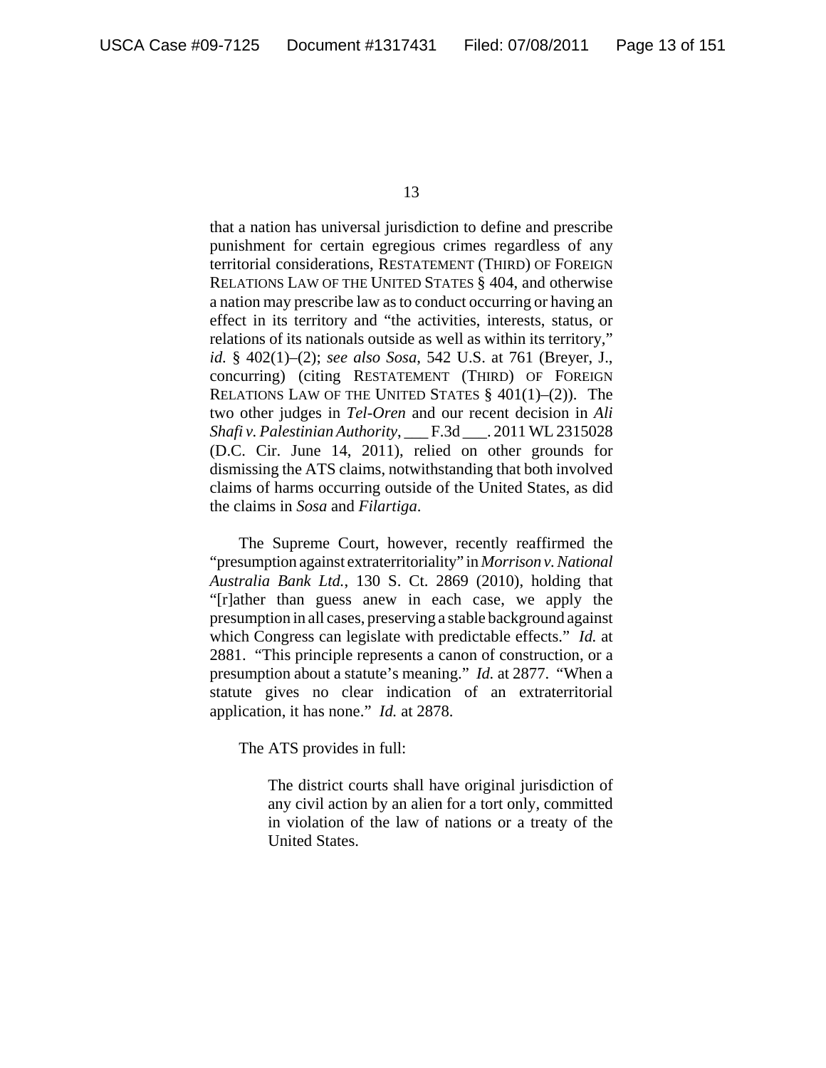that a nation has universal jurisdiction to define and prescribe punishment for certain egregious crimes regardless of any territorial considerations, RESTATEMENT (THIRD) OF FOREIGN RELATIONS LAW OF THE UNITED STATES § 404, and otherwise a nation may prescribe law as to conduct occurring or having an effect in its territory and "the activities, interests, status, or relations of its nationals outside as well as within its territory," *id.* § 402(1)–(2); *see also Sosa*, 542 U.S. at 761 (Breyer, J., concurring) (citing RESTATEMENT (THIRD) OF FOREIGN RELATIONS LAW OF THE UNITED STATES § 401(1)–(2)). The two other judges in *Tel-Oren* and our recent decision in *Ali Shafi v. Palestinian Authority*, ___ F.3d ___. 2011 WL 2315028 (D.C. Cir. June 14, 2011), relied on other grounds for dismissing the ATS claims, notwithstanding that both involved claims of harms occurring outside of the United States, as did the claims in *Sosa* and *Filartiga*.

The Supreme Court, however, recently reaffirmed the "presumption against extraterritoriality" in *Morrison v. National Australia Bank Ltd.*, 130 S. Ct. 2869 (2010), holding that "[r]ather than guess anew in each case, we apply the presumption in all cases, preserving a stable background against which Congress can legislate with predictable effects." *Id.* at 2881. "This principle represents a canon of construction, or a presumption about a statute's meaning." *Id.* at 2877. "When a statute gives no clear indication of an extraterritorial application, it has none." *Id.* at 2878.

The ATS provides in full:

> The district courts shall have original jurisdiction of any civil action by an alien for a tort only, committed in violation of the law of nations or a treaty of the United States.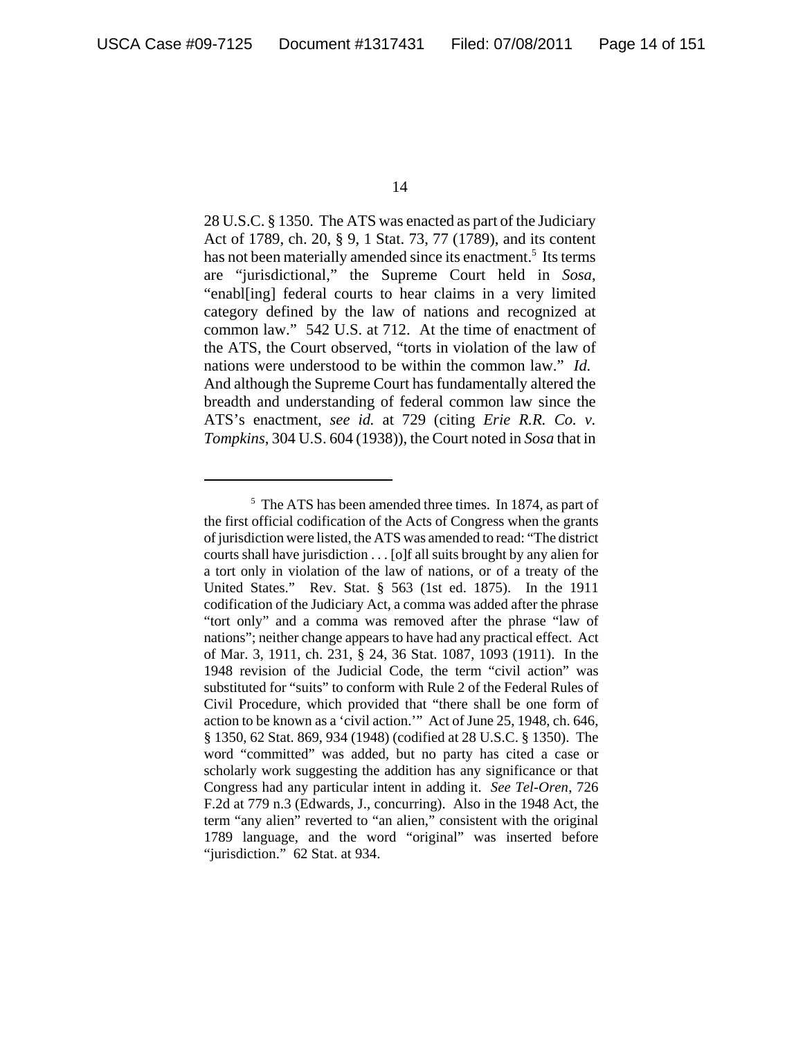28 U.S.C. § 1350. The ATS was enacted as part of the Judiciary Act of 1789, ch. 20, § 9, 1 Stat. 73, 77 (1789), and its content has not been materially amended since its enactment.[5] Its terms are "jurisdictional," the Supreme Court held in *Sosa*, "enabl[ing] federal courts to hear claims in a very limited category defined by the law of nations and recognized at common law." 542 U.S. at 712. At the time of enactment of the ATS, the Court observed, "torts in violation of the law of nations were understood to be within the common law." *Id.* And although the Supreme Court has fundamentally altered the breadth and understanding of federal common law since the ATS's enactment, *see id.* at 729 (citing *Erie R.R. Co. v. Tompkins*, 304 U.S. 604 (1938)), the Court noted in *Sosa* that in

---

[5] The ATS has been amended three times. In 1874, as part of the first official codification of the Acts of Congress when the grants of jurisdiction were listed, the ATS was amended to read: "The district courts shall have jurisdiction . . . [o]f all suits brought by any alien for a tort only in violation of the law of nations, or of a treaty of the United States." Rev. Stat. § 563 (1st ed. 1875). In the 1911 codification of the Judiciary Act, a comma was added after the phrase "tort only" and a comma was removed after the phrase "law of nations"; neither change appears to have had any practical effect. Act of Mar. 3, 1911, ch. 231, § 24, 36 Stat. 1087, 1093 (1911). In the 1948 revision of the Judicial Code, the term "civil action" was substituted for "suits" to conform with Rule 2 of the Federal Rules of Civil Procedure, which provided that "there shall be one form of action to be known as a 'civil action.'" Act of June 25, 1948, ch. 646, § 1350, 62 Stat. 869, 934 (1948) (codified at 28 U.S.C. § 1350). The word "committed" was added, but no party has cited a case or scholarly work suggesting the addition has any significance or that Congress had any particular intent in adding it. *See Tel-Oren,* 726 F.2d at 779 n.3 (Edwards, J., concurring). Also in the 1948 Act, the term "any alien" reverted to "an alien," consistent with the original 1789 language, and the word "original" was inserted before "jurisdiction." 62 Stat. at 934.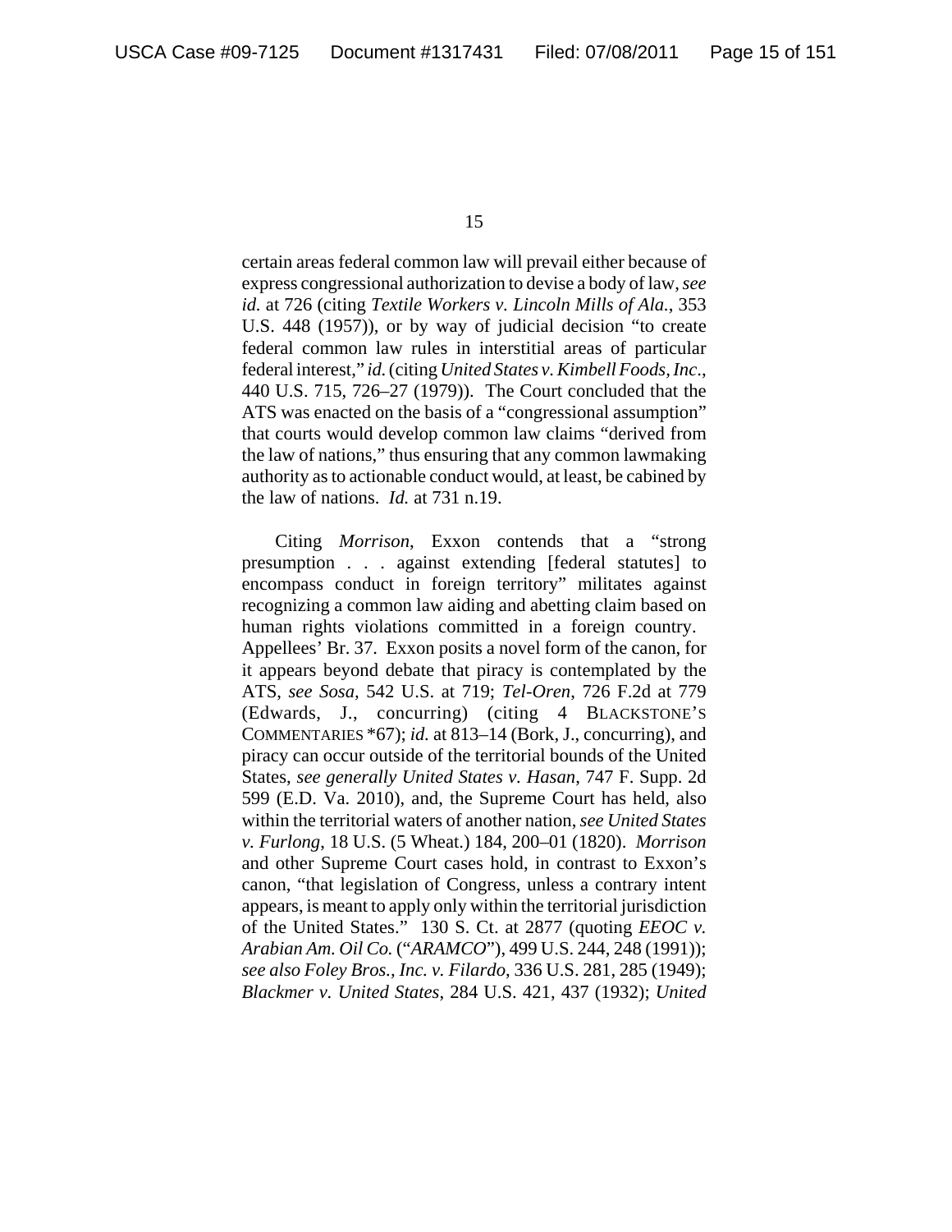certain areas federal common law will prevail either because of express congressional authorization to devise a body of law, *see id.* at 726 (citing *Textile Workers v. Lincoln Mills of Ala.*, 353 U.S. 448 (1957)), or by way of judicial decision "to create federal common law rules in interstitial areas of particular federal interest," *id.* (citing *United States v. Kimbell Foods, Inc.*, 440 U.S. 715, 726–27 (1979)). The Court concluded that the ATS was enacted on the basis of a "congressional assumption" that courts would develop common law claims "derived from the law of nations," thus ensuring that any common lawmaking authority as to actionable conduct would, at least, be cabined by the law of nations. *Id.* at 731 n.19.

Citing *Morrison*, Exxon contends that a "strong presumption . . . against extending [federal statutes] to encompass conduct in foreign territory" militates against recognizing a common law aiding and abetting claim based on human rights violations committed in a foreign country. Appellees' Br. 37. Exxon posits a novel form of the canon, for it appears beyond debate that piracy is contemplated by the ATS, *see Sosa*, 542 U.S. at 719; *Tel-Oren*, 726 F.2d at 779 (Edwards, J., concurring) (citing 4 BLACKSTONE'S COMMENTARIES *67); *id.* at 813–14 (Bork, J., concurring), and piracy can occur outside of the territorial bounds of the United States, *see generally United States v. Hasan*, 747 F. Supp. 2d 599 (E.D. Va. 2010), and, the Supreme Court has held, also within the territorial waters of another nation, *see United States v. Furlong*, 18 U.S. (5 Wheat.) 184, 200–01 (1820). *Morrison* and other Supreme Court cases hold, in contrast to Exxon's canon, "that legislation of Congress, unless a contrary intent appears, is meant to apply only within the territorial jurisdiction of the United States." 130 S. Ct. at 2877 (quoting *EEOC v. Arabian Am. Oil Co.* ("*ARAMCO*"), 499 U.S. 244, 248 (1991)); *see also Foley Bros., Inc. v. Filardo*, 336 U.S. 281, 285 (1949); *Blackmer v. United States*, 284 U.S. 421, 437 (1932); *United*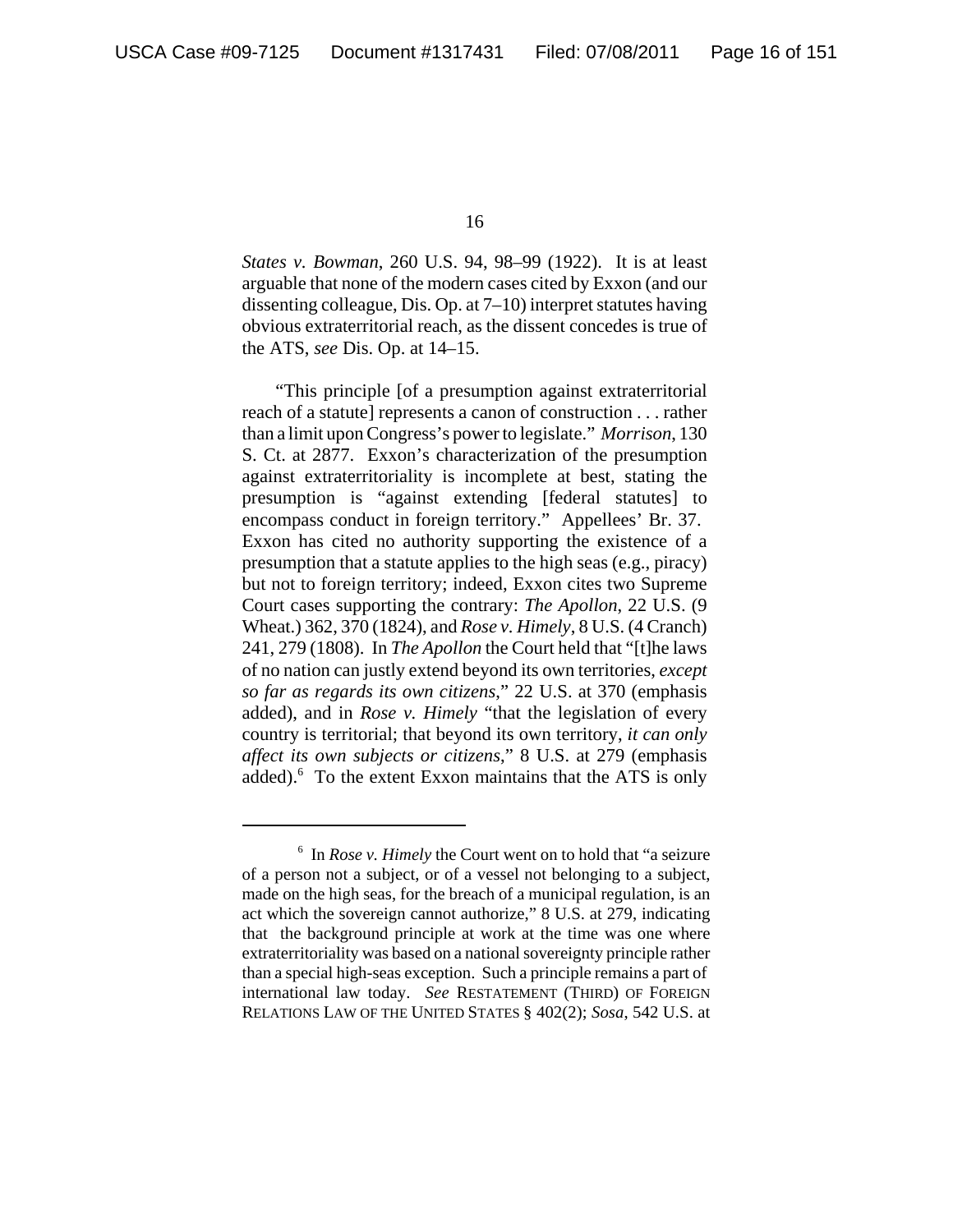*States v. Bowman*, 260 U.S. 94, 98–99 (1922). It is at least arguable that none of the modern cases cited by Exxon (and our dissenting colleague, Dis. Op. at 7–10) interpret statutes having obvious extraterritorial reach, as the dissent concedes is true of the ATS, *see* Dis. Op. at 14–15.

"This principle [of a presumption against extraterritorial reach of a statute] represents a canon of construction . . . rather than a limit upon Congress's power to legislate." *Morrison*, 130 S. Ct. at 2877. Exxon's characterization of the presumption against extraterritoriality is incomplete at best, stating the presumption is "against extending [federal statutes] to encompass conduct in foreign territory." Appellees' Br. 37. Exxon has cited no authority supporting the existence of a presumption that a statute applies to the high seas (e.g., piracy) but not to foreign territory; indeed, Exxon cites two Supreme Court cases supporting the contrary: *The Apollon*, 22 U.S. (9 Wheat.) 362, 370 (1824), and *Rose v. Himely*, 8 U.S. (4 Cranch) 241, 279 (1808). In *The Apollon* the Court held that "[t]he laws of no nation can justly extend beyond its own territories, *except so far as regards its own citizens*," 22 U.S. at 370 (emphasis added), and in *Rose v. Himely* "that the legislation of every country is territorial; that beyond its own territory, *it can only affect its own subjects or citizens*," 8 U.S. at 279 (emphasis added).[6] To the extent Exxon maintains that the ATS is only

[6] In *Rose v. Himely* the Court went on to hold that "a seizure of a person not a subject, or of a vessel not belonging to a subject, made on the high seas, for the breach of a municipal regulation, is an act which the sovereign cannot authorize," 8 U.S. at 279, indicating that the background principle at work at the time was one where extraterritoriality was based on a national sovereignty principle rather than a special high-seas exception. Such a principle remains a part of international law today. *See* RESTATEMENT (THIRD) OF FOREIGN RELATIONS LAW OF THE UNITED STATES § 402(2); *Sosa*, 542 U.S. at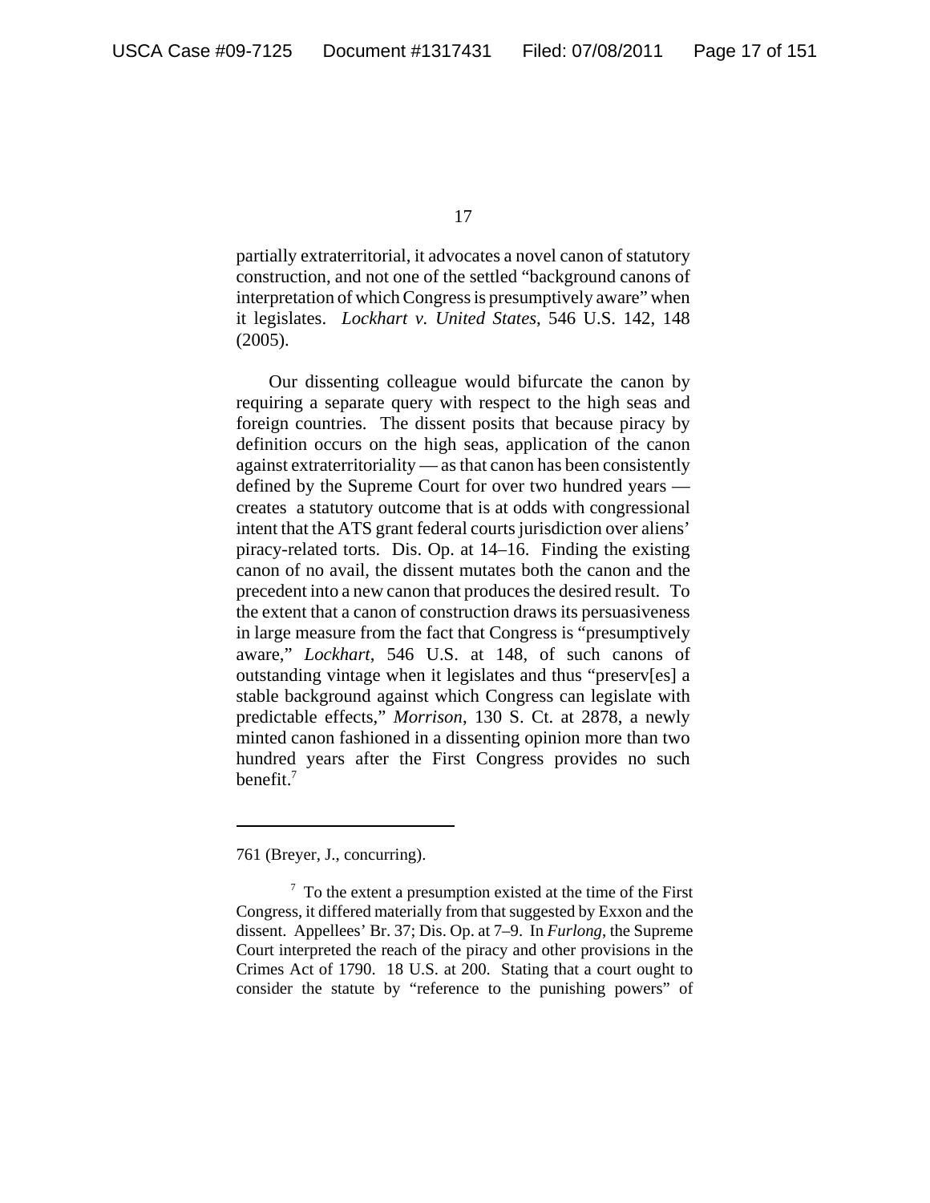partially extraterritorial, it advocates a novel canon of statutory construction, and not one of the settled "background canons of interpretation of which Congress is presumptively aware" when it legislates. *Lockhart v. United States*, 546 U.S. 142, 148 (2005).

Our dissenting colleague would bifurcate the canon by requiring a separate query with respect to the high seas and foreign countries. The dissent posits that because piracy by definition occurs on the high seas, application of the canon against extraterritoriality — as that canon has been consistently defined by the Supreme Court for over two hundred years — creates a statutory outcome that is at odds with congressional intent that the ATS grant federal courts jurisdiction over aliens' piracy-related torts. Dis. Op. at 14–16. Finding the existing canon of no avail, the dissent mutates both the canon and the precedent into a new canon that produces the desired result. To the extent that a canon of construction draws its persuasiveness in large measure from the fact that Congress is "presumptively aware," *Lockhart*, 546 U.S. at 148, of such canons of outstanding vintage when it legislates and thus "preserv[es] a stable background against which Congress can legislate with predictable effects," *Morrison*, 130 S. Ct. at 2878, a newly minted canon fashioned in a dissenting opinion more than two hundred years after the First Congress provides no such benefit.[7]

---

761 (Breyer, J., concurring).

[7] To the extent a presumption existed at the time of the First Congress, it differed materially from that suggested by Exxon and the dissent. Appellees' Br. 37; Dis. Op. at 7–9. In *Furlong*, the Supreme Court interpreted the reach of the piracy and other provisions in the Crimes Act of 1790. 18 U.S. at 200. Stating that a court ought to consider the statute by "reference to the punishing powers" of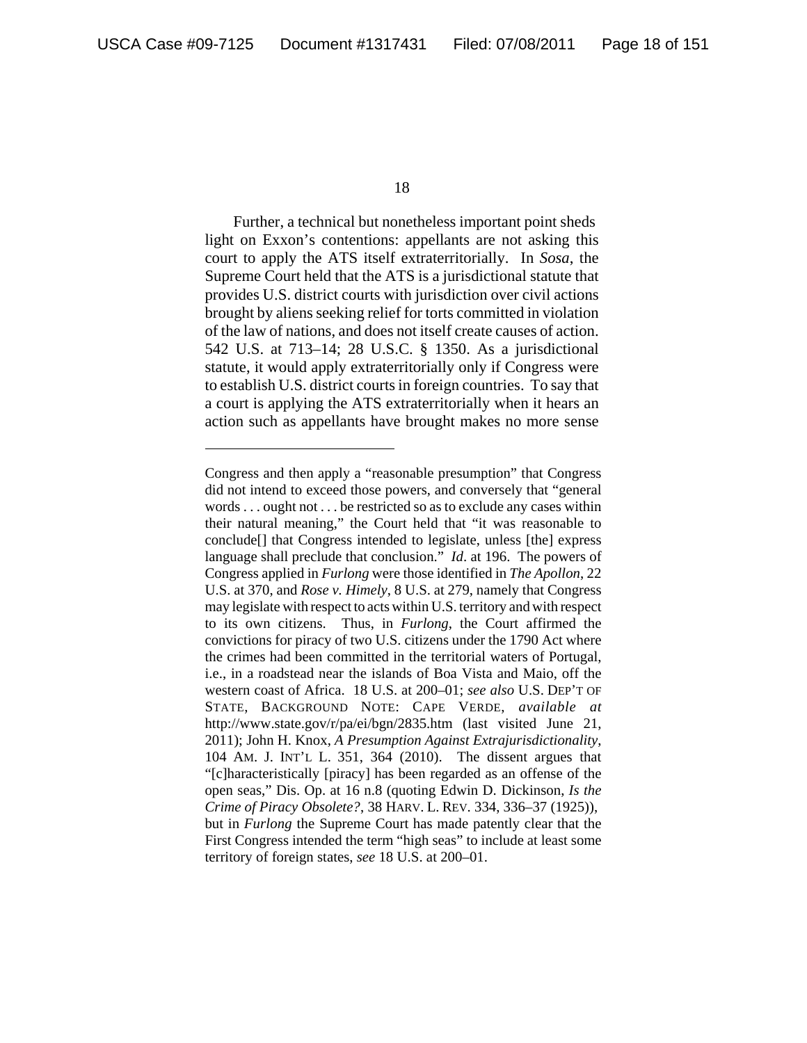Further, a technical but nonetheless important point sheds light on Exxon's contentions: appellants are not asking this court to apply the ATS itself extraterritorially. In *Sosa*, the Supreme Court held that the ATS is a jurisdictional statute that provides U.S. district courts with jurisdiction over civil actions brought by aliens seeking relief for torts committed in violation of the law of nations, and does not itself create causes of action. 542 U.S. at 713–14; 28 U.S.C. § 1350. As a jurisdictional statute, it would apply extraterritorially only if Congress were to establish U.S. district courts in foreign countries. To say that a court is applying the ATS extraterritorially when it hears an action such as appellants have brought makes no more sense

---

Congress and then apply a "reasonable presumption" that Congress did not intend to exceed those powers, and conversely that "general words . . . ought not . . . be restricted so as to exclude any cases within their natural meaning," the Court held that "it was reasonable to conclude[] that Congress intended to legislate, unless [the] express language shall preclude that conclusion." *Id*. at 196. The powers of Congress applied in *Furlong* were those identified in *The Apollon*, 22 U.S. at 370, and *Rose v. Himely*, 8 U.S. at 279, namely that Congress may legislate with respect to acts within U.S. territory and with respect to its own citizens. Thus, in *Furlong*, the Court affirmed the convictions for piracy of two U.S. citizens under the 1790 Act where the crimes had been committed in the territorial waters of Portugal, i.e., in a roadstead near the islands of Boa Vista and Maio, off the western coast of Africa. 18 U.S. at 200–01; *see also* U.S. DEP'T OF STATE, BACKGROUND NOTE: CAPE VERDE, *available at* http://www.state.gov/r/pa/ei/bgn/2835.htm (last visited June 21, 2011); John H. Knox, *A Presumption Against Extrajurisdictionality*, 104 AM. J. INT'L L. 351, 364 (2010). The dissent argues that "[c]haracteristically [piracy] has been regarded as an offense of the open seas," Dis. Op. at 16 n.8 (quoting Edwin D. Dickinson, *Is the Crime of Piracy Obsolete?*, 38 HARV. L. REV. 334, 336–37 (1925)), but in *Furlong* the Supreme Court has made patently clear that the First Congress intended the term "high seas" to include at least some territory of foreign states, *see* 18 U.S. at 200–01.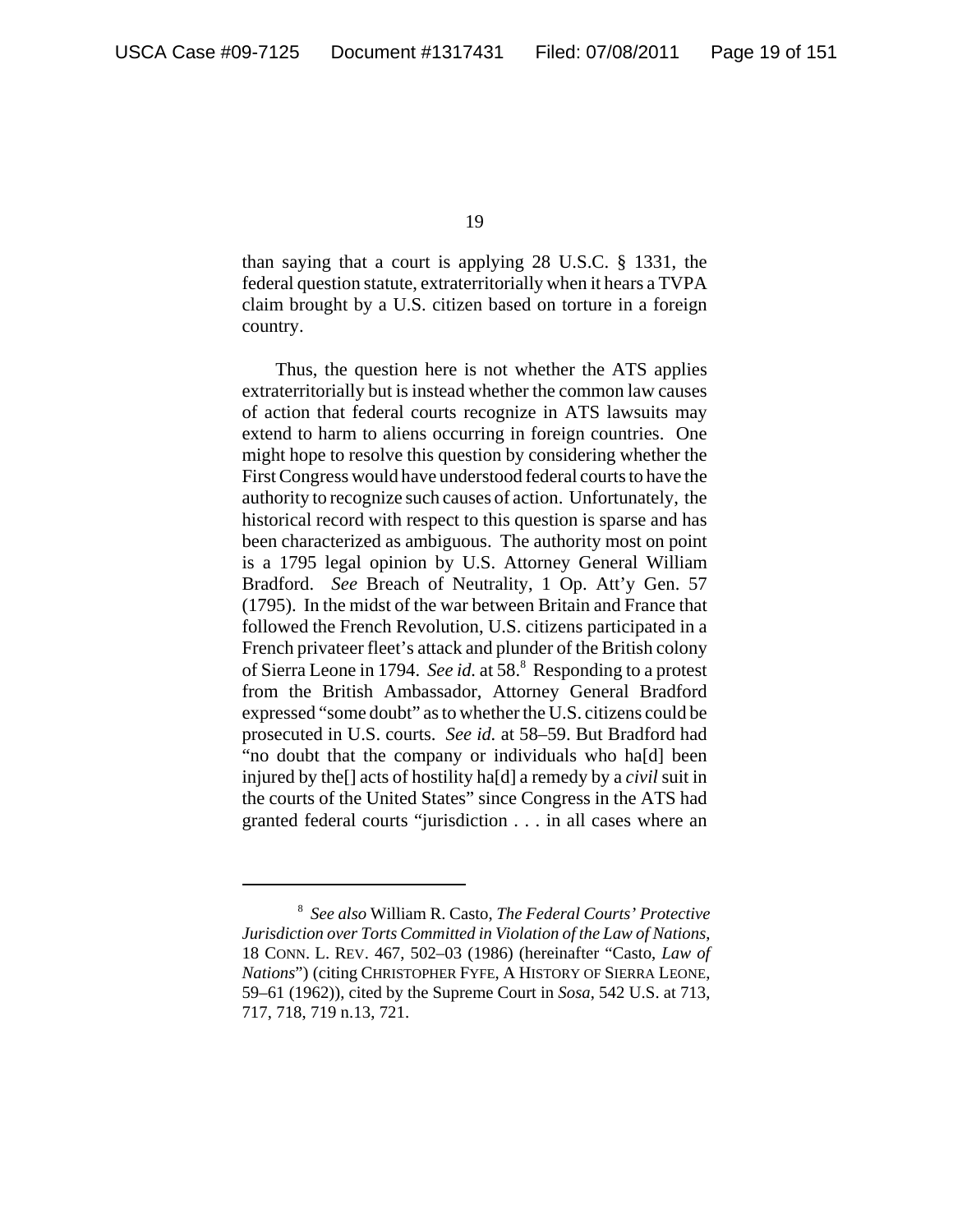than saying that a court is applying 28 U.S.C. § 1331, the federal question statute, extraterritorially when it hears a TVPA claim brought by a U.S. citizen based on torture in a foreign country.

Thus, the question here is not whether the ATS applies extraterritorially but is instead whether the common law causes of action that federal courts recognize in ATS lawsuits may extend to harm to aliens occurring in foreign countries. One might hope to resolve this question by considering whether the First Congress would have understood federal courts to have the authority to recognize such causes of action. Unfortunately, the historical record with respect to this question is sparse and has been characterized as ambiguous. The authority most on point is a 1795 legal opinion by U.S. Attorney General William Bradford. *See* Breach of Neutrality, 1 Op. Att'y Gen. 57 (1795). In the midst of the war between Britain and France that followed the French Revolution, U.S. citizens participated in a French privateer fleet's attack and plunder of the British colony of Sierra Leone in 1794. *See id.* at 58.[8] Responding to a protest from the British Ambassador, Attorney General Bradford expressed "some doubt" as to whether the U.S. citizens could be prosecuted in U.S. courts. *See id.* at 58–59. But Bradford had "no doubt that the company or individuals who ha[d] been injured by the[] acts of hostility ha[d] a remedy by a *civil* suit in the courts of the United States" since Congress in the ATS had granted federal courts "jurisdiction . . . in all cases where an

---

[8] *See also* William R. Casto, *The Federal Courts' Protective Jurisdiction over Torts Committed in Violation of the Law of Nations*, 18 CONN. L. REV. 467, 502–03 (1986) (hereinafter "Casto, *Law of Nations*") (citing CHRISTOPHER FYFE, A HISTORY OF SIERRA LEONE, 59–61 (1962)), cited by the Supreme Court in *Sosa*, 542 U.S. at 713, 717, 718, 719 n.13, 721.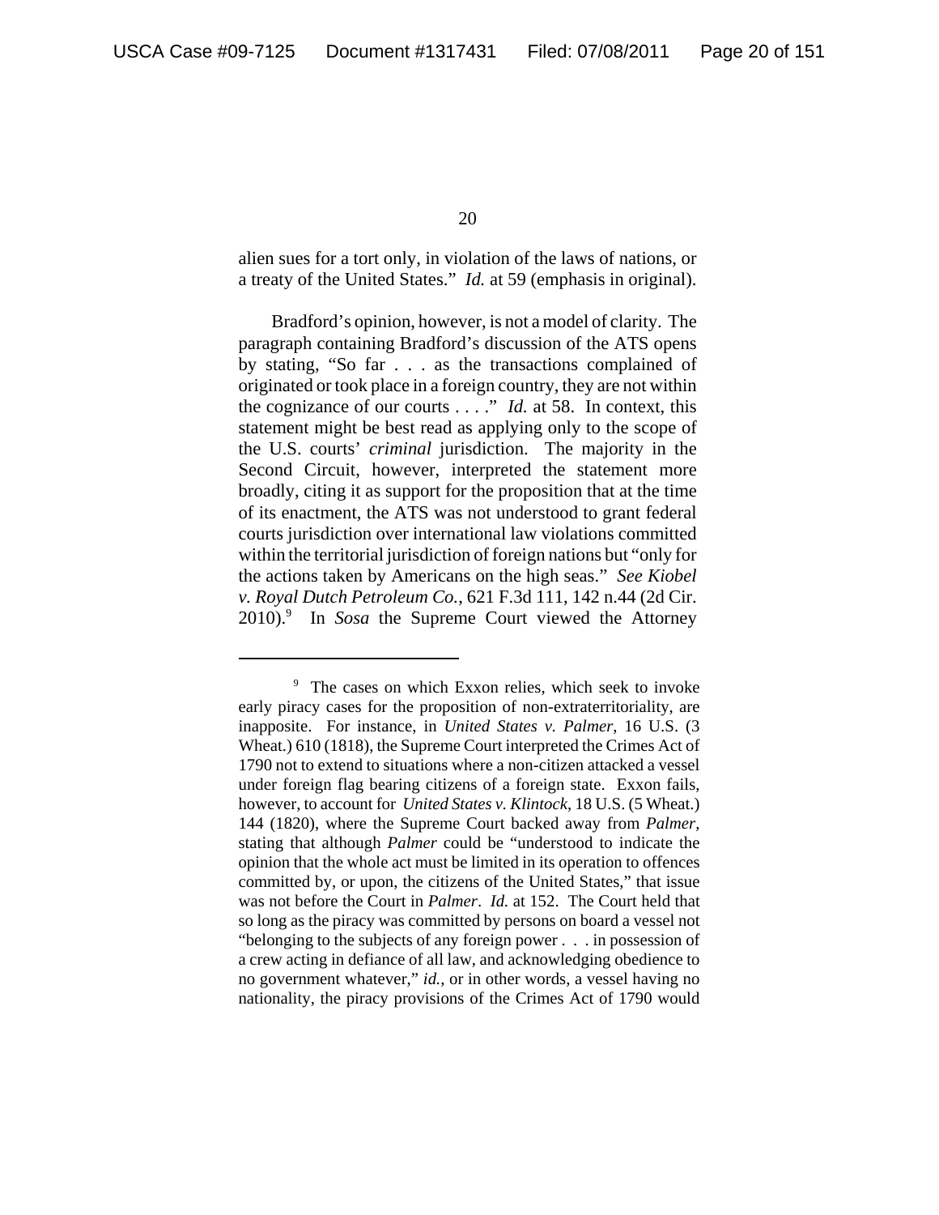alien sues for a tort only, in violation of the laws of nations, or a treaty of the United States." *Id.* at 59 (emphasis in original).

Bradford's opinion, however, is not a model of clarity. The paragraph containing Bradford's discussion of the ATS opens by stating, "So far . . . as the transactions complained of originated or took place in a foreign country, they are not within the cognizance of our courts . . . ." *Id.* at 58. In context, this statement might be best read as applying only to the scope of the U.S. courts' *criminal* jurisdiction. The majority in the Second Circuit, however, interpreted the statement more broadly, citing it as support for the proposition that at the time of its enactment, the ATS was not understood to grant federal courts jurisdiction over international law violations committed within the territorial jurisdiction of foreign nations but "only for the actions taken by Americans on the high seas." *See Kiobel v. Royal Dutch Petroleum Co.*, 621 F.3d 111, 142 n.44 (2d Cir. 2010).[9] In *Sosa* the Supreme Court viewed the Attorney

---

[9] The cases on which Exxon relies, which seek to invoke early piracy cases for the proposition of non-extraterritoriality, are inapposite. For instance, in *United States v. Palmer*, 16 U.S. (3 Wheat.) 610 (1818), the Supreme Court interpreted the Crimes Act of 1790 not to extend to situations where a non-citizen attacked a vessel under foreign flag bearing citizens of a foreign state. Exxon fails, however, to account for *United States v. Klintock*, 18 U.S. (5 Wheat.) 144 (1820), where the Supreme Court backed away from *Palmer*, stating that although *Palmer* could be "understood to indicate the opinion that the whole act must be limited in its operation to offences committed by, or upon, the citizens of the United States," that issue was not before the Court in *Palmer*. *Id.* at 152. The Court held that so long as the piracy was committed by persons on board a vessel not "belonging to the subjects of any foreign power . . . in possession of a crew acting in defiance of all law, and acknowledging obedience to no government whatever," *id.*, or in other words, a vessel having no nationality, the piracy provisions of the Crimes Act of 1790 would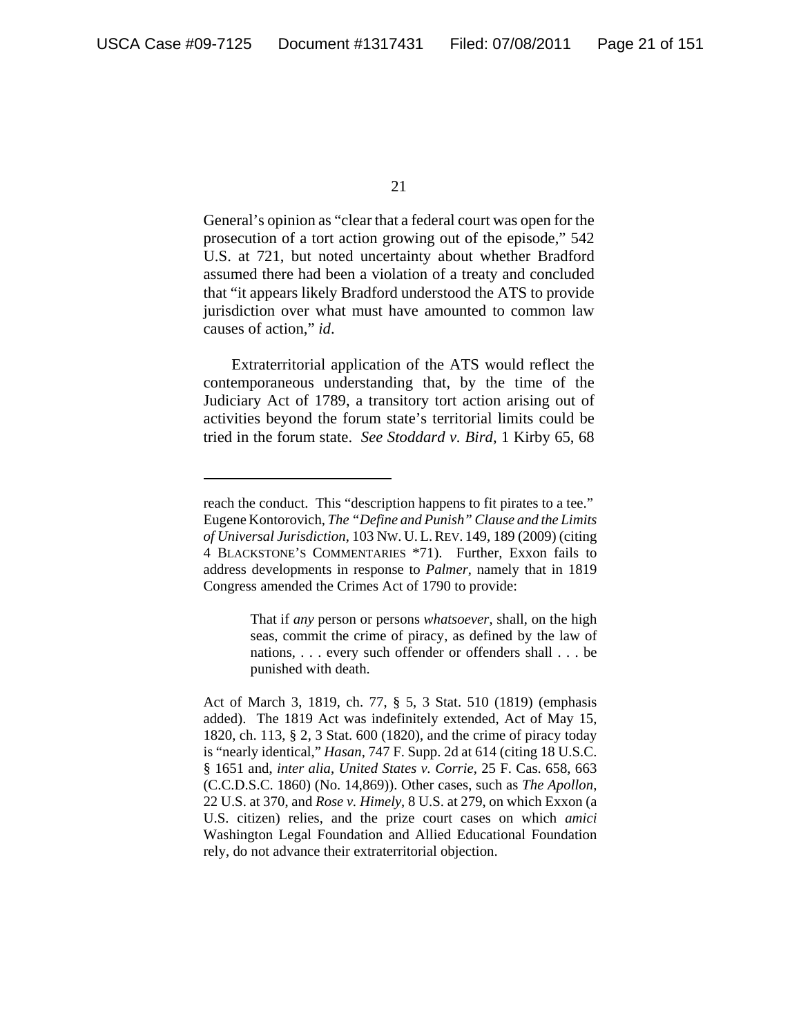General's opinion as "clear that a federal court was open for the prosecution of a tort action growing out of the episode," 542 U.S. at 721, but noted uncertainty about whether Bradford assumed there had been a violation of a treaty and concluded that "it appears likely Bradford understood the ATS to provide jurisdiction over what must have amounted to common law causes of action," *id*.

Extraterritorial application of the ATS would reflect the contemporaneous understanding that, by the time of the Judiciary Act of 1789, a transitory tort action arising out of activities beyond the forum state's territorial limits could be tried in the forum state. *See Stoddard v. Bird*, 1 Kirby 65, 68

---

reach the conduct. This "description happens to fit pirates to a tee." Eugene Kontorovich, *The "Define and Punish" Clause and the Limits of Universal Jurisdiction*, 103 NW. U. L. REV. 149, 189 (2009) (citing 4 BLACKSTONE'S COMMENTARIES *71). Further, Exxon fails to address developments in response to *Palmer*, namely that in 1819 Congress amended the Crimes Act of 1790 to provide:

> That if *any* person or persons *whatsoever*, shall, on the high seas, commit the crime of piracy, as defined by the law of nations, . . . every such offender or offenders shall . . . be punished with death.

Act of March 3, 1819, ch. 77, § 5, 3 Stat. 510 (1819) (emphasis added). The 1819 Act was indefinitely extended, Act of May 15, 1820, ch. 113, § 2, 3 Stat. 600 (1820), and the crime of piracy today is "nearly identical," *Hasan*, 747 F. Supp. 2d at 614 (citing 18 U.S.C. § 1651 and, *inter alia*, *United States v. Corrie*, 25 F. Cas. 658, 663 (C.C.D.S.C. 1860) (No. 14,869)). Other cases, such as *The Apollon*, 22 U.S. at 370, and *Rose v. Himely*, 8 U.S. at 279, on which Exxon (a U.S. citizen) relies, and the prize court cases on which *amici* Washington Legal Foundation and Allied Educational Foundation rely, do not advance their extraterritorial objection.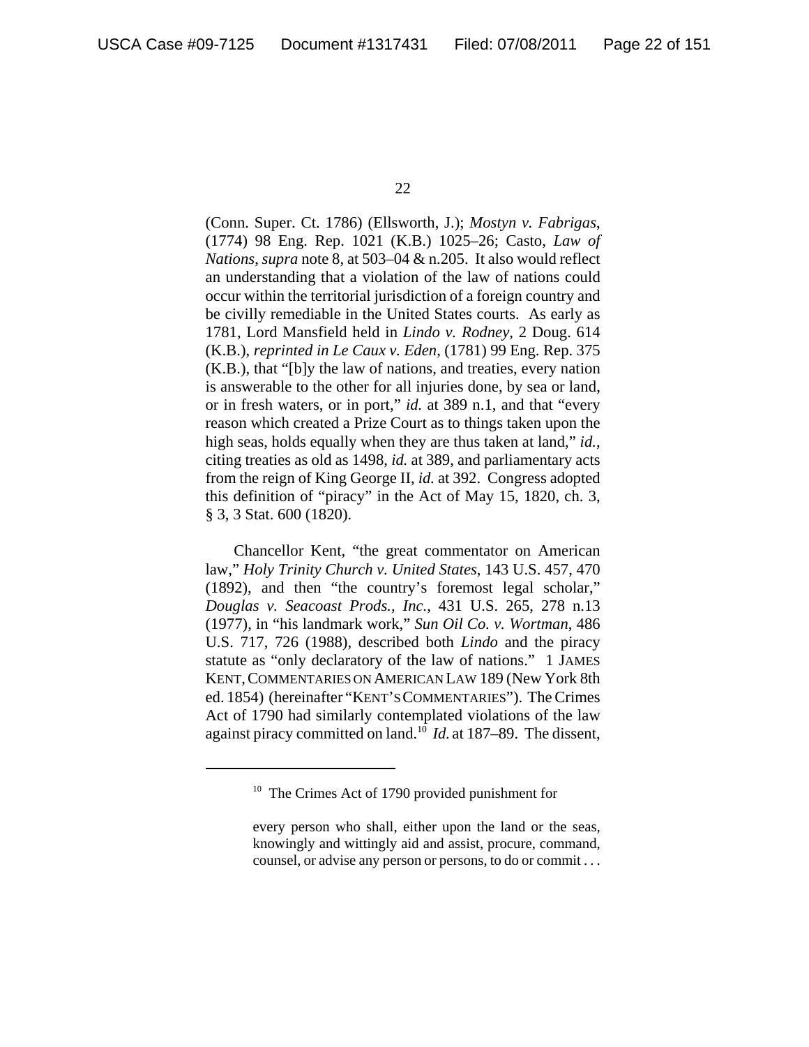(Conn. Super. Ct. 1786) (Ellsworth, J.); *Mostyn v. Fabrigas*, (1774) 98 Eng. Rep. 1021 (K.B.) 1025–26; Casto, *Law of Nations*, *supra* note 8, at 503–04 & n.205. It also would reflect an understanding that a violation of the law of nations could occur within the territorial jurisdiction of a foreign country and be civilly remediable in the United States courts. As early as 1781, Lord Mansfield held in *Lindo v. Rodney,* 2 Doug. 614 (K.B.), *reprinted in Le Caux v. Eden*, (1781) 99 Eng. Rep. 375 (K.B.), that "[b]y the law of nations, and treaties, every nation is answerable to the other for all injuries done, by sea or land, or in fresh waters, or in port," *id.* at 389 n.1, and that "every reason which created a Prize Court as to things taken upon the high seas, holds equally when they are thus taken at land," *id.*, citing treaties as old as 1498, *id.* at 389, and parliamentary acts from the reign of King George II, *id.* at 392. Congress adopted this definition of "piracy" in the Act of May 15, 1820, ch. 3, § 3, 3 Stat. 600 (1820).

Chancellor Kent, "the great commentator on American law," *Holy Trinity Church v. United States*, 143 U.S. 457, 470 (1892), and then "the country's foremost legal scholar," *Douglas v. Seacoast Prods., Inc.*, 431 U.S. 265, 278 n.13 (1977), in "his landmark work," *Sun Oil Co. v. Wortman*, 486 U.S. 717, 726 (1988), described both *Lindo* and the piracy statute as "only declaratory of the law of nations." 1 JAMES KENT, COMMENTARIES ON AMERICAN LAW 189 (New York 8th ed. 1854) (hereinafter "KENT'S COMMENTARIES"). The Crimes Act of 1790 had similarly contemplated violations of the law against piracy committed on land.[10] *Id.* at 187–89. The dissent,

---

[10] The Crimes Act of 1790 provided punishment for

> every person who shall, either upon the land or the seas, knowingly and wittingly aid and assist, procure, command, counsel, or advise any person or persons, to do or commit . . .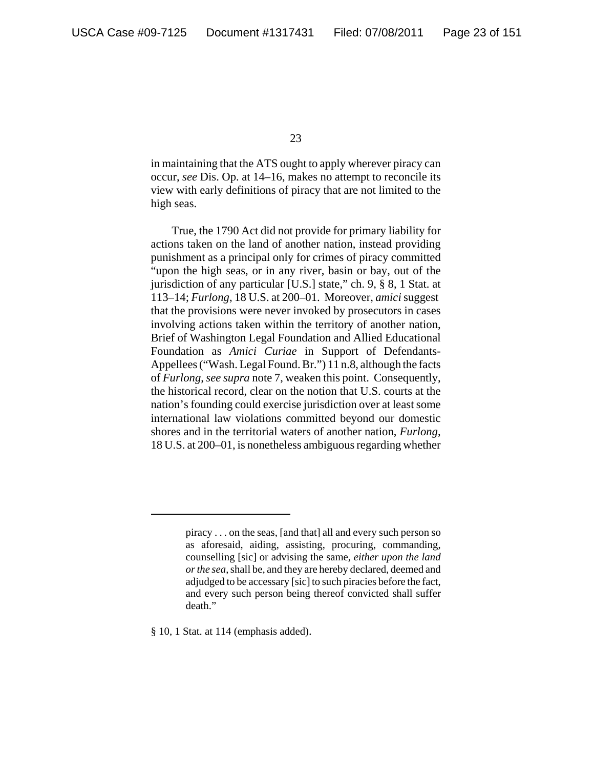in maintaining that the ATS ought to apply wherever piracy can occur, *see* Dis. Op. at 14–16, makes no attempt to reconcile its view with early definitions of piracy that are not limited to the high seas.

True, the 1790 Act did not provide for primary liability for actions taken on the land of another nation, instead providing punishment as a principal only for crimes of piracy committed "upon the high seas, or in any river, basin or bay, out of the jurisdiction of any particular [U.S.] state," ch. 9, § 8, 1 Stat. at 113–14; *Furlong*, 18 U.S. at 200–01. Moreover, *amici* suggest that the provisions were never invoked by prosecutors in cases involving actions taken within the territory of another nation, Brief of Washington Legal Foundation and Allied Educational Foundation as *Amici Curiae* in Support of Defendants-Appellees ("Wash. Legal Found. Br.") 11 n.8, although the facts of *Furlong*, *see supra* note 7, weaken this point. Consequently, the historical record, clear on the notion that U.S. courts at the nation's founding could exercise jurisdiction over at least some international law violations committed beyond our domestic shores and in the territorial waters of another nation, *Furlong*, 18 U.S. at 200–01, is nonetheless ambiguous regarding whether

---

> piracy . . . on the seas, [and that] all and every such person so as aforesaid, aiding, assisting, procuring, commanding, counselling [sic] or advising the same, *either upon the land or the sea*, shall be, and they are hereby declared, deemed and adjudged to be accessary [sic] to such piracies before the fact, and every such person being thereof convicted shall suffer death."

§ 10, 1 Stat. at 114 (emphasis added).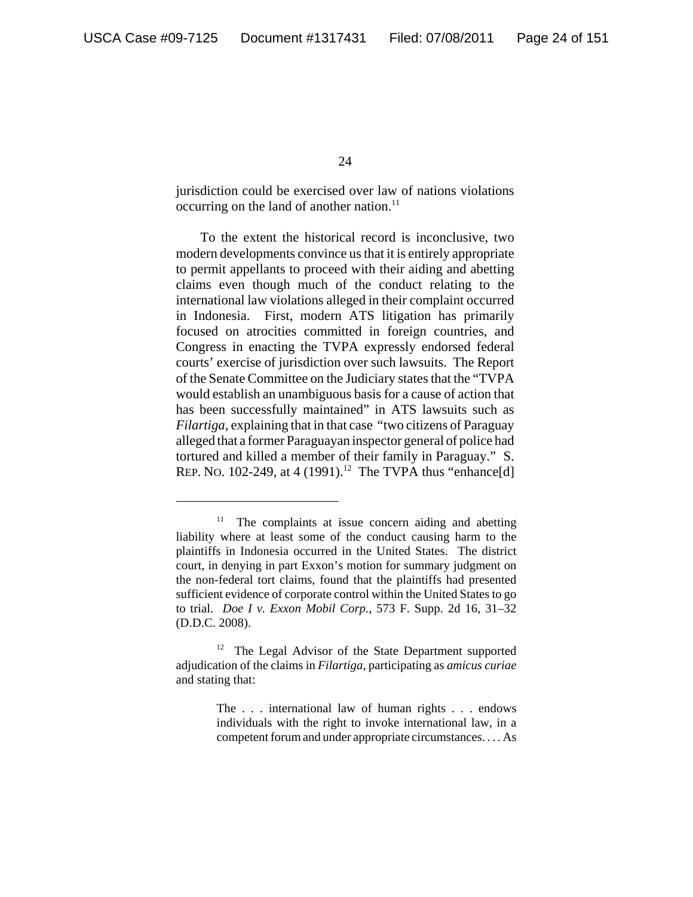jurisdiction could be exercised over law of nations violations occurring on the land of another nation.[11]

To the extent the historical record is inconclusive, two modern developments convince us that it is entirely appropriate to permit appellants to proceed with their aiding and abetting claims even though much of the conduct relating to the international law violations alleged in their complaint occurred in Indonesia. First, modern ATS litigation has primarily focused on atrocities committed in foreign countries, and Congress in enacting the TVPA expressly endorsed federal courts' exercise of jurisdiction over such lawsuits. The Report of the Senate Committee on the Judiciary states that the "TVPA would establish an unambiguous basis for a cause of action that has been successfully maintained" in ATS lawsuits such as *Filartiga*, explaining that in that case "two citizens of Paraguay alleged that a former Paraguayan inspector general of police had tortured and killed a member of their family in Paraguay." S. REP. NO. 102-249, at 4 (1991).[12] The TVPA thus "enhance[d]

---

[11] The complaints at issue concern aiding and abetting liability where at least some of the conduct causing harm to the plaintiffs in Indonesia occurred in the United States. The district court, in denying in part Exxon's motion for summary judgment on the non-federal tort claims, found that the plaintiffs had presented sufficient evidence of corporate control within the United States to go to trial. *Doe I v. Exxon Mobil Corp.*, 573 F. Supp. 2d 16, 31–32 (D.D.C. 2008).

[12] The Legal Advisor of the State Department supported adjudication of the claims in *Filartiga*, participating as *amicus curiae* and stating that:

> The . . . international law of human rights . . . endows individuals with the right to invoke international law, in a competent forum and under appropriate circumstances. . . . As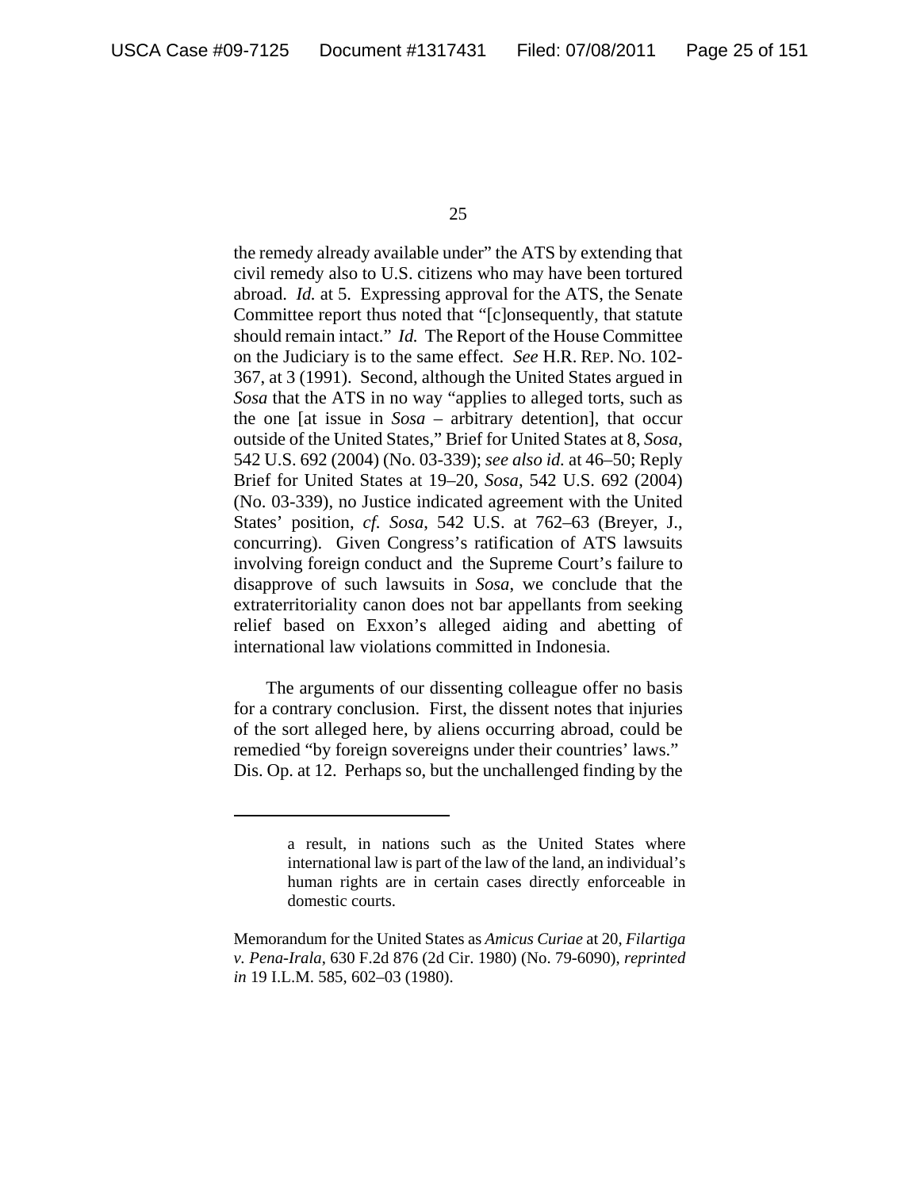the remedy already available under" the ATS by extending that civil remedy also to U.S. citizens who may have been tortured abroad. *Id.* at 5. Expressing approval for the ATS, the Senate Committee report thus noted that "[c]onsequently, that statute should remain intact." *Id.* The Report of the House Committee on the Judiciary is to the same effect. *See* H.R. REP. NO. 102-367, at 3 (1991). Second, although the United States argued in *Sosa* that the ATS in no way "applies to alleged torts, such as the one [at issue in *Sosa* – arbitrary detention], that occur outside of the United States," Brief for United States at 8, *Sosa*, 542 U.S. 692 (2004) (No. 03-339); *see also id.* at 46–50; Reply Brief for United States at 19–20, *Sosa*, 542 U.S. 692 (2004) (No. 03-339), no Justice indicated agreement with the United States' position, *cf. Sosa*, 542 U.S. at 762–63 (Breyer, J., concurring). Given Congress's ratification of ATS lawsuits involving foreign conduct and the Supreme Court's failure to disapprove of such lawsuits in *Sosa*, we conclude that the extraterritoriality canon does not bar appellants from seeking relief based on Exxon's alleged aiding and abetting of international law violations committed in Indonesia.

The arguments of our dissenting colleague offer no basis for a contrary conclusion. First, the dissent notes that injuries of the sort alleged here, by aliens occurring abroad, could be remedied "by foreign sovereigns under their countries' laws." Dis. Op. at 12. Perhaps so, but the unchallenged finding by the

---

a result, in nations such as the United States where international law is part of the law of the land, an individual's human rights are in certain cases directly enforceable in domestic courts.

Memorandum for the United States as *Amicus Curiae* at 20, *Filartiga v. Pena-Irala*, 630 F.2d 876 (2d Cir. 1980) (No. 79-6090), *reprinted in* 19 I.L.M. 585, 602–03 (1980).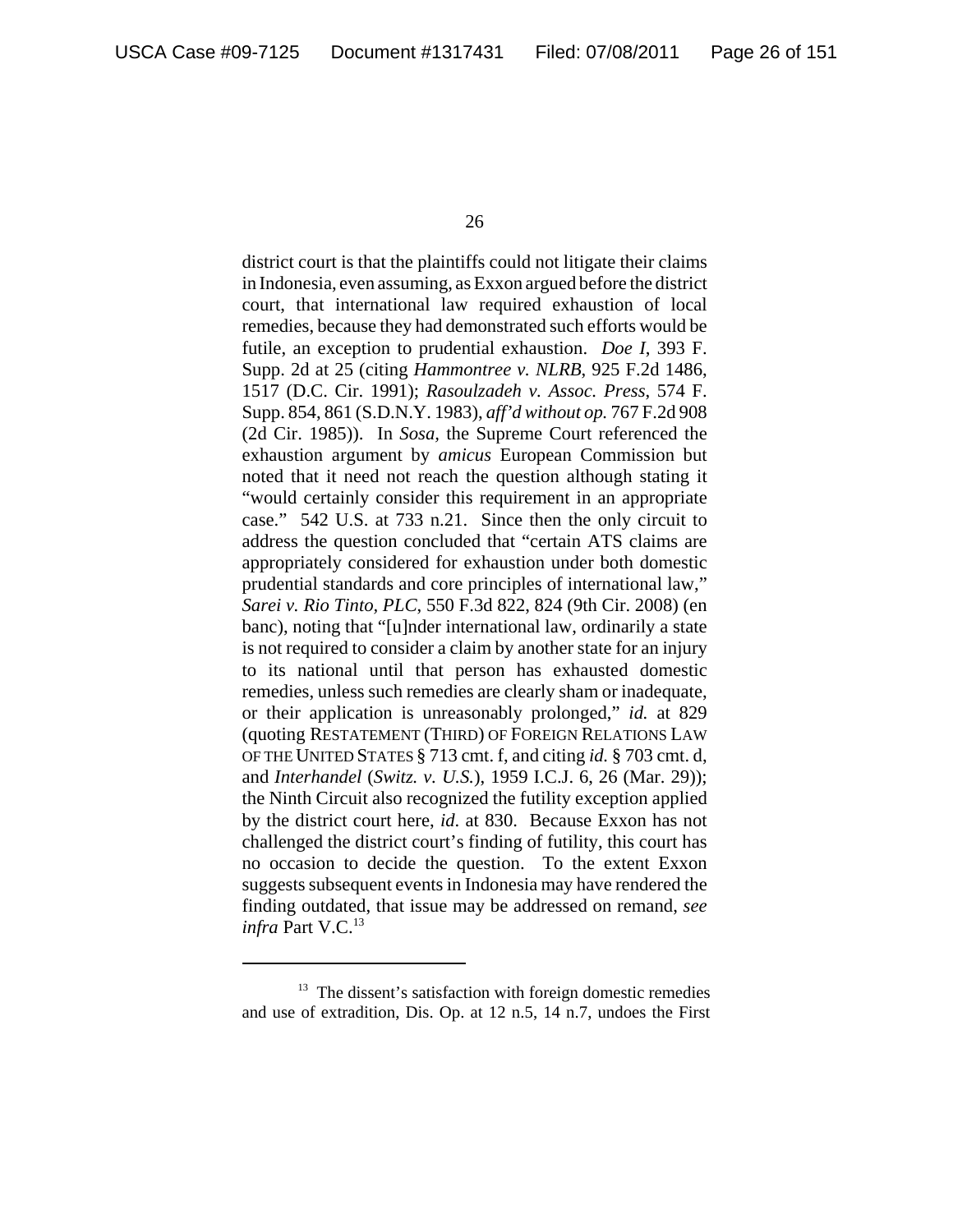district court is that the plaintiffs could not litigate their claims in Indonesia, even assuming, as Exxon argued before the district court, that international law required exhaustion of local remedies, because they had demonstrated such efforts would be futile, an exception to prudential exhaustion. *Doe I*, 393 F. Supp. 2d at 25 (citing *Hammontree v. NLRB*, 925 F.2d 1486, 1517 (D.C. Cir. 1991); *Rasoulzadeh v. Assoc. Press*, 574 F. Supp. 854, 861 (S.D.N.Y. 1983), *aff'd without op.* 767 F.2d 908 (2d Cir. 1985)). In *Sosa*, the Supreme Court referenced the exhaustion argument by *amicus* European Commission but noted that it need not reach the question although stating it "would certainly consider this requirement in an appropriate case." 542 U.S. at 733 n.21. Since then the only circuit to address the question concluded that "certain ATS claims are appropriately considered for exhaustion under both domestic prudential standards and core principles of international law," *Sarei v. Rio Tinto, PLC*, 550 F.3d 822, 824 (9th Cir. 2008) (en banc), noting that "[u]nder international law, ordinarily a state is not required to consider a claim by another state for an injury to its national until that person has exhausted domestic remedies, unless such remedies are clearly sham or inadequate, or their application is unreasonably prolonged," *id.* at 829 (quoting RESTATEMENT (THIRD) OF FOREIGN RELATIONS LAW OF THE UNITED STATES § 713 cmt. f, and citing *id.* § 703 cmt. d, and *Interhandel* (*Switz. v. U.S.*), 1959 I.C.J. 6, 26 (Mar. 29)); the Ninth Circuit also recognized the futility exception applied by the district court here, *id*. at 830. Because Exxon has not challenged the district court's finding of futility, this court has no occasion to decide the question. To the extent Exxon suggests subsequent events in Indonesia may have rendered the finding outdated, that issue may be addressed on remand, *see infra* Part V.C.[13]

---

[13] The dissent's satisfaction with foreign domestic remedies and use of extradition, Dis. Op. at 12 n.5, 14 n.7, undoes the First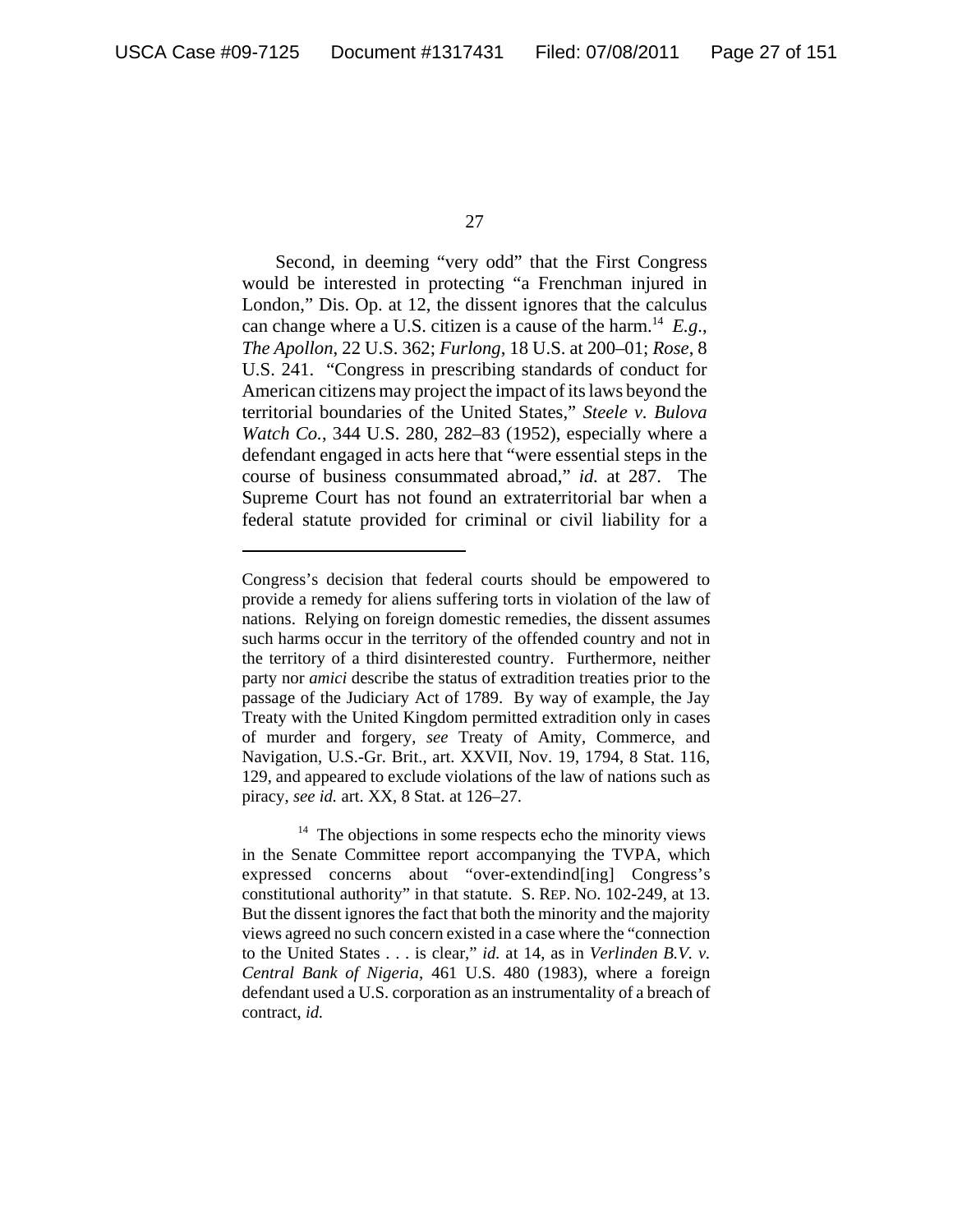Second, in deeming "very odd" that the First Congress would be interested in protecting "a Frenchman injured in London," Dis. Op. at 12, the dissent ignores that the calculus can change where a U.S. citizen is a cause of the harm.[14] *E.g.*, *The Apollon*, 22 U.S. 362; *Furlong*, 18 U.S. at 200–01; *Rose*, 8 U.S. 241. "Congress in prescribing standards of conduct for American citizens may project the impact of its laws beyond the territorial boundaries of the United States," *Steele v. Bulova Watch Co.*, 344 U.S. 280, 282–83 (1952), especially where a defendant engaged in acts here that "were essential steps in the course of business consummated abroad," *id.* at 287. The Supreme Court has not found an extraterritorial bar when a federal statute provided for criminal or civil liability for a

---

Congress's decision that federal courts should be empowered to provide a remedy for aliens suffering torts in violation of the law of nations. Relying on foreign domestic remedies, the dissent assumes such harms occur in the territory of the offended country and not in the territory of a third disinterested country. Furthermore, neither party nor *amici* describe the status of extradition treaties prior to the passage of the Judiciary Act of 1789. By way of example, the Jay Treaty with the United Kingdom permitted extradition only in cases of murder and forgery, *see* Treaty of Amity, Commerce, and Navigation, U.S.-Gr. Brit., art. XXVII, Nov. 19, 1794, 8 Stat. 116, 129, and appeared to exclude violations of the law of nations such as piracy, *see id.* art. XX, 8 Stat. at 126–27.

[14] The objections in some respects echo the minority views in the Senate Committee report accompanying the TVPA, which expressed concerns about "over-extendind[ing] Congress's constitutional authority" in that statute. S. REP. NO. 102-249, at 13. But the dissent ignores the fact that both the minority and the majority views agreed no such concern existed in a case where the "connection to the United States . . . is clear," *id.* at 14, as in *Verlinden B.V. v. Central Bank of Nigeria*, 461 U.S. 480 (1983), where a foreign defendant used a U.S. corporation as an instrumentality of a breach of contract, *id.*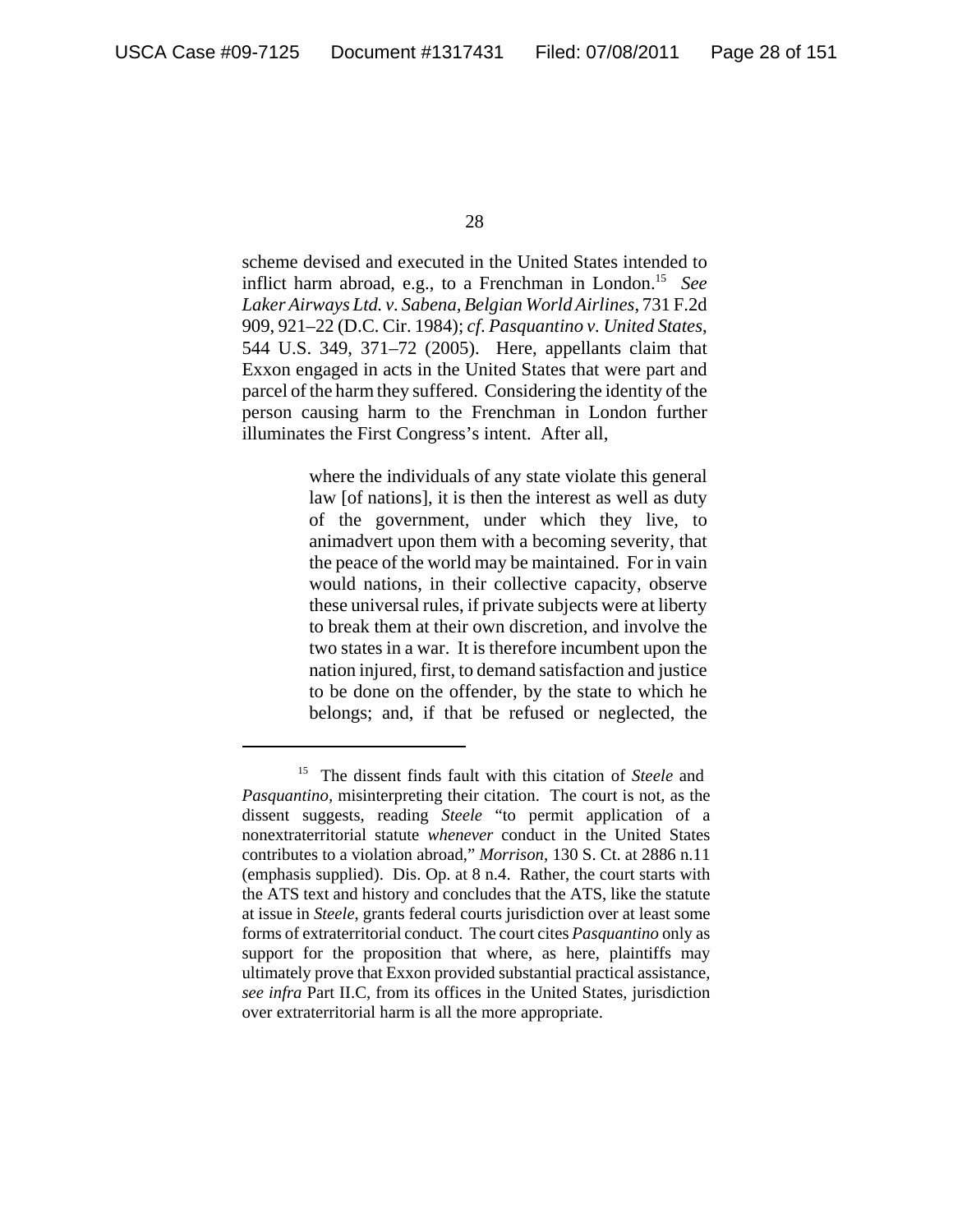scheme devised and executed in the United States intended to inflict harm abroad, e.g., to a Frenchman in London.[15] *See Laker Airways Ltd. v. Sabena, Belgian World Airlines*, 731 F.2d 909, 921–22 (D.C. Cir. 1984); *cf. Pasquantino v. United States*, 544 U.S. 349, 371–72 (2005). Here, appellants claim that Exxon engaged in acts in the United States that were part and parcel of the harm they suffered. Considering the identity of the person causing harm to the Frenchman in London further illuminates the First Congress's intent. After all,

> where the individuals of any state violate this general law [of nations], it is then the interest as well as duty of the government, under which they live, to animadvert upon them with a becoming severity, that the peace of the world may be maintained. For in vain would nations, in their collective capacity, observe these universal rules, if private subjects were at liberty to break them at their own discretion, and involve the two states in a war. It is therefore incumbent upon the nation injured, first, to demand satisfaction and justice to be done on the offender, by the state to which he belongs; and, if that be refused or neglected, the

---

[15] The dissent finds fault with this citation of *Steele* and *Pasquantino*, misinterpreting their citation. The court is not, as the dissent suggests, reading *Steele* "to permit application of a nonextraterritorial statute *whenever* conduct in the United States contributes to a violation abroad," *Morrison*, 130 S. Ct. at 2886 n.11 (emphasis supplied). Dis. Op. at 8 n.4. Rather, the court starts with the ATS text and history and concludes that the ATS, like the statute at issue in *Steele*, grants federal courts jurisdiction over at least some forms of extraterritorial conduct. The court cites *Pasquantino* only as support for the proposition that where, as here, plaintiffs may ultimately prove that Exxon provided substantial practical assistance, *see infra* Part II.C, from its offices in the United States, jurisdiction over extraterritorial harm is all the more appropriate.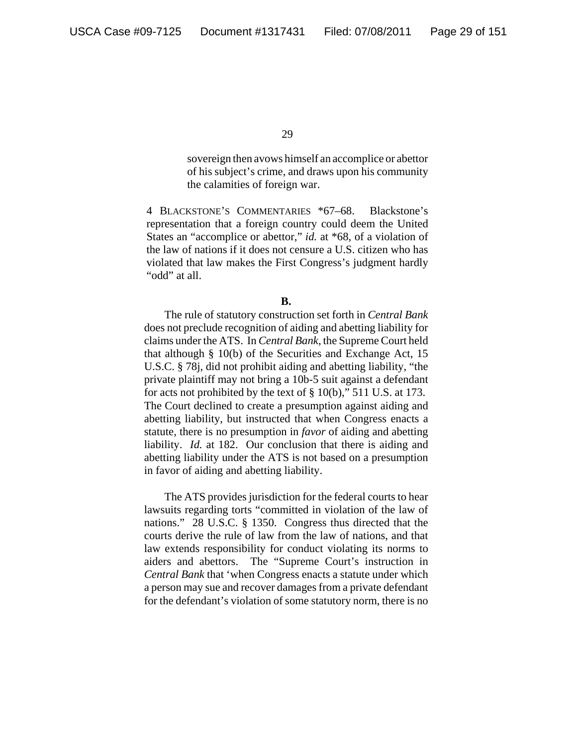> sovereign then avows himself an accomplice or abettor of his subject's crime, and draws upon his community the calamities of foreign war.

4 BLACKSTONE'S COMMENTARIES *67–68. Blackstone's representation that a foreign country could deem the United States an "accomplice or abettor," *id.* at *68, of a violation of the law of nations if it does not censure a U.S. citizen who has violated that law makes the First Congress's judgment hardly "odd" at all.

**B.**

The rule of statutory construction set forth in *Central Bank* does not preclude recognition of aiding and abetting liability for claims under the ATS. In *Central Bank*, the Supreme Court held that although § 10(b) of the Securities and Exchange Act, 15 U.S.C. § 78j, did not prohibit aiding and abetting liability, "the private plaintiff may not bring a 10b-5 suit against a defendant for acts not prohibited by the text of § 10(b)," 511 U.S. at 173. The Court declined to create a presumption against aiding and abetting liability, but instructed that when Congress enacts a statute, there is no presumption in *favor* of aiding and abetting liability. *Id.* at 182. Our conclusion that there is aiding and abetting liability under the ATS is not based on a presumption in favor of aiding and abetting liability.

The ATS provides jurisdiction for the federal courts to hear lawsuits regarding torts "committed in violation of the law of nations." 28 U.S.C. § 1350. Congress thus directed that the courts derive the rule of law from the law of nations, and that law extends responsibility for conduct violating its norms to aiders and abettors. The "Supreme Court's instruction in *Central Bank* that 'when Congress enacts a statute under which a person may sue and recover damages from a private defendant for the defendant's violation of some statutory norm, there is no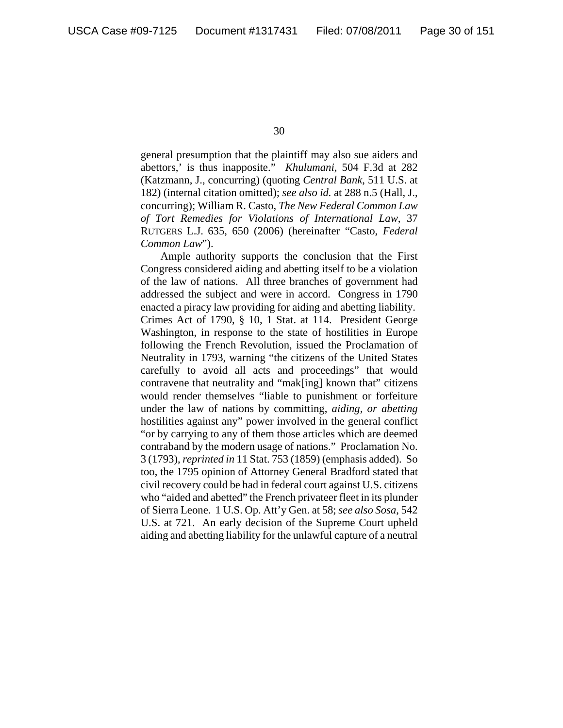general presumption that the plaintiff may also sue aiders and abettors,' is thus inapposite." *Khulumani*, 504 F.3d at 282 (Katzmann, J., concurring) (quoting *Central Bank*, 511 U.S. at 182) (internal citation omitted); *see also id.* at 288 n.5 (Hall, J., concurring); William R. Casto, *The New Federal Common Law of Tort Remedies for Violations of International Law*, 37 RUTGERS L.J. 635, 650 (2006) (hereinafter "Casto, *Federal Common Law*").

Ample authority supports the conclusion that the First Congress considered aiding and abetting itself to be a violation of the law of nations. All three branches of government had addressed the subject and were in accord. Congress in 1790 enacted a piracy law providing for aiding and abetting liability. Crimes Act of 1790, § 10, 1 Stat. at 114. President George Washington, in response to the state of hostilities in Europe following the French Revolution, issued the Proclamation of Neutrality in 1793, warning "the citizens of the United States carefully to avoid all acts and proceedings" that would contravene that neutrality and "mak[ing] known that" citizens would render themselves "liable to punishment or forfeiture under the law of nations by committing, *aiding, or abetting* hostilities against any" power involved in the general conflict "or by carrying to any of them those articles which are deemed contraband by the modern usage of nations." Proclamation No. 3 (1793), *reprinted in* 11 Stat. 753 (1859) (emphasis added). So too, the 1795 opinion of Attorney General Bradford stated that civil recovery could be had in federal court against U.S. citizens who "aided and abetted" the French privateer fleet in its plunder of Sierra Leone. 1 U.S. Op. Att'y Gen. at 58; *see also Sosa*, 542 U.S. at 721. An early decision of the Supreme Court upheld aiding and abetting liability for the unlawful capture of a neutral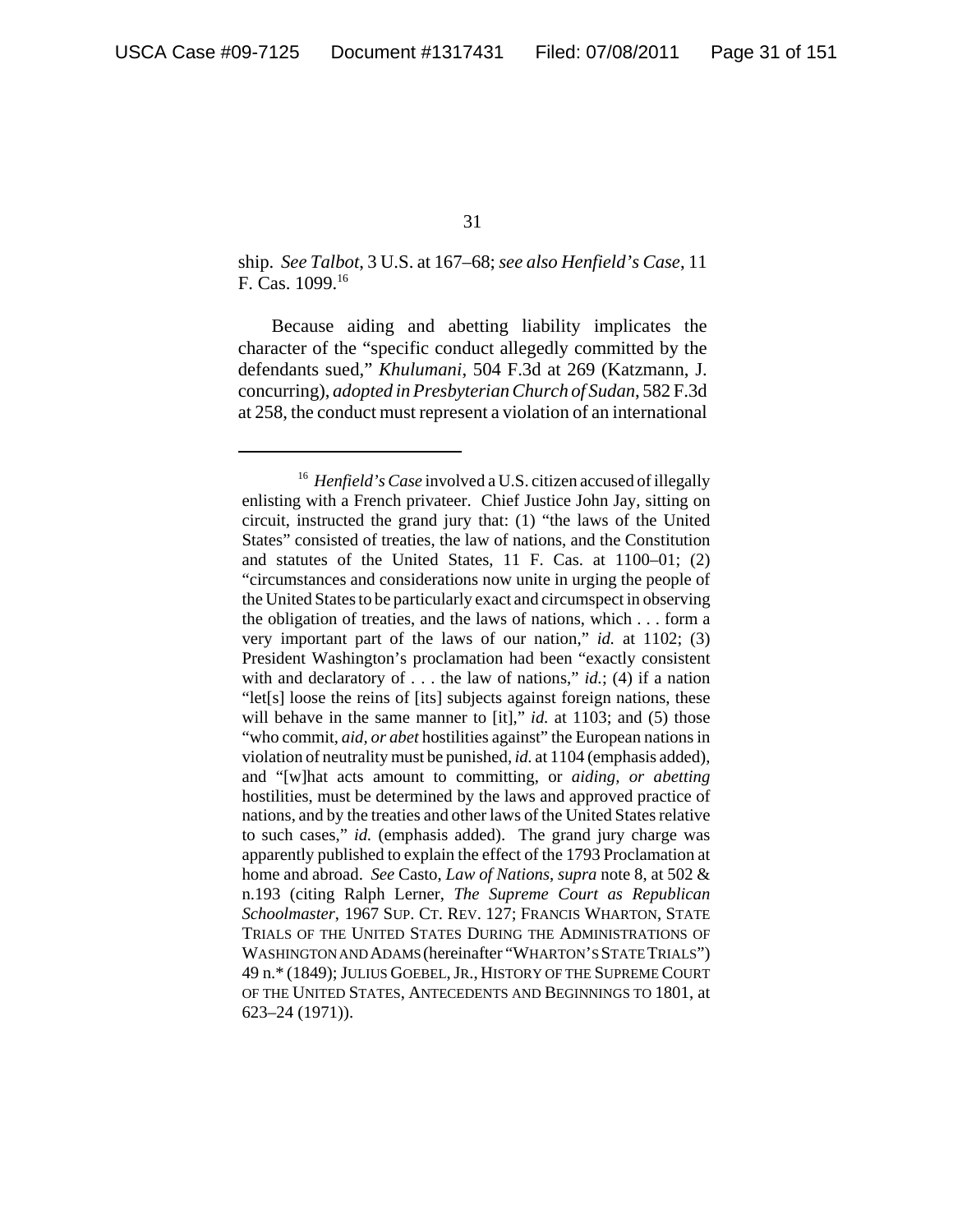ship. *See Talbot*, 3 U.S. at 167–68; *see also Henfield's Case*, 11 F. Cas. 1099.[16]

Because aiding and abetting liability implicates the character of the "specific conduct allegedly committed by the defendants sued," *Khulumani*, 504 F.3d at 269 (Katzmann, J. concurring), *adopted in Presbyterian Church of Sudan*, 582 F.3d at 258, the conduct must represent a violation of an international

---

[16] *Henfield's Case* involved a U.S. citizen accused of illegally enlisting with a French privateer. Chief Justice John Jay, sitting on circuit, instructed the grand jury that: (1) "the laws of the United States" consisted of treaties, the law of nations, and the Constitution and statutes of the United States, 11 F. Cas. at 1100–01; (2) "circumstances and considerations now unite in urging the people of the United States to be particularly exact and circumspect in observing the obligation of treaties, and the laws of nations, which . . . form a very important part of the laws of our nation," *id.* at 1102; (3) President Washington's proclamation had been "exactly consistent with and declaratory of . . . the law of nations," *id.*; (4) if a nation "let[s] loose the reins of [its] subjects against foreign nations, these will behave in the same manner to [it]," *id.* at 1103; and (5) those "who commit, *aid, or abet* hostilities against" the European nations in violation of neutrality must be punished, *id.* at 1104 (emphasis added), and "[w]hat acts amount to committing, or *aiding, or abetting* hostilities, must be determined by the laws and approved practice of nations, and by the treaties and other laws of the United States relative to such cases," *id.* (emphasis added). The grand jury charge was apparently published to explain the effect of the 1793 Proclamation at home and abroad. *See* Casto, *Law of Nations*, *supra* note 8, at 502 & n.193 (citing Ralph Lerner, *The Supreme Court as Republican Schoolmaster*, 1967 SUP. CT. REV. 127; FRANCIS WHARTON, STATE TRIALS OF THE UNITED STATES DURING THE ADMINISTRATIONS OF WASHINGTON AND ADAMS (hereinafter "WHARTON'S STATE TRIALS") 49 n.* (1849); JULIUS GOEBEL, JR., HISTORY OF THE SUPREME COURT OF THE UNITED STATES, ANTECEDENTS AND BEGINNINGS TO 1801, at 623–24 (1971)).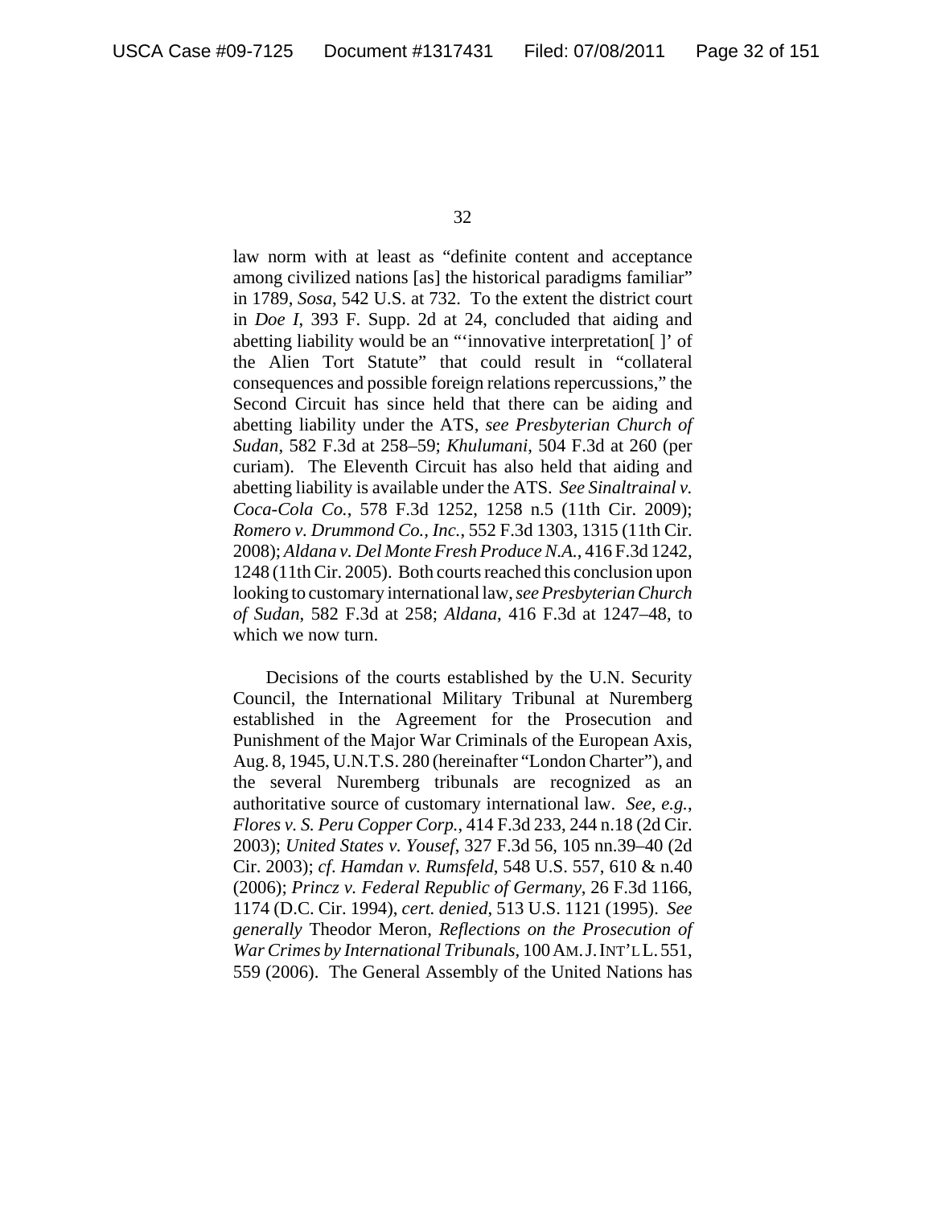law norm with at least as "definite content and acceptance among civilized nations [as] the historical paradigms familiar" in 1789, *Sosa*, 542 U.S. at 732. To the extent the district court in *Doe I*, 393 F. Supp. 2d at 24, concluded that aiding and abetting liability would be an "'innovative interpretation[ ]' of the Alien Tort Statute" that could result in "collateral consequences and possible foreign relations repercussions," the Second Circuit has since held that there can be aiding and abetting liability under the ATS, *see Presbyterian Church of Sudan*, 582 F.3d at 258–59; *Khulumani*, 504 F.3d at 260 (per curiam). The Eleventh Circuit has also held that aiding and abetting liability is available under the ATS. *See Sinaltrainal v. Coca-Cola Co.*, 578 F.3d 1252, 1258 n.5 (11th Cir. 2009); *Romero v. Drummond Co., Inc.*, 552 F.3d 1303, 1315 (11th Cir. 2008); *Aldana v. Del Monte Fresh Produce N.A.*, 416 F.3d 1242, 1248 (11th Cir. 2005). Both courts reached this conclusion upon looking to customary international law, *see Presbyterian Church of Sudan*, 582 F.3d at 258; *Aldana*, 416 F.3d at 1247–48, to which we now turn.

Decisions of the courts established by the U.N. Security Council, the International Military Tribunal at Nuremberg established in the Agreement for the Prosecution and Punishment of the Major War Criminals of the European Axis, Aug. 8, 1945, U.N.T.S. 280 (hereinafter "London Charter"), and the several Nuremberg tribunals are recognized as an authoritative source of customary international law. *See, e.g.*, *Flores v. S. Peru Copper Corp.*, 414 F.3d 233, 244 n.18 (2d Cir. 2003); *United States v. Yousef*, 327 F.3d 56, 105 nn.39–40 (2d Cir. 2003); *cf*. *Hamdan v. Rumsfeld*, 548 U.S. 557, 610 & n.40 (2006); *Princz v. Federal Republic of Germany*, 26 F.3d 1166, 1174 (D.C. Cir. 1994), *cert. denied*, 513 U.S. 1121 (1995). *See generally* Theodor Meron, *Reflections on the Prosecution of War Crimes by International Tribunals*, 100 AM. J. INT'L L. 551, 559 (2006). The General Assembly of the United Nations has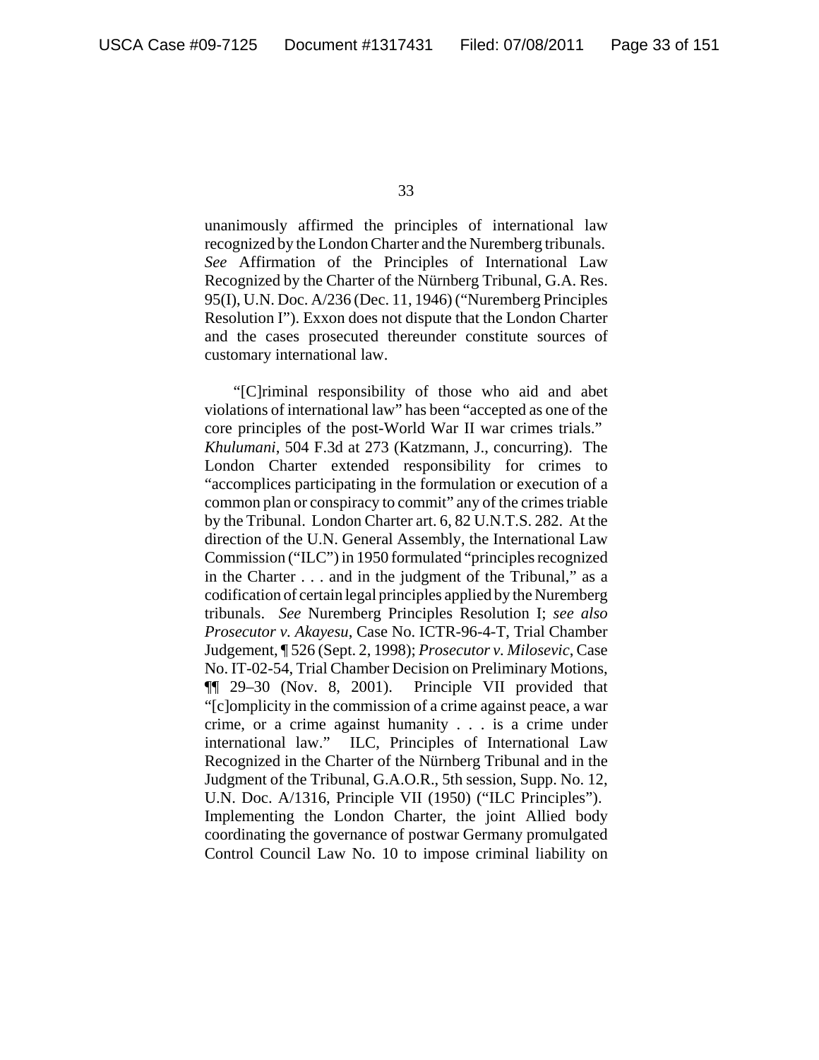unanimously affirmed the principles of international law recognized by the London Charter and the Nuremberg tribunals. *See* Affirmation of the Principles of International Law Recognized by the Charter of the Nürnberg Tribunal, G.A. Res. 95(I), U.N. Doc. A/236 (Dec. 11, 1946) ("Nuremberg Principles Resolution I"). Exxon does not dispute that the London Charter and the cases prosecuted thereunder constitute sources of customary international law.

"[C]riminal responsibility of those who aid and abet violations of international law" has been "accepted as one of the core principles of the post-World War II war crimes trials." *Khulumani*, 504 F.3d at 273 (Katzmann, J., concurring). The London Charter extended responsibility for crimes to "accomplices participating in the formulation or execution of a common plan or conspiracy to commit" any of the crimes triable by the Tribunal. London Charter art. 6, 82 U.N.T.S. 282. At the direction of the U.N. General Assembly, the International Law Commission ("ILC") in 1950 formulated "principles recognized in the Charter . . . and in the judgment of the Tribunal," as a codification of certain legal principles applied by the Nuremberg tribunals. *See* Nuremberg Principles Resolution I; *see also Prosecutor v. Akayesu*, Case No. ICTR-96-4-T, Trial Chamber Judgement, ¶ 526 (Sept. 2, 1998); *Prosecutor v. Milosevic*, Case No. IT-02-54, Trial Chamber Decision on Preliminary Motions, ¶¶ 29–30 (Nov. 8, 2001). Principle VII provided that "[c]omplicity in the commission of a crime against peace, a war crime, or a crime against humanity . . . is a crime under international law." ILC, Principles of International Law Recognized in the Charter of the Nürnberg Tribunal and in the Judgment of the Tribunal, G.A.O.R., 5th session, Supp. No. 12, U.N. Doc. A/1316, Principle VII (1950) ("ILC Principles"). Implementing the London Charter, the joint Allied body coordinating the governance of postwar Germany promulgated Control Council Law No. 10 to impose criminal liability on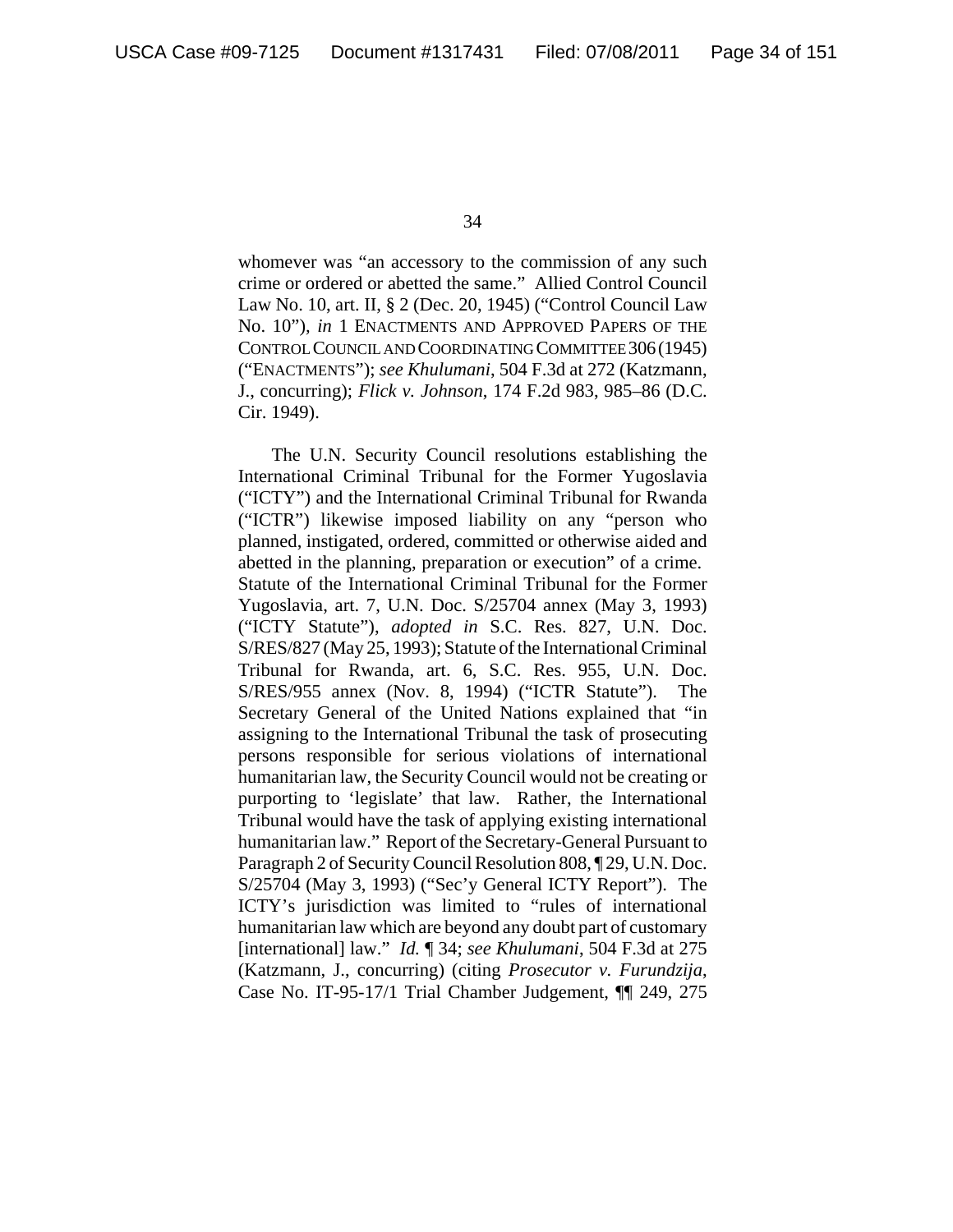whomever was "an accessory to the commission of any such crime or ordered or abetted the same." Allied Control Council Law No. 10, art. II, § 2 (Dec. 20, 1945) ("Control Council Law No. 10"), *in* 1 ENACTMENTS AND APPROVED PAPERS OF THE CONTROL COUNCIL AND COORDINATING COMMITTEE 306 (1945) ("ENACTMENTS"); *see Khulumani*, 504 F.3d at 272 (Katzmann, J., concurring); *Flick v. Johnson*, 174 F.2d 983, 985–86 (D.C. Cir. 1949).

The U.N. Security Council resolutions establishing the International Criminal Tribunal for the Former Yugoslavia ("ICTY") and the International Criminal Tribunal for Rwanda ("ICTR") likewise imposed liability on any "person who planned, instigated, ordered, committed or otherwise aided and abetted in the planning, preparation or execution" of a crime. Statute of the International Criminal Tribunal for the Former Yugoslavia, art. 7, U.N. Doc. S/25704 annex (May 3, 1993) ("ICTY Statute"), *adopted in* S.C. Res. 827, U.N. Doc. S/RES/827 (May 25, 1993); Statute of the International Criminal Tribunal for Rwanda, art. 6, S.C. Res. 955, U.N. Doc. S/RES/955 annex (Nov. 8, 1994) ("ICTR Statute"). The Secretary General of the United Nations explained that "in assigning to the International Tribunal the task of prosecuting persons responsible for serious violations of international humanitarian law, the Security Council would not be creating or purporting to 'legislate' that law. Rather, the International Tribunal would have the task of applying existing international humanitarian law." Report of the Secretary-General Pursuant to Paragraph 2 of Security Council Resolution 808, ¶ 29, U.N. Doc. S/25704 (May 3, 1993) ("Sec'y General ICTY Report"). The ICTY's jurisdiction was limited to "rules of international humanitarian law which are beyond any doubt part of customary [international] law." *Id.* ¶ 34; *see Khulumani*, 504 F.3d at 275 (Katzmann, J., concurring) (citing *Prosecutor v. Furundzija*, Case No. IT-95-17/1 Trial Chamber Judgement, ¶¶ 249, 275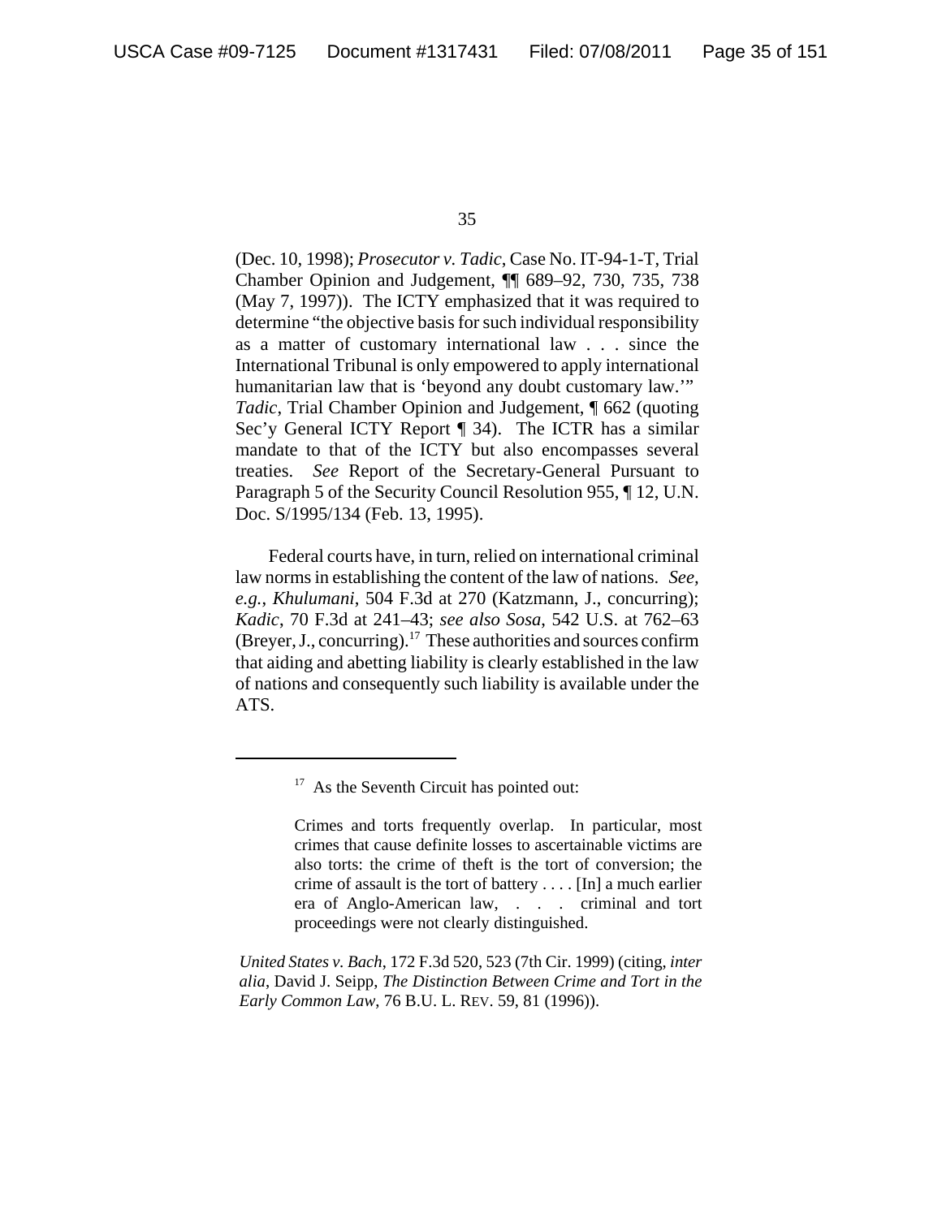(Dec. 10, 1998); *Prosecutor v. Tadic*, Case No. IT-94-1-T, Trial Chamber Opinion and Judgement, ¶¶ 689–92, 730, 735, 738 (May 7, 1997)). The ICTY emphasized that it was required to determine "the objective basis for such individual responsibility as a matter of customary international law . . . since the International Tribunal is only empowered to apply international humanitarian law that is 'beyond any doubt customary law.'" *Tadic*, Trial Chamber Opinion and Judgement, ¶ 662 (quoting Sec'y General ICTY Report ¶ 34). The ICTR has a similar mandate to that of the ICTY but also encompasses several treaties. *See* Report of the Secretary-General Pursuant to Paragraph 5 of the Security Council Resolution 955, ¶ 12, U.N. Doc. S/1995/134 (Feb. 13, 1995).

Federal courts have, in turn, relied on international criminal law norms in establishing the content of the law of nations. *See, e.g.*, *Khulumani*, 504 F.3d at 270 (Katzmann, J., concurring); *Kadic*, 70 F.3d at 241–43; *see also Sosa*, 542 U.S. at 762–63 (Breyer, J., concurring).[17] These authorities and sources confirm that aiding and abetting liability is clearly established in the law of nations and consequently such liability is available under the ATS.

---

[17] As the Seventh Circuit has pointed out:

> Crimes and torts frequently overlap. In particular, most crimes that cause definite losses to ascertainable victims are also torts: the crime of theft is the tort of conversion; the crime of assault is the tort of battery . . . . [In] a much earlier era of Anglo-American law, . . . criminal and tort proceedings were not clearly distinguished.

*United States v. Bach*, 172 F.3d 520, 523 (7th Cir. 1999) (citing, *inter alia*, David J. Seipp, *The Distinction Between Crime and Tort in the Early Common Law*, 76 B.U. L. REV. 59, 81 (1996)).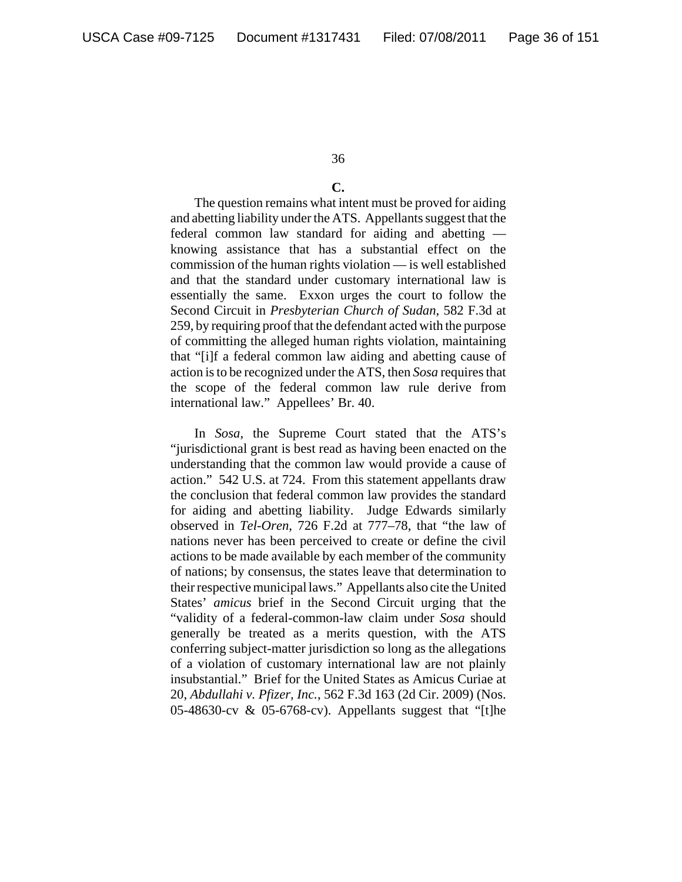**C.**

The question remains what intent must be proved for aiding and abetting liability under the ATS. Appellants suggest that the federal common law standard for aiding and abetting — knowing assistance that has a substantial effect on the commission of the human rights violation — is well established and that the standard under customary international law is essentially the same. Exxon urges the court to follow the Second Circuit in *Presbyterian Church of Sudan*, 582 F.3d at 259, by requiring proof that the defendant acted with the purpose of committing the alleged human rights violation, maintaining that "[i]f a federal common law aiding and abetting cause of action is to be recognized under the ATS, then *Sosa* requires that the scope of the federal common law rule derive from international law." Appellees' Br. 40.

In *Sosa*, the Supreme Court stated that the ATS's "jurisdictional grant is best read as having been enacted on the understanding that the common law would provide a cause of action." 542 U.S. at 724. From this statement appellants draw the conclusion that federal common law provides the standard for aiding and abetting liability. Judge Edwards similarly observed in *Tel-Oren*, 726 F.2d at 777–78, that "the law of nations never has been perceived to create or define the civil actions to be made available by each member of the community of nations; by consensus, the states leave that determination to their respective municipal laws." Appellants also cite the United States' *amicus* brief in the Second Circuit urging that the "validity of a federal-common-law claim under *Sosa* should generally be treated as a merits question, with the ATS conferring subject-matter jurisdiction so long as the allegations of a violation of customary international law are not plainly insubstantial." Brief for the United States as Amicus Curiae at 20, *Abdullahi v. Pfizer, Inc.*, 562 F.3d 163 (2d Cir. 2009) (Nos. 05-48630-cv & 05-6768-cv). Appellants suggest that "[t]he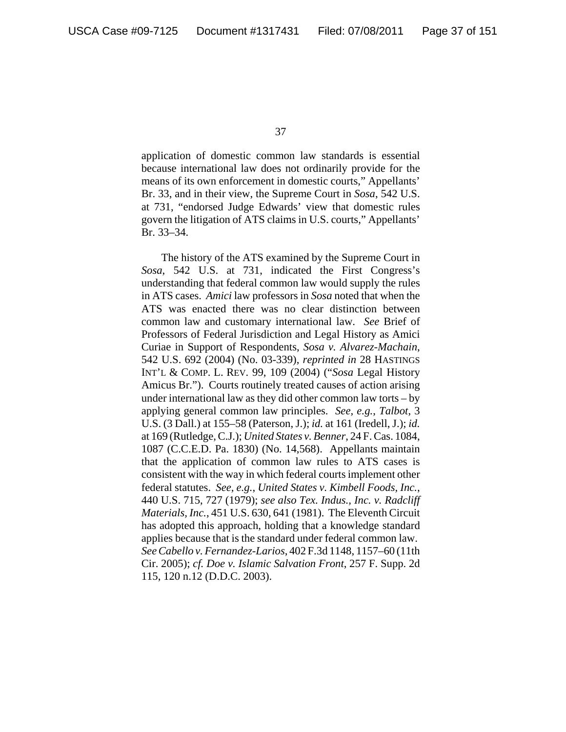application of domestic common law standards is essential because international law does not ordinarily provide for the means of its own enforcement in domestic courts," Appellants' Br. 33, and in their view, the Supreme Court in *Sosa*, 542 U.S. at 731, "endorsed Judge Edwards' view that domestic rules govern the litigation of ATS claims in U.S. courts," Appellants' Br. 33–34.

The history of the ATS examined by the Supreme Court in *Sosa*, 542 U.S. at 731, indicated the First Congress's understanding that federal common law would supply the rules in ATS cases. *Amici* law professors in *Sosa* noted that when the ATS was enacted there was no clear distinction between common law and customary international law. *See* Brief of Professors of Federal Jurisdiction and Legal History as Amici Curiae in Support of Respondents, *Sosa v. Alvarez-Machain*, 542 U.S. 692 (2004) (No. 03-339), *reprinted in* 28 HASTINGS INT'L & COMP. L. REV. 99, 109 (2004) ("*Sosa* Legal History Amicus Br."). Courts routinely treated causes of action arising under international law as they did other common law torts – by applying general common law principles. *See, e.g.*, *Talbot*, 3 U.S. (3 Dall.) at 155–58 (Paterson, J.); *id.* at 161 (Iredell, J.); *id.* at 169 (Rutledge, C.J.); *United States v. Benner*, 24 F. Cas. 1084, 1087 (C.C.E.D. Pa. 1830) (No. 14,568). Appellants maintain that the application of common law rules to ATS cases is consistent with the way in which federal courts implement other federal statutes. *See, e.g.*, *United States v. Kimbell Foods, Inc.*, 440 U.S. 715, 727 (1979); *see also Tex. Indus., Inc. v. Radcliff Materials, Inc.*, 451 U.S. 630, 641 (1981). The Eleventh Circuit has adopted this approach, holding that a knowledge standard applies because that is the standard under federal common law. *See Cabello v. Fernandez-Larios*, 402 F.3d 1148, 1157–60 (11th Cir. 2005); *cf. Doe v. Islamic Salvation Front*, 257 F. Supp. 2d 115, 120 n.12 (D.D.C. 2003).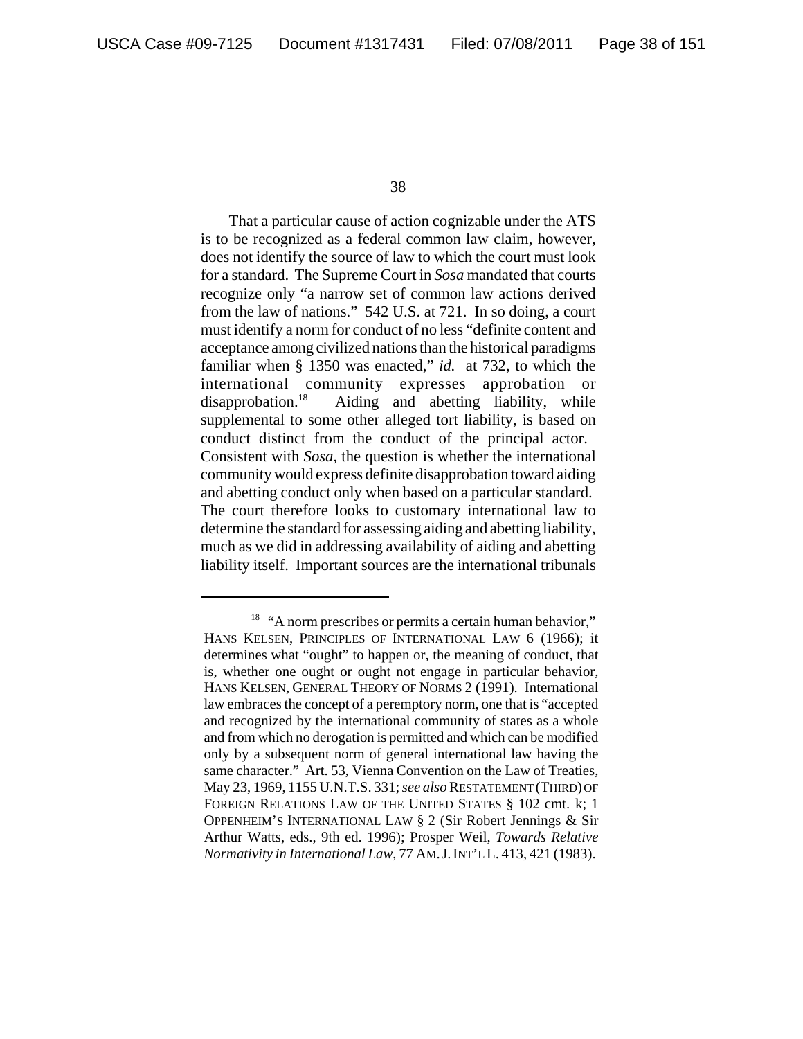That a particular cause of action cognizable under the ATS is to be recognized as a federal common law claim, however, does not identify the source of law to which the court must look for a standard. The Supreme Court in *Sosa* mandated that courts recognize only "a narrow set of common law actions derived from the law of nations." 542 U.S. at 721. In so doing, a court must identify a norm for conduct of no less "definite content and acceptance among civilized nations than the historical paradigms familiar when § 1350 was enacted," *id.* at 732, to which the international community expresses approbation or disapprobation.[18] Aiding and abetting liability, while supplemental to some other alleged tort liability, is based on conduct distinct from the conduct of the principal actor. Consistent with *Sosa*, the question is whether the international community would express definite disapprobation toward aiding and abetting conduct only when based on a particular standard. The court therefore looks to customary international law to determine the standard for assessing aiding and abetting liability, much as we did in addressing availability of aiding and abetting liability itself. Important sources are the international tribunals

---

[18] "A norm prescribes or permits a certain human behavior," HANS KELSEN, PRINCIPLES OF INTERNATIONAL LAW 6 (1966); it determines what "ought" to happen or, the meaning of conduct, that is, whether one ought or ought not engage in particular behavior, HANS KELSEN, GENERAL THEORY OF NORMS 2 (1991). International law embraces the concept of a peremptory norm, one that is "accepted and recognized by the international community of states as a whole and from which no derogation is permitted and which can be modified only by a subsequent norm of general international law having the same character." Art. 53, Vienna Convention on the Law of Treaties, May 23, 1969, 1155 U.N.T.S. 331; *see also* RESTATEMENT (THIRD) OF FOREIGN RELATIONS LAW OF THE UNITED STATES § 102 cmt. k; 1 OPPENHEIM'S INTERNATIONAL LAW § 2 (Sir Robert Jennings & Sir Arthur Watts, eds., 9th ed. 1996); Prosper Weil, *Towards Relative Normativity in International Law*, 77 AM. J. INT'L L. 413, 421 (1983).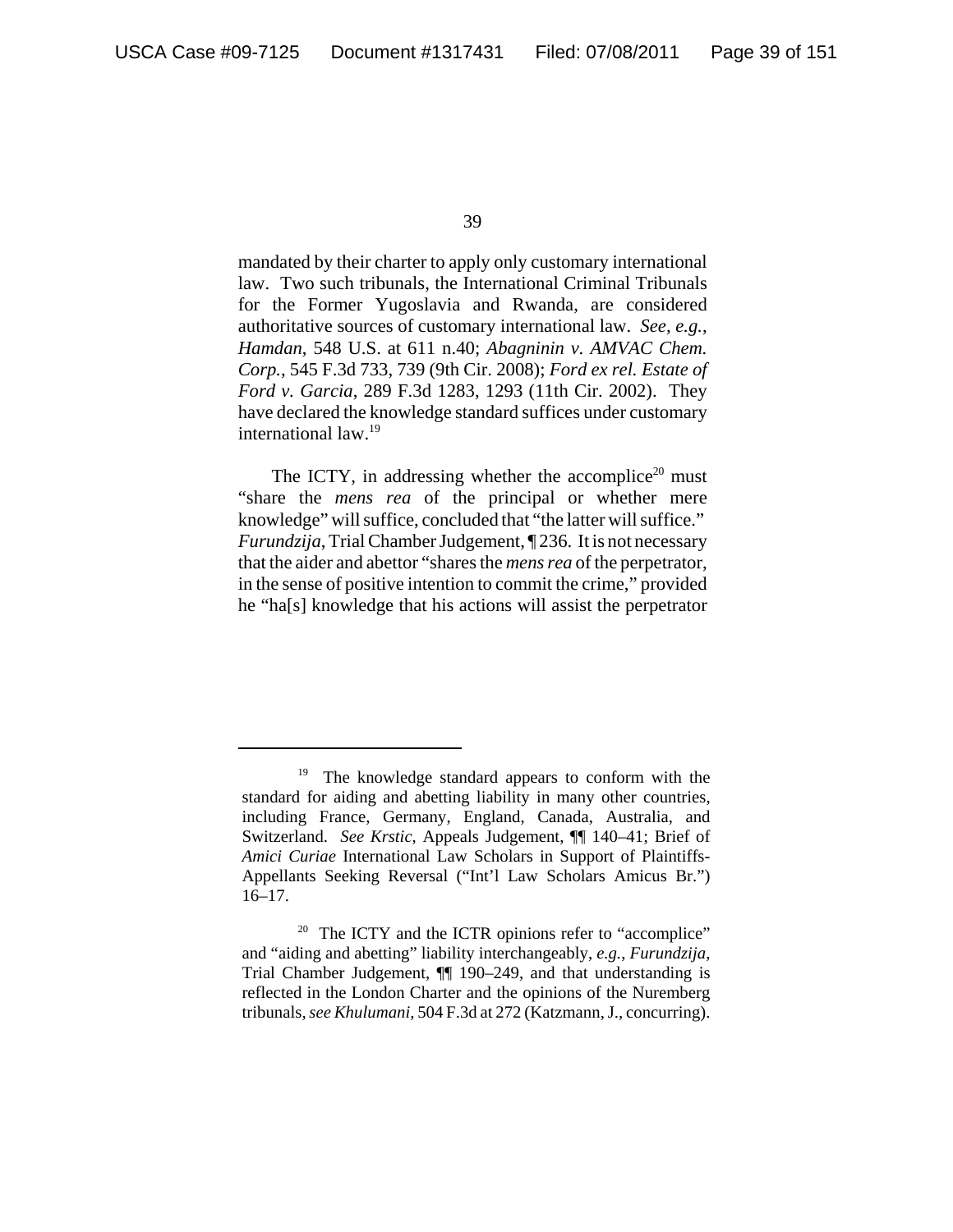mandated by their charter to apply only customary international law. Two such tribunals, the International Criminal Tribunals for the Former Yugoslavia and Rwanda, are considered authoritative sources of customary international law. *See, e.g.*, *Hamdan*, 548 U.S. at 611 n.40; *Abagninin v. AMVAC Chem. Corp.*, 545 F.3d 733, 739 (9th Cir. 2008); *Ford ex rel. Estate of Ford v. Garcia*, 289 F.3d 1283, 1293 (11th Cir. 2002). They have declared the knowledge standard suffices under customary international law.[19]

The ICTY, in addressing whether the accomplice[20] must "share the *mens rea* of the principal or whether mere knowledge" will suffice, concluded that "the latter will suffice." *Furundzija*, Trial Chamber Judgement, ¶ 236. It is not necessary that the aider and abettor "shares the *mens rea* of the perpetrator, in the sense of positive intention to commit the crime," provided he "ha[s] knowledge that his actions will assist the perpetrator

---

[19] The knowledge standard appears to conform with the standard for aiding and abetting liability in many other countries, including France, Germany, England, Canada, Australia, and Switzerland. *See Krstic*, Appeals Judgement, ¶¶ 140–41; Brief of *Amici Curiae* International Law Scholars in Support of Plaintiffs-Appellants Seeking Reversal ("Int'l Law Scholars Amicus Br.") 16–17.

[20] The ICTY and the ICTR opinions refer to "accomplice" and "aiding and abetting" liability interchangeably, *e.g.*, *Furundzija*, Trial Chamber Judgement, ¶¶ 190–249, and that understanding is reflected in the London Charter and the opinions of the Nuremberg tribunals, *see Khulumani*, 504 F.3d at 272 (Katzmann, J., concurring).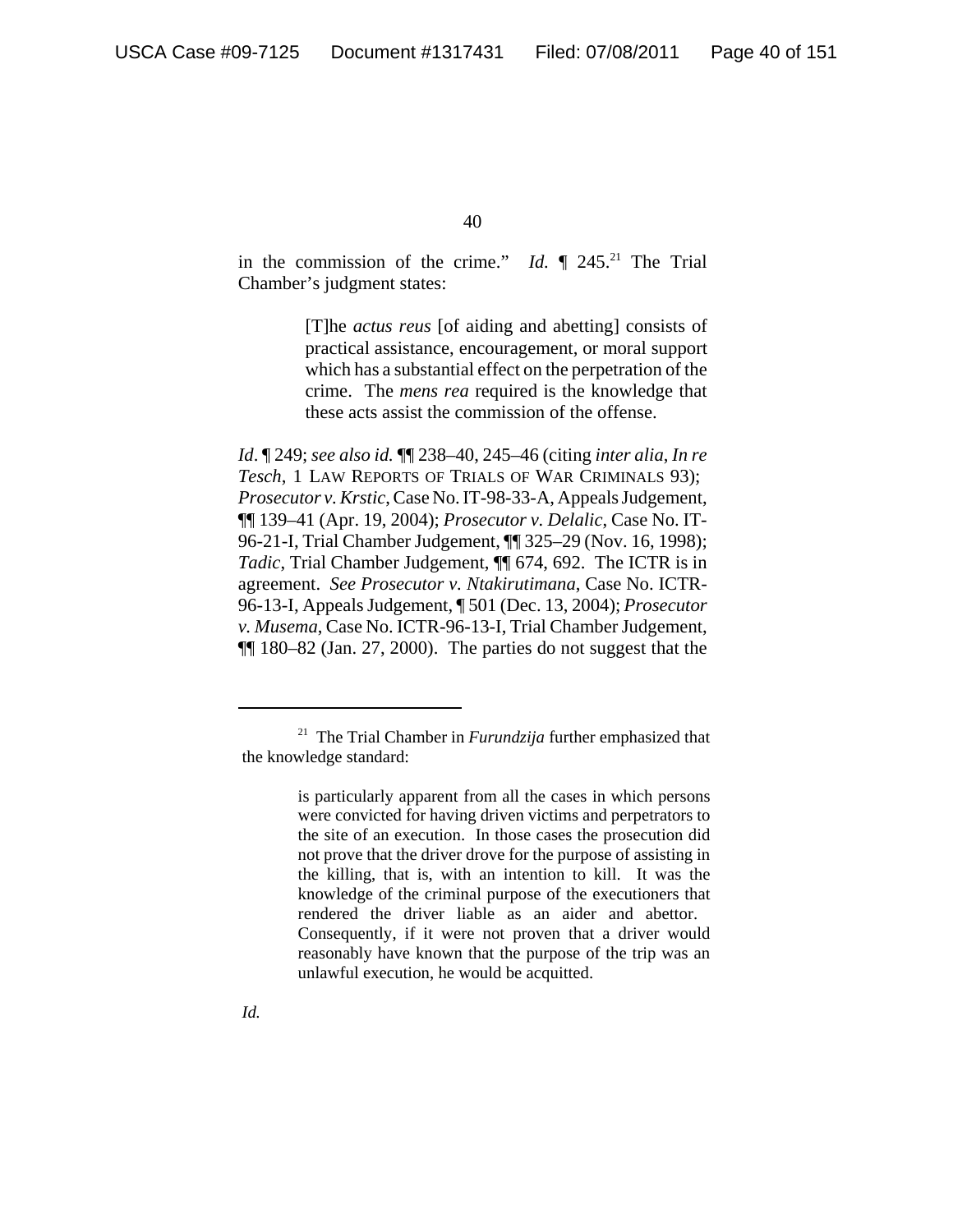in the commission of the crime." *Id.* ¶ 245.[21] The Trial Chamber's judgment states:

> [T]he *actus reus* [of aiding and abetting] consists of practical assistance, encouragement, or moral support which has a substantial effect on the perpetration of the crime. The *mens rea* required is the knowledge that these acts assist the commission of the offense.

*Id*. ¶ 249; *see also id.* ¶¶ 238–40, 245–46 (citing *inter alia*, *In re Tesch*, 1 LAW REPORTS OF TRIALS OF WAR CRIMINALS 93); *Prosecutor v. Krstic*, Case No. IT-98-33-A, Appeals Judgement, ¶¶ 139–41 (Apr. 19, 2004); *Prosecutor v. Delalic*, Case No. IT-96-21-I, Trial Chamber Judgement, ¶¶ 325–29 (Nov. 16, 1998); *Tadic*, Trial Chamber Judgement, ¶¶ 674, 692. The ICTR is in agreement. *See Prosecutor v. Ntakirutimana*, Case No. ICTR-96-13-I, Appeals Judgement, ¶ 501 (Dec. 13, 2004); *Prosecutor v. Musema*, Case No. ICTR-96-13-I, Trial Chamber Judgement, ¶¶ 180–82 (Jan. 27, 2000). The parties do not suggest that the

---

[21] The Trial Chamber in *Furundzija* further emphasized that the knowledge standard:

> is particularly apparent from all the cases in which persons were convicted for having driven victims and perpetrators to the site of an execution. In those cases the prosecution did not prove that the driver drove for the purpose of assisting in the killing, that is, with an intention to kill. It was the knowledge of the criminal purpose of the executioners that rendered the driver liable as an aider and abettor. Consequently, if it were not proven that a driver would reasonably have known that the purpose of the trip was an unlawful execution, he would be acquitted.

*Id.*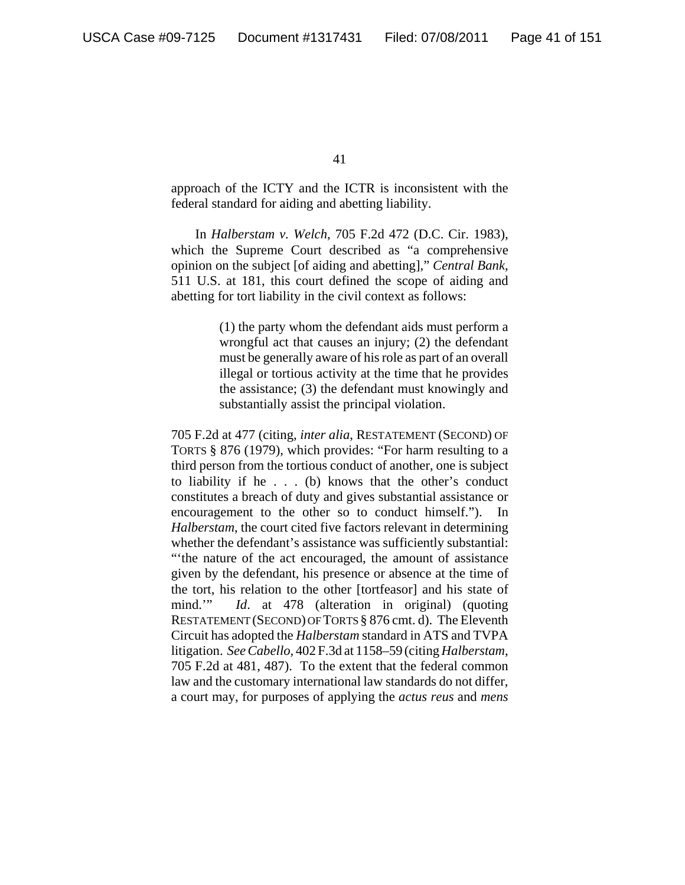approach of the ICTY and the ICTR is inconsistent with the federal standard for aiding and abetting liability.

In *Halberstam v. Welch*, 705 F.2d 472 (D.C. Cir. 1983), which the Supreme Court described as "a comprehensive opinion on the subject [of aiding and abetting]," *Central Bank*, 511 U.S. at 181, this court defined the scope of aiding and abetting for tort liability in the civil context as follows:

> (1) the party whom the defendant aids must perform a wrongful act that causes an injury; (2) the defendant must be generally aware of his role as part of an overall illegal or tortious activity at the time that he provides the assistance; (3) the defendant must knowingly and substantially assist the principal violation.

705 F.2d at 477 (citing, *inter alia*, RESTATEMENT (SECOND) OF TORTS § 876 (1979), which provides: "For harm resulting to a third person from the tortious conduct of another, one is subject to liability if he . . . (b) knows that the other's conduct constitutes a breach of duty and gives substantial assistance or encouragement to the other so to conduct himself."). In *Halberstam*, the court cited five factors relevant in determining whether the defendant's assistance was sufficiently substantial: "'the nature of the act encouraged, the amount of assistance given by the defendant, his presence or absence at the time of the tort, his relation to the other [tortfeasor] and his state of mind.'" *Id*. at 478 (alteration in original) (quoting RESTATEMENT (SECOND) OF TORTS § 876 cmt. d). The Eleventh Circuit has adopted the *Halberstam* standard in ATS and TVPA litigation. *See Cabello*, 402 F.3d at 1158–59 (citing *Halberstam*, 705 F.2d at 481, 487). To the extent that the federal common law and the customary international law standards do not differ, a court may, for purposes of applying the *actus reus* and *mens*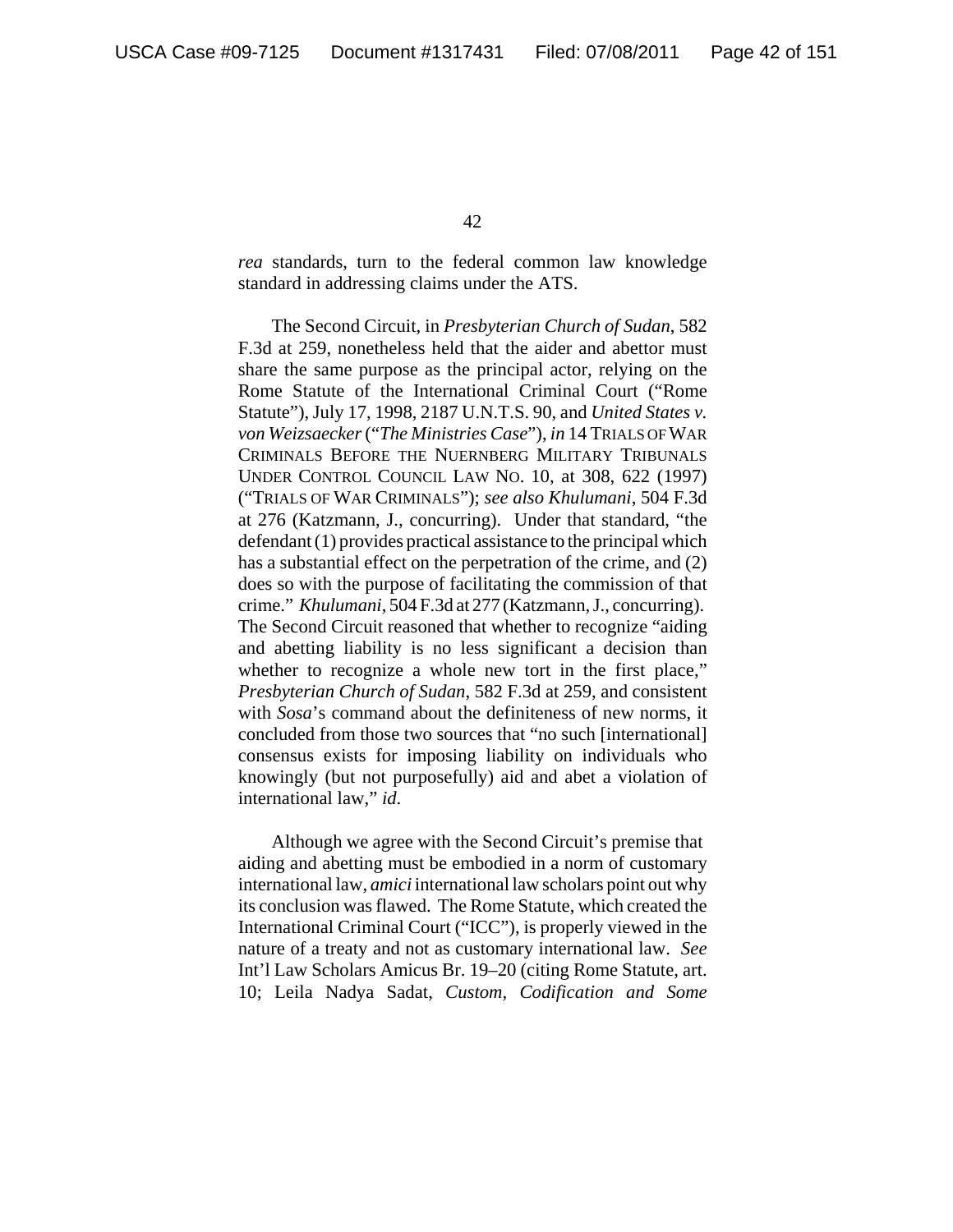*rea* standards, turn to the federal common law knowledge standard in addressing claims under the ATS.

The Second Circuit, in *Presbyterian Church of Sudan*, 582 F.3d at 259, nonetheless held that the aider and abettor must share the same purpose as the principal actor, relying on the Rome Statute of the International Criminal Court ("Rome Statute"), July 17, 1998, 2187 U.N.T.S. 90, and *United States v. von Weizsaecker* ("*The Ministries Case*"), *in* 14 TRIALS OF WAR CRIMINALS BEFORE THE NUERNBERG MILITARY TRIBUNALS UNDER CONTROL COUNCIL LAW NO. 10, at 308, 622 (1997) ("TRIALS OF WAR CRIMINALS"); *see also Khulumani*, 504 F.3d at 276 (Katzmann, J., concurring). Under that standard, "the defendant (1) provides practical assistance to the principal which has a substantial effect on the perpetration of the crime, and (2) does so with the purpose of facilitating the commission of that crime." *Khulumani*, 504 F.3d at 277 (Katzmann, J., concurring). The Second Circuit reasoned that whether to recognize "aiding and abetting liability is no less significant a decision than whether to recognize a whole new tort in the first place," *Presbyterian Church of Sudan*, 582 F.3d at 259, and consistent with *Sosa*'s command about the definiteness of new norms, it concluded from those two sources that "no such [international] consensus exists for imposing liability on individuals who knowingly (but not purposefully) aid and abet a violation of international law," *id*.

Although we agree with the Second Circuit's premise that aiding and abetting must be embodied in a norm of customary international law, *amici* international law scholars point out why its conclusion was flawed. The Rome Statute, which created the International Criminal Court ("ICC"), is properly viewed in the nature of a treaty and not as customary international law. *See* Int'l Law Scholars Amicus Br. 19–20 (citing Rome Statute, art. 10; Leila Nadya Sadat, *Custom, Codification and Some*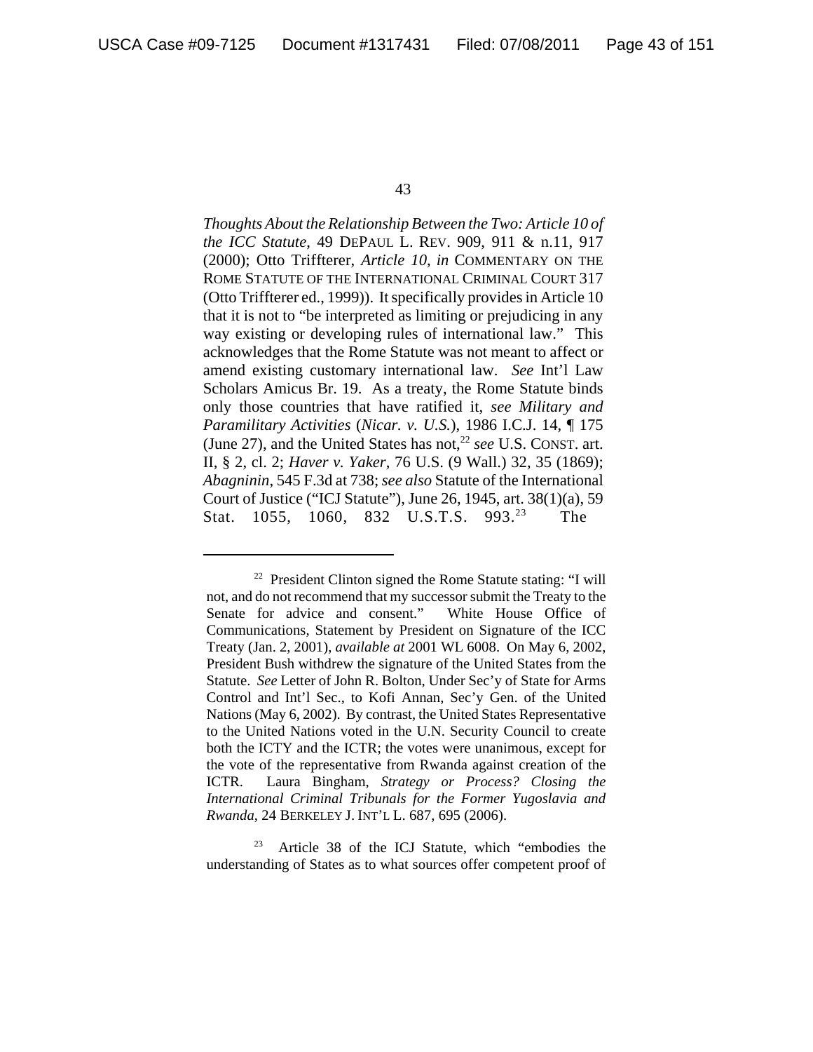*Thoughts About the Relationship Between the Two: Article 10 of the ICC Statute*, 49 DEPAUL L. REV. 909, 911 & n.11, 917 (2000); Otto Triffterer, *Article 10*, *in* COMMENTARY ON THE ROME STATUTE OF THE INTERNATIONAL CRIMINAL COURT 317 (Otto Triffterer ed., 1999)). It specifically provides in Article 10 that it is not to "be interpreted as limiting or prejudicing in any way existing or developing rules of international law." This acknowledges that the Rome Statute was not meant to affect or amend existing customary international law. *See* Int'l Law Scholars Amicus Br. 19. As a treaty, the Rome Statute binds only those countries that have ratified it, *see Military and Paramilitary Activities* (*Nicar. v. U.S.*), 1986 I.C.J. 14, ¶ 175 (June 27), and the United States has not,[22] *see* U.S. CONST. art. II, § 2, cl. 2; *Haver v. Yaker*, 76 U.S. (9 Wall.) 32, 35 (1869); *Abagninin*, 545 F.3d at 738; *see also* Statute of the International Court of Justice ("ICJ Statute"), June 26, 1945, art. 38(1)(a), 59 Stat. 1055, 1060, 832 U.S.T.S. 993.[23] The

---

[22] President Clinton signed the Rome Statute stating: "I will not, and do not recommend that my successor submit the Treaty to the Senate for advice and consent." White House Office of Communications, Statement by President on Signature of the ICC Treaty (Jan. 2, 2001), *available at* 2001 WL 6008. On May 6, 2002, President Bush withdrew the signature of the United States from the Statute. *See* Letter of John R. Bolton, Under Sec'y of State for Arms Control and Int'l Sec., to Kofi Annan, Sec'y Gen. of the United Nations (May 6, 2002). By contrast, the United States Representative to the United Nations voted in the U.N. Security Council to create both the ICTY and the ICTR; the votes were unanimous, except for the vote of the representative from Rwanda against creation of the ICTR. Laura Bingham, *Strategy or Process? Closing the International Criminal Tribunals for the Former Yugoslavia and Rwanda*, 24 BERKELEY J. INT'L L. 687, 695 (2006).

[23] Article 38 of the ICJ Statute, which "embodies the understanding of States as to what sources offer competent proof of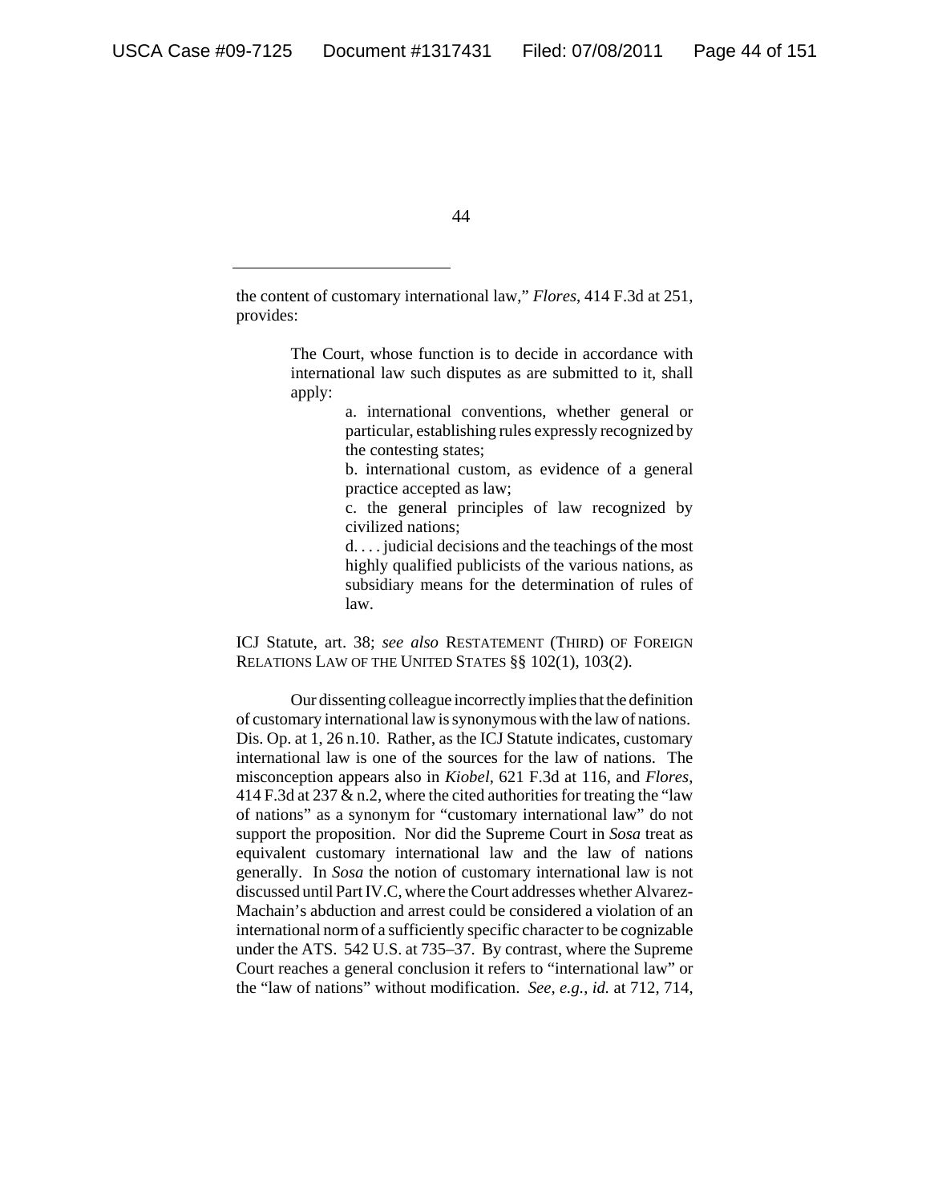the content of customary international law," *Flores*, 414 F.3d at 251, provides:

> The Court, whose function is to decide in accordance with international law such disputes as are submitted to it, shall apply:
>
> > a. international conventions, whether general or particular, establishing rules expressly recognized by the contesting states;
> >
> > b. international custom, as evidence of a general practice accepted as law;
> >
> > c. the general principles of law recognized by civilized nations;
> >
> > d. . . . judicial decisions and the teachings of the most highly qualified publicists of the various nations, as subsidiary means for the determination of rules of law.

ICJ Statute, art. 38; *see also* RESTATEMENT (THIRD) OF FOREIGN RELATIONS LAW OF THE UNITED STATES §§ 102(1), 103(2).

Our dissenting colleague incorrectly implies that the definition of customary international law is synonymous with the law of nations. Dis. Op. at 1, 26 n.10. Rather, as the ICJ Statute indicates, customary international law is one of the sources for the law of nations. The misconception appears also in *Kiobel*, 621 F.3d at 116, and *Flores*, 414 F.3d at 237 & n.2, where the cited authorities for treating the "law of nations" as a synonym for "customary international law" do not support the proposition. Nor did the Supreme Court in *Sosa* treat as equivalent customary international law and the law of nations generally. In *Sosa* the notion of customary international law is not discussed until Part IV.C, where the Court addresses whether Alvarez-Machain's abduction and arrest could be considered a violation of an international norm of a sufficiently specific character to be cognizable under the ATS. 542 U.S. at 735–37. By contrast, where the Supreme Court reaches a general conclusion it refers to "international law" or the "law of nations" without modification. *See, e.g.*, *id.* at 712, 714,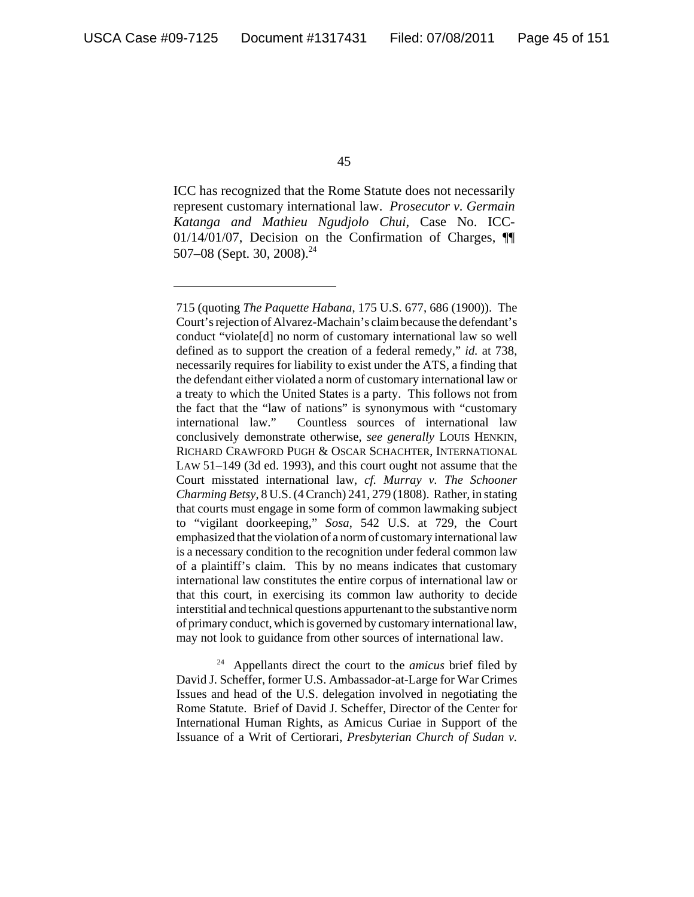ICC has recognized that the Rome Statute does not necessarily represent customary international law. *Prosecutor v. Germain Katanga and Mathieu Ngudjolo Chui*, Case No. ICC-01/14/01/07, Decision on the Confirmation of Charges, ¶¶ 507–08 (Sept. 30, 2008).[24]

---

715 (quoting *The Paquette Habana*, 175 U.S. 677, 686 (1900)). The Court's rejection of Alvarez-Machain's claim because the defendant's conduct "violate[d] no norm of customary international law so well defined as to support the creation of a federal remedy," *id.* at 738, necessarily requires for liability to exist under the ATS, a finding that the defendant either violated a norm of customary international law or a treaty to which the United States is a party. This follows not from the fact that the "law of nations" is synonymous with "customary international law." Countless sources of international law conclusively demonstrate otherwise, *see generally* LOUIS HENKIN, RICHARD CRAWFORD PUGH & OSCAR SCHACHTER, INTERNATIONAL LAW 51–149 (3d ed. 1993), and this court ought not assume that the Court misstated international law, *cf. Murray v. The Schooner Charming Betsy*, 8 U.S. (4 Cranch) 241, 279 (1808). Rather, in stating that courts must engage in some form of common lawmaking subject to "vigilant doorkeeping," *Sosa*, 542 U.S. at 729, the Court emphasized that the violation of a norm of customary international law is a necessary condition to the recognition under federal common law of a plaintiff's claim. This by no means indicates that customary international law constitutes the entire corpus of international law or that this court, in exercising its common law authority to decide interstitial and technical questions appurtenant to the substantive norm of primary conduct, which is governed by customary international law, may not look to guidance from other sources of international law.

[24] Appellants direct the court to the *amicus* brief filed by David J. Scheffer, former U.S. Ambassador-at-Large for War Crimes Issues and head of the U.S. delegation involved in negotiating the Rome Statute. Brief of David J. Scheffer, Director of the Center for International Human Rights, as Amicus Curiae in Support of the Issuance of a Writ of Certiorari, *Presbyterian Church of Sudan v.*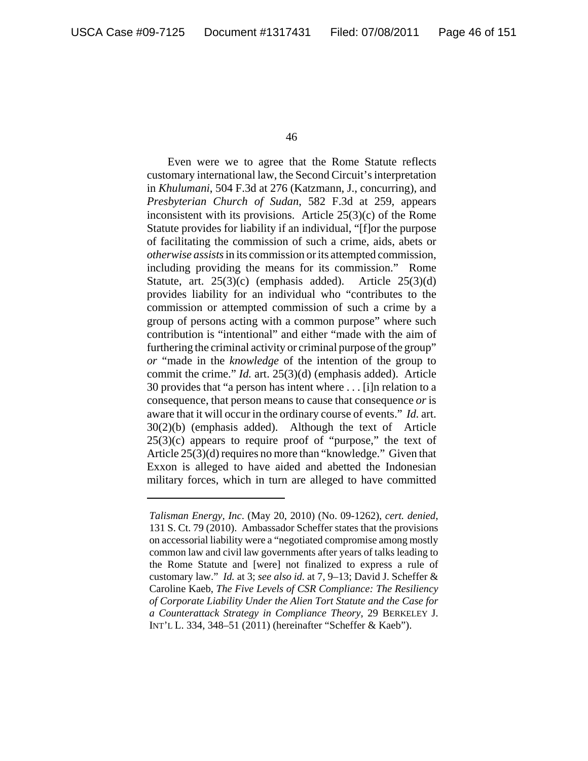Even were we to agree that the Rome Statute reflects customary international law, the Second Circuit's interpretation in *Khulumani*, 504 F.3d at 276 (Katzmann, J., concurring), and *Presbyterian Church of Sudan*, 582 F.3d at 259, appears inconsistent with its provisions. Article 25(3)(c) of the Rome Statute provides for liability if an individual, "[f]or the purpose of facilitating the commission of such a crime, aids, abets or *otherwise assists* in its commission or its attempted commission, including providing the means for its commission." Rome Statute, art. 25(3)(c) (emphasis added). Article 25(3)(d) provides liability for an individual who "contributes to the commission or attempted commission of such a crime by a group of persons acting with a common purpose" where such contribution is "intentional" and either "made with the aim of furthering the criminal activity or criminal purpose of the group" *or* "made in the *knowledge* of the intention of the group to commit the crime." *Id.* art. 25(3)(d) (emphasis added). Article 30 provides that "a person has intent where . . . [i]n relation to a consequence, that person means to cause that consequence *or* is aware that it will occur in the ordinary course of events." *Id.* art. 30(2)(b) (emphasis added). Although the text of Article 25(3)(c) appears to require proof of "purpose," the text of Article 25(3)(d) requires no more than "knowledge." Given that Exxon is alleged to have aided and abetted the Indonesian military forces, which in turn are alleged to have committed

---

*Talisman Energy, Inc*. (May 20, 2010) (No. 09-1262), *cert. denied*, 131 S. Ct. 79 (2010). Ambassador Scheffer states that the provisions on accessorial liability were a "negotiated compromise among mostly common law and civil law governments after years of talks leading to the Rome Statute and [were] not finalized to express a rule of customary law." *Id.* at 3; *see also id.* at 7, 9–13; David J. Scheffer & Caroline Kaeb, *The Five Levels of CSR Compliance: The Resiliency of Corporate Liability Under the Alien Tort Statute and the Case for a Counterattack Strategy in Compliance Theory*, 29 BERKELEY J. INT'L L. 334, 348–51 (2011) (hereinafter "Scheffer & Kaeb").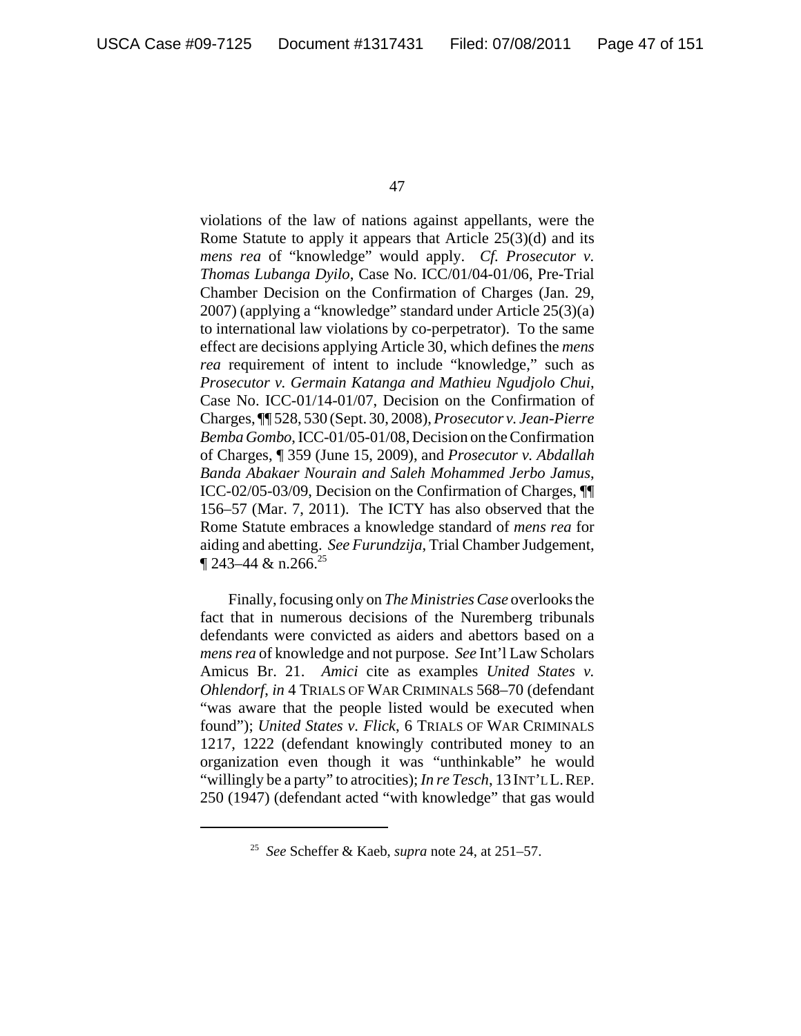violations of the law of nations against appellants, were the Rome Statute to apply it appears that Article 25(3)(d) and its *mens rea* of "knowledge" would apply. *Cf. Prosecutor v. Thomas Lubanga Dyilo*, Case No. ICC/01/04-01/06, Pre-Trial Chamber Decision on the Confirmation of Charges (Jan. 29, 2007) (applying a "knowledge" standard under Article 25(3)(a) to international law violations by co-perpetrator). To the same effect are decisions applying Article 30, which defines the *mens rea* requirement of intent to include "knowledge," such as *Prosecutor v. Germain Katanga and Mathieu Ngudjolo Chui*, Case No. ICC-01/14-01/07, Decision on the Confirmation of Charges, ¶¶ 528, 530 (Sept. 30, 2008), *Prosecutor v. Jean-Pierre Bemba Gombo*, ICC-01/05-01/08, Decision on the Confirmation of Charges, ¶ 359 (June 15, 2009), and *Prosecutor v. Abdallah Banda Abakaer Nourain and Saleh Mohammed Jerbo Jamus*, ICC-02/05-03/09, Decision on the Confirmation of Charges, ¶¶ 156–57 (Mar. 7, 2011). The ICTY has also observed that the Rome Statute embraces a knowledge standard of *mens rea* for aiding and abetting. *See Furundzija*, Trial Chamber Judgement, ¶ 243–44 & n.266.[25]

Finally, focusing only on *The Ministries Case* overlooks the fact that in numerous decisions of the Nuremberg tribunals defendants were convicted as aiders and abettors based on a *mens rea* of knowledge and not purpose. *See* Int'l Law Scholars Amicus Br. 21. *Amici* cite as examples *United States v. Ohlendorf*, *in* 4 TRIALS OF WAR CRIMINALS 568–70 (defendant "was aware that the people listed would be executed when found"); *United States v. Flick*, 6 TRIALS OF WAR CRIMINALS 1217, 1222 (defendant knowingly contributed money to an organization even though it was "unthinkable" he would "willingly be a party" to atrocities); *In re Tesch*, 13 INT'L L. REP. 250 (1947) (defendant acted "with knowledge" that gas would

[25] *See* Scheffer & Kaeb, *supra* note 24, at 251–57.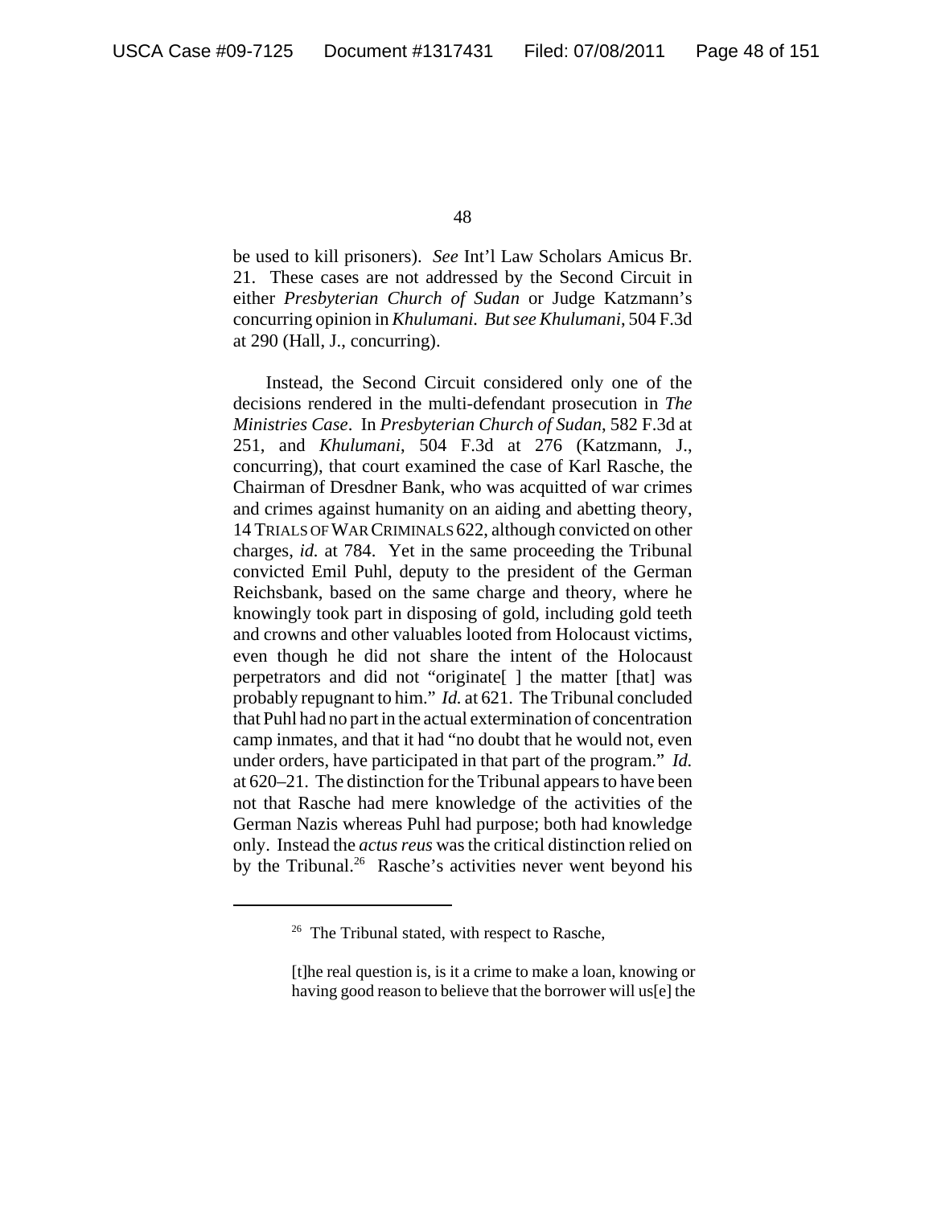be used to kill prisoners). *See* Int'l Law Scholars Amicus Br. 21. These cases are not addressed by the Second Circuit in either *Presbyterian Church of Sudan* or Judge Katzmann's concurring opinion in *Khulumani*. *But see Khulumani*, 504 F.3d at 290 (Hall, J., concurring).

Instead, the Second Circuit considered only one of the decisions rendered in the multi-defendant prosecution in *The Ministries Case*. In *Presbyterian Church of Sudan*, 582 F.3d at 251, and *Khulumani*, 504 F.3d at 276 (Katzmann, J., concurring), that court examined the case of Karl Rasche, the Chairman of Dresdner Bank, who was acquitted of war crimes and crimes against humanity on an aiding and abetting theory, 14 TRIALS OF WAR CRIMINALS 622, although convicted on other charges, *id.* at 784. Yet in the same proceeding the Tribunal convicted Emil Puhl, deputy to the president of the German Reichsbank, based on the same charge and theory, where he knowingly took part in disposing of gold, including gold teeth and crowns and other valuables looted from Holocaust victims, even though he did not share the intent of the Holocaust perpetrators and did not "originate[ ] the matter [that] was probably repugnant to him." *Id.* at 621. The Tribunal concluded that Puhl had no part in the actual extermination of concentration camp inmates, and that it had "no doubt that he would not, even under orders, have participated in that part of the program." *Id.* at 620–21. The distinction for the Tribunal appears to have been not that Rasche had mere knowledge of the activities of the German Nazis whereas Puhl had purpose; both had knowledge only. Instead the *actus reus* was the critical distinction relied on by the Tribunal.[26] Rasche's activities never went beyond his

[26] The Tribunal stated, with respect to Rasche,

> [t]he real question is, is it a crime to make a loan, knowing or having good reason to believe that the borrower will us[e] the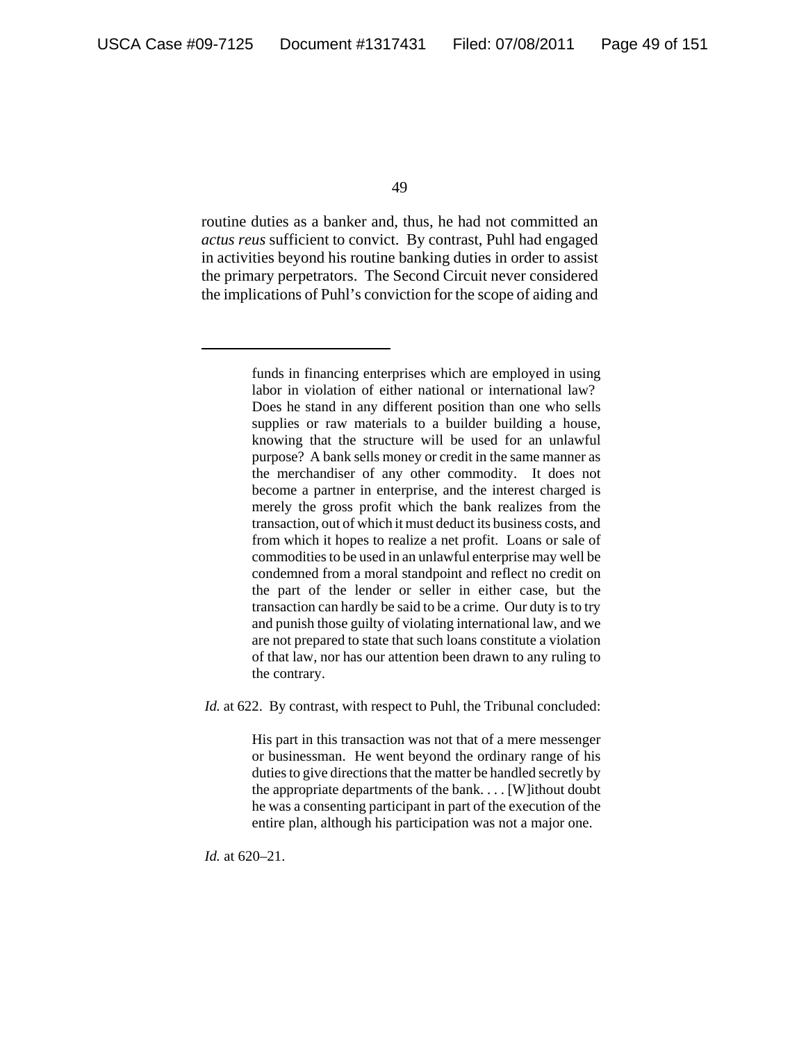routine duties as a banker and, thus, he had not committed an *actus reus* sufficient to convict. By contrast, Puhl had engaged in activities beyond his routine banking duties in order to assist the primary perpetrators. The Second Circuit never considered the implications of Puhl's conviction for the scope of aiding and

---

> funds in financing enterprises which are employed in using labor in violation of either national or international law? Does he stand in any different position than one who sells supplies or raw materials to a builder building a house, knowing that the structure will be used for an unlawful purpose? A bank sells money or credit in the same manner as the merchandiser of any other commodity. It does not become a partner in enterprise, and the interest charged is merely the gross profit which the bank realizes from the transaction, out of which it must deduct its business costs, and from which it hopes to realize a net profit. Loans or sale of commodities to be used in an unlawful enterprise may well be condemned from a moral standpoint and reflect no credit on the part of the lender or seller in either case, but the transaction can hardly be said to be a crime. Our duty is to try and punish those guilty of violating international law, and we are not prepared to state that such loans constitute a violation of that law, nor has our attention been drawn to any ruling to the contrary.

*Id.* at 622. By contrast, with respect to Puhl, the Tribunal concluded:

> His part in this transaction was not that of a mere messenger or businessman. He went beyond the ordinary range of his duties to give directions that the matter be handled secretly by the appropriate departments of the bank. . . . [W]ithout doubt he was a consenting participant in part of the execution of the entire plan, although his participation was not a major one.

*Id.* at 620–21.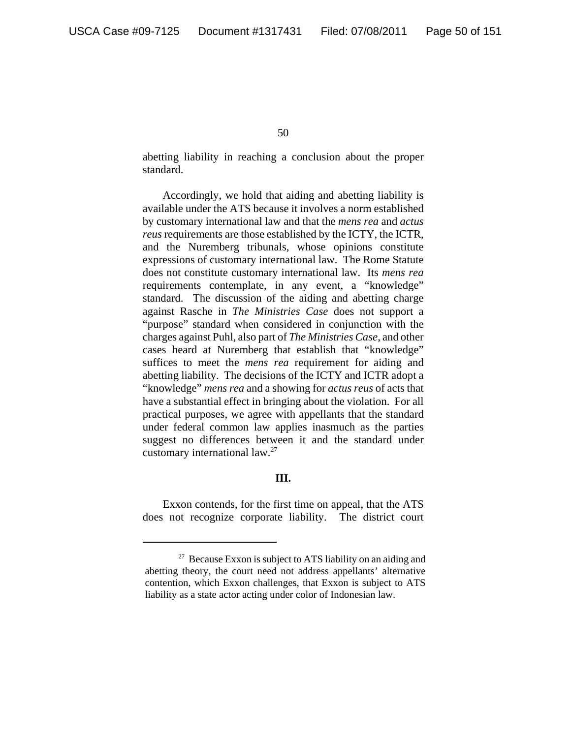abetting liability in reaching a conclusion about the proper standard.

Accordingly, we hold that aiding and abetting liability is available under the ATS because it involves a norm established by customary international law and that the *mens rea* and *actus reus* requirements are those established by the ICTY, the ICTR, and the Nuremberg tribunals, whose opinions constitute expressions of customary international law. The Rome Statute does not constitute customary international law. Its *mens rea* requirements contemplate, in any event, a "knowledge" standard. The discussion of the aiding and abetting charge against Rasche in *The Ministries Case* does not support a "purpose" standard when considered in conjunction with the charges against Puhl, also part of *The Ministries Case*, and other cases heard at Nuremberg that establish that "knowledge" suffices to meet the *mens rea* requirement for aiding and abetting liability. The decisions of the ICTY and ICTR adopt a "knowledge" *mens rea* and a showing for *actus reus* of acts that have a substantial effect in bringing about the violation. For all practical purposes, we agree with appellants that the standard under federal common law applies inasmuch as the parties suggest no differences between it and the standard under customary international law.[27]

### III.

Exxon contends, for the first time on appeal, that the ATS does not recognize corporate liability. The district court

---

[27] Because Exxon is subject to ATS liability on an aiding and abetting theory, the court need not address appellants' alternative contention, which Exxon challenges, that Exxon is subject to ATS liability as a state actor acting under color of Indonesian law.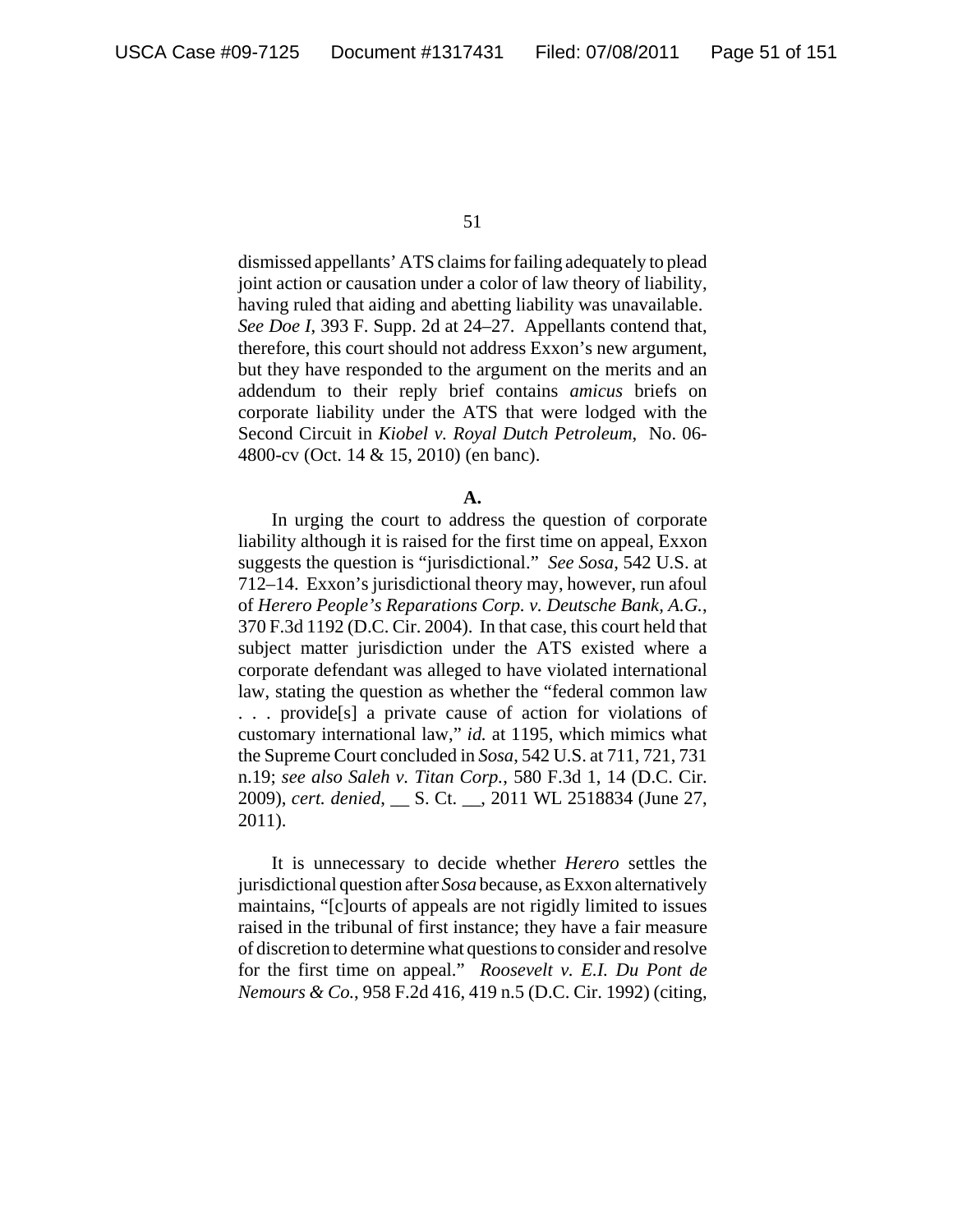dismissed appellants' ATS claims for failing adequately to plead joint action or causation under a color of law theory of liability, having ruled that aiding and abetting liability was unavailable. *See Doe I*, 393 F. Supp. 2d at 24–27. Appellants contend that, therefore, this court should not address Exxon's new argument, but they have responded to the argument on the merits and an addendum to their reply brief contains *amicus* briefs on corporate liability under the ATS that were lodged with the Second Circuit in *Kiobel v. Royal Dutch Petroleum*, No. 06-4800-cv (Oct. 14 & 15, 2010) (en banc).

**A.**

In urging the court to address the question of corporate liability although it is raised for the first time on appeal, Exxon suggests the question is "jurisdictional." *See Sosa*, 542 U.S. at 712–14. Exxon's jurisdictional theory may, however, run afoul of *Herero People's Reparations Corp. v. Deutsche Bank, A.G.*, 370 F.3d 1192 (D.C. Cir. 2004). In that case, this court held that subject matter jurisdiction under the ATS existed where a corporate defendant was alleged to have violated international law, stating the question as whether the "federal common law . . . provide[s] a private cause of action for violations of customary international law," *id.* at 1195, which mimics what the Supreme Court concluded in *Sosa*, 542 U.S. at 711, 721, 731 n.19; *see also Saleh v. Titan Corp.*, 580 F.3d 1, 14 (D.C. Cir. 2009), *cert. denied*, __ S. Ct. __, 2011 WL 2518834 (June 27, 2011).

It is unnecessary to decide whether *Herero* settles the jurisdictional question after *Sosa* because, as Exxon alternatively maintains, "[c]ourts of appeals are not rigidly limited to issues raised in the tribunal of first instance; they have a fair measure of discretion to determine what questions to consider and resolve for the first time on appeal." *Roosevelt v. E.I. Du Pont de Nemours & Co.*, 958 F.2d 416, 419 n.5 (D.C. Cir. 1992) (citing,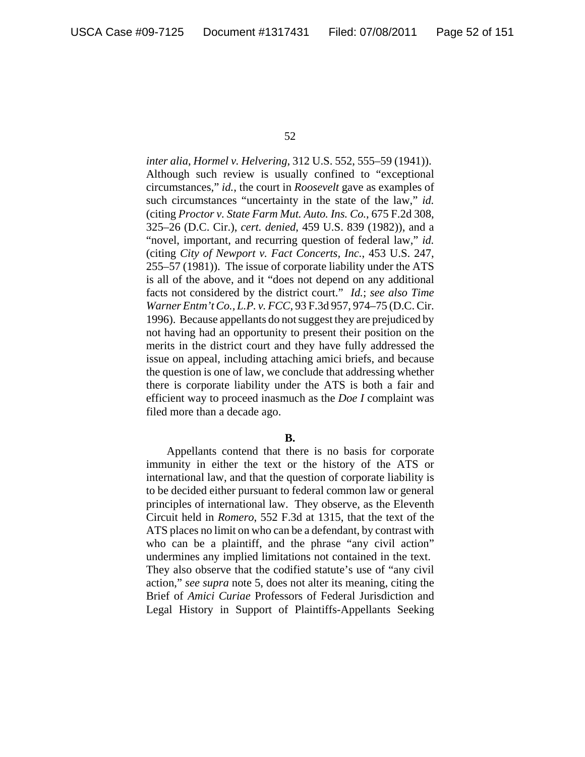*inter alia*, *Hormel v. Helvering*, 312 U.S. 552, 555–59 (1941)). Although such review is usually confined to "exceptional circumstances," *id.*, the court in *Roosevelt* gave as examples of such circumstances "uncertainty in the state of the law," *id.* (citing *Proctor v. State Farm Mut. Auto. Ins. Co.*, 675 F.2d 308, 325–26 (D.C. Cir.), *cert. denied*, 459 U.S. 839 (1982)), and a "novel, important, and recurring question of federal law," *id.* (citing *City of Newport v. Fact Concerts, Inc.*, 453 U.S. 247, 255–57 (1981)). The issue of corporate liability under the ATS is all of the above, and it "does not depend on any additional facts not considered by the district court." *Id.*; *see also Time Warner Entm't Co., L.P. v. FCC*, 93 F.3d 957, 974–75 (D.C. Cir. 1996). Because appellants do not suggest they are prejudiced by not having had an opportunity to present their position on the merits in the district court and they have fully addressed the issue on appeal, including attaching amici briefs, and because the question is one of law, we conclude that addressing whether there is corporate liability under the ATS is both a fair and efficient way to proceed inasmuch as the *Doe I* complaint was filed more than a decade ago.

**B.**

Appellants contend that there is no basis for corporate immunity in either the text or the history of the ATS or international law, and that the question of corporate liability is to be decided either pursuant to federal common law or general principles of international law. They observe, as the Eleventh Circuit held in *Romero*, 552 F.3d at 1315, that the text of the ATS places no limit on who can be a defendant, by contrast with who can be a plaintiff, and the phrase "any civil action" undermines any implied limitations not contained in the text. They also observe that the codified statute's use of "any civil action," *see supra* note 5, does not alter its meaning, citing the Brief of *Amici Curiae* Professors of Federal Jurisdiction and Legal History in Support of Plaintiffs-Appellants Seeking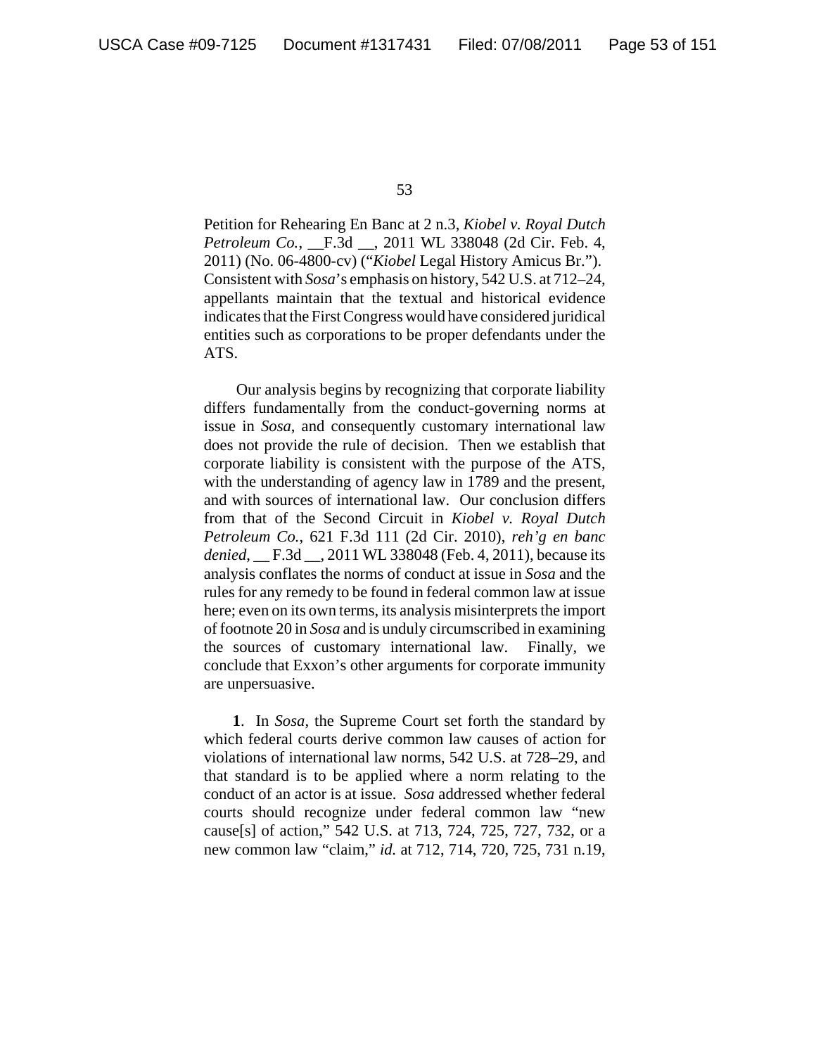Petition for Rehearing En Banc at 2 n.3, *Kiobel v. Royal Dutch Petroleum Co.*, __F.3d __, 2011 WL 338048 (2d Cir. Feb. 4, 2011) (No. 06-4800-cv) ("*Kiobel* Legal History Amicus Br."). Consistent with *Sosa*'s emphasis on history, 542 U.S. at 712–24, appellants maintain that the textual and historical evidence indicates that the First Congress would have considered juridical entities such as corporations to be proper defendants under the ATS.

Our analysis begins by recognizing that corporate liability differs fundamentally from the conduct-governing norms at issue in *Sosa*, and consequently customary international law does not provide the rule of decision. Then we establish that corporate liability is consistent with the purpose of the ATS, with the understanding of agency law in 1789 and the present, and with sources of international law. Our conclusion differs from that of the Second Circuit in *Kiobel v. Royal Dutch Petroleum Co.*, 621 F.3d 111 (2d Cir. 2010), *reh'g en banc denied*, __ F.3d __, 2011 WL 338048 (Feb. 4, 2011), because its analysis conflates the norms of conduct at issue in *Sosa* and the rules for any remedy to be found in federal common law at issue here; even on its own terms, its analysis misinterprets the import of footnote 20 in *Sosa* and is unduly circumscribed in examining the sources of customary international law. Finally, we conclude that Exxon's other arguments for corporate immunity are unpersuasive.

**1**. In *Sosa*, the Supreme Court set forth the standard by which federal courts derive common law causes of action for violations of international law norms, 542 U.S. at 728–29, and that standard is to be applied where a norm relating to the conduct of an actor is at issue. *Sosa* addressed whether federal courts should recognize under federal common law "new cause[s] of action," 542 U.S. at 713, 724, 725, 727, 732, or a new common law "claim," *id.* at 712, 714, 720, 725, 731 n.19,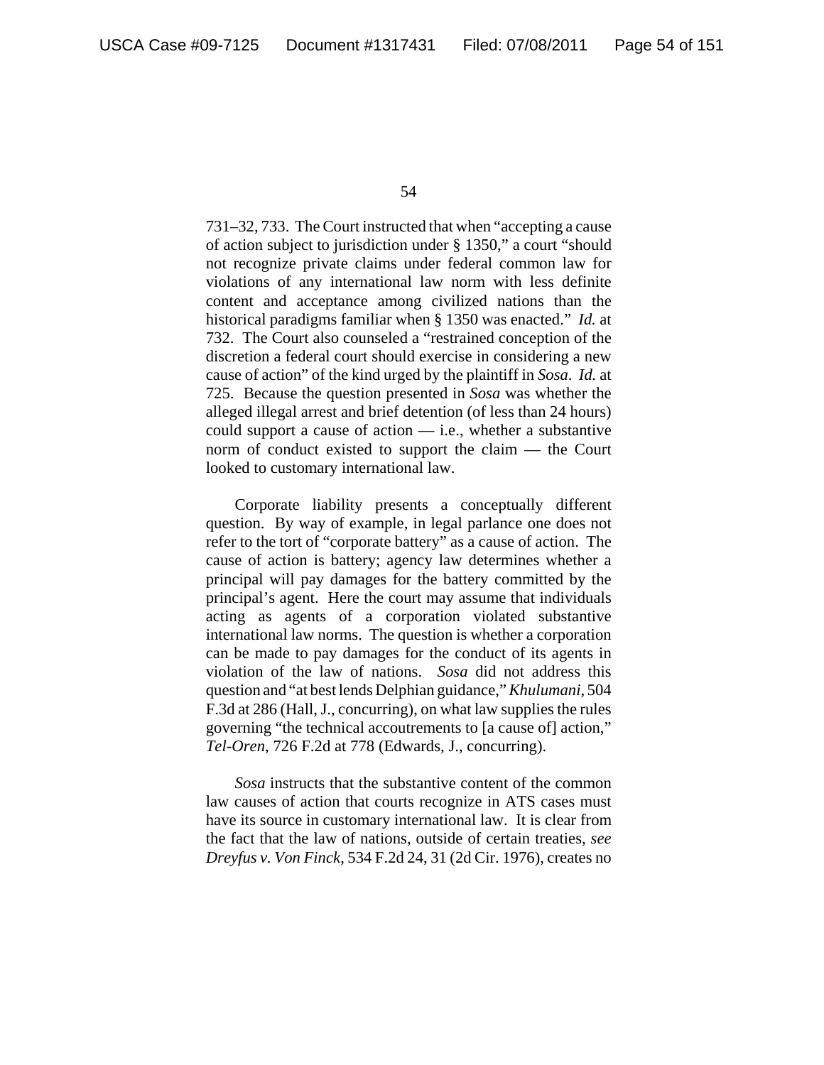731–32, 733. The Court instructed that when "accepting a cause of action subject to jurisdiction under § 1350," a court "should not recognize private claims under federal common law for violations of any international law norm with less definite content and acceptance among civilized nations than the historical paradigms familiar when § 1350 was enacted." *Id.* at 732. The Court also counseled a "restrained conception of the discretion a federal court should exercise in considering a new cause of action" of the kind urged by the plaintiff in *Sosa*. *Id.* at 725. Because the question presented in *Sosa* was whether the alleged illegal arrest and brief detention (of less than 24 hours) could support a cause of action — i.e., whether a substantive norm of conduct existed to support the claim — the Court looked to customary international law.

Corporate liability presents a conceptually different question. By way of example, in legal parlance one does not refer to the tort of "corporate battery" as a cause of action. The cause of action is battery; agency law determines whether a principal will pay damages for the battery committed by the principal's agent. Here the court may assume that individuals acting as agents of a corporation violated substantive international law norms. The question is whether a corporation can be made to pay damages for the conduct of its agents in violation of the law of nations. *Sosa* did not address this question and "at best lends Delphian guidance," *Khulumani*, 504 F.3d at 286 (Hall, J., concurring), on what law supplies the rules governing "the technical accoutrements to [a cause of] action," *Tel-Oren*, 726 F.2d at 778 (Edwards, J., concurring).

*Sosa* instructs that the substantive content of the common law causes of action that courts recognize in ATS cases must have its source in customary international law. It is clear from the fact that the law of nations, outside of certain treaties, *see Dreyfus v. Von Finck*, 534 F.2d 24, 31 (2d Cir. 1976), creates no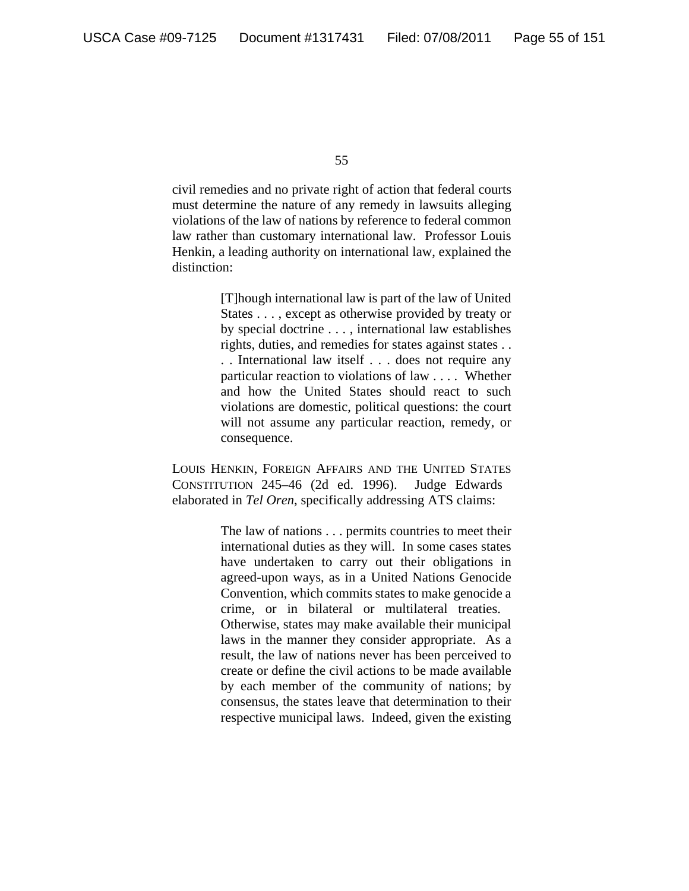civil remedies and no private right of action that federal courts must determine the nature of any remedy in lawsuits alleging violations of the law of nations by reference to federal common law rather than customary international law. Professor Louis Henkin, a leading authority on international law, explained the distinction:

> [T]hough international law is part of the law of United States . . . , except as otherwise provided by treaty or by special doctrine . . . , international law establishes rights, duties, and remedies for states against states . . . . International law itself . . . does not require any particular reaction to violations of law . . . . Whether and how the United States should react to such violations are domestic, political questions: the court will not assume any particular reaction, remedy, or consequence.

LOUIS HENKIN, FOREIGN AFFAIRS AND THE UNITED STATES CONSTITUTION 245–46 (2d ed. 1996). Judge Edwards elaborated in *Tel Oren*, specifically addressing ATS claims:

> The law of nations . . . permits countries to meet their international duties as they will. In some cases states have undertaken to carry out their obligations in agreed-upon ways, as in a United Nations Genocide Convention, which commits states to make genocide a crime, or in bilateral or multilateral treaties. Otherwise, states may make available their municipal laws in the manner they consider appropriate. As a result, the law of nations never has been perceived to create or define the civil actions to be made available by each member of the community of nations; by consensus, the states leave that determination to their respective municipal laws. Indeed, given the existing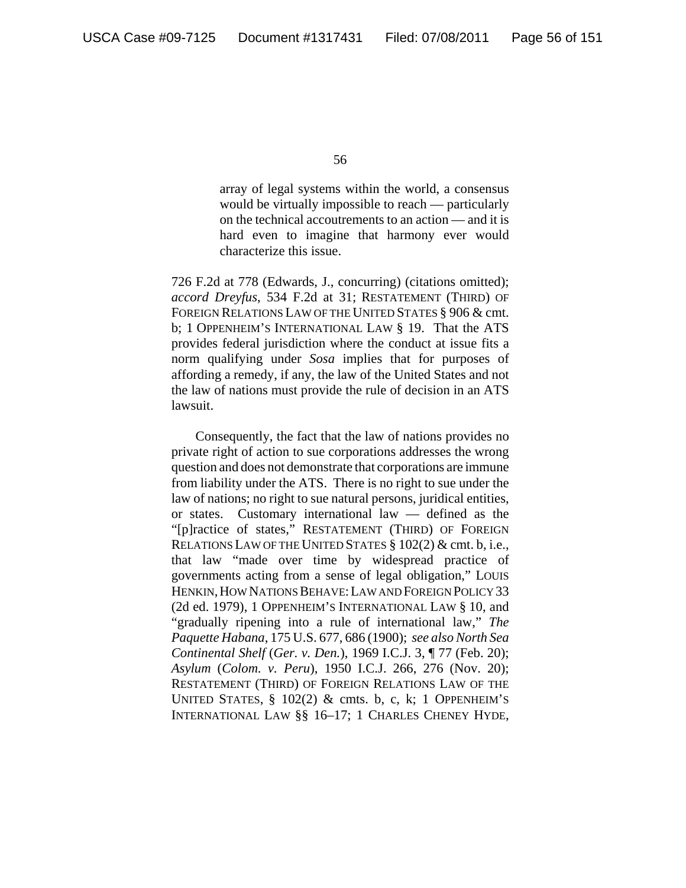> array of legal systems within the world, a consensus would be virtually impossible to reach — particularly on the technical accoutrements to an action — and it is hard even to imagine that harmony ever would characterize this issue.

726 F.2d at 778 (Edwards, J., concurring) (citations omitted); *accord Dreyfus*, 534 F.2d at 31; RESTATEMENT (THIRD) OF FOREIGN RELATIONS LAW OF THE UNITED STATES § 906 & cmt. b; 1 OPPENHEIM'S INTERNATIONAL LAW § 19. That the ATS provides federal jurisdiction where the conduct at issue fits a norm qualifying under *Sosa* implies that for purposes of affording a remedy, if any, the law of the United States and not the law of nations must provide the rule of decision in an ATS lawsuit.

Consequently, the fact that the law of nations provides no private right of action to sue corporations addresses the wrong question and does not demonstrate that corporations are immune from liability under the ATS. There is no right to sue under the law of nations; no right to sue natural persons, juridical entities, or states. Customary international law — defined as the "[p]ractice of states," RESTATEMENT (THIRD) OF FOREIGN RELATIONS LAW OF THE UNITED STATES § 102(2) & cmt. b, i.e., that law "made over time by widespread practice of governments acting from a sense of legal obligation," LOUIS HENKIN, HOW NATIONS BEHAVE: LAW AND FOREIGN POLICY 33 (2d ed. 1979), 1 OPPENHEIM'S INTERNATIONAL LAW § 10, and "gradually ripening into a rule of international law," *The Paquette Habana*, 175 U.S. 677, 686 (1900); *see also North Sea Continental Shelf* (*Ger. v. Den.*), 1969 I.C.J. 3, ¶ 77 (Feb. 20); *Asylum* (*Colom. v. Peru*), 1950 I.C.J. 266, 276 (Nov. 20); RESTATEMENT (THIRD) OF FOREIGN RELATIONS LAW OF THE UNITED STATES, § 102(2) & cmts. b, c, k; 1 OPPENHEIM'S INTERNATIONAL LAW §§ 16–17; 1 CHARLES CHENEY HYDE,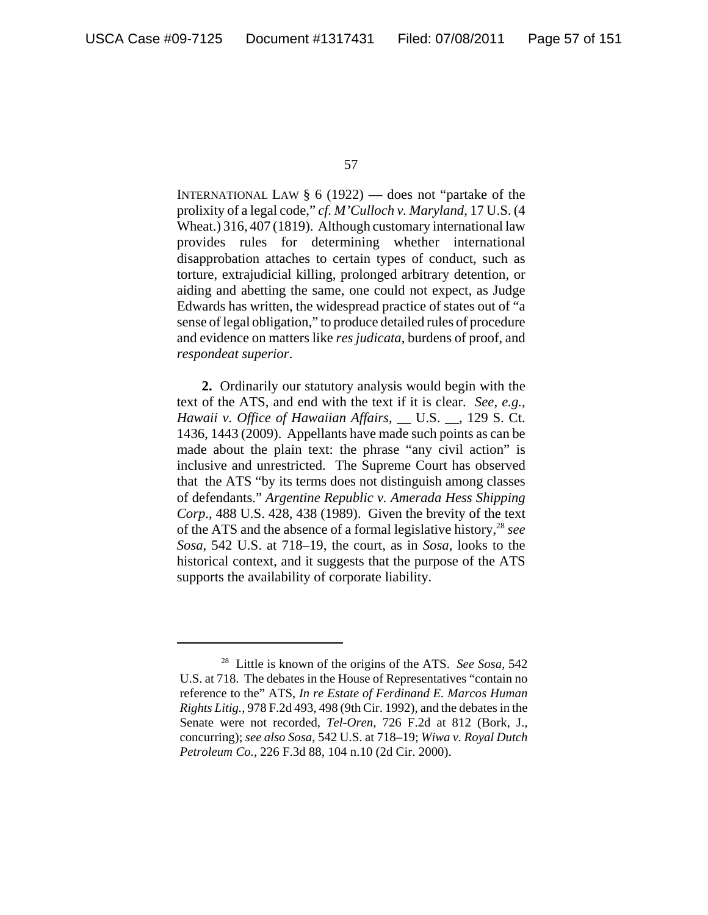INTERNATIONAL LAW § 6 (1922) — does not "partake of the prolixity of a legal code," *cf. M'Culloch v. Maryland*, 17 U.S. (4 Wheat.) 316, 407 (1819). Although customary international law provides rules for determining whether international disapprobation attaches to certain types of conduct, such as torture, extrajudicial killing, prolonged arbitrary detention, or aiding and abetting the same, one could not expect, as Judge Edwards has written, the widespread practice of states out of "a sense of legal obligation," to produce detailed rules of procedure and evidence on matters like *res judicata*, burdens of proof, and *respondeat superior*.

**2.** Ordinarily our statutory analysis would begin with the text of the ATS, and end with the text if it is clear. *See, e.g., Hawaii v. Office of Hawaiian Affairs*, __ U.S. __, 129 S. Ct. 1436, 1443 (2009). Appellants have made such points as can be made about the plain text: the phrase "any civil action" is inclusive and unrestricted. The Supreme Court has observed that the ATS "by its terms does not distinguish among classes of defendants." *Argentine Republic v. Amerada Hess Shipping Corp*., 488 U.S. 428, 438 (1989). Given the brevity of the text of the ATS and the absence of a formal legislative history,[28] *see Sosa*, 542 U.S. at 718–19, the court, as in *Sosa*, looks to the historical context, and it suggests that the purpose of the ATS supports the availability of corporate liability.

---

[28] Little is known of the origins of the ATS. *See Sosa*, 542 U.S. at 718. The debates in the House of Representatives "contain no reference to the" ATS, *In re Estate of Ferdinand E. Marcos Human Rights Litig.*, 978 F.2d 493, 498 (9th Cir. 1992), and the debates in the Senate were not recorded, *Tel-Oren*, 726 F.2d at 812 (Bork, J., concurring); *see also Sosa*, 542 U.S. at 718–19; *Wiwa v. Royal Dutch Petroleum Co.*, 226 F.3d 88, 104 n.10 (2d Cir. 2000).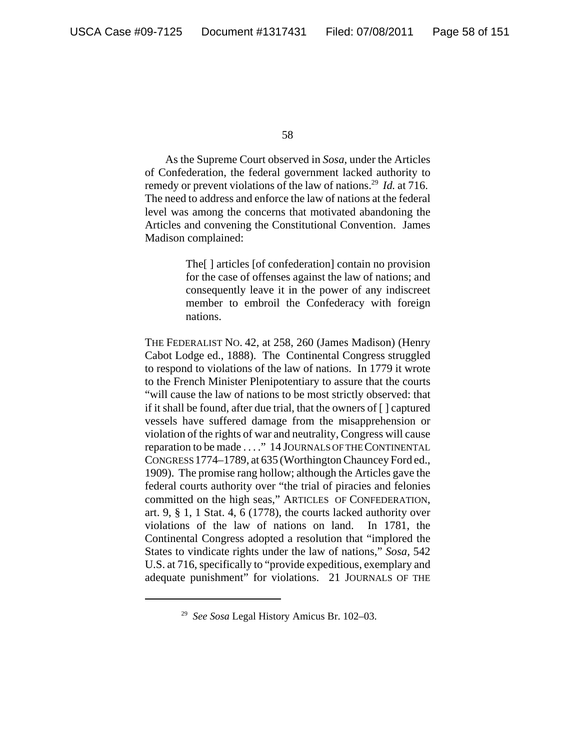As the Supreme Court observed in *Sosa*, under the Articles of Confederation, the federal government lacked authority to remedy or prevent violations of the law of nations.[29] *Id.* at 716. The need to address and enforce the law of nations at the federal level was among the concerns that motivated abandoning the Articles and convening the Constitutional Convention. James Madison complained:

> The[ ] articles [of confederation] contain no provision for the case of offenses against the law of nations; and consequently leave it in the power of any indiscreet member to embroil the Confederacy with foreign nations.

THE FEDERALIST NO. 42, at 258, 260 (James Madison) (Henry Cabot Lodge ed., 1888). The Continental Congress struggled to respond to violations of the law of nations. In 1779 it wrote to the French Minister Plenipotentiary to assure that the courts "will cause the law of nations to be most strictly observed: that if it shall be found, after due trial, that the owners of [ ] captured vessels have suffered damage from the misapprehension or violation of the rights of war and neutrality, Congress will cause reparation to be made . . . ." 14 JOURNALS OF THE CONTINENTAL CONGRESS 1774–1789, at 635 (Worthington Chauncey Ford ed., 1909). The promise rang hollow; although the Articles gave the federal courts authority over "the trial of piracies and felonies committed on the high seas," ARTICLES OF CONFEDERATION, art. 9, § 1, 1 Stat. 4, 6 (1778), the courts lacked authority over violations of the law of nations on land. In 1781, the Continental Congress adopted a resolution that "implored the States to vindicate rights under the law of nations," *Sosa*, 542 U.S. at 716, specifically to "provide expeditious, exemplary and adequate punishment" for violations. 21 JOURNALS OF THE

---

[29] *See Sosa* Legal History Amicus Br. 102–03.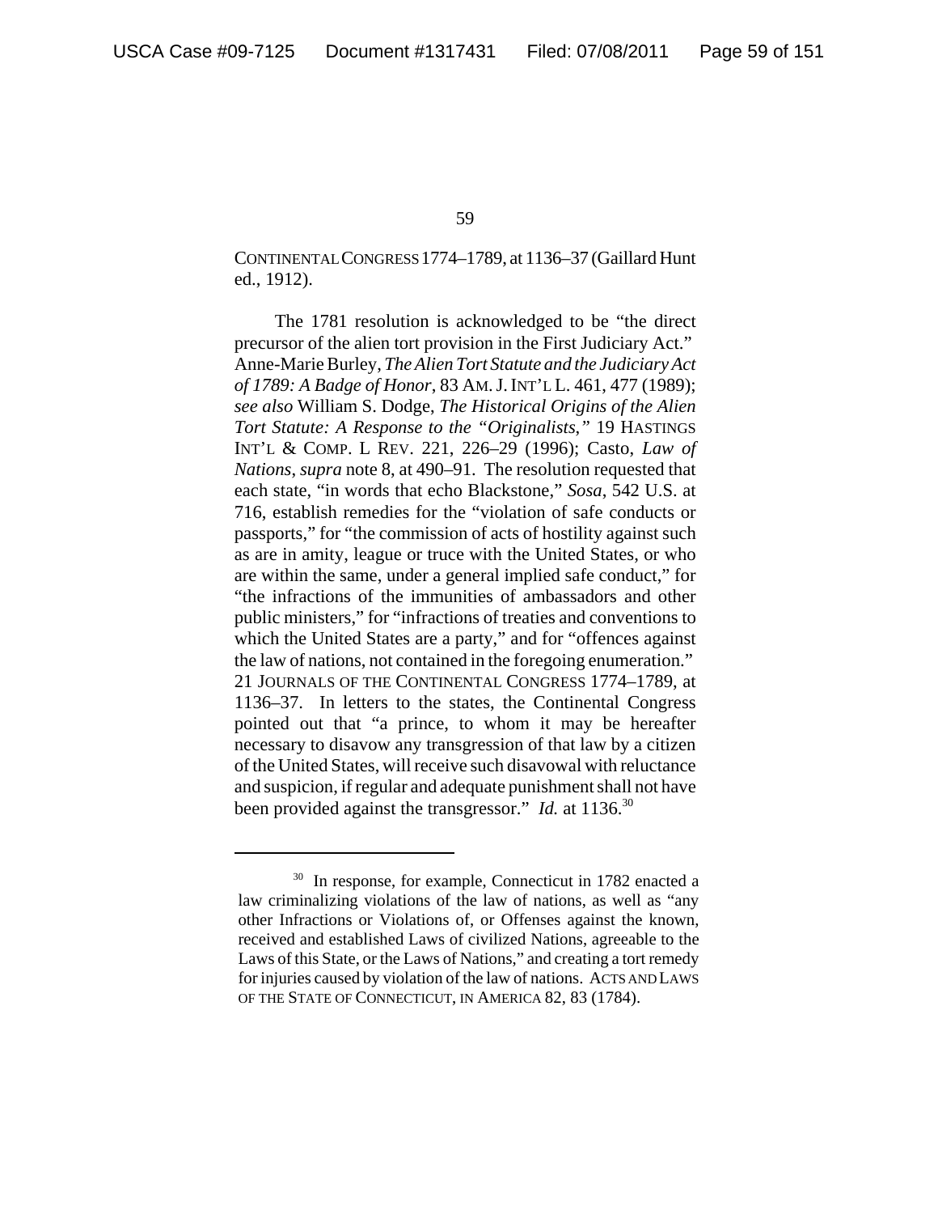CONTINENTAL CONGRESS 1774–1789, at 1136–37 (Gaillard Hunt ed., 1912).

The 1781 resolution is acknowledged to be "the direct precursor of the alien tort provision in the First Judiciary Act." Anne-Marie Burley, *The Alien Tort Statute and the Judiciary Act of 1789: A Badge of Honor*, 83 AM. J. INT'L L. 461, 477 (1989); *see also* William S. Dodge, *The Historical Origins of the Alien Tort Statute: A Response to the "Originalists,"* 19 HASTINGS INT'L & COMP. L REV. 221, 226–29 (1996); Casto, *Law of Nations*, *supra* note 8, at 490–91. The resolution requested that each state, "in words that echo Blackstone," *Sosa*, 542 U.S. at 716, establish remedies for the "violation of safe conducts or passports," for "the commission of acts of hostility against such as are in amity, league or truce with the United States, or who are within the same, under a general implied safe conduct," for "the infractions of the immunities of ambassadors and other public ministers," for "infractions of treaties and conventions to which the United States are a party," and for "offences against the law of nations, not contained in the foregoing enumeration." 21 JOURNALS OF THE CONTINENTAL CONGRESS 1774–1789, at 1136–37. In letters to the states, the Continental Congress pointed out that "a prince, to whom it may be hereafter necessary to disavow any transgression of that law by a citizen of the United States, will receive such disavowal with reluctance and suspicion, if regular and adequate punishment shall not have been provided against the transgressor." *Id.* at 1136.[30]

[30] In response, for example, Connecticut in 1782 enacted a law criminalizing violations of the law of nations, as well as "any other Infractions or Violations of, or Offenses against the known, received and established Laws of civilized Nations, agreeable to the Laws of this State, or the Laws of Nations," and creating a tort remedy for injuries caused by violation of the law of nations. ACTS AND LAWS OF THE STATE OF CONNECTICUT, IN AMERICA 82, 83 (1784).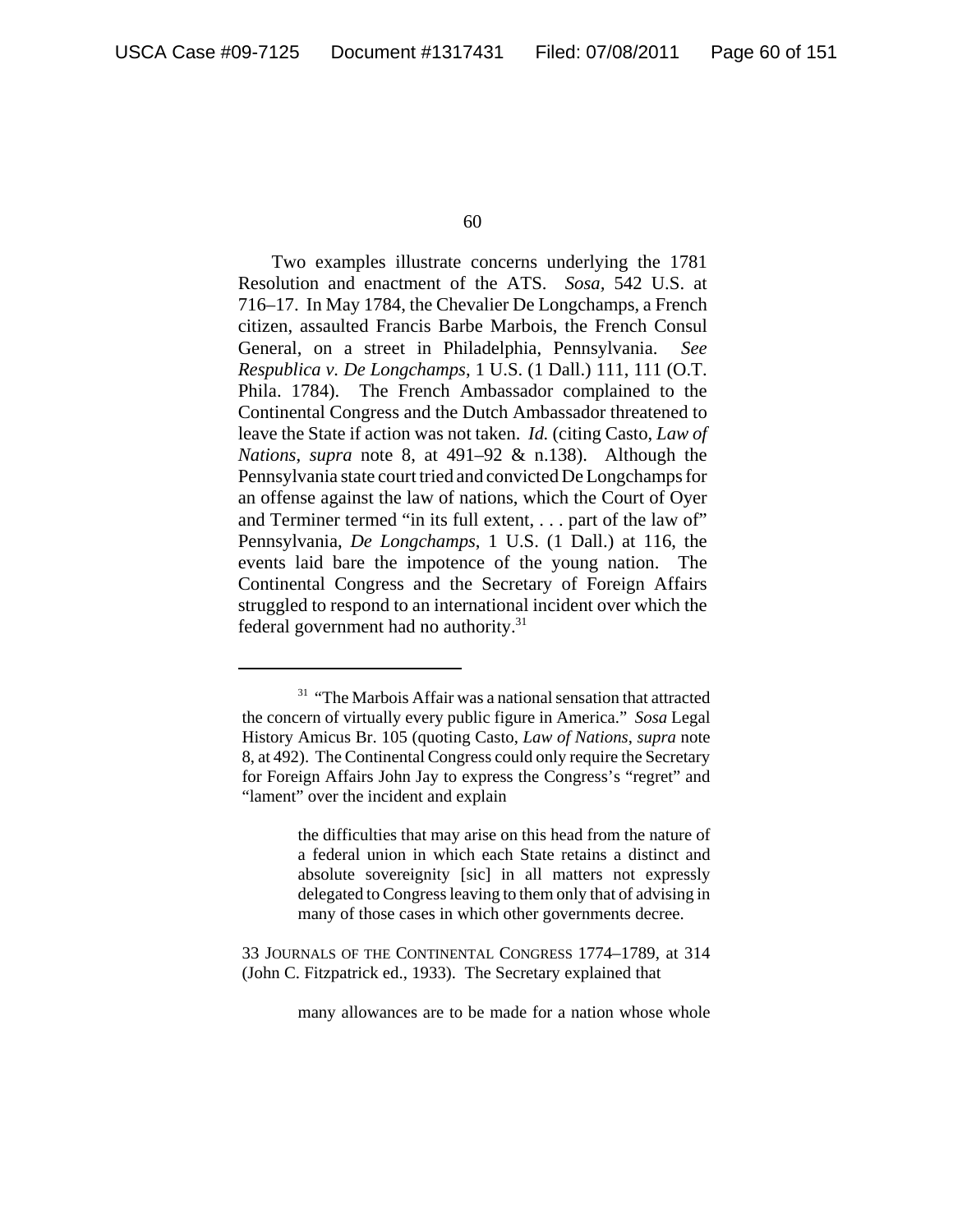Two examples illustrate concerns underlying the 1781 Resolution and enactment of the ATS. *Sosa*, 542 U.S. at 716–17. In May 1784, the Chevalier De Longchamps, a French citizen, assaulted Francis Barbe Marbois, the French Consul General, on a street in Philadelphia, Pennsylvania. *See Respublica v. De Longchamps*, 1 U.S. (1 Dall.) 111, 111 (O.T. Phila. 1784). The French Ambassador complained to the Continental Congress and the Dutch Ambassador threatened to leave the State if action was not taken. *Id.* (citing Casto, *Law of Nations*, *supra* note 8, at 491–92 & n.138). Although the Pennsylvania state court tried and convicted De Longchamps for an offense against the law of nations, which the Court of Oyer and Terminer termed "in its full extent, . . . part of the law of" Pennsylvania, *De Longchamps*, 1 U.S. (1 Dall.) at 116, the events laid bare the impotence of the young nation. The Continental Congress and the Secretary of Foreign Affairs struggled to respond to an international incident over which the federal government had no authority.[31]

---

[31] "The Marbois Affair was a national sensation that attracted the concern of virtually every public figure in America." *Sosa* Legal History Amicus Br. 105 (quoting Casto, *Law of Nations*, *supra* note 8, at 492). The Continental Congress could only require the Secretary for Foreign Affairs John Jay to express the Congress's "regret" and "lament" over the incident and explain

> the difficulties that may arise on this head from the nature of a federal union in which each State retains a distinct and absolute sovereignity [sic] in all matters not expressly delegated to Congress leaving to them only that of advising in many of those cases in which other governments decree.

33 JOURNALS OF THE CONTINENTAL CONGRESS 1774–1789, at 314 (John C. Fitzpatrick ed., 1933). The Secretary explained that

> many allowances are to be made for a nation whose whole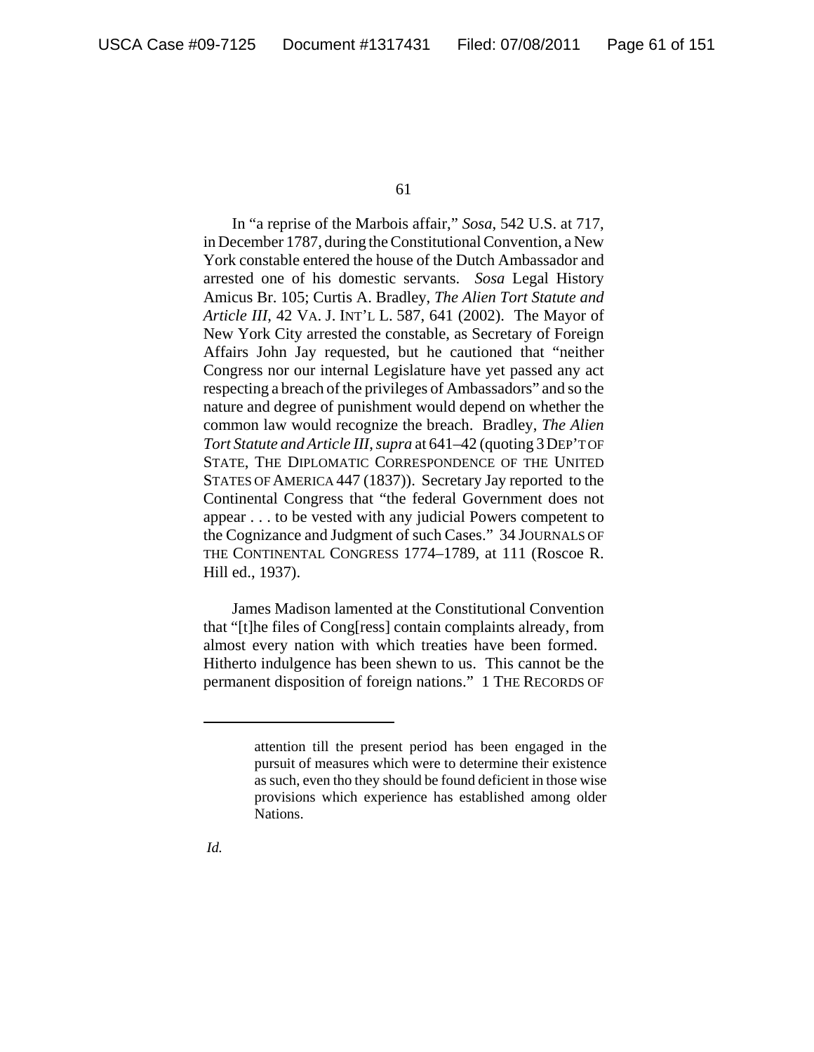In "a reprise of the Marbois affair," *Sosa*, 542 U.S. at 717, in December 1787, during the Constitutional Convention, a New York constable entered the house of the Dutch Ambassador and arrested one of his domestic servants. *Sosa* Legal History Amicus Br. 105; Curtis A. Bradley, *The Alien Tort Statute and Article III*, 42 VA. J. INT'L L. 587, 641 (2002). The Mayor of New York City arrested the constable, as Secretary of Foreign Affairs John Jay requested, but he cautioned that "neither Congress nor our internal Legislature have yet passed any act respecting a breach of the privileges of Ambassadors" and so the nature and degree of punishment would depend on whether the common law would recognize the breach. Bradley, *The Alien Tort Statute and Article III*, *supra* at 641–42 (quoting 3 DEP'T OF STATE, THE DIPLOMATIC CORRESPONDENCE OF THE UNITED STATES OF AMERICA 447 (1837)). Secretary Jay reported to the Continental Congress that "the federal Government does not appear . . . to be vested with any judicial Powers competent to the Cognizance and Judgment of such Cases." 34 JOURNALS OF THE CONTINENTAL CONGRESS 1774–1789, at 111 (Roscoe R. Hill ed., 1937).

James Madison lamented at the Constitutional Convention that "[t]he files of Cong[ress] contain complaints already, from almost every nation with which treaties have been formed. Hitherto indulgence has been shewn to us. This cannot be the permanent disposition of foreign nations." 1 THE RECORDS OF

---

> attention till the present period has been engaged in the pursuit of measures which were to determine their existence as such, even tho they should be found deficient in those wise provisions which experience has established among older Nations.

*Id.*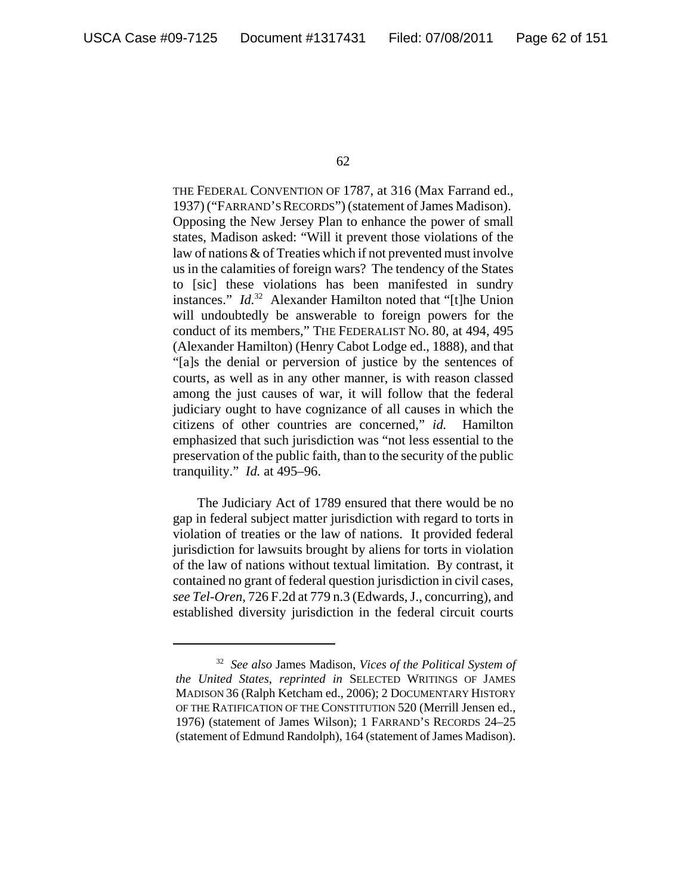THE FEDERAL CONVENTION OF 1787, at 316 (Max Farrand ed., 1937) ("FARRAND'S RECORDS") (statement of James Madison). Opposing the New Jersey Plan to enhance the power of small states, Madison asked: "Will it prevent those violations of the law of nations & of Treaties which if not prevented must involve us in the calamities of foreign wars? The tendency of the States to [sic] these violations has been manifested in sundry instances." *Id.*[32] Alexander Hamilton noted that "[t]he Union will undoubtedly be answerable to foreign powers for the conduct of its members," THE FEDERALIST NO. 80, at 494, 495 (Alexander Hamilton) (Henry Cabot Lodge ed., 1888), and that "[a]s the denial or perversion of justice by the sentences of courts, as well as in any other manner, is with reason classed among the just causes of war, it will follow that the federal judiciary ought to have cognizance of all causes in which the citizens of other countries are concerned," *id.* Hamilton emphasized that such jurisdiction was "not less essential to the preservation of the public faith, than to the security of the public tranquility." *Id.* at 495–96.

The Judiciary Act of 1789 ensured that there would be no gap in federal subject matter jurisdiction with regard to torts in violation of treaties or the law of nations. It provided federal jurisdiction for lawsuits brought by aliens for torts in violation of the law of nations without textual limitation. By contrast, it contained no grant of federal question jurisdiction in civil cases, *see Tel-Oren*, 726 F.2d at 779 n.3 (Edwards, J., concurring), and established diversity jurisdiction in the federal circuit courts

---

[32] *See also* James Madison, *Vices of the Political System of the United States*, *reprinted in* SELECTED WRITINGS OF JAMES MADISON 36 (Ralph Ketcham ed., 2006); 2 DOCUMENTARY HISTORY OF THE RATIFICATION OF THE CONSTITUTION 520 (Merrill Jensen ed., 1976) (statement of James Wilson); 1 FARRAND'S RECORDS 24–25 (statement of Edmund Randolph), 164 (statement of James Madison).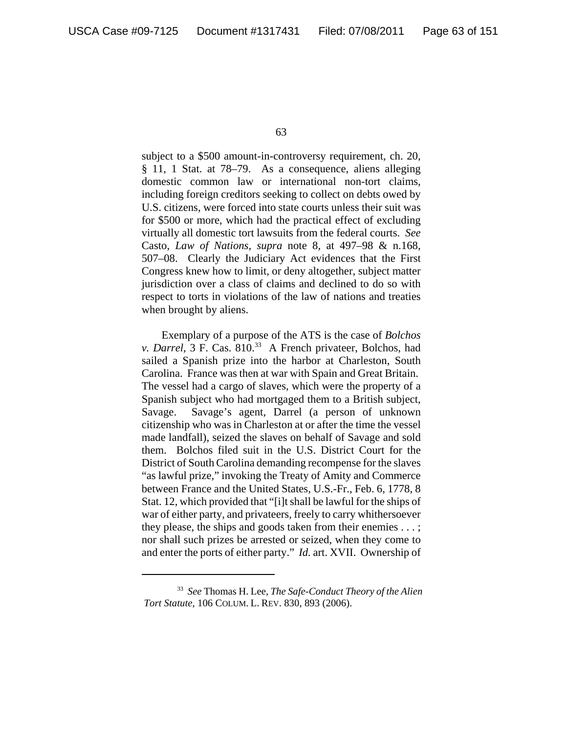subject to a $500 amount-in-controversy requirement, ch. 20, § 11, 1 Stat. at 78–79. As a consequence, aliens alleging domestic common law or international non-tort claims, including foreign creditors seeking to collect on debts owed by U.S. citizens, were forced into state courts unless their suit was for $500 or more, which had the practical effect of excluding virtually all domestic tort lawsuits from the federal courts. *See* Casto, *Law of Nations*, *supra* note 8, at 497–98 & n.168, 507–08. Clearly the Judiciary Act evidences that the First Congress knew how to limit, or deny altogether, subject matter jurisdiction over a class of claims and declined to do so with respect to torts in violations of the law of nations and treaties when brought by aliens.

Exemplary of a purpose of the ATS is the case of *Bolchos v. Darrel*, 3 F. Cas. 810.[33] A French privateer, Bolchos, had sailed a Spanish prize into the harbor at Charleston, South Carolina. France was then at war with Spain and Great Britain. The vessel had a cargo of slaves, which were the property of a Spanish subject who had mortgaged them to a British subject, Savage. Savage's agent, Darrel (a person of unknown citizenship who was in Charleston at or after the time the vessel made landfall), seized the slaves on behalf of Savage and sold them. Bolchos filed suit in the U.S. District Court for the District of South Carolina demanding recompense for the slaves "as lawful prize," invoking the Treaty of Amity and Commerce between France and the United States, U.S.-Fr., Feb. 6, 1778, 8 Stat. 12, which provided that "[i]t shall be lawful for the ships of war of either party, and privateers, freely to carry whithersoever they please, the ships and goods taken from their enemies . . . ; nor shall such prizes be arrested or seized, when they come to and enter the ports of either party." *Id.* art. XVII. Ownership of

---

[33] *See* Thomas H. Lee, *The Safe-Conduct Theory of the Alien Tort Statute*, 106 COLUM. L. REV. 830, 893 (2006).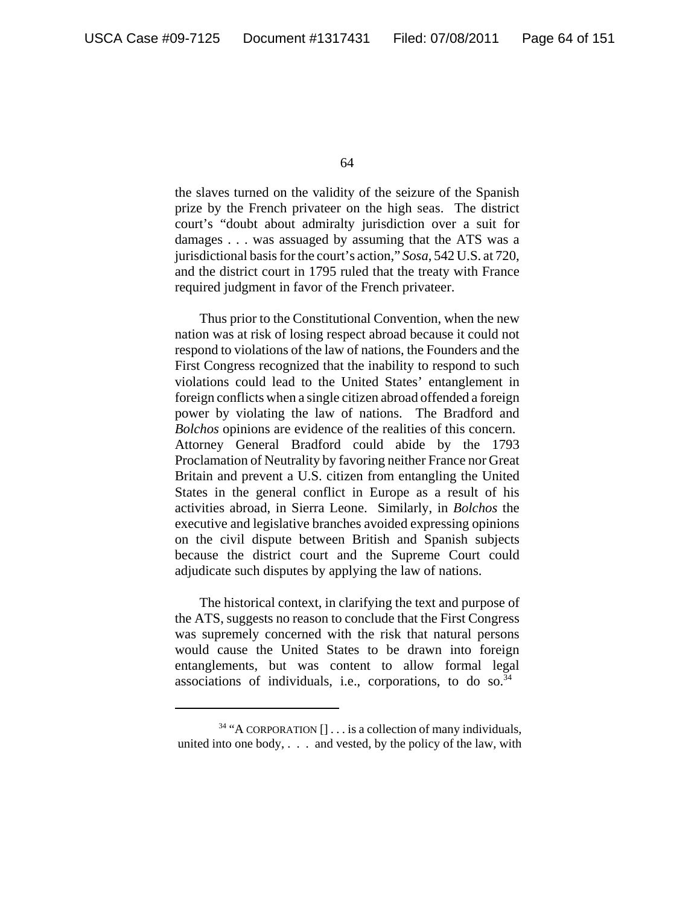the slaves turned on the validity of the seizure of the Spanish prize by the French privateer on the high seas. The district court's "doubt about admiralty jurisdiction over a suit for damages . . . was assuaged by assuming that the ATS was a jurisdictional basis for the court's action," *Sosa*, 542 U.S. at 720, and the district court in 1795 ruled that the treaty with France required judgment in favor of the French privateer.

Thus prior to the Constitutional Convention, when the new nation was at risk of losing respect abroad because it could not respond to violations of the law of nations, the Founders and the First Congress recognized that the inability to respond to such violations could lead to the United States' entanglement in foreign conflicts when a single citizen abroad offended a foreign power by violating the law of nations. The Bradford and *Bolchos* opinions are evidence of the realities of this concern. Attorney General Bradford could abide by the 1793 Proclamation of Neutrality by favoring neither France nor Great Britain and prevent a U.S. citizen from entangling the United States in the general conflict in Europe as a result of his activities abroad, in Sierra Leone. Similarly, in *Bolchos* the executive and legislative branches avoided expressing opinions on the civil dispute between British and Spanish subjects because the district court and the Supreme Court could adjudicate such disputes by applying the law of nations.

The historical context, in clarifying the text and purpose of the ATS, suggests no reason to conclude that the First Congress was supremely concerned with the risk that natural persons would cause the United States to be drawn into foreign entanglements, but was content to allow formal legal associations of individuals, i.e., corporations, to do so.[34]

---

[34] "A CORPORATION [] . . . is a collection of many individuals, united into one body, . . . and vested, by the policy of the law, with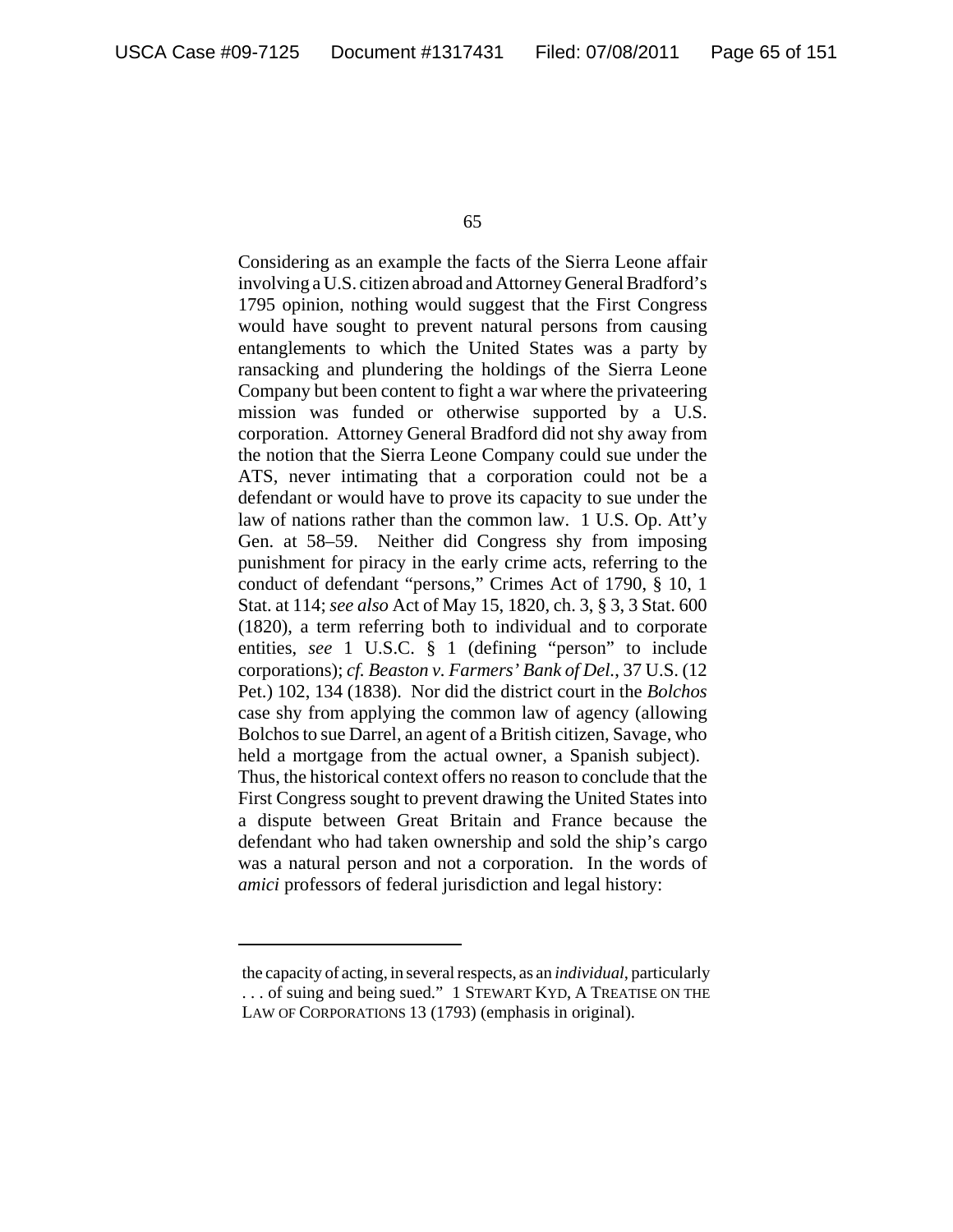Considering as an example the facts of the Sierra Leone affair involving a U.S. citizen abroad and Attorney General Bradford's 1795 opinion, nothing would suggest that the First Congress would have sought to prevent natural persons from causing entanglements to which the United States was a party by ransacking and plundering the holdings of the Sierra Leone Company but been content to fight a war where the privateering mission was funded or otherwise supported by a U.S. corporation. Attorney General Bradford did not shy away from the notion that the Sierra Leone Company could sue under the ATS, never intimating that a corporation could not be a defendant or would have to prove its capacity to sue under the law of nations rather than the common law. 1 U.S. Op. Att'y Gen. at 58–59. Neither did Congress shy from imposing punishment for piracy in the early crime acts, referring to the conduct of defendant "persons," Crimes Act of 1790, § 10, 1 Stat. at 114; *see also* Act of May 15, 1820, ch. 3, § 3, 3 Stat. 600 (1820), a term referring both to individual and to corporate entities, *see* 1 U.S.C. § 1 (defining "person" to include corporations); *cf. Beaston v. Farmers' Bank of Del.*, 37 U.S. (12 Pet.) 102, 134 (1838). Nor did the district court in the *Bolchos* case shy from applying the common law of agency (allowing Bolchos to sue Darrel, an agent of a British citizen, Savage, who held a mortgage from the actual owner, a Spanish subject). Thus, the historical context offers no reason to conclude that the First Congress sought to prevent drawing the United States into a dispute between Great Britain and France because the defendant who had taken ownership and sold the ship's cargo was a natural person and not a corporation. In the words of *amici* professors of federal jurisdiction and legal history:

---

the capacity of acting, in several respects, as an *individual*, particularly . . . of suing and being sued." 1 STEWART KYD, A TREATISE ON THE LAW OF CORPORATIONS 13 (1793) (emphasis in original).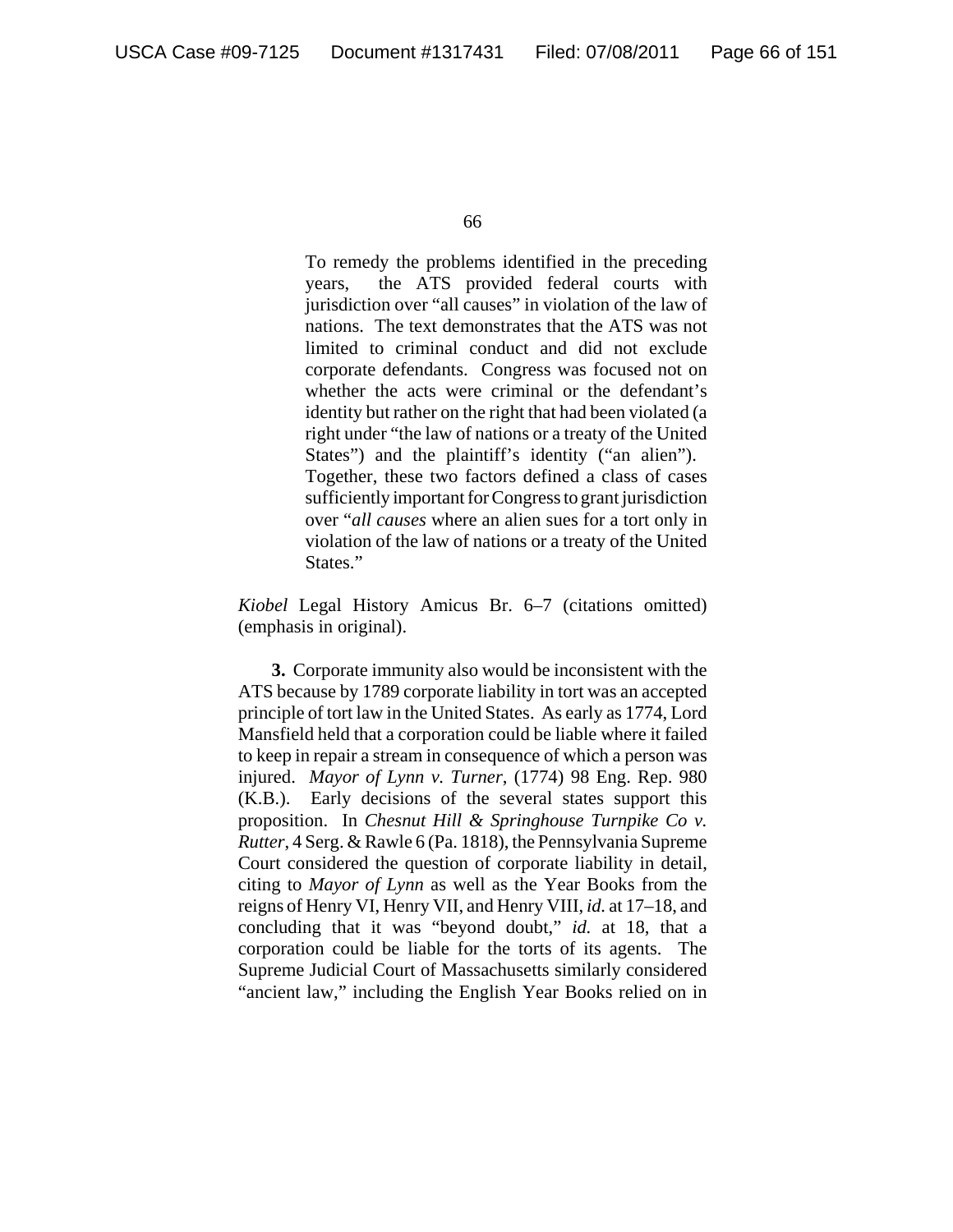> To remedy the problems identified in the preceding years, the ATS provided federal courts with jurisdiction over "all causes" in violation of the law of nations. The text demonstrates that the ATS was not limited to criminal conduct and did not exclude corporate defendants. Congress was focused not on whether the acts were criminal or the defendant's identity but rather on the right that had been violated (a right under "the law of nations or a treaty of the United States") and the plaintiff's identity ("an alien"). Together, these two factors defined a class of cases sufficiently important for Congress to grant jurisdiction over "*all causes* where an alien sues for a tort only in violation of the law of nations or a treaty of the United States."

*Kiobel* Legal History Amicus Br. 6–7 (citations omitted) (emphasis in original).

**3.** Corporate immunity also would be inconsistent with the ATS because by 1789 corporate liability in tort was an accepted principle of tort law in the United States. As early as 1774, Lord Mansfield held that a corporation could be liable where it failed to keep in repair a stream in consequence of which a person was injured. *Mayor of Lynn v. Turner*, (1774) 98 Eng. Rep. 980 (K.B.). Early decisions of the several states support this proposition. In *Chesnut Hill & Springhouse Turnpike Co v. Rutter*, 4 Serg. & Rawle 6 (Pa. 1818), the Pennsylvania Supreme Court considered the question of corporate liability in detail, citing to *Mayor of Lynn* as well as the Year Books from the reigns of Henry VI, Henry VII, and Henry VIII, *id.* at 17–18, and concluding that it was "beyond doubt," *id.* at 18, that a corporation could be liable for the torts of its agents. The Supreme Judicial Court of Massachusetts similarly considered "ancient law," including the English Year Books relied on in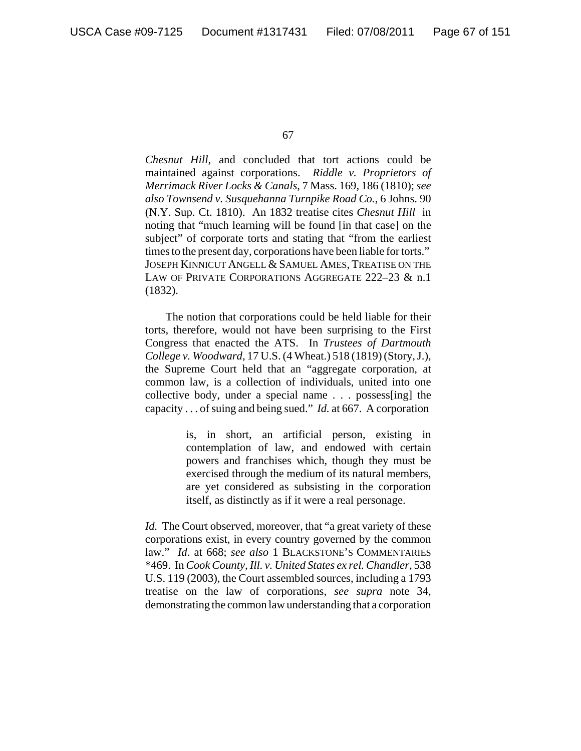*Chesnut Hill*, and concluded that tort actions could be maintained against corporations. *Riddle v. Proprietors of Merrimack River Locks & Canals*, 7 Mass. 169, 186 (1810); *see also Townsend v. Susquehanna Turnpike Road Co.*, 6 Johns. 90 (N.Y. Sup. Ct. 1810). An 1832 treatise cites *Chesnut Hill* in noting that "much learning will be found [in that case] on the subject" of corporate torts and stating that "from the earliest times to the present day, corporations have been liable for torts." JOSEPH KINNICUT ANGELL & SAMUEL AMES, TREATISE ON THE LAW OF PRIVATE CORPORATIONS AGGREGATE 222–23 & n.1 (1832).

The notion that corporations could be held liable for their torts, therefore, would not have been surprising to the First Congress that enacted the ATS. In *Trustees of Dartmouth College v. Woodward*, 17 U.S. (4 Wheat.) 518 (1819) (Story, J.), the Supreme Court held that an "aggregate corporation, at common law, is a collection of individuals, united into one collective body, under a special name . . . possess[ing] the capacity . . . of suing and being sued." *Id.* at 667. A corporation

> is, in short, an artificial person, existing in contemplation of law, and endowed with certain powers and franchises which, though they must be exercised through the medium of its natural members, are yet considered as subsisting in the corporation itself, as distinctly as if it were a real personage.

*Id.* The Court observed, moreover, that "a great variety of these corporations exist, in every country governed by the common law." *Id*. at 668; *see also* 1 BLACKSTONE'S COMMENTARIES *469. In *Cook County, Ill. v. United States ex rel. Chandler*, 538 U.S. 119 (2003), the Court assembled sources, including a 1793 treatise on the law of corporations, *see supra* note 34, demonstrating the common law understanding that a corporation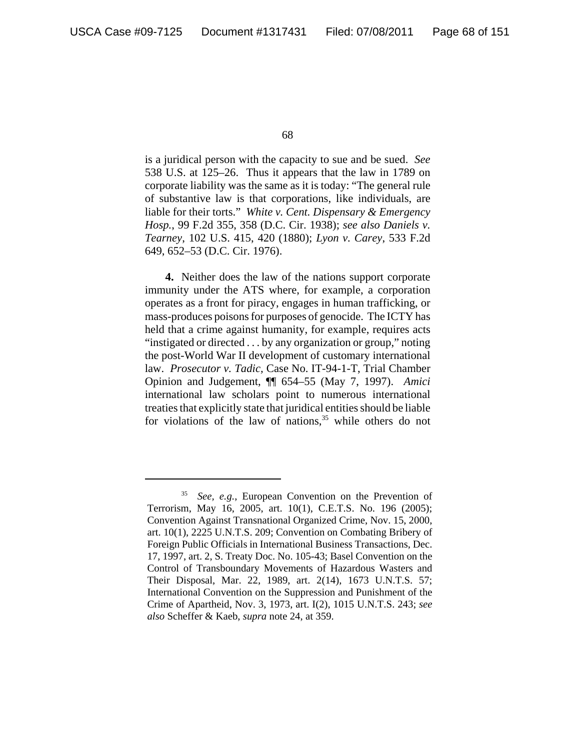is a juridical person with the capacity to sue and be sued. *See* 538 U.S. at 125–26. Thus it appears that the law in 1789 on corporate liability was the same as it is today: "The general rule of substantive law is that corporations, like individuals, are liable for their torts." *White v. Cent. Dispensary & Emergency Hosp.*, 99 F.2d 355, 358 (D.C. Cir. 1938); *see also Daniels v. Tearney*, 102 U.S. 415, 420 (1880); *Lyon v. Carey*, 533 F.2d 649, 652–53 (D.C. Cir. 1976).

**4.** Neither does the law of the nations support corporate immunity under the ATS where, for example, a corporation operates as a front for piracy, engages in human trafficking, or mass-produces poisons for purposes of genocide. The ICTY has held that a crime against humanity, for example, requires acts "instigated or directed . . . by any organization or group," noting the post-World War II development of customary international law. *Prosecutor v. Tadic*, Case No. IT-94-1-T, Trial Chamber Opinion and Judgement, ¶¶ 654–55 (May 7, 1997). *Amici* international law scholars point to numerous international treaties that explicitly state that juridical entities should be liable for violations of the law of nations,[35] while others do not

---

[35] *See, e.g.,* European Convention on the Prevention of Terrorism, May 16, 2005, art. 10(1), C.E.T.S. No. 196 (2005); Convention Against Transnational Organized Crime, Nov. 15, 2000, art. 10(1), 2225 U.N.T.S. 209; Convention on Combating Bribery of Foreign Public Officials in International Business Transactions, Dec. 17, 1997, art. 2, S. Treaty Doc. No. 105-43; Basel Convention on the Control of Transboundary Movements of Hazardous Wasters and Their Disposal, Mar. 22, 1989, art. 2(14), 1673 U.N.T.S. 57; International Convention on the Suppression and Punishment of the Crime of Apartheid, Nov. 3, 1973, art. I(2), 1015 U.N.T.S. 243; *see also* Scheffer & Kaeb, *supra* note 24, at 359.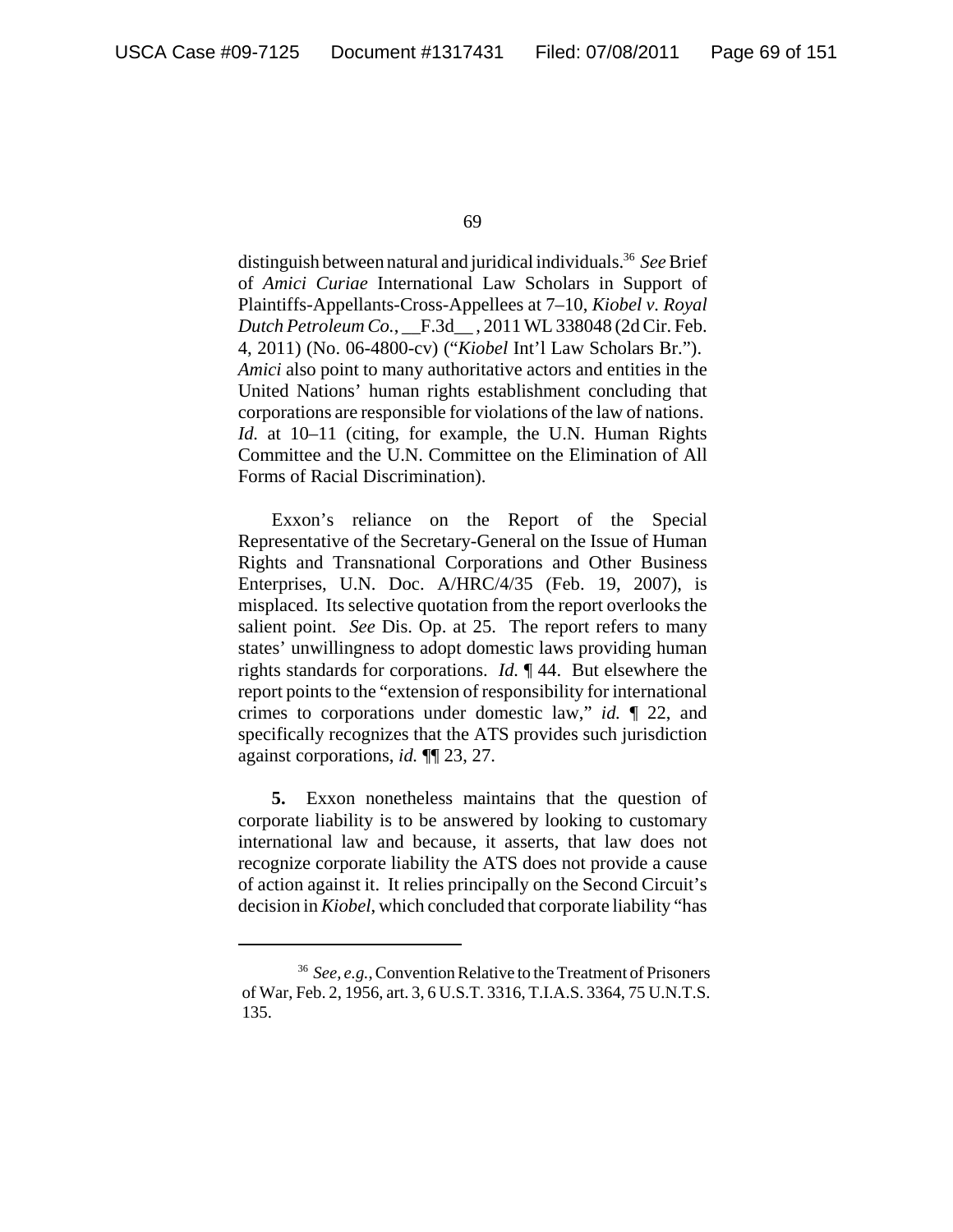distinguish between natural and juridical individuals.[36] *See* Brief of *Amici Curiae* International Law Scholars in Support of Plaintiffs-Appellants-Cross-Appellees at 7–10, *Kiobel v. Royal Dutch Petroleum Co.*, __F.3d__ , 2011 WL 338048 (2d Cir. Feb. 4, 2011) (No. 06-4800-cv) ("*Kiobel* Int'l Law Scholars Br."). *Amici* also point to many authoritative actors and entities in the United Nations' human rights establishment concluding that corporations are responsible for violations of the law of nations. *Id.* at 10–11 (citing, for example, the U.N. Human Rights Committee and the U.N. Committee on the Elimination of All Forms of Racial Discrimination).

Exxon's reliance on the Report of the Special Representative of the Secretary-General on the Issue of Human Rights and Transnational Corporations and Other Business Enterprises, U.N. Doc. A/HRC/4/35 (Feb. 19, 2007), is misplaced. Its selective quotation from the report overlooks the salient point. *See* Dis. Op. at 25. The report refers to many states' unwillingness to adopt domestic laws providing human rights standards for corporations. *Id.* ¶ 44. But elsewhere the report points to the "extension of responsibility for international crimes to corporations under domestic law," *id.* ¶ 22, and specifically recognizes that the ATS provides such jurisdiction against corporations, *id.* ¶¶ 23, 27.

**5.** Exxon nonetheless maintains that the question of corporate liability is to be answered by looking to customary international law and because, it asserts, that law does not recognize corporate liability the ATS does not provide a cause of action against it. It relies principally on the Second Circuit's decision in *Kiobel*, which concluded that corporate liability "has

---

[36] *See, e.g.*, Convention Relative to the Treatment of Prisoners of War, Feb. 2, 1956, art. 3, 6 U.S.T. 3316, T.I.A.S. 3364, 75 U.N.T.S. 135.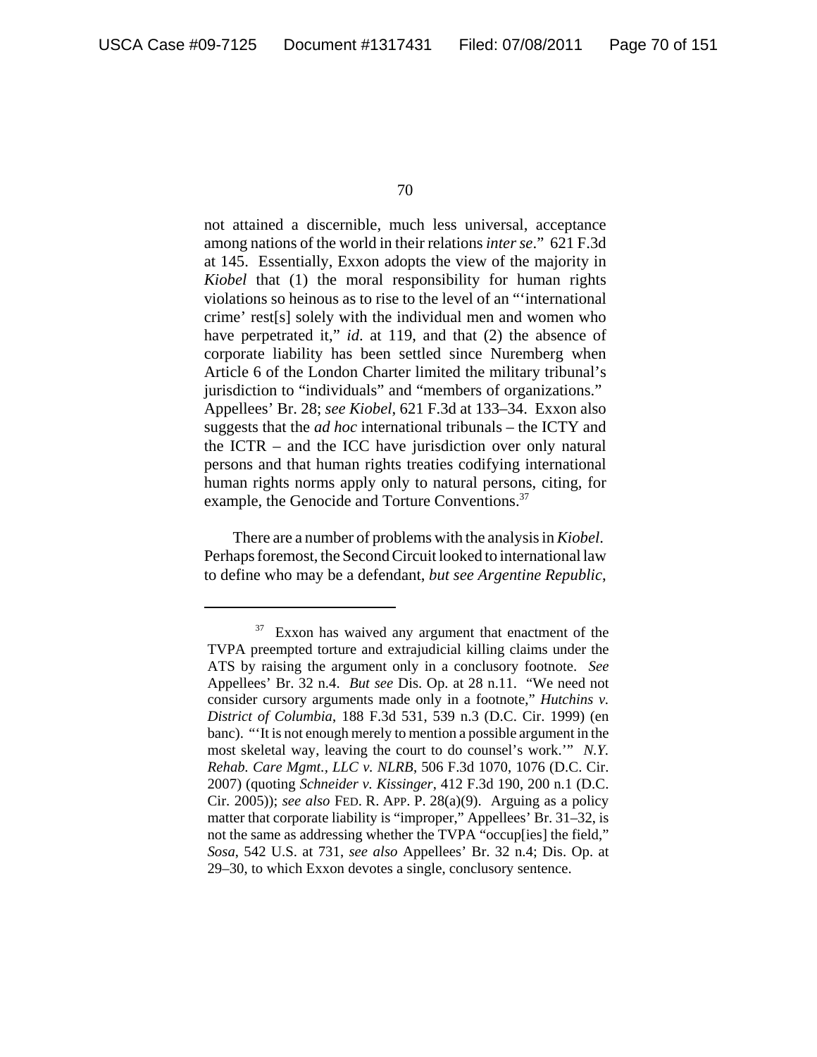not attained a discernible, much less universal, acceptance among nations of the world in their relations *inter se*." 621 F.3d at 145. Essentially, Exxon adopts the view of the majority in *Kiobel* that (1) the moral responsibility for human rights violations so heinous as to rise to the level of an "'international crime' rest[s] solely with the individual men and women who have perpetrated it," *id*. at 119, and that (2) the absence of corporate liability has been settled since Nuremberg when Article 6 of the London Charter limited the military tribunal's jurisdiction to "individuals" and "members of organizations." Appellees' Br. 28; *see Kiobel*, 621 F.3d at 133–34. Exxon also suggests that the *ad hoc* international tribunals – the ICTY and the ICTR – and the ICC have jurisdiction over only natural persons and that human rights treaties codifying international human rights norms apply only to natural persons, citing, for example, the Genocide and Torture Conventions.[37]

There are a number of problems with the analysis in *Kiobel*. Perhaps foremost, the Second Circuit looked to international law to define who may be a defendant, *but see Argentine Republic*,

---

[37] Exxon has waived any argument that enactment of the TVPA preempted torture and extrajudicial killing claims under the ATS by raising the argument only in a conclusory footnote. *See* Appellees' Br. 32 n.4. *But see* Dis. Op. at 28 n.11. "We need not consider cursory arguments made only in a footnote," *Hutchins v. District of Columbia*, 188 F.3d 531, 539 n.3 (D.C. Cir. 1999) (en banc). "'It is not enough merely to mention a possible argument in the most skeletal way, leaving the court to do counsel's work.'" *N.Y. Rehab. Care Mgmt., LLC v. NLRB*, 506 F.3d 1070, 1076 (D.C. Cir. 2007) (quoting *Schneider v. Kissinger*, 412 F.3d 190, 200 n.1 (D.C. Cir. 2005)); *see also* FED. R. APP. P. 28(a)(9). Arguing as a policy matter that corporate liability is "improper," Appellees' Br. 31–32, is not the same as addressing whether the TVPA "occup[ies] the field," *Sosa*, 542 U.S. at 731, *see also* Appellees' Br. 32 n.4; Dis. Op. at 29–30, to which Exxon devotes a single, conclusory sentence.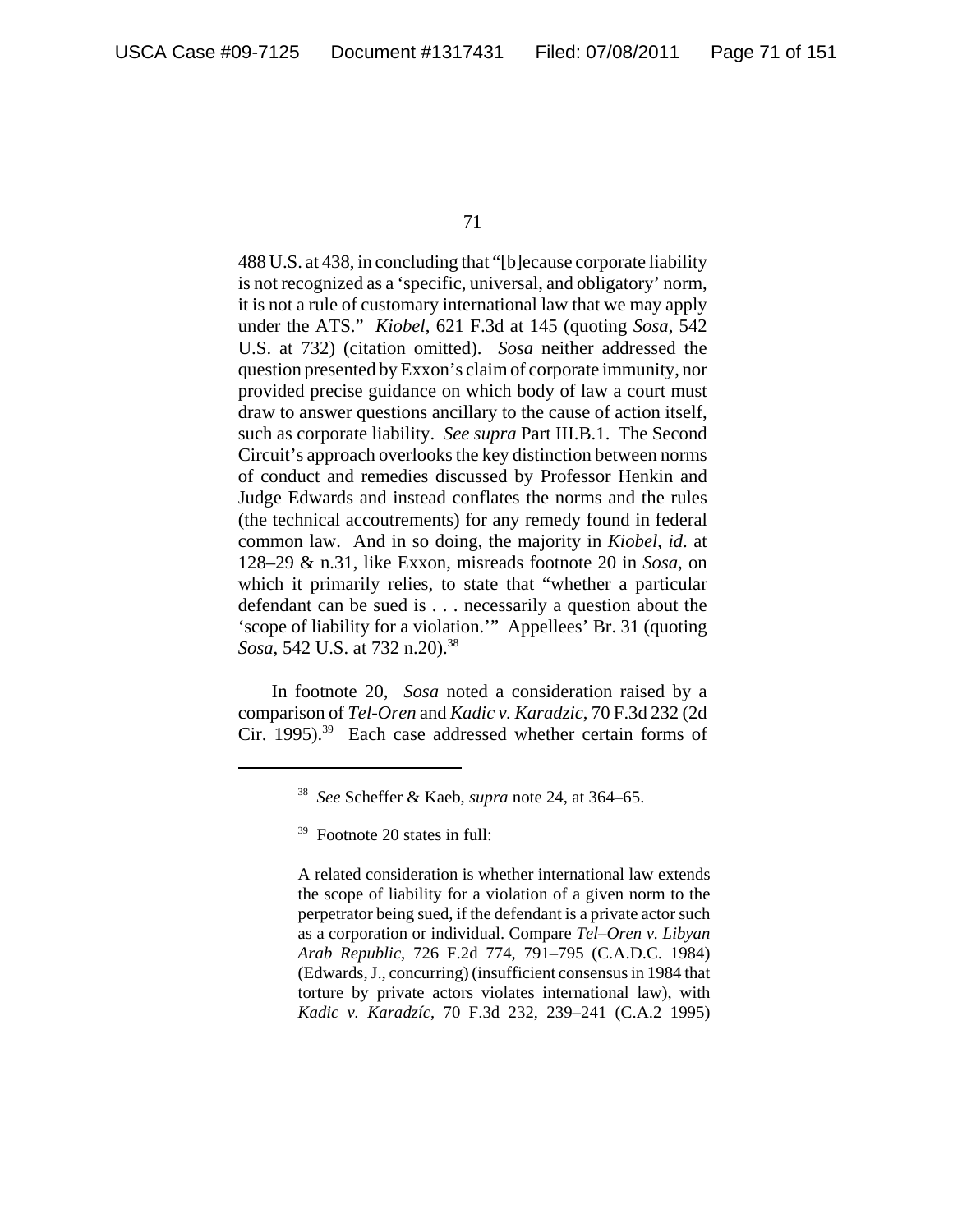488 U.S. at 438, in concluding that "[b]ecause corporate liability is not recognized as a 'specific, universal, and obligatory' norm, it is not a rule of customary international law that we may apply under the ATS." *Kiobel*, 621 F.3d at 145 (quoting *Sosa*, 542 U.S. at 732) (citation omitted). *Sosa* neither addressed the question presented by Exxon's claim of corporate immunity, nor provided precise guidance on which body of law a court must draw to answer questions ancillary to the cause of action itself, such as corporate liability. *See supra* Part III.B.1. The Second Circuit's approach overlooks the key distinction between norms of conduct and remedies discussed by Professor Henkin and Judge Edwards and instead conflates the norms and the rules (the technical accoutrements) for any remedy found in federal common law. And in so doing, the majority in *Kiobel*, *id*. at 128–29 & n.31, like Exxon, misreads footnote 20 in *Sosa*, on which it primarily relies, to state that "whether a particular defendant can be sued is . . . necessarily a question about the 'scope of liability for a violation.'" Appellees' Br. 31 (quoting *Sosa*, 542 U.S. at 732 n.20).[38]

In footnote 20, *Sosa* noted a consideration raised by a comparison of *Tel-Oren* and *Kadic v. Karadzic*, 70 F.3d 232 (2d Cir. 1995).[39] Each case addressed whether certain forms of

---

[38] *See* Scheffer & Kaeb, *supra* note 24, at 364–65.

[39] Footnote 20 states in full:

> A related consideration is whether international law extends the scope of liability for a violation of a given norm to the perpetrator being sued, if the defendant is a private actor such as a corporation or individual. Compare *Tel–Oren v. Libyan Arab Republic*, 726 F.2d 774, 791–795 (C.A.D.C. 1984) (Edwards, J., concurring) (insufficient consensus in 1984 that torture by private actors violates international law), with *Kadic v. Karadzíc*, 70 F.3d 232, 239–241 (C.A.2 1995)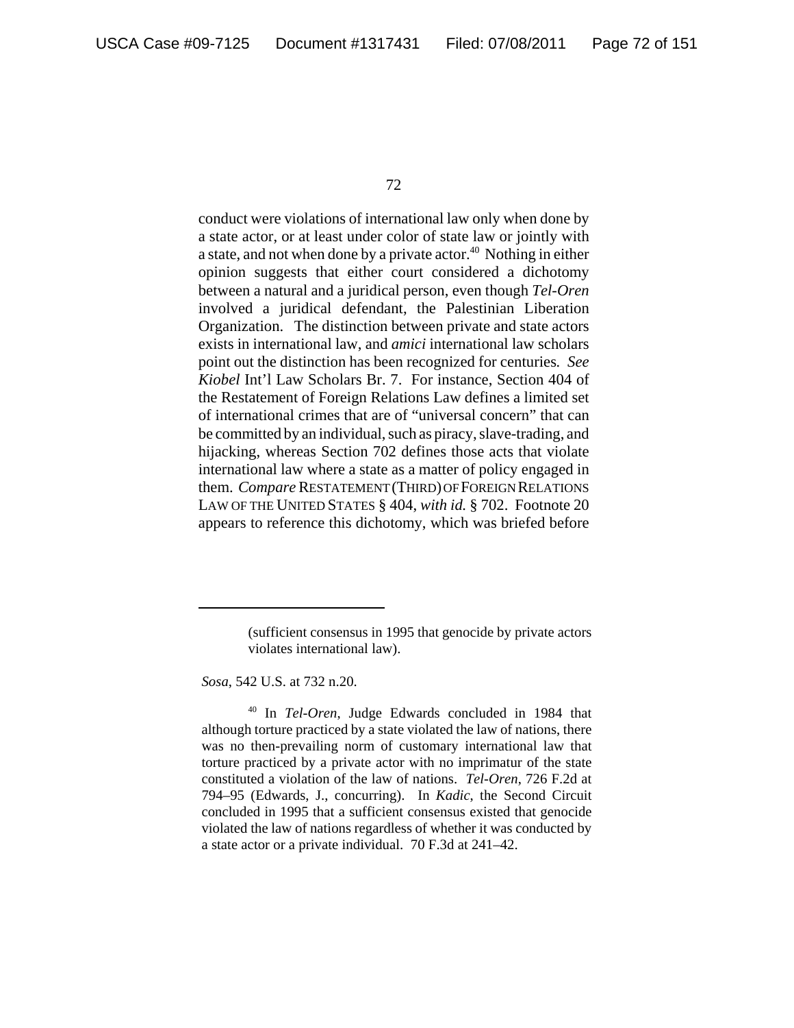conduct were violations of international law only when done by a state actor, or at least under color of state law or jointly with a state, and not when done by a private actor.[40] Nothing in either opinion suggests that either court considered a dichotomy between a natural and a juridical person, even though *Tel-Oren* involved a juridical defendant, the Palestinian Liberation Organization. The distinction between private and state actors exists in international law, and *amici* international law scholars point out the distinction has been recognized for centuries. *See Kiobel* Int'l Law Scholars Br. 7. For instance, Section 404 of the Restatement of Foreign Relations Law defines a limited set of international crimes that are of "universal concern" that can be committed by an individual, such as piracy, slave-trading, and hijacking, whereas Section 702 defines those acts that violate international law where a state as a matter of policy engaged in them. *Compare* RESTATEMENT (THIRD) OF FOREIGN RELATIONS LAW OF THE UNITED STATES § 404, *with id.* § 702. Footnote 20 appears to reference this dichotomy, which was briefed before

---

(sufficient consensus in 1995 that genocide by private actors violates international law).

*Sosa*, 542 U.S. at 732 n.20.

[40] In *Tel-Oren*, Judge Edwards concluded in 1984 that although torture practiced by a state violated the law of nations, there was no then-prevailing norm of customary international law that torture practiced by a private actor with no imprimatur of the state constituted a violation of the law of nations. *Tel-Oren*, 726 F.2d at 794–95 (Edwards, J., concurring). In *Kadic*, the Second Circuit concluded in 1995 that a sufficient consensus existed that genocide violated the law of nations regardless of whether it was conducted by a state actor or a private individual. 70 F.3d at 241–42.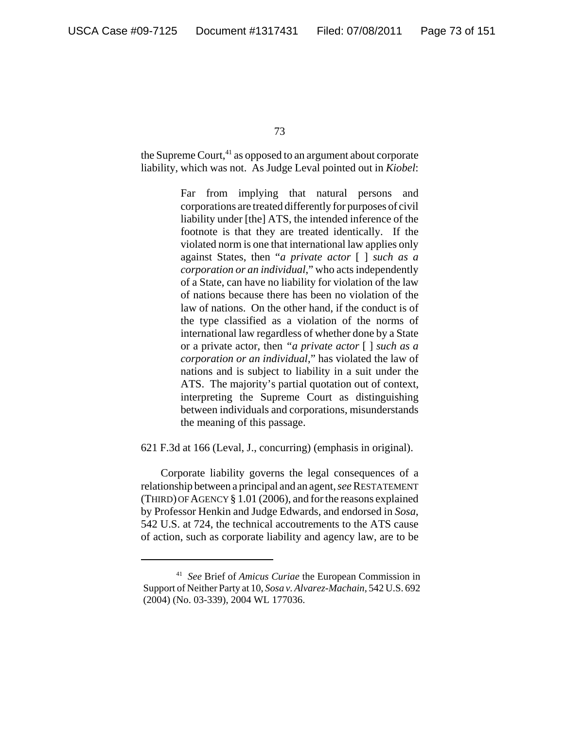the Supreme Court,[41] as opposed to an argument about corporate liability, which was not. As Judge Leval pointed out in *Kiobel*:

> Far from implying that natural persons and corporations are treated differently for purposes of civil liability under [the] ATS, the intended inference of the footnote is that they are treated identically. If the violated norm is one that international law applies only against States, then "*a private actor* [ ] *such as a corporation or an individual*," who acts independently of a State, can have no liability for violation of the law of nations because there has been no violation of the law of nations. On the other hand, if the conduct is of the type classified as a violation of the norms of international law regardless of whether done by a State or a private actor, then "*a private actor* [ ] *such as a corporation or an individual*," has violated the law of nations and is subject to liability in a suit under the ATS. The majority's partial quotation out of context, interpreting the Supreme Court as distinguishing between individuals and corporations, misunderstands the meaning of this passage.

621 F.3d at 166 (Leval, J., concurring) (emphasis in original).

Corporate liability governs the legal consequences of a relationship between a principal and an agent, *see* RESTATEMENT (THIRD) OF AGENCY § 1.01 (2006), and for the reasons explained by Professor Henkin and Judge Edwards, and endorsed in *Sosa*, 542 U.S. at 724, the technical accoutrements to the ATS cause of action, such as corporate liability and agency law, are to be

---

[41] *See* Brief of *Amicus Curiae* the European Commission in Support of Neither Party at 10, *Sosa v. Alvarez-Machain*, 542 U.S. 692 (2004) (No. 03-339), 2004 WL 177036.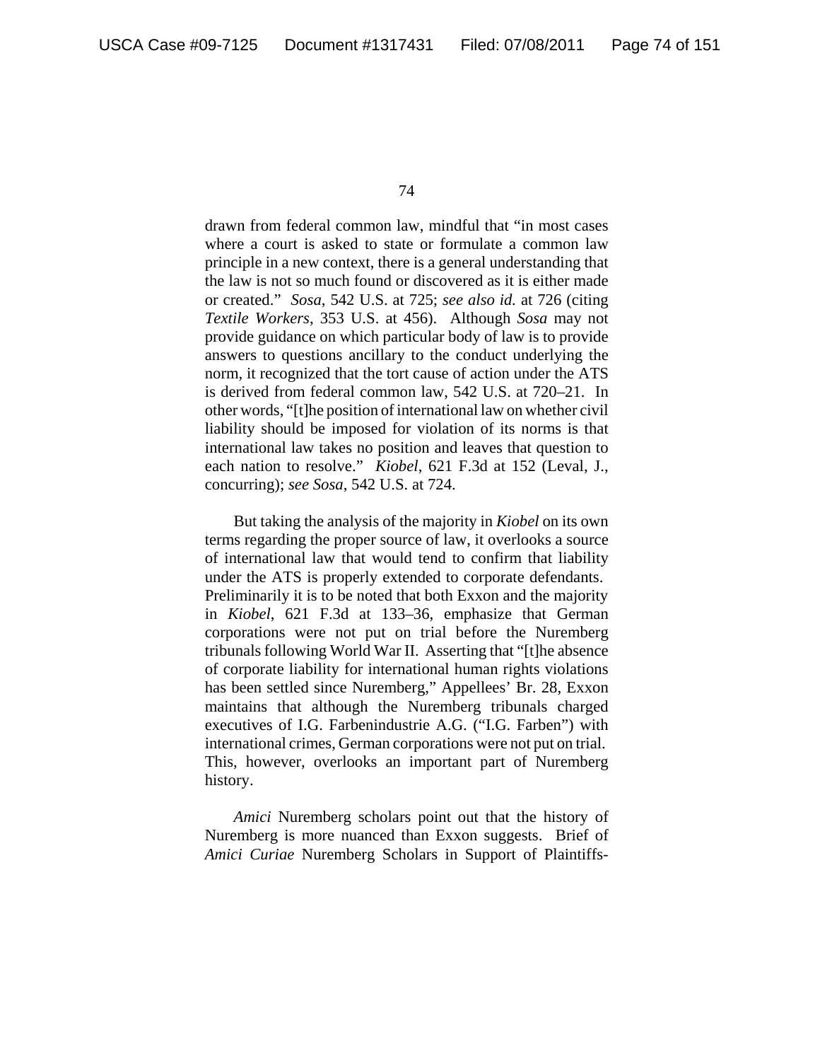drawn from federal common law, mindful that "in most cases where a court is asked to state or formulate a common law principle in a new context, there is a general understanding that the law is not so much found or discovered as it is either made or created." *Sosa*, 542 U.S. at 725; *see also id.* at 726 (citing *Textile Workers*, 353 U.S. at 456). Although *Sosa* may not provide guidance on which particular body of law is to provide answers to questions ancillary to the conduct underlying the norm, it recognized that the tort cause of action under the ATS is derived from federal common law, 542 U.S. at 720–21. In other words, "[t]he position of international law on whether civil liability should be imposed for violation of its norms is that international law takes no position and leaves that question to each nation to resolve." *Kiobel*, 621 F.3d at 152 (Leval, J., concurring); *see Sosa*, 542 U.S. at 724.

But taking the analysis of the majority in *Kiobel* on its own terms regarding the proper source of law, it overlooks a source of international law that would tend to confirm that liability under the ATS is properly extended to corporate defendants. Preliminarily it is to be noted that both Exxon and the majority in *Kiobel*, 621 F.3d at 133–36, emphasize that German corporations were not put on trial before the Nuremberg tribunals following World War II. Asserting that "[t]he absence of corporate liability for international human rights violations has been settled since Nuremberg," Appellees' Br. 28, Exxon maintains that although the Nuremberg tribunals charged executives of I.G. Farbenindustrie A.G. ("I.G. Farben") with international crimes, German corporations were not put on trial. This, however, overlooks an important part of Nuremberg history.

*Amici* Nuremberg scholars point out that the history of Nuremberg is more nuanced than Exxon suggests. Brief of *Amici Curiae* Nuremberg Scholars in Support of Plaintiffs-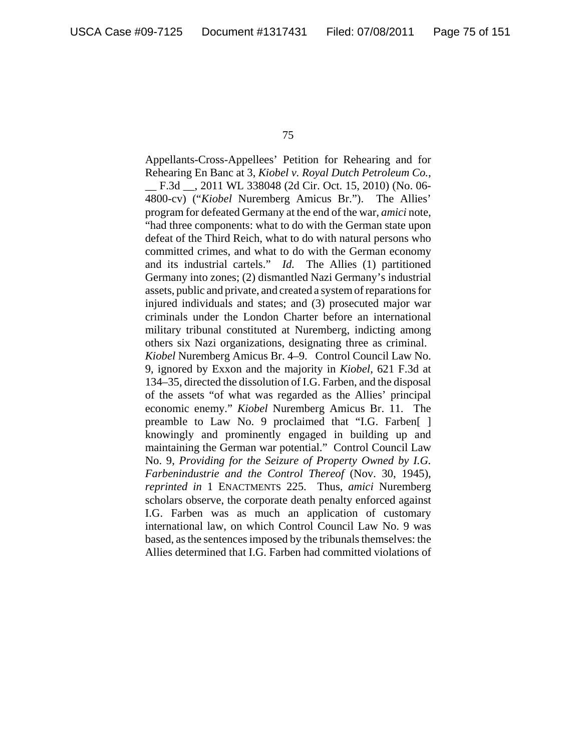Appellants-Cross-Appellees' Petition for Rehearing and for Rehearing En Banc at 3, *Kiobel v. Royal Dutch Petroleum Co.*, __ F.3d __, 2011 WL 338048 (2d Cir. Oct. 15, 2010) (No. 06-4800-cv) ("*Kiobel* Nuremberg Amicus Br."). The Allies' program for defeated Germany at the end of the war, *amici* note, "had three components: what to do with the German state upon defeat of the Third Reich, what to do with natural persons who committed crimes, and what to do with the German economy and its industrial cartels." *Id.* The Allies (1) partitioned Germany into zones; (2) dismantled Nazi Germany's industrial assets, public and private, and created a system of reparations for injured individuals and states; and (3) prosecuted major war criminals under the London Charter before an international military tribunal constituted at Nuremberg, indicting among others six Nazi organizations, designating three as criminal. *Kiobel* Nuremberg Amicus Br. 4–9. Control Council Law No. 9, ignored by Exxon and the majority in *Kiobel*, 621 F.3d at 134–35, directed the dissolution of I.G. Farben, and the disposal of the assets "of what was regarded as the Allies' principal economic enemy." *Kiobel* Nuremberg Amicus Br. 11. The preamble to Law No. 9 proclaimed that "I.G. Farben[ ] knowingly and prominently engaged in building up and maintaining the German war potential." Control Council Law No. 9, *Providing for the Seizure of Property Owned by I.G. Farbenindustrie and the Control Thereof* (Nov. 30, 1945), *reprinted in* 1 ENACTMENTS 225. Thus, *amici* Nuremberg scholars observe, the corporate death penalty enforced against I.G. Farben was as much an application of customary international law, on which Control Council Law No. 9 was based, as the sentences imposed by the tribunals themselves: the Allies determined that I.G. Farben had committed violations of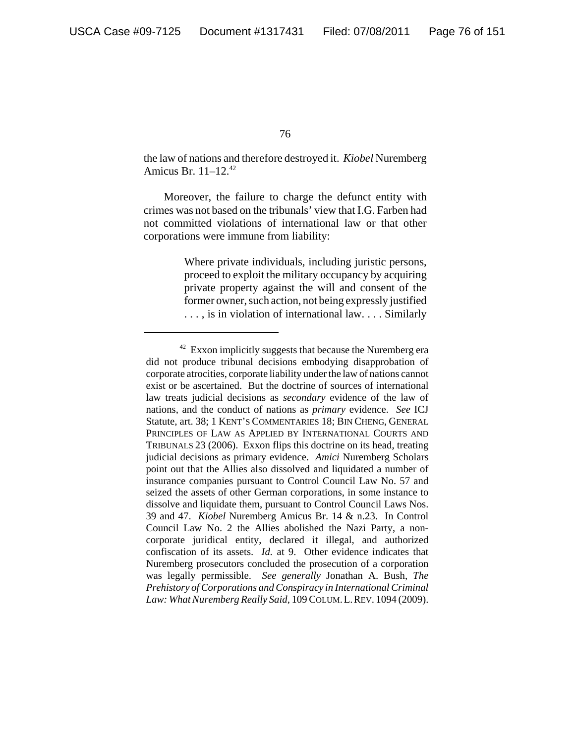the law of nations and therefore destroyed it. *Kiobel* Nuremberg Amicus Br. 11–12.[42]

Moreover, the failure to charge the defunct entity with crimes was not based on the tribunals' view that I.G. Farben had not committed violations of international law or that other corporations were immune from liability:

> Where private individuals, including juristic persons, proceed to exploit the military occupancy by acquiring private property against the will and consent of the former owner, such action, not being expressly justified . . . , is in violation of international law. . . . Similarly

---

[42] Exxon implicitly suggests that because the Nuremberg era did not produce tribunal decisions embodying disapprobation of corporate atrocities, corporate liability under the law of nations cannot exist or be ascertained. But the doctrine of sources of international law treats judicial decisions as *secondary* evidence of the law of nations, and the conduct of nations as *primary* evidence. *See* ICJ Statute, art. 38; 1 KENT'S COMMENTARIES 18; BIN CHENG, GENERAL PRINCIPLES OF LAW AS APPLIED BY INTERNATIONAL COURTS AND TRIBUNALS 23 (2006). Exxon flips this doctrine on its head, treating judicial decisions as primary evidence. *Amici* Nuremberg Scholars point out that the Allies also dissolved and liquidated a number of insurance companies pursuant to Control Council Law No. 57 and seized the assets of other German corporations, in some instance to dissolve and liquidate them, pursuant to Control Council Laws Nos. 39 and 47. *Kiobel* Nuremberg Amicus Br. 14 & n.23. In Control Council Law No. 2 the Allies abolished the Nazi Party, a non-corporate juridical entity, declared it illegal, and authorized confiscation of its assets. *Id.* at 9. Other evidence indicates that Nuremberg prosecutors concluded the prosecution of a corporation was legally permissible. *See generally* Jonathan A. Bush, *The Prehistory of Corporations and Conspiracy in International Criminal Law: What Nuremberg Really Said*, 109 COLUM. L. REV. 1094 (2009).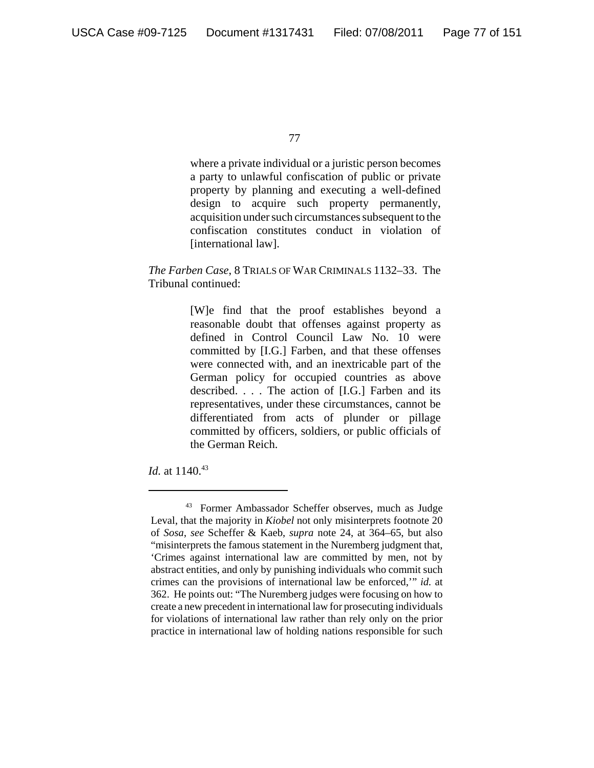> where a private individual or a juristic person becomes a party to unlawful confiscation of public or private property by planning and executing a well-defined design to acquire such property permanently, acquisition under such circumstances subsequent to the confiscation constitutes conduct in violation of [international law].

*The Farben Case*, 8 TRIALS OF WAR CRIMINALS 1132–33. The Tribunal continued:

> [W]e find that the proof establishes beyond a reasonable doubt that offenses against property as defined in Control Council Law No. 10 were committed by [I.G.] Farben, and that these offenses were connected with, and an inextricable part of the German policy for occupied countries as above described. . . . The action of [I.G.] Farben and its representatives, under these circumstances, cannot be differentiated from acts of plunder or pillage committed by officers, soldiers, or public officials of the German Reich.

*Id.* at 1140.[43]

---

[43] Former Ambassador Scheffer observes, much as Judge Leval, that the majority in *Kiobel* not only misinterprets footnote 20 of *Sosa*, *see* Scheffer & Kaeb, *supra* note 24, at 364–65, but also "misinterprets the famous statement in the Nuremberg judgment that, 'Crimes against international law are committed by men, not by abstract entities, and only by punishing individuals who commit such crimes can the provisions of international law be enforced,'" *id.* at 362. He points out: "The Nuremberg judges were focusing on how to create a new precedent in international law for prosecuting individuals for violations of international law rather than rely only on the prior practice in international law of holding nations responsible for such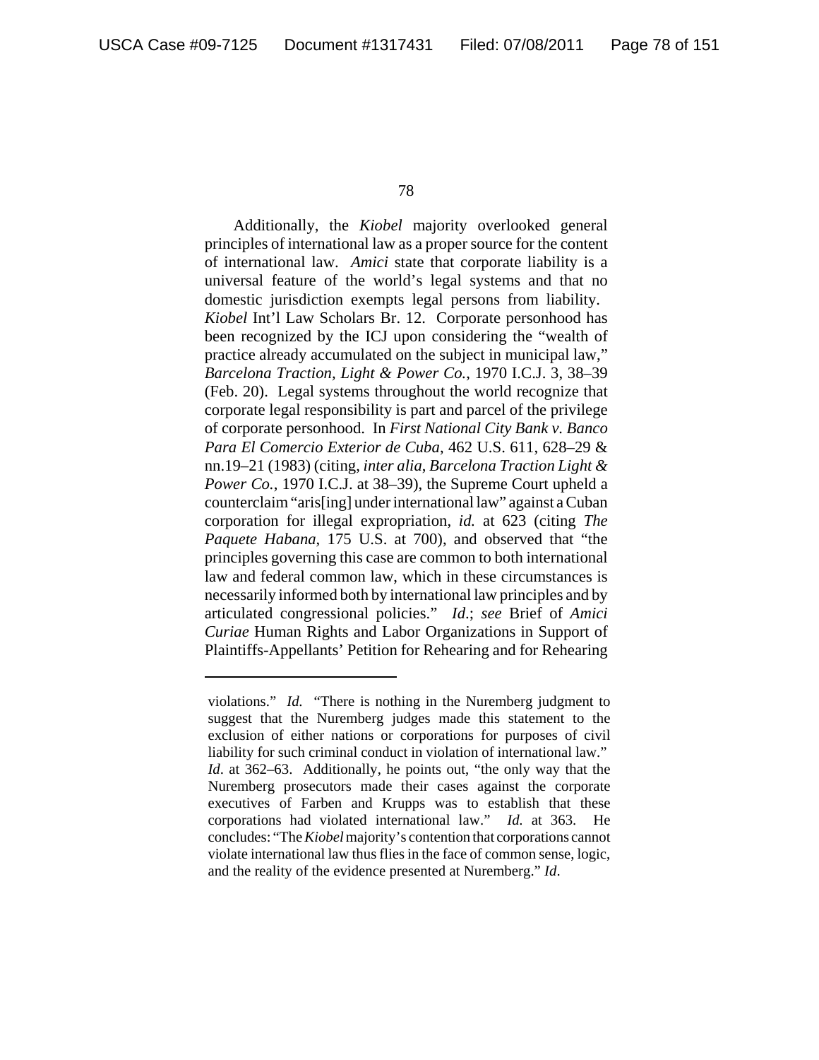Additionally, the *Kiobel* majority overlooked general principles of international law as a proper source for the content of international law. *Amici* state that corporate liability is a universal feature of the world's legal systems and that no domestic jurisdiction exempts legal persons from liability. *Kiobel* Int'l Law Scholars Br. 12. Corporate personhood has been recognized by the ICJ upon considering the "wealth of practice already accumulated on the subject in municipal law," *Barcelona Traction, Light & Power Co.*, 1970 I.C.J. 3, 38–39 (Feb. 20). Legal systems throughout the world recognize that corporate legal responsibility is part and parcel of the privilege of corporate personhood. In *First National City Bank v. Banco Para El Comercio Exterior de Cuba*, 462 U.S. 611, 628–29 & nn.19–21 (1983) (citing, *inter alia*, *Barcelona Traction Light & Power Co.*, 1970 I.C.J. at 38–39), the Supreme Court upheld a counterclaim "aris[ing] under international law" against a Cuban corporation for illegal expropriation, *id.* at 623 (citing *The Paquete Habana*, 175 U.S. at 700), and observed that "the principles governing this case are common to both international law and federal common law, which in these circumstances is necessarily informed both by international law principles and by articulated congressional policies." *Id.*; *see* Brief of *Amici Curiae* Human Rights and Labor Organizations in Support of Plaintiffs-Appellants' Petition for Rehearing and for Rehearing

---

violations." *Id.* "There is nothing in the Nuremberg judgment to suggest that the Nuremberg judges made this statement to the exclusion of either nations or corporations for purposes of civil liability for such criminal conduct in violation of international law." *Id.* at 362–63. Additionally, he points out, "the only way that the Nuremberg prosecutors made their cases against the corporate executives of Farben and Krupps was to establish that these corporations had violated international law." *Id.* at 363. He concludes: "The *Kiobel* majority's contention that corporations cannot violate international law thus flies in the face of common sense, logic, and the reality of the evidence presented at Nuremberg." *Id.*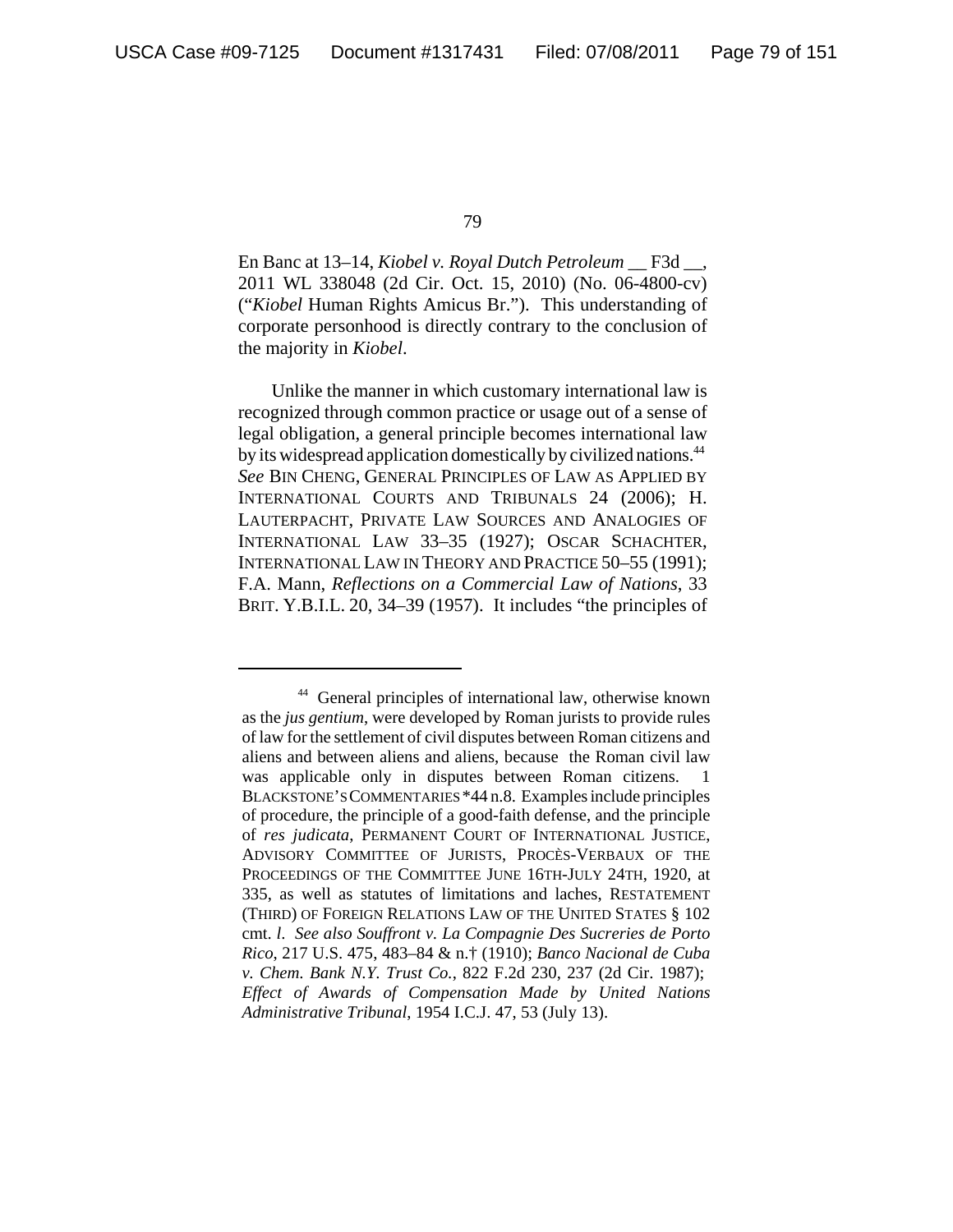En Banc at 13–14, *Kiobel v. Royal Dutch Petroleum* __ F3d __, 2011 WL 338048 (2d Cir. Oct. 15, 2010) (No. 06-4800-cv) ("*Kiobel* Human Rights Amicus Br."). This understanding of corporate personhood is directly contrary to the conclusion of the majority in *Kiobel*.

Unlike the manner in which customary international law is recognized through common practice or usage out of a sense of legal obligation, a general principle becomes international law by its widespread application domestically by civilized nations.[44] *See* BIN CHENG, GENERAL PRINCIPLES OF LAW AS APPLIED BY INTERNATIONAL COURTS AND TRIBUNALS 24 (2006); H. LAUTERPACHT, PRIVATE LAW SOURCES AND ANALOGIES OF INTERNATIONAL LAW 33–35 (1927); OSCAR SCHACHTER, INTERNATIONAL LAW IN THEORY AND PRACTICE 50–55 (1991); F.A. Mann, *Reflections on a Commercial Law of Nations*, 33 BRIT. Y.B.I.L. 20, 34–39 (1957). It includes "the principles of

---

[44] General principles of international law, otherwise known as the *jus gentium*, were developed by Roman jurists to provide rules of law for the settlement of civil disputes between Roman citizens and aliens and between aliens and aliens, because the Roman civil law was applicable only in disputes between Roman citizens. 1 BLACKSTONE'S COMMENTARIES *44 n.8. Examples include principles of procedure, the principle of a good-faith defense, and the principle of *res judicata*, PERMANENT COURT OF INTERNATIONAL JUSTICE, ADVISORY COMMITTEE OF JURISTS, PROCÈS-VERBAUX OF THE PROCEEDINGS OF THE COMMITTEE JUNE 16TH-JULY 24TH, 1920, at 335, as well as statutes of limitations and laches, RESTATEMENT (THIRD) OF FOREIGN RELATIONS LAW OF THE UNITED STATES § 102 cmt. *l*. *See also Souffront v. La Compagnie Des Sucreries de Porto Rico*, 217 U.S. 475, 483–84 & n.† (1910); *Banco Nacional de Cuba v. Chem. Bank N.Y. Trust Co.*, 822 F.2d 230, 237 (2d Cir. 1987); *Effect of Awards of Compensation Made by United Nations Administrative Tribunal*, 1954 I.C.J. 47, 53 (July 13).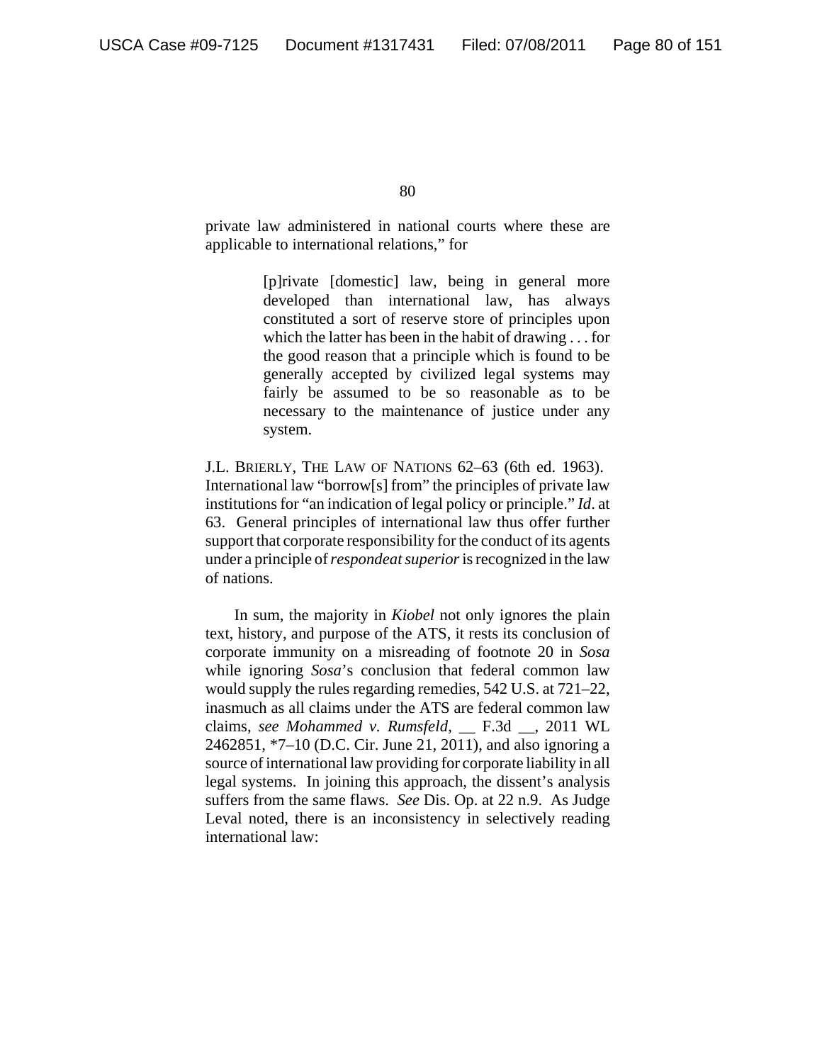private law administered in national courts where these are applicable to international relations," for

> [p]rivate [domestic] law, being in general more developed than international law, has always constituted a sort of reserve store of principles upon which the latter has been in the habit of drawing . . . for the good reason that a principle which is found to be generally accepted by civilized legal systems may fairly be assumed to be so reasonable as to be necessary to the maintenance of justice under any system.

J.L. BRIERLY, THE LAW OF NATIONS 62–63 (6th ed. 1963). International law "borrow[s] from" the principles of private law institutions for "an indication of legal policy or principle." *Id*. at 63. General principles of international law thus offer further support that corporate responsibility for the conduct of its agents under a principle of *respondeat superior* is recognized in the law of nations.

In sum, the majority in *Kiobel* not only ignores the plain text, history, and purpose of the ATS, it rests its conclusion of corporate immunity on a misreading of footnote 20 in *Sosa* while ignoring *Sosa*'s conclusion that federal common law would supply the rules regarding remedies, 542 U.S. at 721–22, inasmuch as all claims under the ATS are federal common law claims, *see Mohammed v. Rumsfeld*, __ F.3d __, 2011 WL 2462851, *7–10 (D.C. Cir. June 21, 2011), and also ignoring a source of international law providing for corporate liability in all legal systems. In joining this approach, the dissent's analysis suffers from the same flaws. *See* Dis. Op. at 22 n.9. As Judge Leval noted, there is an inconsistency in selectively reading international law: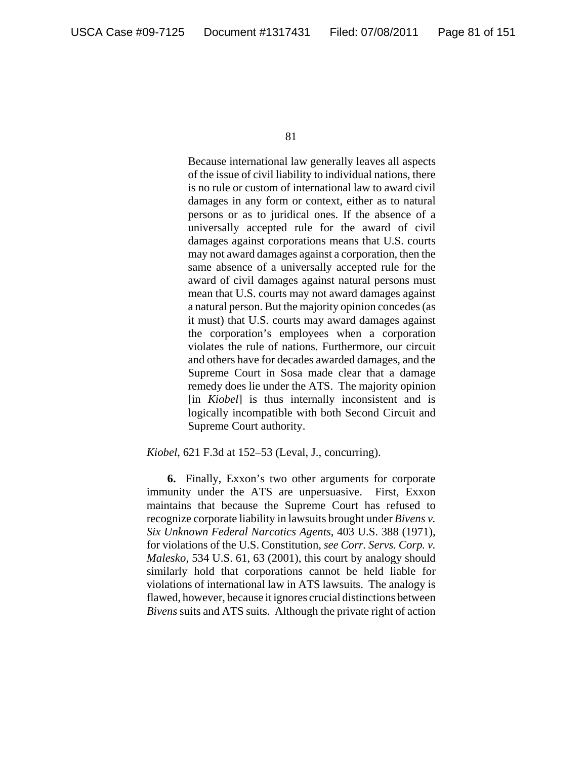> Because international law generally leaves all aspects of the issue of civil liability to individual nations, there is no rule or custom of international law to award civil damages in any form or context, either as to natural persons or as to juridical ones. If the absence of a universally accepted rule for the award of civil damages against corporations means that U.S. courts may not award damages against a corporation, then the same absence of a universally accepted rule for the award of civil damages against natural persons must mean that U.S. courts may not award damages against a natural person. But the majority opinion concedes (as it must) that U.S. courts may award damages against the corporation's employees when a corporation violates the rule of nations. Furthermore, our circuit and others have for decades awarded damages, and the Supreme Court in Sosa made clear that a damage remedy does lie under the ATS. The majority opinion [in *Kiobel*] is thus internally inconsistent and is logically incompatible with both Second Circuit and Supreme Court authority.

*Kiobel*, 621 F.3d at 152–53 (Leval, J., concurring).

**6.** Finally, Exxon's two other arguments for corporate immunity under the ATS are unpersuasive. First, Exxon maintains that because the Supreme Court has refused to recognize corporate liability in lawsuits brought under *Bivens v. Six Unknown Federal Narcotics Agents*, 403 U.S. 388 (1971), for violations of the U.S. Constitution, *see Corr. Servs. Corp. v. Malesko*, 534 U.S. 61, 63 (2001), this court by analogy should similarly hold that corporations cannot be held liable for violations of international law in ATS lawsuits. The analogy is flawed, however, because it ignores crucial distinctions between *Bivens* suits and ATS suits. Although the private right of action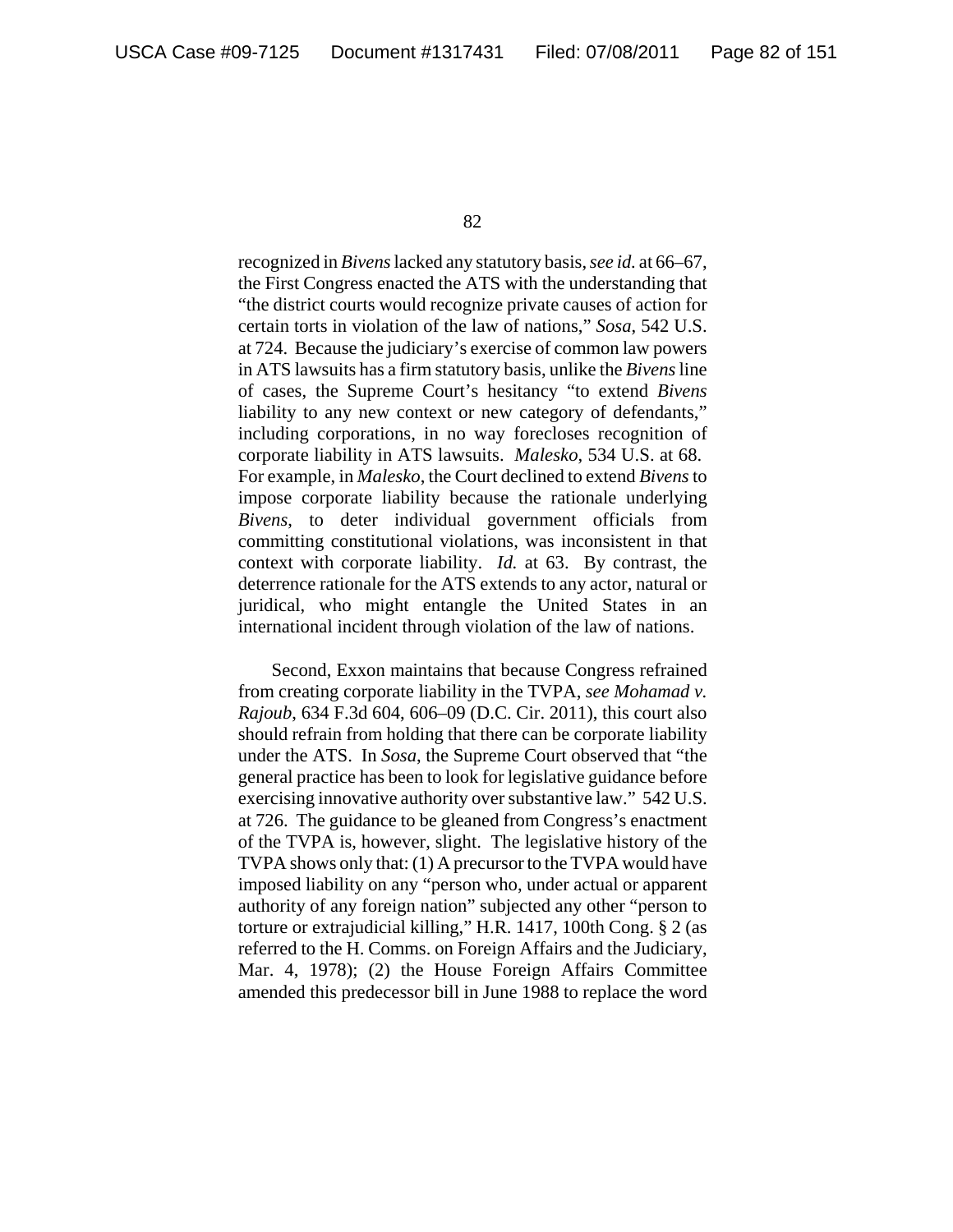recognized in *Bivens* lacked any statutory basis, *see id.* at 66–67, the First Congress enacted the ATS with the understanding that "the district courts would recognize private causes of action for certain torts in violation of the law of nations," *Sosa*, 542 U.S. at 724. Because the judiciary's exercise of common law powers in ATS lawsuits has a firm statutory basis, unlike the *Bivens* line of cases, the Supreme Court's hesitancy "to extend *Bivens* liability to any new context or new category of defendants," including corporations, in no way forecloses recognition of corporate liability in ATS lawsuits. *Malesko*, 534 U.S. at 68. For example, in *Malesko*, the Court declined to extend *Bivens* to impose corporate liability because the rationale underlying *Bivens*, to deter individual government officials from committing constitutional violations, was inconsistent in that context with corporate liability. *Id.* at 63. By contrast, the deterrence rationale for the ATS extends to any actor, natural or juridical, who might entangle the United States in an international incident through violation of the law of nations.

Second, Exxon maintains that because Congress refrained from creating corporate liability in the TVPA, *see Mohamad v. Rajoub*, 634 F.3d 604, 606–09 (D.C. Cir. 2011), this court also should refrain from holding that there can be corporate liability under the ATS. In *Sosa*, the Supreme Court observed that "the general practice has been to look for legislative guidance before exercising innovative authority over substantive law." 542 U.S. at 726. The guidance to be gleaned from Congress's enactment of the TVPA is, however, slight. The legislative history of the TVPA shows only that: (1) A precursor to the TVPA would have imposed liability on any "person who, under actual or apparent authority of any foreign nation" subjected any other "person to torture or extrajudicial killing," H.R. 1417, 100th Cong. § 2 (as referred to the H. Comms. on Foreign Affairs and the Judiciary, Mar. 4, 1978); (2) the House Foreign Affairs Committee amended this predecessor bill in June 1988 to replace the word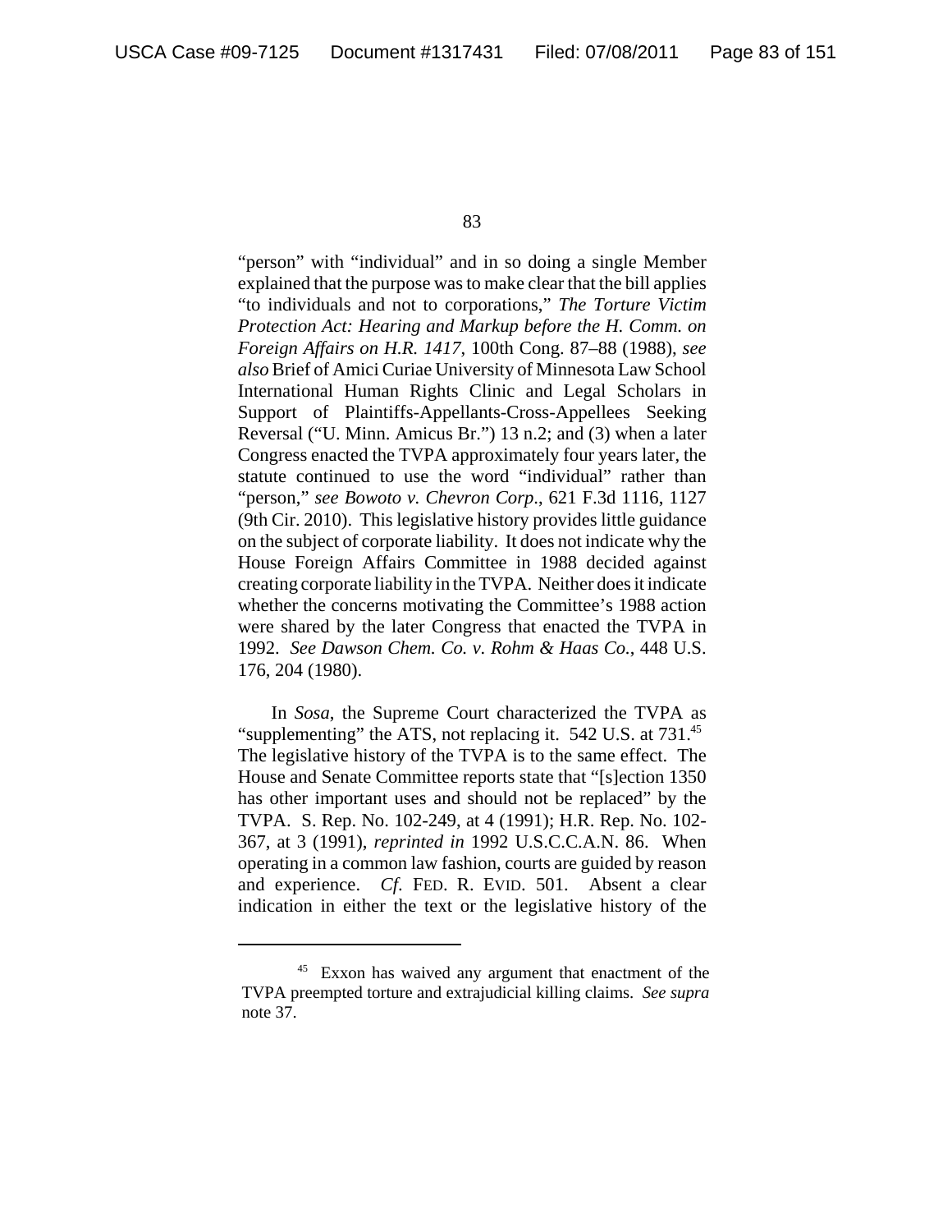"person" with "individual" and in so doing a single Member explained that the purpose was to make clear that the bill applies "to individuals and not to corporations," *The Torture Victim Protection Act: Hearing and Markup before the H. Comm. on Foreign Affairs on H.R. 1417*, 100th Cong. 87–88 (1988), *see also* Brief of Amici Curiae University of Minnesota Law School International Human Rights Clinic and Legal Scholars in Support of Plaintiffs-Appellants-Cross-Appellees Seeking Reversal ("U. Minn. Amicus Br.") 13 n.2; and (3) when a later Congress enacted the TVPA approximately four years later, the statute continued to use the word "individual" rather than "person," *see Bowoto v. Chevron Corp.*, 621 F.3d 1116, 1127 (9th Cir. 2010). This legislative history provides little guidance on the subject of corporate liability. It does not indicate why the House Foreign Affairs Committee in 1988 decided against creating corporate liability in the TVPA. Neither does it indicate whether the concerns motivating the Committee's 1988 action were shared by the later Congress that enacted the TVPA in 1992. *See Dawson Chem. Co. v. Rohm & Haas Co.*, 448 U.S. 176, 204 (1980).

In *Sosa*, the Supreme Court characterized the TVPA as "supplementing" the ATS, not replacing it. 542 U.S. at 731.[45] The legislative history of the TVPA is to the same effect. The House and Senate Committee reports state that "[s]ection 1350 has other important uses and should not be replaced" by the TVPA. S. Rep. No. 102-249, at 4 (1991); H.R. Rep. No. 102-367, at 3 (1991), *reprinted in* 1992 U.S.C.C.A.N. 86. When operating in a common law fashion, courts are guided by reason and experience. *Cf*. FED. R. EVID. 501. Absent a clear indication in either the text or the legislative history of the

---

[45] Exxon has waived any argument that enactment of the TVPA preempted torture and extrajudicial killing claims. *See supra* note 37.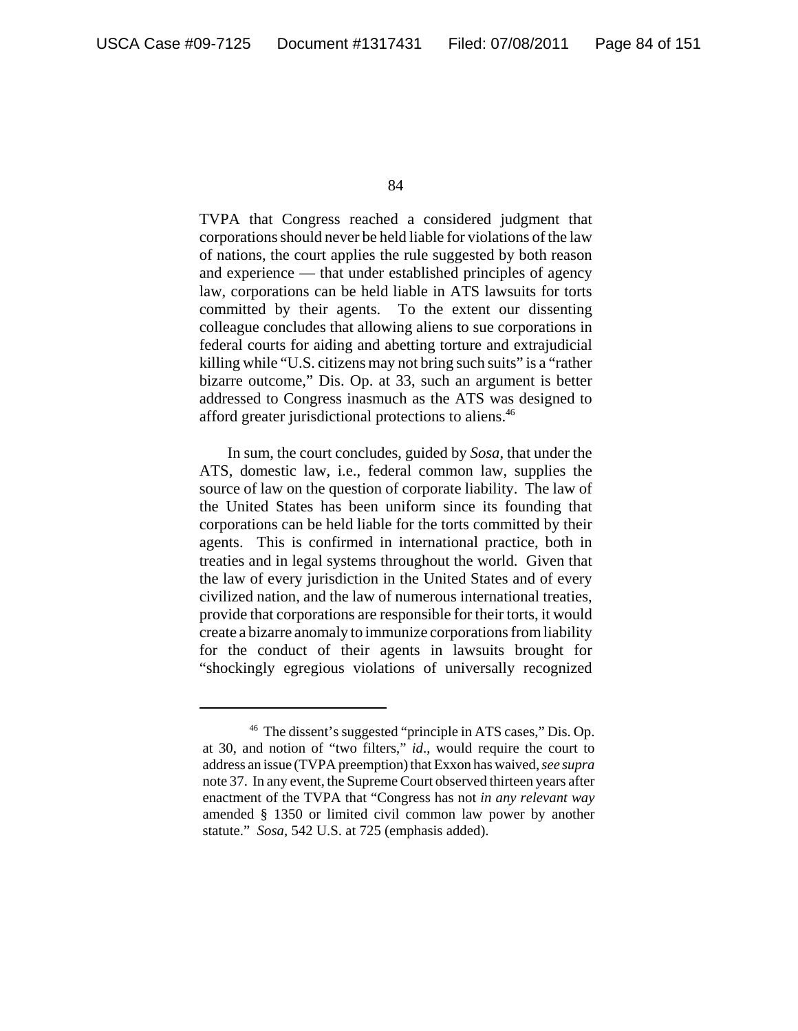TVPA that Congress reached a considered judgment that corporations should never be held liable for violations of the law of nations, the court applies the rule suggested by both reason and experience — that under established principles of agency law, corporations can be held liable in ATS lawsuits for torts committed by their agents. To the extent our dissenting colleague concludes that allowing aliens to sue corporations in federal courts for aiding and abetting torture and extrajudicial killing while "U.S. citizens may not bring such suits" is a "rather bizarre outcome," Dis. Op. at 33, such an argument is better addressed to Congress inasmuch as the ATS was designed to afford greater jurisdictional protections to aliens.[46]

In sum, the court concludes, guided by *Sosa*, that under the ATS, domestic law, i.e., federal common law, supplies the source of law on the question of corporate liability. The law of the United States has been uniform since its founding that corporations can be held liable for the torts committed by their agents. This is confirmed in international practice, both in treaties and in legal systems throughout the world. Given that the law of every jurisdiction in the United States and of every civilized nation, and the law of numerous international treaties, provide that corporations are responsible for their torts, it would create a bizarre anomaly to immunize corporations from liability for the conduct of their agents in lawsuits brought for "shockingly egregious violations of universally recognized

---

[46] The dissent's suggested "principle in ATS cases," Dis. Op. at 30, and notion of "two filters," *id*., would require the court to address an issue (TVPA preemption) that Exxon has waived, *see supra* note 37. In any event, the Supreme Court observed thirteen years after enactment of the TVPA that "Congress has not *in any relevant way* amended § 1350 or limited civil common law power by another statute." *Sosa*, 542 U.S. at 725 (emphasis added).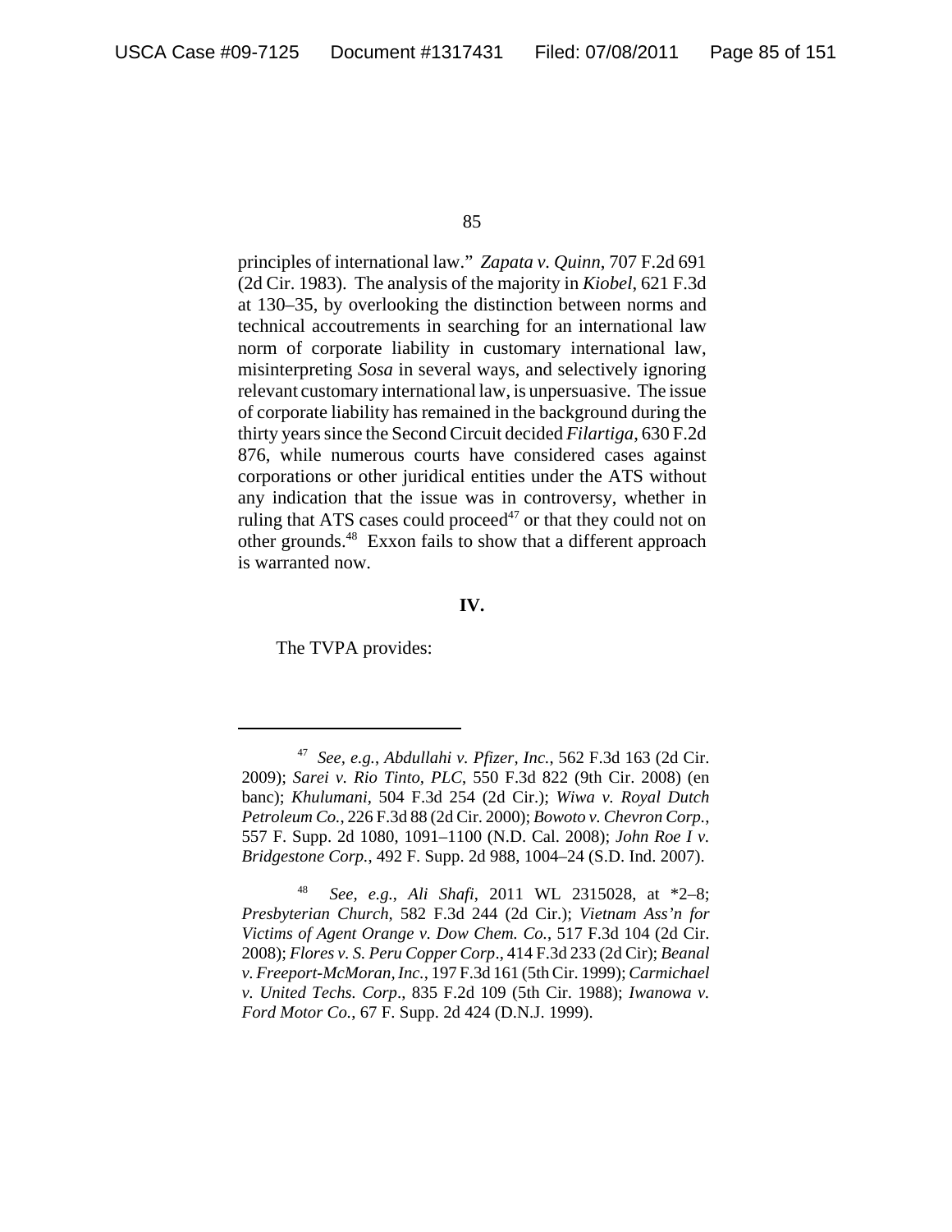principles of international law." *Zapata v. Quinn*, 707 F.2d 691 (2d Cir. 1983). The analysis of the majority in *Kiobel*, 621 F.3d at 130–35, by overlooking the distinction between norms and technical accoutrements in searching for an international law norm of corporate liability in customary international law, misinterpreting *Sosa* in several ways, and selectively ignoring relevant customary international law, is unpersuasive. The issue of corporate liability has remained in the background during the thirty years since the Second Circuit decided *Filartiga*, 630 F.2d 876, while numerous courts have considered cases against corporations or other juridical entities under the ATS without any indication that the issue was in controversy, whether in ruling that ATS cases could proceed[47] or that they could not on other grounds.[48] Exxon fails to show that a different approach is warranted now.

**IV.**

The TVPA provides:

---

[47] *See, e.g.*, *Abdullahi v. Pfizer, Inc.*, 562 F.3d 163 (2d Cir. 2009); *Sarei v. Rio Tinto, PLC*, 550 F.3d 822 (9th Cir. 2008) (en banc); *Khulumani*, 504 F.3d 254 (2d Cir.); *Wiwa v. Royal Dutch Petroleum Co.*, 226 F.3d 88 (2d Cir. 2000); *Bowoto v. Chevron Corp.*, 557 F. Supp. 2d 1080, 1091–1100 (N.D. Cal. 2008); *John Roe I v. Bridgestone Corp.*, 492 F. Supp. 2d 988, 1004–24 (S.D. Ind. 2007).

[48] *See, e.g.*, *Ali Shafi*, 2011 WL 2315028, at *2–8; *Presbyterian Church*, 582 F.3d 244 (2d Cir.); *Vietnam Ass'n for Victims of Agent Orange v. Dow Chem. Co.*, 517 F.3d 104 (2d Cir. 2008); *Flores v. S. Peru Copper Corp*., 414 F.3d 233 (2d Cir); *Beanal v. Freeport-McMoran, Inc.*, 197 F.3d 161 (5th Cir. 1999); *Carmichael v. United Techs. Corp*., 835 F.2d 109 (5th Cir. 1988); *Iwanowa v. Ford Motor Co.*, 67 F. Supp. 2d 424 (D.N.J. 1999).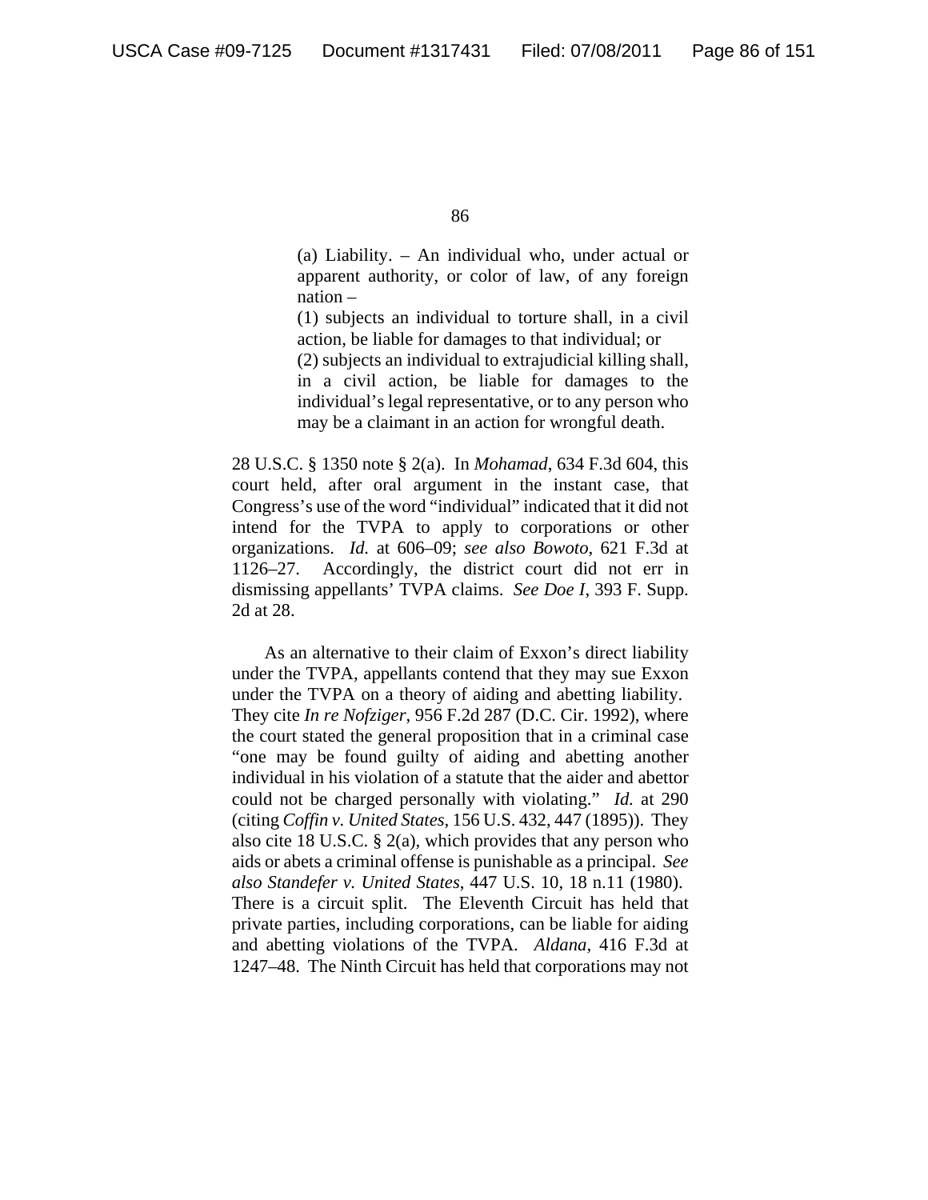> (a) Liability. – An individual who, under actual or apparent authority, or color of law, of any foreign nation –
> (1) subjects an individual to torture shall, in a civil action, be liable for damages to that individual; or
> (2) subjects an individual to extrajudicial killing shall, in a civil action, be liable for damages to the individual's legal representative, or to any person who may be a claimant in an action for wrongful death.

28 U.S.C. § 1350 note § 2(a). In *Mohamad*, 634 F.3d 604, this court held, after oral argument in the instant case, that Congress's use of the word "individual" indicated that it did not intend for the TVPA to apply to corporations or other organizations. *Id.* at 606–09; *see also Bowoto*, 621 F.3d at 1126–27. Accordingly, the district court did not err in dismissing appellants' TVPA claims. *See Doe I*, 393 F. Supp. 2d at 28.

As an alternative to their claim of Exxon's direct liability under the TVPA, appellants contend that they may sue Exxon under the TVPA on a theory of aiding and abetting liability. They cite *In re Nofziger*, 956 F.2d 287 (D.C. Cir. 1992), where the court stated the general proposition that in a criminal case "one may be found guilty of aiding and abetting another individual in his violation of a statute that the aider and abettor could not be charged personally with violating." *Id.* at 290 (citing *Coffin v. United States*, 156 U.S. 432, 447 (1895)). They also cite 18 U.S.C. § 2(a), which provides that any person who aids or abets a criminal offense is punishable as a principal. *See also Standefer v. United States*, 447 U.S. 10, 18 n.11 (1980). There is a circuit split. The Eleventh Circuit has held that private parties, including corporations, can be liable for aiding and abetting violations of the TVPA. *Aldana*, 416 F.3d at 1247–48. The Ninth Circuit has held that corporations may not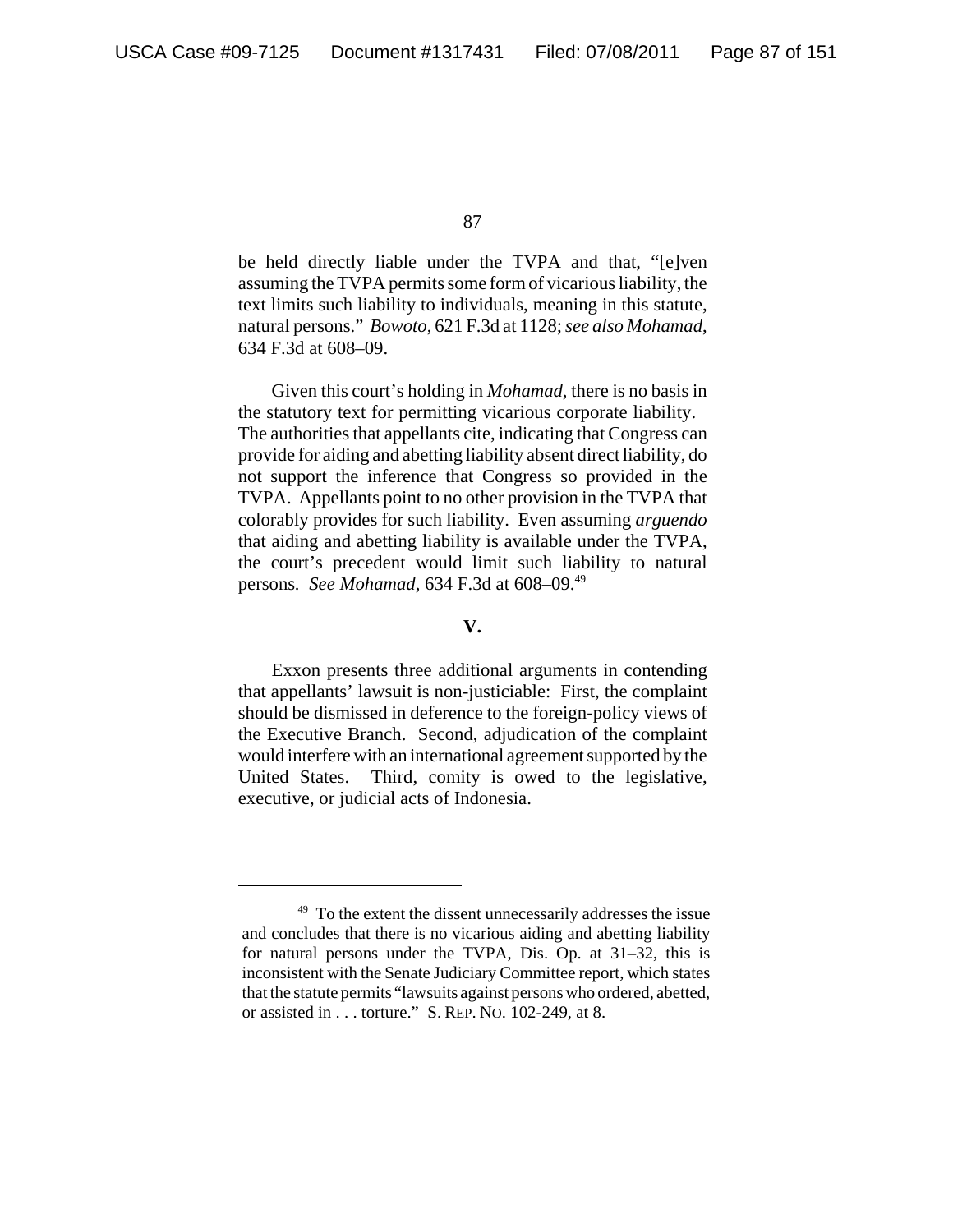be held directly liable under the TVPA and that, "[e]ven assuming the TVPA permits some form of vicarious liability, the text limits such liability to individuals, meaning in this statute, natural persons." *Bowoto*, 621 F.3d at 1128; *see also Mohamad*, 634 F.3d at 608–09.

Given this court's holding in *Mohamad*, there is no basis in the statutory text for permitting vicarious corporate liability. The authorities that appellants cite, indicating that Congress can provide for aiding and abetting liability absent direct liability, do not support the inference that Congress so provided in the TVPA. Appellants point to no other provision in the TVPA that colorably provides for such liability. Even assuming *arguendo* that aiding and abetting liability is available under the TVPA, the court's precedent would limit such liability to natural persons. *See Mohamad*, 634 F.3d at 608–09.[49]

**V.**

Exxon presents three additional arguments in contending that appellants' lawsuit is non-justiciable: First, the complaint should be dismissed in deference to the foreign-policy views of the Executive Branch. Second, adjudication of the complaint would interfere with an international agreement supported by the United States. Third, comity is owed to the legislative, executive, or judicial acts of Indonesia.

---

[49] To the extent the dissent unnecessarily addresses the issue and concludes that there is no vicarious aiding and abetting liability for natural persons under the TVPA, Dis. Op. at 31–32, this is inconsistent with the Senate Judiciary Committee report, which states that the statute permits "lawsuits against persons who ordered, abetted, or assisted in . . . torture." S. REP. NO. 102-249, at 8.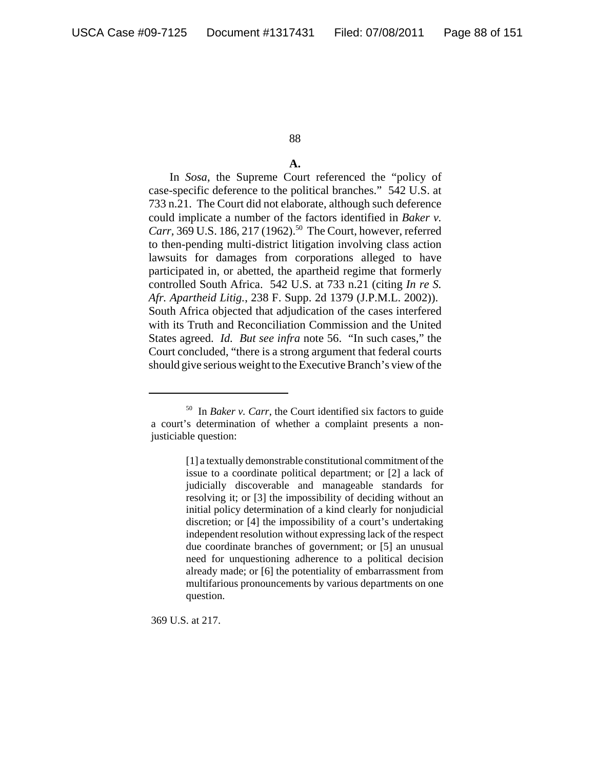**A.**

In *Sosa*, the Supreme Court referenced the "policy of case-specific deference to the political branches." 542 U.S. at 733 n.21. The Court did not elaborate, although such deference could implicate a number of the factors identified in *Baker v. Carr*, 369 U.S. 186, 217 (1962).[50] The Court, however, referred to then-pending multi-district litigation involving class action lawsuits for damages from corporations alleged to have participated in, or abetted, the apartheid regime that formerly controlled South Africa. 542 U.S. at 733 n.21 (citing *In re S. Afr. Apartheid Litig.*, 238 F. Supp. 2d 1379 (J.P.M.L. 2002)). South Africa objected that adjudication of the cases interfered with its Truth and Reconciliation Commission and the United States agreed. *Id. But see infra* note 56. "In such cases," the Court concluded, "there is a strong argument that federal courts should give serious weight to the Executive Branch's view of the

---

[50] In *Baker v. Carr*, the Court identified six factors to guide a court's determination of whether a complaint presents a non-justiciable question:

> [1] a textually demonstrable constitutional commitment of the issue to a coordinate political department; or [2] a lack of judicially discoverable and manageable standards for resolving it; or [3] the impossibility of deciding without an initial policy determination of a kind clearly for nonjudicial discretion; or [4] the impossibility of a court's undertaking independent resolution without expressing lack of the respect due coordinate branches of government; or [5] an unusual need for unquestioning adherence to a political decision already made; or [6] the potentiality of embarrassment from multifarious pronouncements by various departments on one question.

369 U.S. at 217.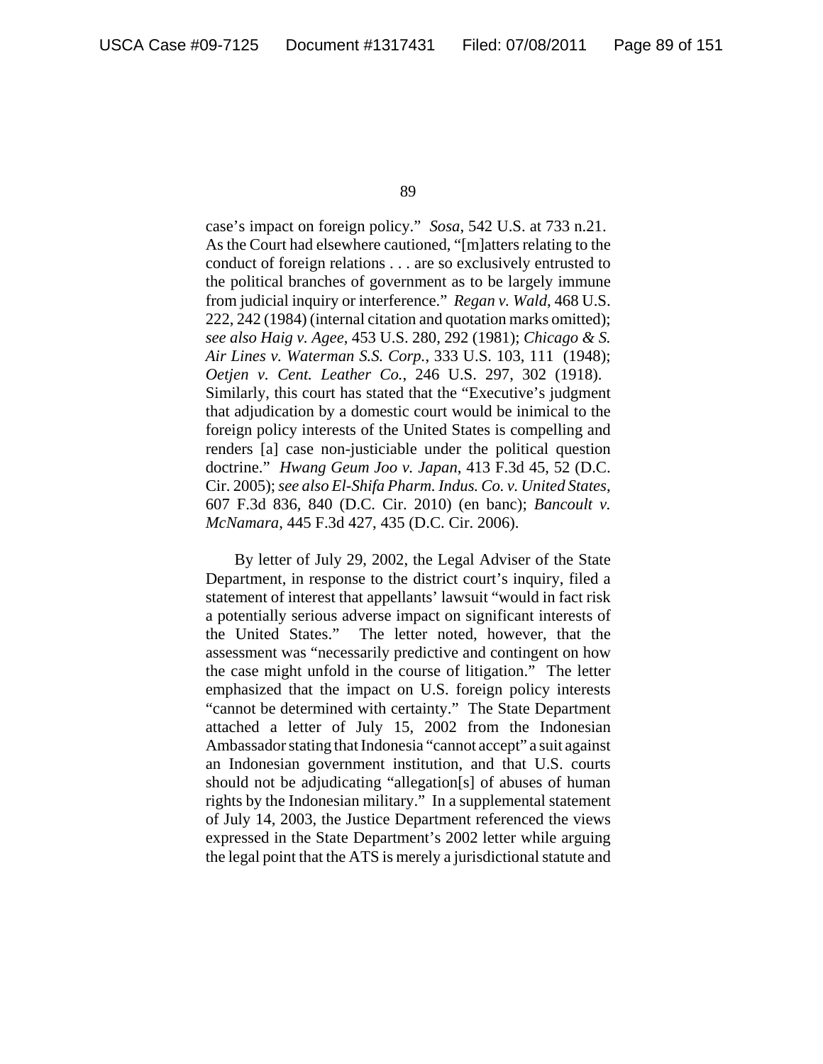case's impact on foreign policy." *Sosa*, 542 U.S. at 733 n.21. As the Court had elsewhere cautioned, "[m]atters relating to the conduct of foreign relations . . . are so exclusively entrusted to the political branches of government as to be largely immune from judicial inquiry or interference." *Regan v. Wald*, 468 U.S. 222, 242 (1984) (internal citation and quotation marks omitted); *see also Haig v. Agee*, 453 U.S. 280, 292 (1981); *Chicago & S. Air Lines v. Waterman S.S. Corp.*, 333 U.S. 103, 111 (1948); *Oetjen v. Cent. Leather Co.*, 246 U.S. 297, 302 (1918). Similarly, this court has stated that the "Executive's judgment that adjudication by a domestic court would be inimical to the foreign policy interests of the United States is compelling and renders [a] case non-justiciable under the political question doctrine." *Hwang Geum Joo v. Japan*, 413 F.3d 45, 52 (D.C. Cir. 2005); *see also El-Shifa Pharm. Indus. Co. v. United States*, 607 F.3d 836, 840 (D.C. Cir. 2010) (en banc); *Bancoult v. McNamara*, 445 F.3d 427, 435 (D.C. Cir. 2006).

By letter of July 29, 2002, the Legal Adviser of the State Department, in response to the district court's inquiry, filed a statement of interest that appellants' lawsuit "would in fact risk a potentially serious adverse impact on significant interests of the United States." The letter noted, however, that the assessment was "necessarily predictive and contingent on how the case might unfold in the course of litigation." The letter emphasized that the impact on U.S. foreign policy interests "cannot be determined with certainty." The State Department attached a letter of July 15, 2002 from the Indonesian Ambassador stating that Indonesia "cannot accept" a suit against an Indonesian government institution, and that U.S. courts should not be adjudicating "allegation[s] of abuses of human rights by the Indonesian military." In a supplemental statement of July 14, 2003, the Justice Department referenced the views expressed in the State Department's 2002 letter while arguing the legal point that the ATS is merely a jurisdictional statute and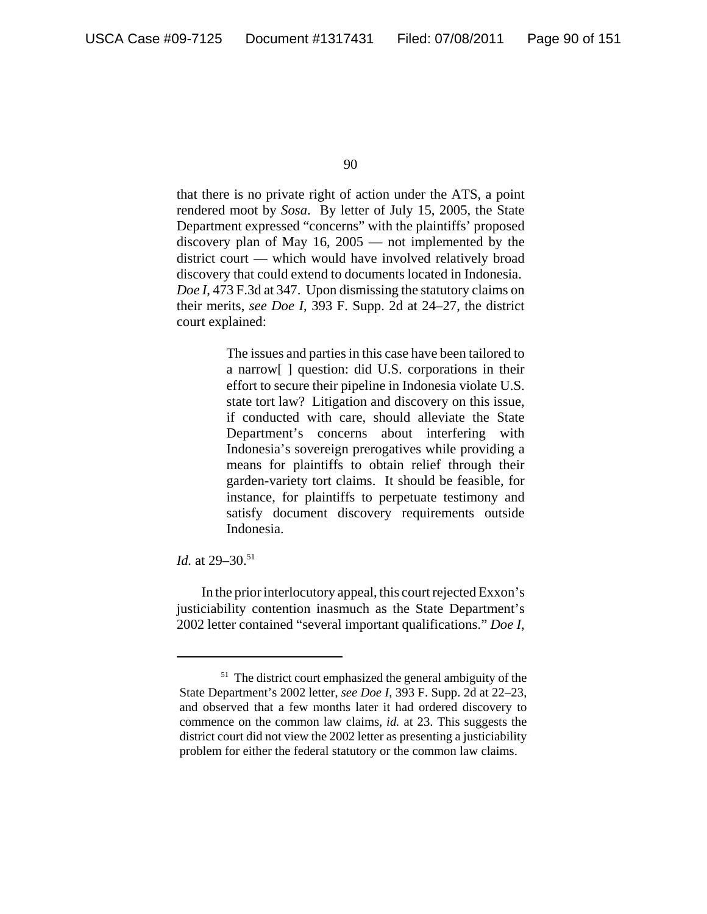that there is no private right of action under the ATS, a point rendered moot by *Sosa*. By letter of July 15, 2005, the State Department expressed "concerns" with the plaintiffs' proposed discovery plan of May 16, 2005 — not implemented by the district court — which would have involved relatively broad discovery that could extend to documents located in Indonesia. *Doe I*, 473 F.3d at 347. Upon dismissing the statutory claims on their merits, *see Doe I*, 393 F. Supp. 2d at 24–27, the district court explained:

> The issues and parties in this case have been tailored to a narrow[ ] question: did U.S. corporations in their effort to secure their pipeline in Indonesia violate U.S. state tort law? Litigation and discovery on this issue, if conducted with care, should alleviate the State Department's concerns about interfering with Indonesia's sovereign prerogatives while providing a means for plaintiffs to obtain relief through their garden-variety tort claims. It should be feasible, for instance, for plaintiffs to perpetuate testimony and satisfy document discovery requirements outside Indonesia.

*Id.* at 29–30.[51]

In the prior interlocutory appeal, this court rejected Exxon's justiciability contention inasmuch as the State Department's 2002 letter contained "several important qualifications." *Doe I*,

---

[51] The district court emphasized the general ambiguity of the State Department's 2002 letter, *see Doe I*, 393 F. Supp. 2d at 22–23, and observed that a few months later it had ordered discovery to commence on the common law claims, *id.* at 23. This suggests the district court did not view the 2002 letter as presenting a justiciability problem for either the federal statutory or the common law claims.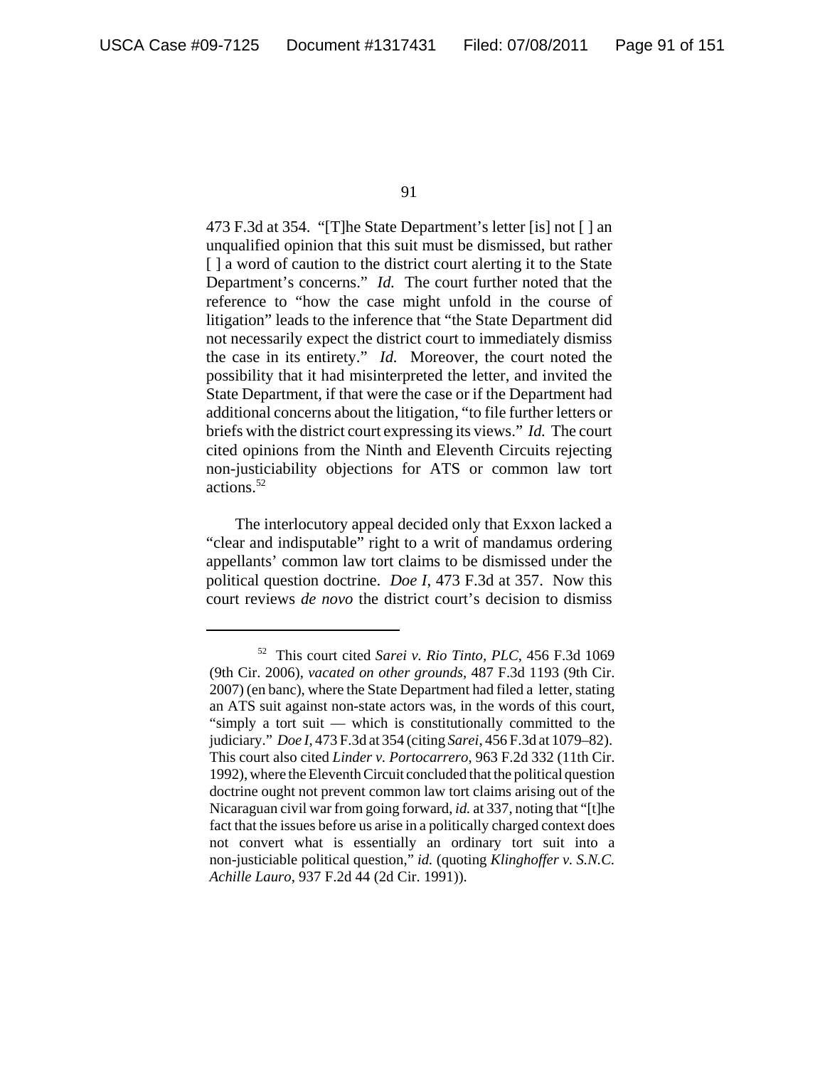473 F.3d at 354. "[T]he State Department's letter [is] not [ ] an unqualified opinion that this suit must be dismissed, but rather [ ] a word of caution to the district court alerting it to the State Department's concerns." *Id.* The court further noted that the reference to "how the case might unfold in the course of litigation" leads to the inference that "the State Department did not necessarily expect the district court to immediately dismiss the case in its entirety." *Id.* Moreover, the court noted the possibility that it had misinterpreted the letter, and invited the State Department, if that were the case or if the Department had additional concerns about the litigation, "to file further letters or briefs with the district court expressing its views." *Id.* The court cited opinions from the Ninth and Eleventh Circuits rejecting non-justiciability objections for ATS or common law tort actions.[52]

The interlocutory appeal decided only that Exxon lacked a "clear and indisputable" right to a writ of mandamus ordering appellants' common law tort claims to be dismissed under the political question doctrine. *Doe I*, 473 F.3d at 357. Now this court reviews *de novo* the district court's decision to dismiss

---

[52] This court cited *Sarei v. Rio Tinto, PLC*, 456 F.3d 1069 (9th Cir. 2006), *vacated on other grounds*, 487 F.3d 1193 (9th Cir. 2007) (en banc), where the State Department had filed a letter, stating an ATS suit against non-state actors was, in the words of this court, "simply a tort suit — which is constitutionally committed to the judiciary." *Doe I*, 473 F.3d at 354 (citing *Sarei*, 456 F.3d at 1079–82). This court also cited *Linder v. Portocarrero*, 963 F.2d 332 (11th Cir. 1992), where the Eleventh Circuit concluded that the political question doctrine ought not prevent common law tort claims arising out of the Nicaraguan civil war from going forward, *id.* at 337, noting that "[t]he fact that the issues before us arise in a politically charged context does not convert what is essentially an ordinary tort suit into a non-justiciable political question," *id.* (quoting *Klinghoffer v. S.N.C. Achille Lauro*, 937 F.2d 44 (2d Cir. 1991)).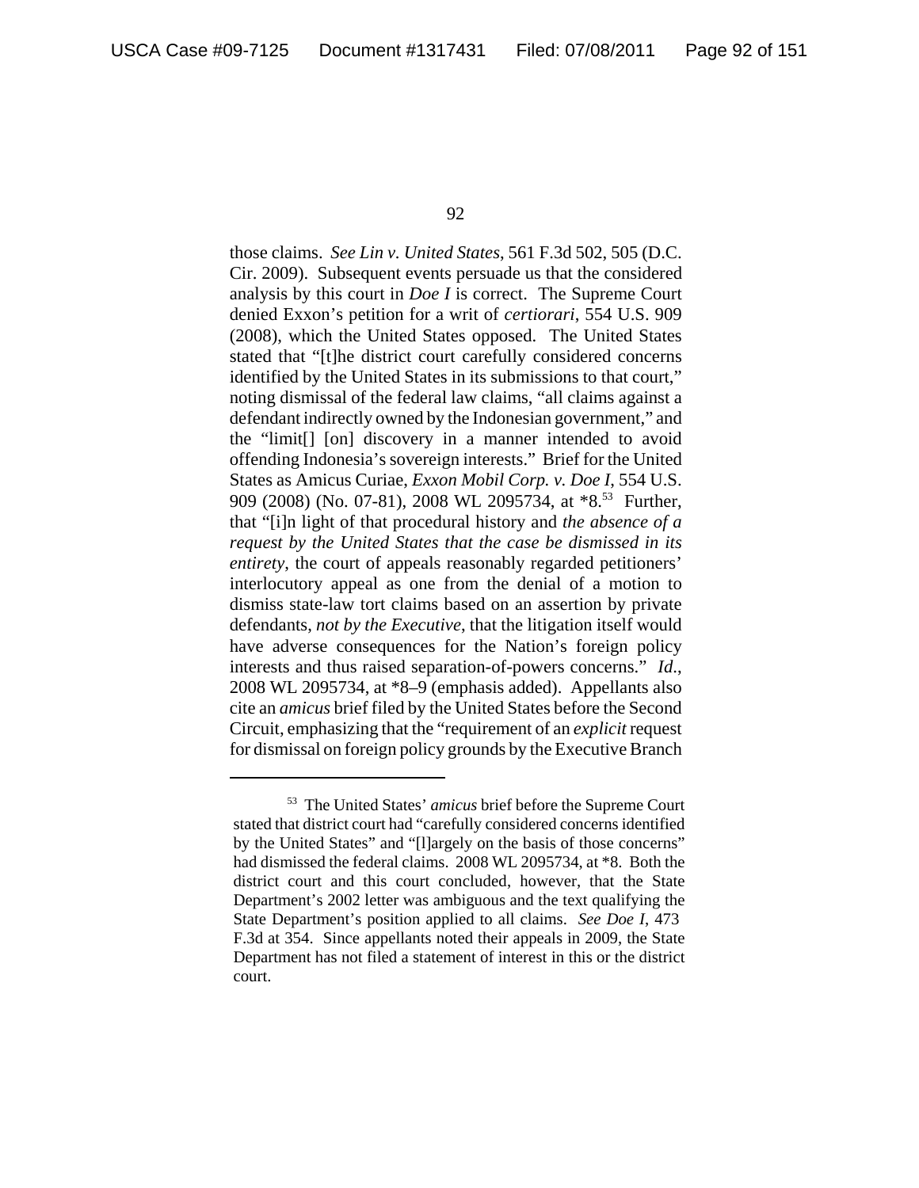those claims. *See Lin v. United States*, 561 F.3d 502, 505 (D.C. Cir. 2009). Subsequent events persuade us that the considered analysis by this court in *Doe I* is correct. The Supreme Court denied Exxon's petition for a writ of *certiorari*, 554 U.S. 909 (2008), which the United States opposed. The United States stated that "[t]he district court carefully considered concerns identified by the United States in its submissions to that court," noting dismissal of the federal law claims, "all claims against a defendant indirectly owned by the Indonesian government," and the "limit[] [on] discovery in a manner intended to avoid offending Indonesia's sovereign interests." Brief for the United States as Amicus Curiae, *Exxon Mobil Corp. v. Doe I*, 554 U.S. 909 (2008) (No. 07-81), 2008 WL 2095734, at *8.[53] Further, that "[i]n light of that procedural history and *the absence of a request by the United States that the case be dismissed in its entirety*, the court of appeals reasonably regarded petitioners' interlocutory appeal as one from the denial of a motion to dismiss state-law tort claims based on an assertion by private defendants, *not by the Executive*, that the litigation itself would have adverse consequences for the Nation's foreign policy interests and thus raised separation-of-powers concerns." *Id.*, 2008 WL 2095734, at *8–9 (emphasis added). Appellants also cite an *amicus* brief filed by the United States before the Second Circuit, emphasizing that the "requirement of an *explicit* request for dismissal on foreign policy grounds by the Executive Branch

---

[53] The United States' *amicus* brief before the Supreme Court stated that district court had "carefully considered concerns identified by the United States" and "[l]argely on the basis of those concerns" had dismissed the federal claims. 2008 WL 2095734, at *8. Both the district court and this court concluded, however, that the State Department's 2002 letter was ambiguous and the text qualifying the State Department's position applied to all claims. *See Doe I*, 473 F.3d at 354. Since appellants noted their appeals in 2009, the State Department has not filed a statement of interest in this or the district court.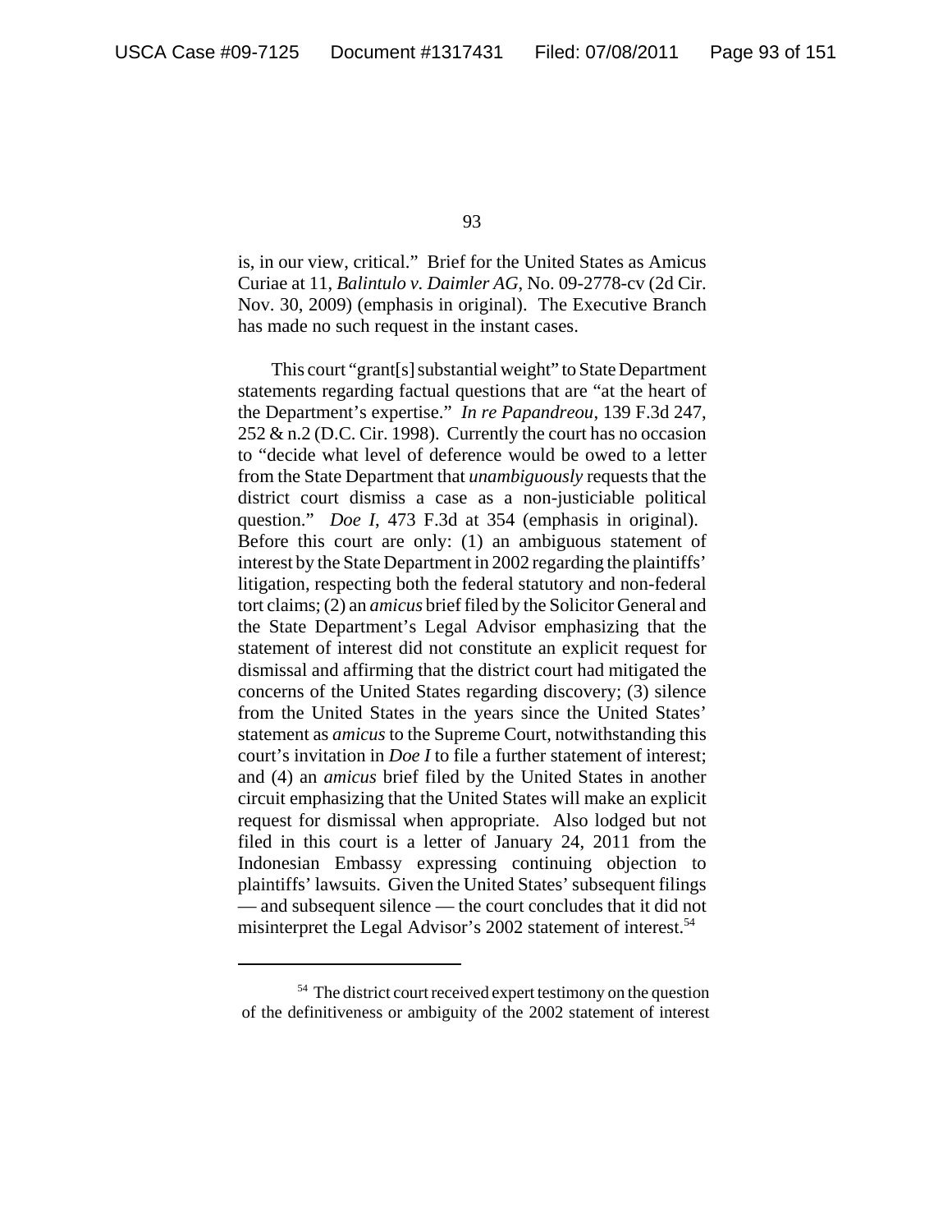is, in our view, critical." Brief for the United States as Amicus Curiae at 11, *Balintulo v. Daimler AG*, No. 09-2778-cv (2d Cir. Nov. 30, 2009) (emphasis in original). The Executive Branch has made no such request in the instant cases.

This court "grant[s] substantial weight" to State Department statements regarding factual questions that are "at the heart of the Department's expertise." *In re Papandreou*, 139 F.3d 247, 252 & n.2 (D.C. Cir. 1998). Currently the court has no occasion to "decide what level of deference would be owed to a letter from the State Department that *unambiguously* requests that the district court dismiss a case as a non-justiciable political question." *Doe I*, 473 F.3d at 354 (emphasis in original). Before this court are only: (1) an ambiguous statement of interest by the State Department in 2002 regarding the plaintiffs' litigation, respecting both the federal statutory and non-federal tort claims; (2) an *amicus* brief filed by the Solicitor General and the State Department's Legal Advisor emphasizing that the statement of interest did not constitute an explicit request for dismissal and affirming that the district court had mitigated the concerns of the United States regarding discovery; (3) silence from the United States in the years since the United States' statement as *amicus* to the Supreme Court, notwithstanding this court's invitation in *Doe I* to file a further statement of interest; and (4) an *amicus* brief filed by the United States in another circuit emphasizing that the United States will make an explicit request for dismissal when appropriate. Also lodged but not filed in this court is a letter of January 24, 2011 from the Indonesian Embassy expressing continuing objection to plaintiffs' lawsuits. Given the United States' subsequent filings — and subsequent silence — the court concludes that it did not misinterpret the Legal Advisor's 2002 statement of interest.[54]

---

[54] The district court received expert testimony on the question of the definitiveness or ambiguity of the 2002 statement of interest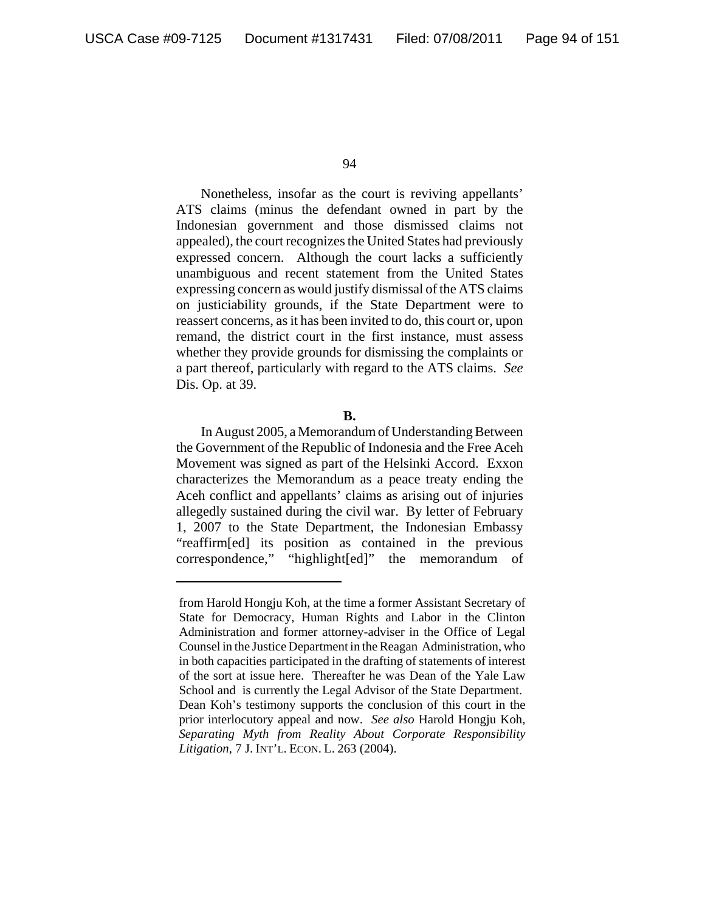Nonetheless, insofar as the court is reviving appellants' ATS claims (minus the defendant owned in part by the Indonesian government and those dismissed claims not appealed), the court recognizes the United States had previously expressed concern. Although the court lacks a sufficiently unambiguous and recent statement from the United States expressing concern as would justify dismissal of the ATS claims on justiciability grounds, if the State Department were to reassert concerns, as it has been invited to do, this court or, upon remand, the district court in the first instance, must assess whether they provide grounds for dismissing the complaints or a part thereof, particularly with regard to the ATS claims. *See* Dis. Op. at 39.

**B.**

In August 2005, a Memorandum of Understanding Between the Government of the Republic of Indonesia and the Free Aceh Movement was signed as part of the Helsinki Accord. Exxon characterizes the Memorandum as a peace treaty ending the Aceh conflict and appellants' claims as arising out of injuries allegedly sustained during the civil war. By letter of February 1, 2007 to the State Department, the Indonesian Embassy "reaffirm[ed] its position as contained in the previous correspondence," "highlight[ed]" the memorandum of

---

from Harold Hongju Koh, at the time a former Assistant Secretary of State for Democracy, Human Rights and Labor in the Clinton Administration and former attorney-adviser in the Office of Legal Counsel in the Justice Department in the Reagan Administration, who in both capacities participated in the drafting of statements of interest of the sort at issue here. Thereafter he was Dean of the Yale Law School and is currently the Legal Advisor of the State Department. Dean Koh's testimony supports the conclusion of this court in the prior interlocutory appeal and now. *See also* Harold Hongju Koh, *Separating Myth from Reality About Corporate Responsibility Litigation*, 7 J. INT'L. ECON. L. 263 (2004).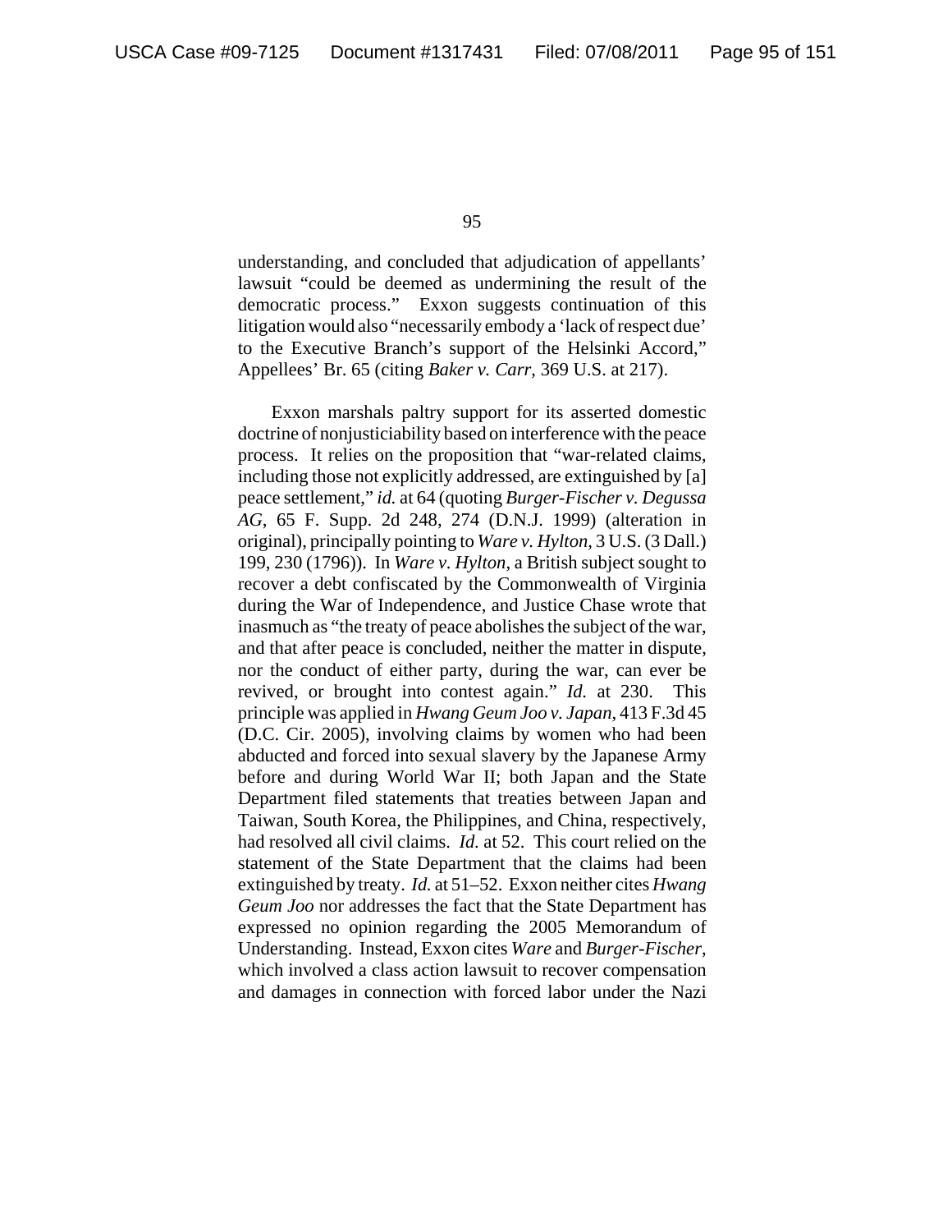understanding, and concluded that adjudication of appellants' lawsuit "could be deemed as undermining the result of the democratic process." Exxon suggests continuation of this litigation would also "necessarily embody a 'lack of respect due' to the Executive Branch's support of the Helsinki Accord," Appellees' Br. 65 (citing *Baker v. Carr*, 369 U.S. at 217).

Exxon marshals paltry support for its asserted domestic doctrine of nonjusticiability based on interference with the peace process. It relies on the proposition that "war-related claims, including those not explicitly addressed, are extinguished by [a] peace settlement," *id.* at 64 (quoting *Burger-Fischer v. Degussa AG*, 65 F. Supp. 2d 248, 274 (D.N.J. 1999) (alteration in original), principally pointing to *Ware v. Hylton*, 3 U.S. (3 Dall.) 199, 230 (1796)). In *Ware v. Hylton*, a British subject sought to recover a debt confiscated by the Commonwealth of Virginia during the War of Independence, and Justice Chase wrote that inasmuch as "the treaty of peace abolishes the subject of the war, and that after peace is concluded, neither the matter in dispute, nor the conduct of either party, during the war, can ever be revived, or brought into contest again." *Id.* at 230. This principle was applied in *Hwang Geum Joo v. Japan*, 413 F.3d 45 (D.C. Cir. 2005), involving claims by women who had been abducted and forced into sexual slavery by the Japanese Army before and during World War II; both Japan and the State Department filed statements that treaties between Japan and Taiwan, South Korea, the Philippines, and China, respectively, had resolved all civil claims. *Id.* at 52. This court relied on the statement of the State Department that the claims had been extinguished by treaty. *Id.* at 51–52. Exxon neither cites *Hwang Geum Joo* nor addresses the fact that the State Department has expressed no opinion regarding the 2005 Memorandum of Understanding. Instead, Exxon cites *Ware* and *Burger-Fischer*, which involved a class action lawsuit to recover compensation and damages in connection with forced labor under the Nazi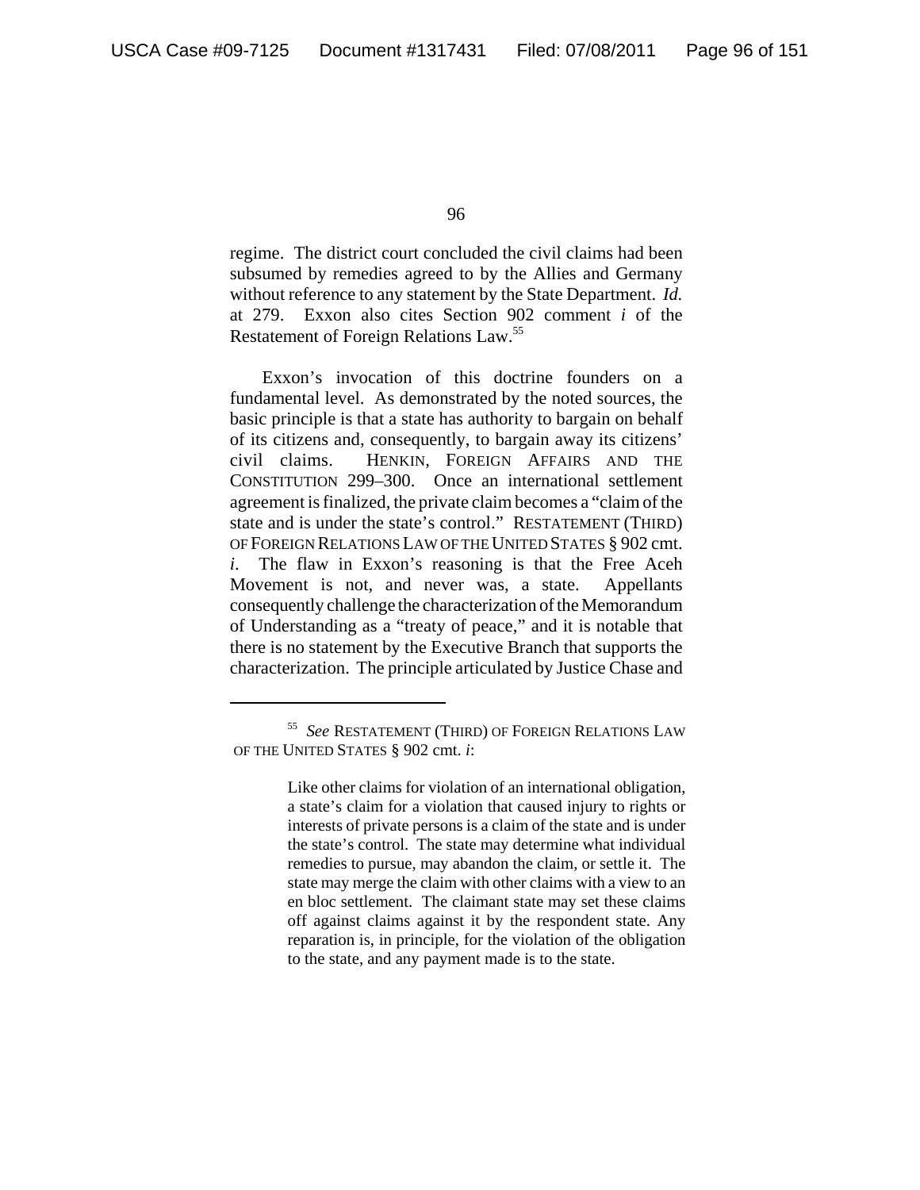regime. The district court concluded the civil claims had been subsumed by remedies agreed to by the Allies and Germany without reference to any statement by the State Department. *Id.* at 279. Exxon also cites Section 902 comment *i* of the Restatement of Foreign Relations Law.[55]

Exxon's invocation of this doctrine founders on a fundamental level. As demonstrated by the noted sources, the basic principle is that a state has authority to bargain on behalf of its citizens and, consequently, to bargain away its citizens' civil claims. HENKIN, FOREIGN AFFAIRS AND THE CONSTITUTION 299–300. Once an international settlement agreement is finalized, the private claim becomes a "claim of the state and is under the state's control." RESTATEMENT (THIRD) OF FOREIGN RELATIONS LAW OF THE UNITED STATES § 902 cmt. *i*. The flaw in Exxon's reasoning is that the Free Aceh Movement is not, and never was, a state. Appellants consequently challenge the characterization of the Memorandum of Understanding as a "treaty of peace," and it is notable that there is no statement by the Executive Branch that supports the characterization. The principle articulated by Justice Chase and

---

[55] *See* RESTATEMENT (THIRD) OF FOREIGN RELATIONS LAW OF THE UNITED STATES § 902 cmt. *i*:

> Like other claims for violation of an international obligation, a state's claim for a violation that caused injury to rights or interests of private persons is a claim of the state and is under the state's control. The state may determine what individual remedies to pursue, may abandon the claim, or settle it. The state may merge the claim with other claims with a view to an en bloc settlement. The claimant state may set these claims off against claims against it by the respondent state. Any reparation is, in principle, for the violation of the obligation to the state, and any payment made is to the state.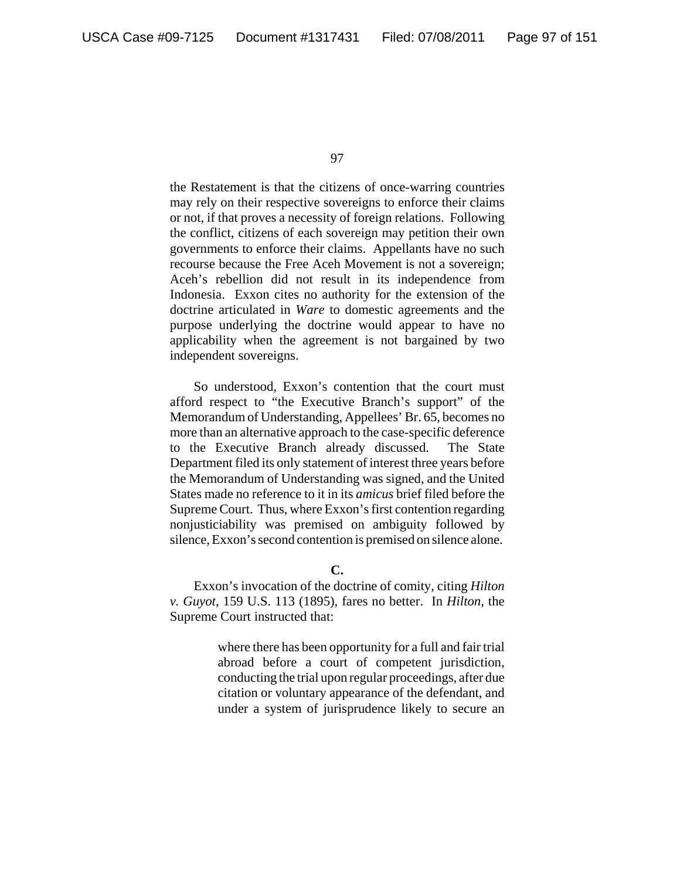the Restatement is that the citizens of once-warring countries may rely on their respective sovereigns to enforce their claims or not, if that proves a necessity of foreign relations. Following the conflict, citizens of each sovereign may petition their own governments to enforce their claims. Appellants have no such recourse because the Free Aceh Movement is not a sovereign; Aceh's rebellion did not result in its independence from Indonesia. Exxon cites no authority for the extension of the doctrine articulated in *Ware* to domestic agreements and the purpose underlying the doctrine would appear to have no applicability when the agreement is not bargained by two independent sovereigns.

So understood, Exxon's contention that the court must afford respect to "the Executive Branch's support" of the Memorandum of Understanding, Appellees' Br. 65, becomes no more than an alternative approach to the case-specific deference to the Executive Branch already discussed. The State Department filed its only statement of interest three years before the Memorandum of Understanding was signed, and the United States made no reference to it in its *amicus* brief filed before the Supreme Court. Thus, where Exxon's first contention regarding nonjusticiability was premised on ambiguity followed by silence, Exxon's second contention is premised on silence alone.

**C.**

Exxon's invocation of the doctrine of comity, citing *Hilton v. Guyot*, 159 U.S. 113 (1895), fares no better. In *Hilton*, the Supreme Court instructed that:

> where there has been opportunity for a full and fair trial abroad before a court of competent jurisdiction, conducting the trial upon regular proceedings, after due citation or voluntary appearance of the defendant, and under a system of jurisprudence likely to secure an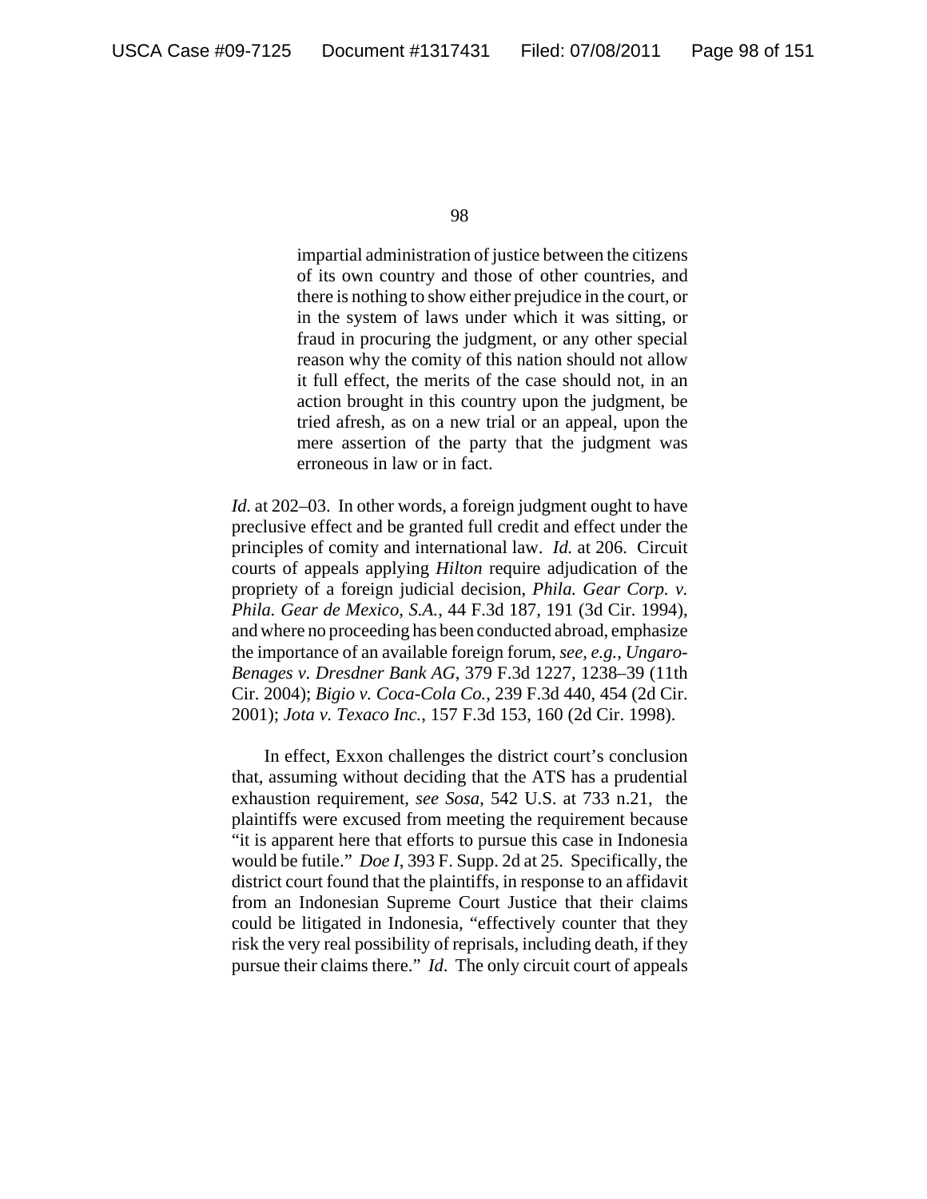> impartial administration of justice between the citizens of its own country and those of other countries, and there is nothing to show either prejudice in the court, or in the system of laws under which it was sitting, or fraud in procuring the judgment, or any other special reason why the comity of this nation should not allow it full effect, the merits of the case should not, in an action brought in this country upon the judgment, be tried afresh, as on a new trial or an appeal, upon the mere assertion of the party that the judgment was erroneous in law or in fact.

*Id.* at 202–03. In other words, a foreign judgment ought to have preclusive effect and be granted full credit and effect under the principles of comity and international law. *Id.* at 206. Circuit courts of appeals applying *Hilton* require adjudication of the propriety of a foreign judicial decision, *Phila. Gear Corp. v. Phila. Gear de Mexico, S.A.*, 44 F.3d 187, 191 (3d Cir. 1994), and where no proceeding has been conducted abroad, emphasize the importance of an available foreign forum, *see, e.g.*, *Ungaro-Benages v. Dresdner Bank AG*, 379 F.3d 1227, 1238–39 (11th Cir. 2004); *Bigio v. Coca-Cola Co.*, 239 F.3d 440, 454 (2d Cir. 2001); *Jota v. Texaco Inc.*, 157 F.3d 153, 160 (2d Cir. 1998).

In effect, Exxon challenges the district court's conclusion that, assuming without deciding that the ATS has a prudential exhaustion requirement, *see Sosa*, 542 U.S. at 733 n.21, the plaintiffs were excused from meeting the requirement because "it is apparent here that efforts to pursue this case in Indonesia would be futile." *Doe I*, 393 F. Supp. 2d at 25. Specifically, the district court found that the plaintiffs, in response to an affidavit from an Indonesian Supreme Court Justice that their claims could be litigated in Indonesia, "effectively counter that they risk the very real possibility of reprisals, including death, if they pursue their claims there." *Id*. The only circuit court of appeals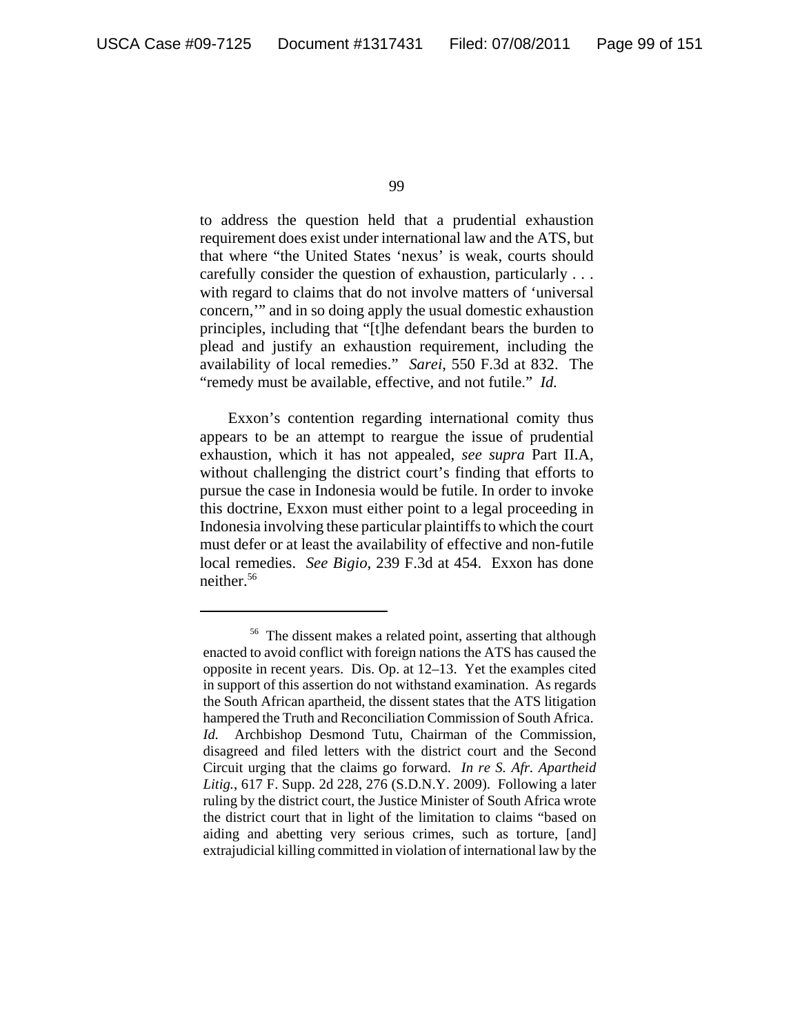to address the question held that a prudential exhaustion requirement does exist under international law and the ATS, but that where "the United States 'nexus' is weak, courts should carefully consider the question of exhaustion, particularly . . . with regard to claims that do not involve matters of 'universal concern,'" and in so doing apply the usual domestic exhaustion principles, including that "[t]he defendant bears the burden to plead and justify an exhaustion requirement, including the availability of local remedies." *Sarei*, 550 F.3d at 832. The "remedy must be available, effective, and not futile." *Id.*

Exxon's contention regarding international comity thus appears to be an attempt to reargue the issue of prudential exhaustion, which it has not appealed, *see supra* Part II.A, without challenging the district court's finding that efforts to pursue the case in Indonesia would be futile. In order to invoke this doctrine, Exxon must either point to a legal proceeding in Indonesia involving these particular plaintiffs to which the court must defer or at least the availability of effective and non-futile local remedies. *See Bigio*, 239 F.3d at 454. Exxon has done neither.[56]

---

[56] The dissent makes a related point, asserting that although enacted to avoid conflict with foreign nations the ATS has caused the opposite in recent years. Dis. Op. at 12–13. Yet the examples cited in support of this assertion do not withstand examination. As regards the South African apartheid, the dissent states that the ATS litigation hampered the Truth and Reconciliation Commission of South Africa. *Id.* Archbishop Desmond Tutu, Chairman of the Commission, disagreed and filed letters with the district court and the Second Circuit urging that the claims go forward. *In re S. Afr. Apartheid Litig.*, 617 F. Supp. 2d 228, 276 (S.D.N.Y. 2009). Following a later ruling by the district court, the Justice Minister of South Africa wrote the district court that in light of the limitation to claims "based on aiding and abetting very serious crimes, such as torture, [and] extrajudicial killing committed in violation of international law by the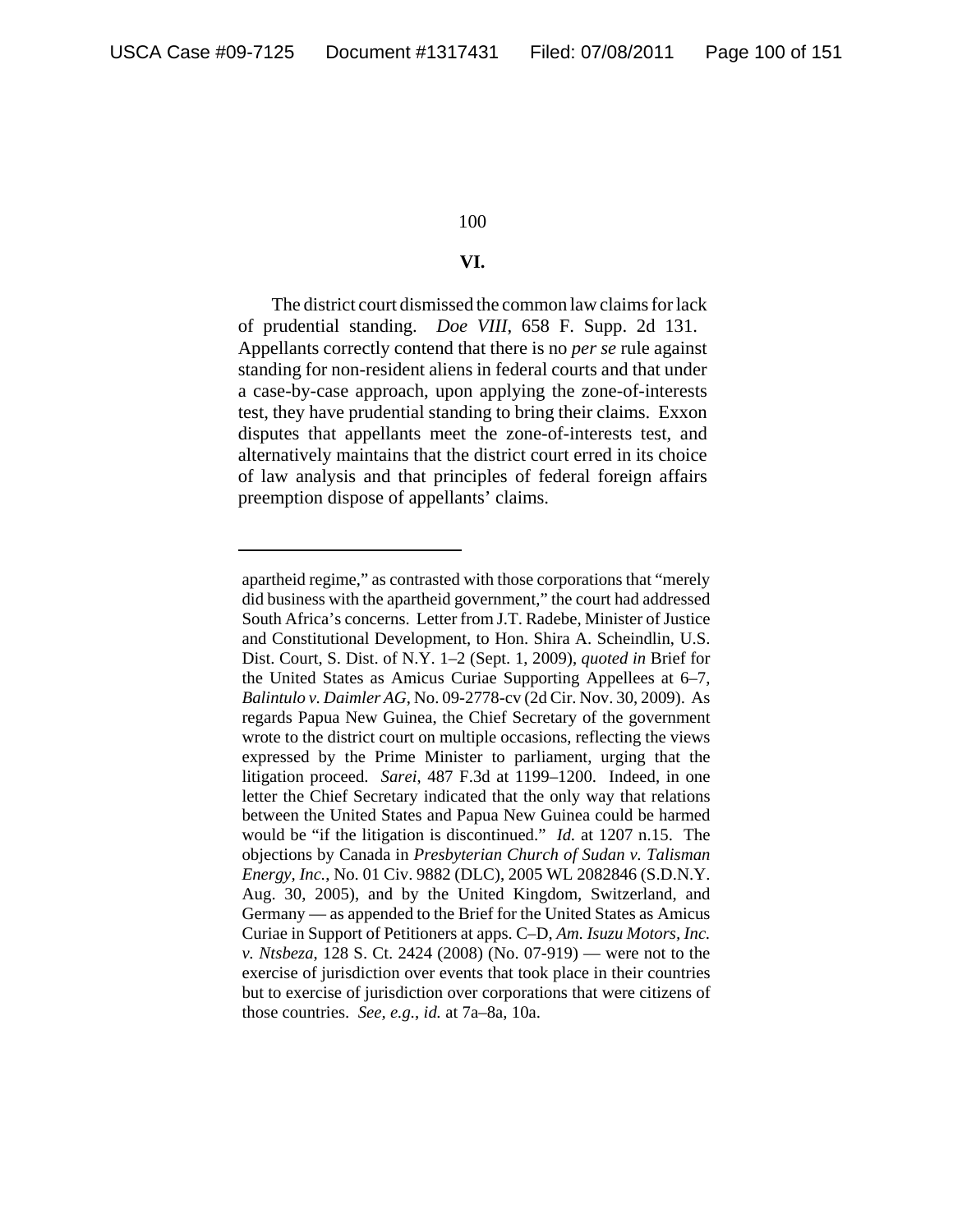## VI.

The district court dismissed the common law claims for lack of prudential standing. *Doe VIII*, 658 F. Supp. 2d 131. Appellants correctly contend that there is no *per se* rule against standing for non-resident aliens in federal courts and that under a case-by-case approach, upon applying the zone-of-interests test, they have prudential standing to bring their claims. Exxon disputes that appellants meet the zone-of-interests test, and alternatively maintains that the district court erred in its choice of law analysis and that principles of federal foreign affairs preemption dispose of appellants' claims.

---

apartheid regime," as contrasted with those corporations that "merely did business with the apartheid government," the court had addressed South Africa's concerns. Letter from J.T. Radebe, Minister of Justice and Constitutional Development, to Hon. Shira A. Scheindlin, U.S. Dist. Court, S. Dist. of N.Y. 1–2 (Sept. 1, 2009), *quoted in* Brief for the United States as Amicus Curiae Supporting Appellees at 6–7, *Balintulo v. Daimler AG*, No. 09-2778-cv (2d Cir. Nov. 30, 2009). As regards Papua New Guinea, the Chief Secretary of the government wrote to the district court on multiple occasions, reflecting the views expressed by the Prime Minister to parliament, urging that the litigation proceed. *Sarei*, 487 F.3d at 1199–1200. Indeed, in one letter the Chief Secretary indicated that the only way that relations between the United States and Papua New Guinea could be harmed would be "if the litigation is discontinued." *Id.* at 1207 n.15. The objections by Canada in *Presbyterian Church of Sudan v. Talisman Energy, Inc.*, No. 01 Civ. 9882 (DLC), 2005 WL 2082846 (S.D.N.Y. Aug. 30, 2005), and by the United Kingdom, Switzerland, and Germany — as appended to the Brief for the United States as Amicus Curiae in Support of Petitioners at apps. C–D, *Am. Isuzu Motors, Inc. v. Ntsbeza*, 128 S. Ct. 2424 (2008) (No. 07-919) — were not to the exercise of jurisdiction over events that took place in their countries but to exercise of jurisdiction over corporations that were citizens of those countries. *See, e.g.*, *id.* at 7a–8a, 10a.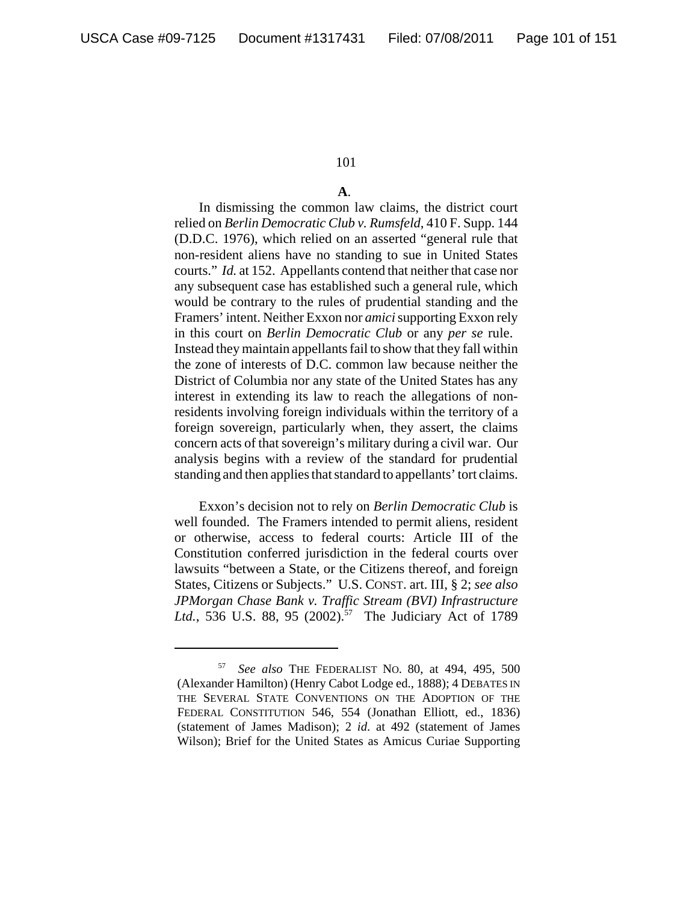**A**.

In dismissing the common law claims, the district court relied on *Berlin Democratic Club v. Rumsfeld*, 410 F. Supp. 144 (D.D.C. 1976), which relied on an asserted "general rule that non-resident aliens have no standing to sue in United States courts." *Id.* at 152. Appellants contend that neither that case nor any subsequent case has established such a general rule, which would be contrary to the rules of prudential standing and the Framers' intent. Neither Exxon nor *amici* supporting Exxon rely in this court on *Berlin Democratic Club* or any *per se* rule. Instead they maintain appellants fail to show that they fall within the zone of interests of D.C. common law because neither the District of Columbia nor any state of the United States has any interest in extending its law to reach the allegations of non-residents involving foreign individuals within the territory of a foreign sovereign, particularly when, they assert, the claims concern acts of that sovereign's military during a civil war. Our analysis begins with a review of the standard for prudential standing and then applies that standard to appellants' tort claims.

Exxon's decision not to rely on *Berlin Democratic Club* is well founded. The Framers intended to permit aliens, resident or otherwise, access to federal courts: Article III of the Constitution conferred jurisdiction in the federal courts over lawsuits "between a State, or the Citizens thereof, and foreign States, Citizens or Subjects." U.S. CONST. art. III, § 2; *see also JPMorgan Chase Bank v. Traffic Stream (BVI) Infrastructure Ltd.*, 536 U.S. 88, 95 (2002).[57] The Judiciary Act of 1789

---

[57] *See also* THE FEDERALIST NO. 80, at 494, 495, 500 (Alexander Hamilton) (Henry Cabot Lodge ed., 1888); 4 DEBATES IN THE SEVERAL STATE CONVENTIONS ON THE ADOPTION OF THE FEDERAL CONSTITUTION 546, 554 (Jonathan Elliott, ed., 1836) (statement of James Madison); 2 *id.* at 492 (statement of James Wilson); Brief for the United States as Amicus Curiae Supporting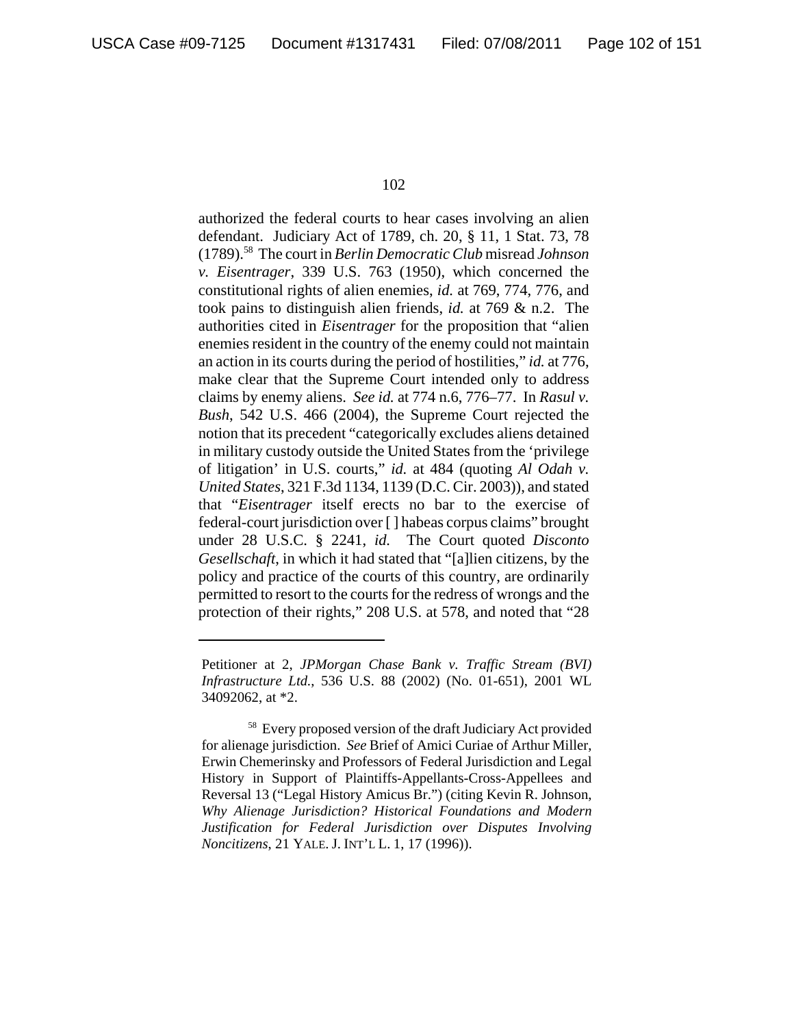authorized the federal courts to hear cases involving an alien defendant. Judiciary Act of 1789, ch. 20, § 11, 1 Stat. 73, 78 (1789).[58] The court in *Berlin Democratic Club* misread *Johnson v. Eisentrager*, 339 U.S. 763 (1950), which concerned the constitutional rights of alien enemies, *id.* at 769, 774, 776, and took pains to distinguish alien friends, *id.* at 769 & n.2. The authorities cited in *Eisentrager* for the proposition that "alien enemies resident in the country of the enemy could not maintain an action in its courts during the period of hostilities," *id.* at 776, make clear that the Supreme Court intended only to address claims by enemy aliens. *See id.* at 774 n.6, 776–77. In *Rasul v. Bush*, 542 U.S. 466 (2004), the Supreme Court rejected the notion that its precedent "categorically excludes aliens detained in military custody outside the United States from the 'privilege of litigation' in U.S. courts," *id.* at 484 (quoting *Al Odah v. United States*, 321 F.3d 1134, 1139 (D.C. Cir. 2003)), and stated that "*Eisentrager* itself erects no bar to the exercise of federal-court jurisdiction over [ ] habeas corpus claims" brought under 28 U.S.C. § 2241, *id.* The Court quoted *Disconto Gesellschaft*, in which it had stated that "[a]lien citizens, by the policy and practice of the courts of this country, are ordinarily permitted to resort to the courts for the redress of wrongs and the protection of their rights," 208 U.S. at 578, and noted that "28

---

Petitioner at 2, *JPMorgan Chase Bank v. Traffic Stream (BVI) Infrastructure Ltd.*, 536 U.S. 88 (2002) (No. 01-651), 2001 WL 34092062, at *2.

[58] Every proposed version of the draft Judiciary Act provided for alienage jurisdiction. *See* Brief of Amici Curiae of Arthur Miller, Erwin Chemerinsky and Professors of Federal Jurisdiction and Legal History in Support of Plaintiffs-Appellants-Cross-Appellees and Reversal 13 ("Legal History Amicus Br.") (citing Kevin R. Johnson, *Why Alienage Jurisdiction? Historical Foundations and Modern Justification for Federal Jurisdiction over Disputes Involving Noncitizens*, 21 YALE. J. INT'L L. 1, 17 (1996)).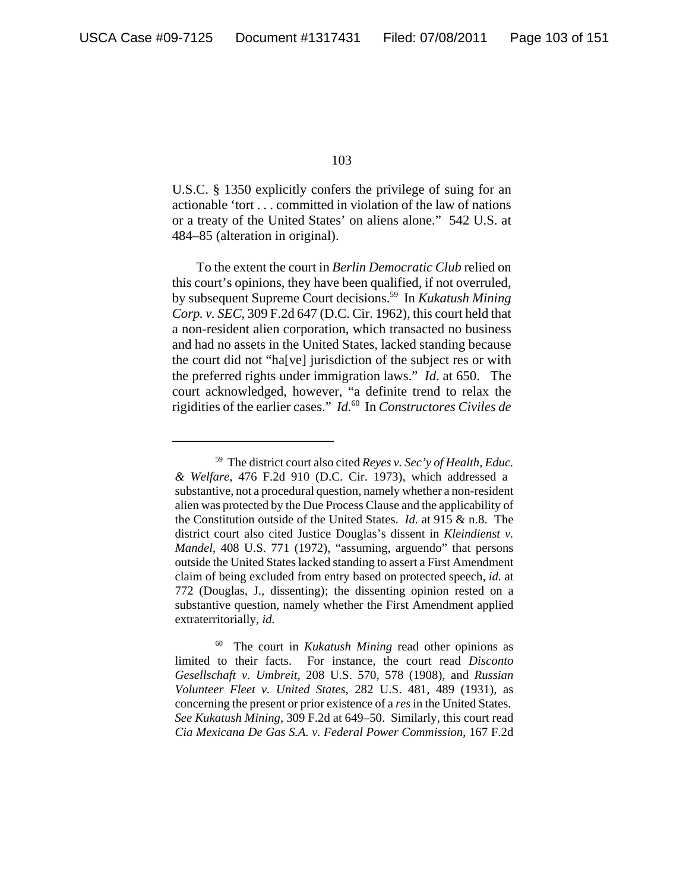U.S.C. § 1350 explicitly confers the privilege of suing for an actionable 'tort . . . committed in violation of the law of nations or a treaty of the United States' on aliens alone." 542 U.S. at 484–85 (alteration in original).

To the extent the court in *Berlin Democratic Club* relied on this court's opinions, they have been qualified, if not overruled, by subsequent Supreme Court decisions.[59] In *Kukatush Mining Corp. v. SEC*, 309 F.2d 647 (D.C. Cir. 1962), this court held that a non-resident alien corporation, which transacted no business and had no assets in the United States, lacked standing because the court did not "ha[ve] jurisdiction of the subject res or with the preferred rights under immigration laws." *Id.* at 650. The court acknowledged, however, "a definite trend to relax the rigidities of the earlier cases." *Id.*[60] In *Constructores Civiles de*

---

[59] The district court also cited *Reyes v. Sec'y of Health, Educ. & Welfare*, 476 F.2d 910 (D.C. Cir. 1973), which addressed a substantive, not a procedural question, namely whether a non-resident alien was protected by the Due Process Clause and the applicability of the Constitution outside of the United States. *Id.* at 915 & n.8. The district court also cited Justice Douglas's dissent in *Kleindienst v. Mandel*, 408 U.S. 771 (1972), "assuming, arguendo" that persons outside the United States lacked standing to assert a First Amendment claim of being excluded from entry based on protected speech, *id.* at 772 (Douglas, J., dissenting); the dissenting opinion rested on a substantive question, namely whether the First Amendment applied extraterritorially, *id.*

[60] The court in *Kukatush Mining* read other opinions as limited to their facts. For instance, the court read *Disconto Gesellschaft v. Umbreit*, 208 U.S. 570, 578 (1908), and *Russian Volunteer Fleet v. United States*, 282 U.S. 481, 489 (1931), as concerning the present or prior existence of a *res* in the United States. *See Kukatush Mining*, 309 F.2d at 649–50. Similarly, this court read *Cia Mexicana De Gas S.A. v. Federal Power Commission*, 167 F.2d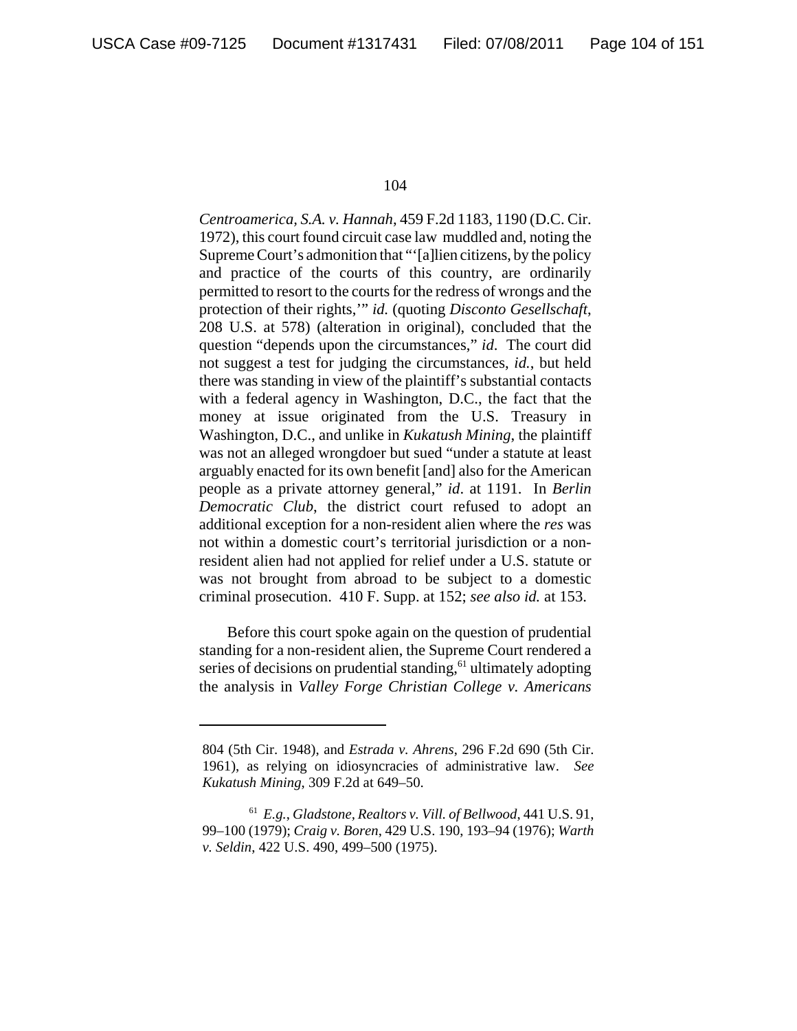*Centroamerica, S.A. v. Hannah*, 459 F.2d 1183, 1190 (D.C. Cir. 1972), this court found circuit case law muddled and, noting the Supreme Court's admonition that "'[a]lien citizens, by the policy and practice of the courts of this country, are ordinarily permitted to resort to the courts for the redress of wrongs and the protection of their rights,'" *id.* (quoting *Disconto Gesellschaft*, 208 U.S. at 578) (alteration in original), concluded that the question "depends upon the circumstances," *id*. The court did not suggest a test for judging the circumstances, *id.*, but held there was standing in view of the plaintiff's substantial contacts with a federal agency in Washington, D.C., the fact that the money at issue originated from the U.S. Treasury in Washington, D.C., and unlike in *Kukatush Mining*, the plaintiff was not an alleged wrongdoer but sued "under a statute at least arguably enacted for its own benefit [and] also for the American people as a private attorney general," *id*. at 1191. In *Berlin Democratic Club*, the district court refused to adopt an additional exception for a non-resident alien where the *res* was not within a domestic court's territorial jurisdiction or a non-resident alien had not applied for relief under a U.S. statute or was not brought from abroad to be subject to a domestic criminal prosecution. 410 F. Supp. at 152; *see also id.* at 153.

Before this court spoke again on the question of prudential standing for a non-resident alien, the Supreme Court rendered a series of decisions on prudential standing,[61] ultimately adopting the analysis in *Valley Forge Christian College v. Americans*

---

804 (5th Cir. 1948), and *Estrada v. Ahrens*, 296 F.2d 690 (5th Cir. 1961), as relying on idiosyncracies of administrative law. *See Kukatush Mining*, 309 F.2d at 649–50.

[61] *E.g.*, *Gladstone, Realtors v. Vill. of Bellwood*, 441 U.S. 91, 99–100 (1979); *Craig v. Boren*, 429 U.S. 190, 193–94 (1976); *Warth v. Seldin*, 422 U.S. 490, 499–500 (1975).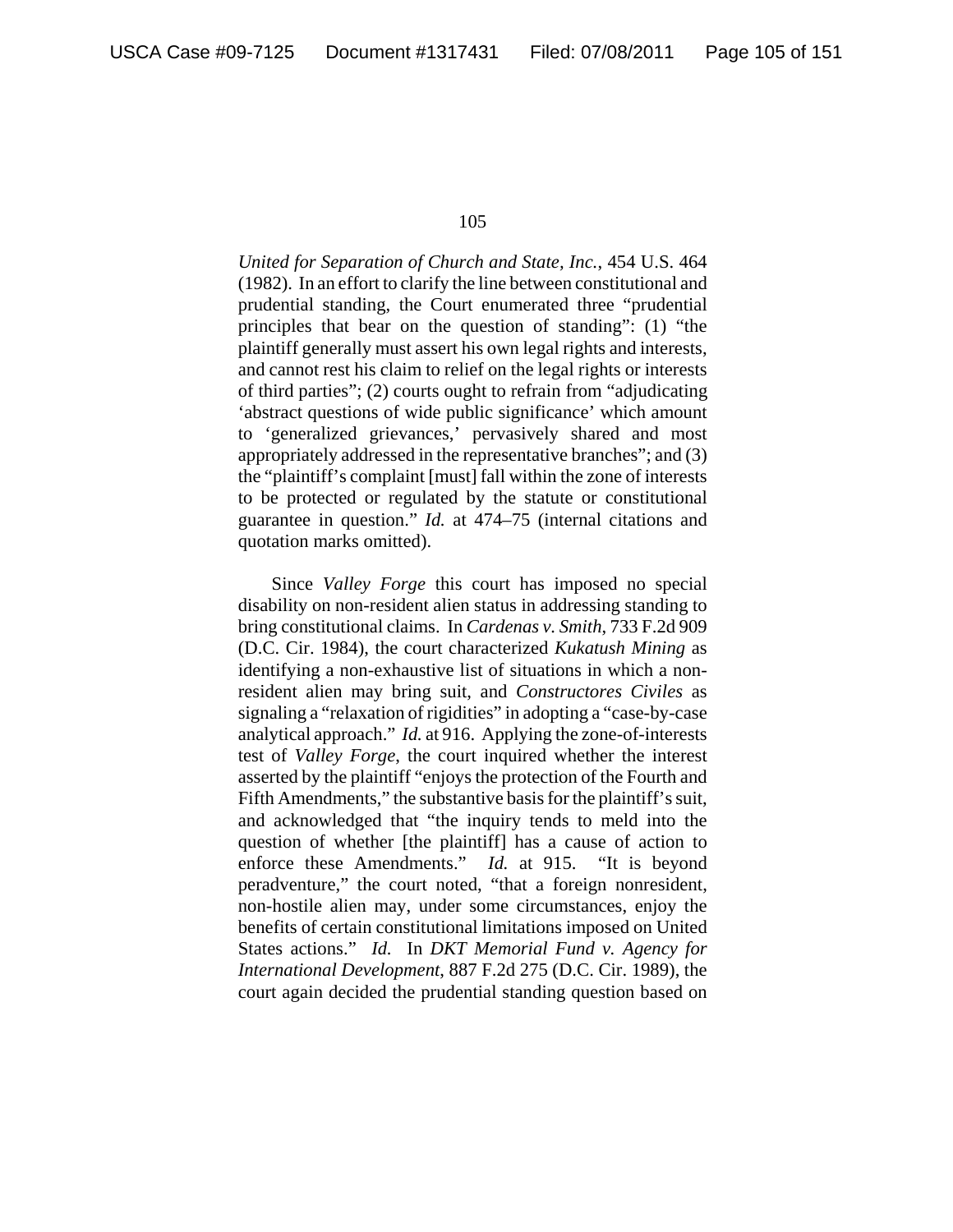*United for Separation of Church and State, Inc.*, 454 U.S. 464 (1982). In an effort to clarify the line between constitutional and prudential standing, the Court enumerated three "prudential principles that bear on the question of standing": (1) "the plaintiff generally must assert his own legal rights and interests, and cannot rest his claim to relief on the legal rights or interests of third parties"; (2) courts ought to refrain from "adjudicating 'abstract questions of wide public significance' which amount to 'generalized grievances,' pervasively shared and most appropriately addressed in the representative branches"; and (3) the "plaintiff's complaint [must] fall within the zone of interests to be protected or regulated by the statute or constitutional guarantee in question." *Id.* at 474–75 (internal citations and quotation marks omitted).

Since *Valley Forge* this court has imposed no special disability on non-resident alien status in addressing standing to bring constitutional claims. In *Cardenas v. Smith*, 733 F.2d 909 (D.C. Cir. 1984), the court characterized *Kukatush Mining* as identifying a non-exhaustive list of situations in which a non-resident alien may bring suit, and *Constructores Civiles* as signaling a "relaxation of rigidities" in adopting a "case-by-case analytical approach." *Id.* at 916. Applying the zone-of-interests test of *Valley Forge*, the court inquired whether the interest asserted by the plaintiff "enjoys the protection of the Fourth and Fifth Amendments," the substantive basis for the plaintiff's suit, and acknowledged that "the inquiry tends to meld into the question of whether [the plaintiff] has a cause of action to enforce these Amendments." *Id.* at 915. "It is beyond peradventure," the court noted, "that a foreign nonresident, non-hostile alien may, under some circumstances, enjoy the benefits of certain constitutional limitations imposed on United States actions." *Id.* In *DKT Memorial Fund v. Agency for International Development*, 887 F.2d 275 (D.C. Cir. 1989), the court again decided the prudential standing question based on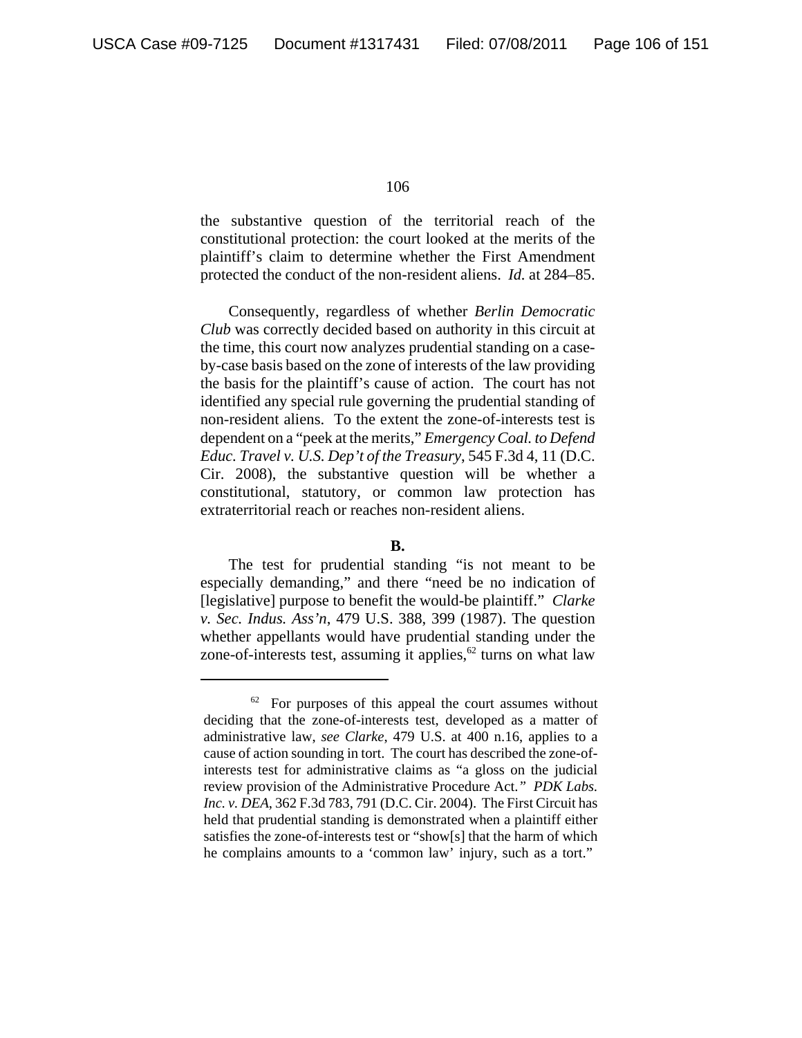the substantive question of the territorial reach of the constitutional protection: the court looked at the merits of the plaintiff's claim to determine whether the First Amendment protected the conduct of the non-resident aliens. *Id.* at 284–85.

Consequently, regardless of whether *Berlin Democratic Club* was correctly decided based on authority in this circuit at the time, this court now analyzes prudential standing on a case-by-case basis based on the zone of interests of the law providing the basis for the plaintiff's cause of action. The court has not identified any special rule governing the prudential standing of non-resident aliens. To the extent the zone-of-interests test is dependent on a "peek at the merits," *Emergency Coal. to Defend Educ. Travel v. U.S. Dep't of the Treasury*, 545 F.3d 4, 11 (D.C. Cir. 2008), the substantive question will be whether a constitutional, statutory, or common law protection has extraterritorial reach or reaches non-resident aliens.

**B.**

The test for prudential standing "is not meant to be especially demanding," and there "need be no indication of [legislative] purpose to benefit the would-be plaintiff." *Clarke v. Sec. Indus. Ass'n*, 479 U.S. 388, 399 (1987). The question whether appellants would have prudential standing under the zone-of-interests test, assuming it applies,[62] turns on what law

---

[62] For purposes of this appeal the court assumes without deciding that the zone-of-interests test, developed as a matter of administrative law, *see Clarke*, 479 U.S. at 400 n.16, applies to a cause of action sounding in tort. The court has described the zone-of-interests test for administrative claims as "a gloss on the judicial review provision of the Administrative Procedure Act." *PDK Labs. Inc. v. DEA*, 362 F.3d 783, 791 (D.C. Cir. 2004). The First Circuit has held that prudential standing is demonstrated when a plaintiff either satisfies the zone-of-interests test or "show[s] that the harm of which he complains amounts to a 'common law' injury, such as a tort."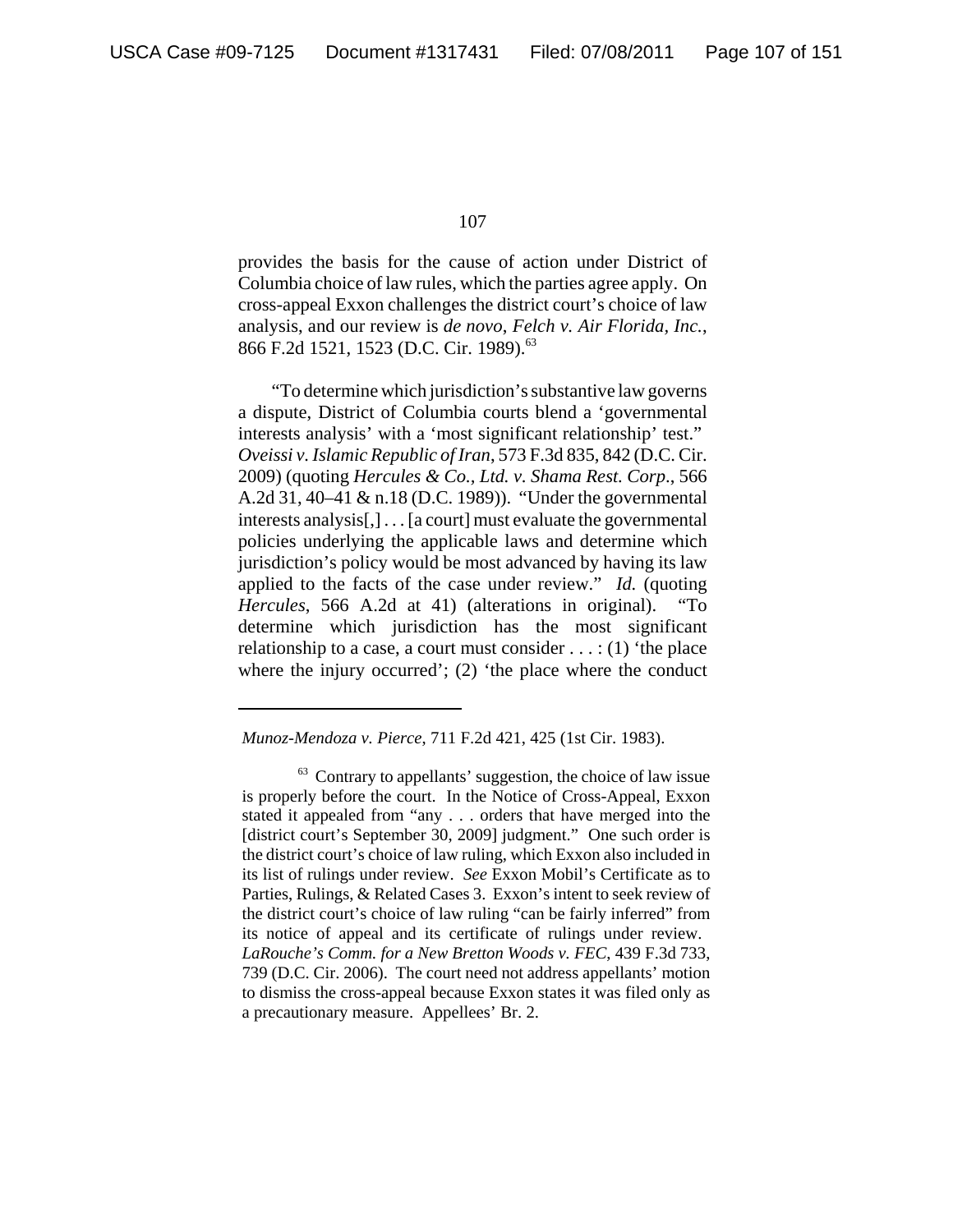provides the basis for the cause of action under District of Columbia choice of law rules, which the parties agree apply. On cross-appeal Exxon challenges the district court's choice of law analysis, and our review is *de novo*, *Felch v. Air Florida, Inc.*, 866 F.2d 1521, 1523 (D.C. Cir. 1989).[63]

"To determine which jurisdiction's substantive law governs a dispute, District of Columbia courts blend a 'governmental interests analysis' with a 'most significant relationship' test." *Oveissi v. Islamic Republic of Iran*, 573 F.3d 835, 842 (D.C. Cir. 2009) (quoting *Hercules & Co., Ltd. v. Shama Rest. Corp.*, 566 A.2d 31, 40–41 & n.18 (D.C. 1989)). "Under the governmental interests analysis[,] . . . [a court] must evaluate the governmental policies underlying the applicable laws and determine which jurisdiction's policy would be most advanced by having its law applied to the facts of the case under review." *Id.* (quoting *Hercules*, 566 A.2d at 41) (alterations in original). "To determine which jurisdiction has the most significant relationship to a case, a court must consider . . . : (1) 'the place where the injury occurred'; (2) 'the place where the conduct

---

*Munoz-Mendoza v. Pierce*, 711 F.2d 421, 425 (1st Cir. 1983).

[63] Contrary to appellants' suggestion, the choice of law issue is properly before the court. In the Notice of Cross-Appeal, Exxon stated it appealed from "any . . . orders that have merged into the [district court's September 30, 2009] judgment." One such order is the district court's choice of law ruling, which Exxon also included in its list of rulings under review. *See* Exxon Mobil's Certificate as to Parties, Rulings, & Related Cases 3. Exxon's intent to seek review of the district court's choice of law ruling "can be fairly inferred" from its notice of appeal and its certificate of rulings under review. *LaRouche's Comm. for a New Bretton Woods v. FEC*, 439 F.3d 733, 739 (D.C. Cir. 2006). The court need not address appellants' motion to dismiss the cross-appeal because Exxon states it was filed only as a precautionary measure. Appellees' Br. 2.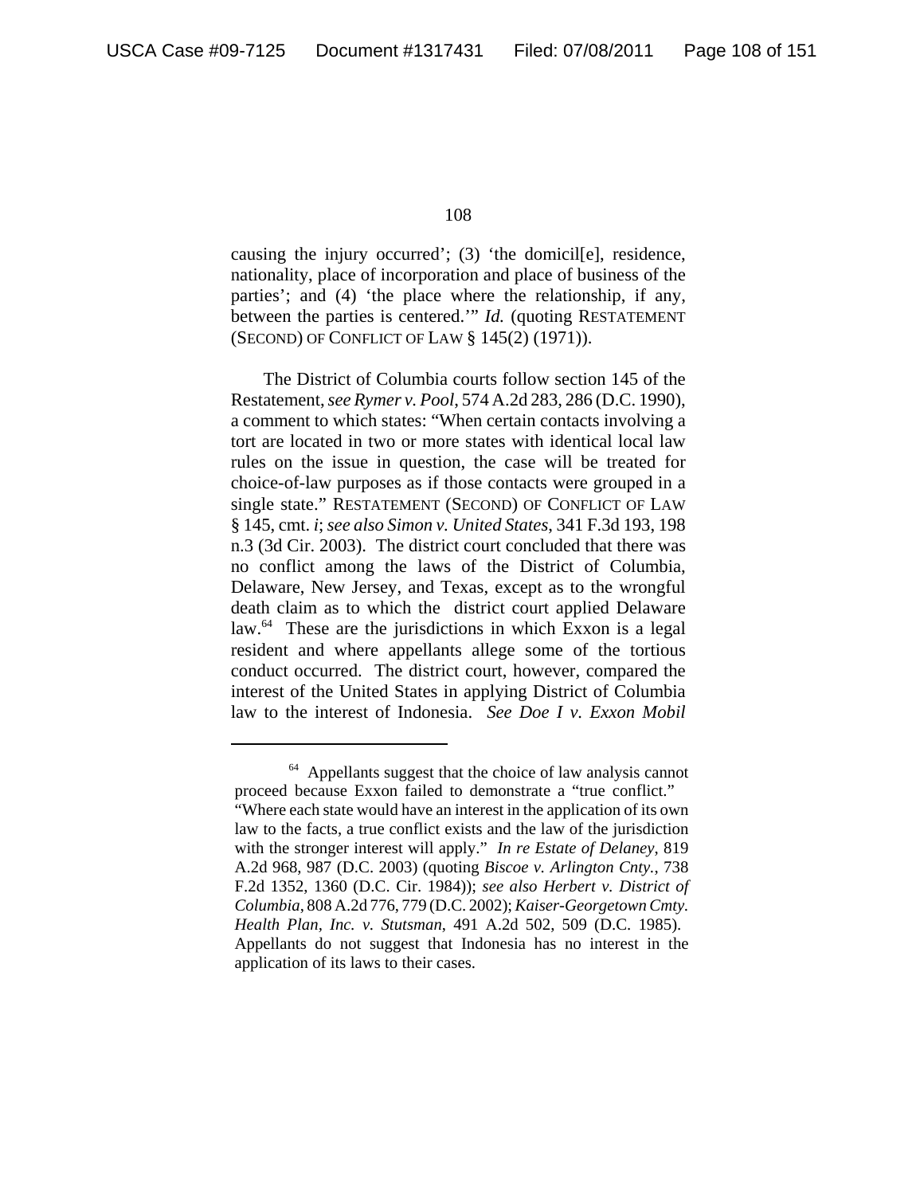causing the injury occurred'; (3) 'the domicil[e], residence, nationality, place of incorporation and place of business of the parties'; and (4) 'the place where the relationship, if any, between the parties is centered.'" *Id.* (quoting RESTATEMENT (SECOND) OF CONFLICT OF LAW § 145(2) (1971)).

The District of Columbia courts follow section 145 of the Restatement, *see Rymer v. Pool*, 574 A.2d 283, 286 (D.C. 1990), a comment to which states: "When certain contacts involving a tort are located in two or more states with identical local law rules on the issue in question, the case will be treated for choice-of-law purposes as if those contacts were grouped in a single state." RESTATEMENT (SECOND) OF CONFLICT OF LAW § 145, cmt. *i*; *see also Simon v. United States*, 341 F.3d 193, 198 n.3 (3d Cir. 2003). The district court concluded that there was no conflict among the laws of the District of Columbia, Delaware, New Jersey, and Texas, except as to the wrongful death claim as to which the district court applied Delaware law.[64] These are the jurisdictions in which Exxon is a legal resident and where appellants allege some of the tortious conduct occurred. The district court, however, compared the interest of the United States in applying District of Columbia law to the interest of Indonesia. *See Doe I v. Exxon Mobil*

[64] Appellants suggest that the choice of law analysis cannot proceed because Exxon failed to demonstrate a "true conflict." "Where each state would have an interest in the application of its own law to the facts, a true conflict exists and the law of the jurisdiction with the stronger interest will apply." *In re Estate of Delaney*, 819 A.2d 968, 987 (D.C. 2003) (quoting *Biscoe v. Arlington Cnty.*, 738 F.2d 1352, 1360 (D.C. Cir. 1984)); *see also Herbert v. District of Columbia*, 808 A.2d 776, 779 (D.C. 2002); *Kaiser-Georgetown Cmty. Health Plan, Inc. v. Stutsman*, 491 A.2d 502, 509 (D.C. 1985). Appellants do not suggest that Indonesia has no interest in the application of its laws to their cases.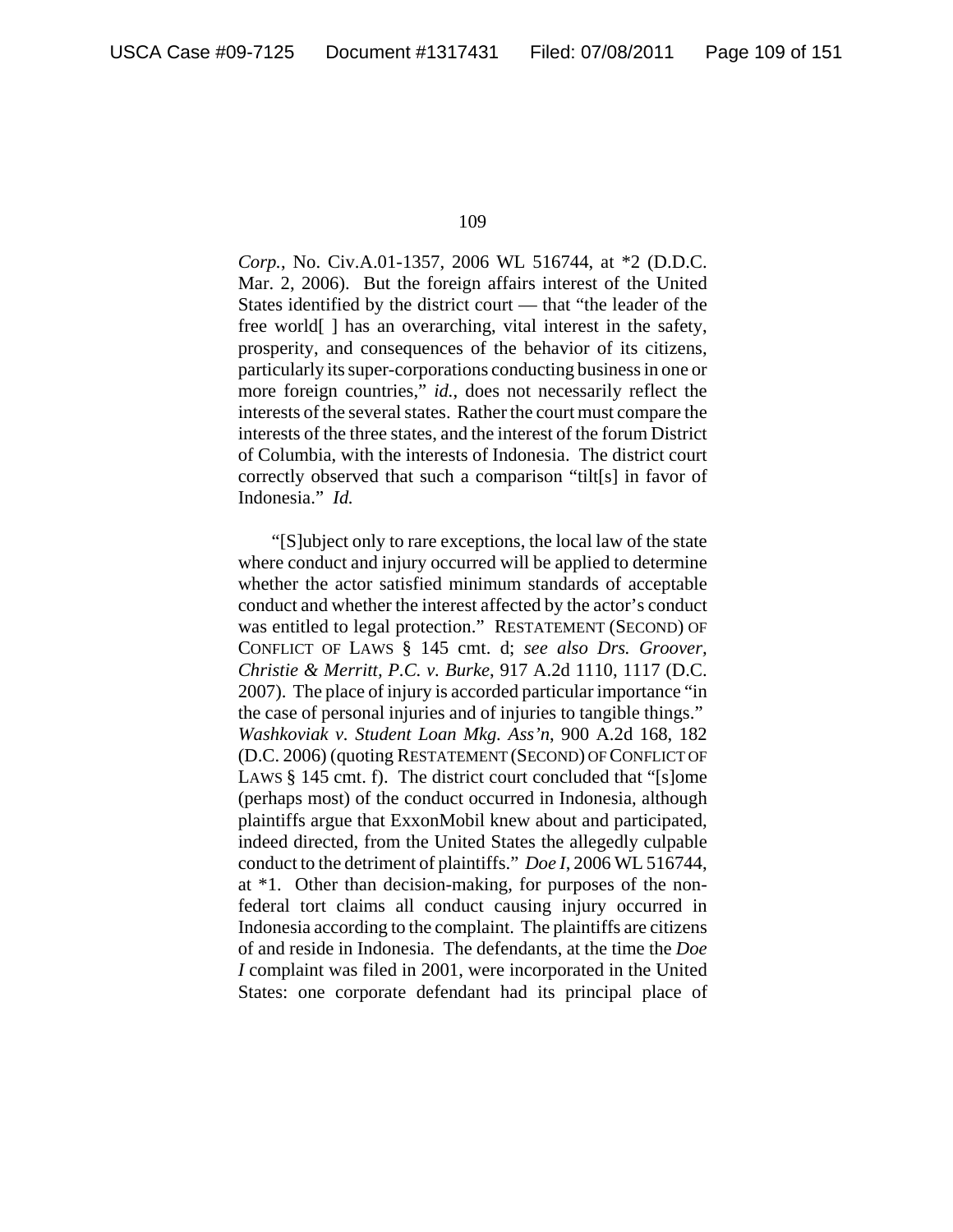*Corp.*, No. Civ.A.01-1357, 2006 WL 516744, at *2 (D.D.C. Mar. 2, 2006). But the foreign affairs interest of the United States identified by the district court — that "the leader of the free world[ ] has an overarching, vital interest in the safety, prosperity, and consequences of the behavior of its citizens, particularly its super-corporations conducting business in one or more foreign countries," *id.*, does not necessarily reflect the interests of the several states. Rather the court must compare the interests of the three states, and the interest of the forum District of Columbia, with the interests of Indonesia. The district court correctly observed that such a comparison "tilt[s] in favor of Indonesia." *Id.*

"[S]ubject only to rare exceptions, the local law of the state where conduct and injury occurred will be applied to determine whether the actor satisfied minimum standards of acceptable conduct and whether the interest affected by the actor's conduct was entitled to legal protection." RESTATEMENT (SECOND) OF CONFLICT OF LAWS § 145 cmt. d; *see also Drs. Groover, Christie & Merritt, P.C. v. Burke*, 917 A.2d 1110, 1117 (D.C. 2007). The place of injury is accorded particular importance "in the case of personal injuries and of injuries to tangible things." *Washkoviak v. Student Loan Mkg. Ass'n*, 900 A.2d 168, 182 (D.C. 2006) (quoting RESTATEMENT (SECOND) OF CONFLICT OF LAWS § 145 cmt. f). The district court concluded that "[s]ome (perhaps most) of the conduct occurred in Indonesia, although plaintiffs argue that ExxonMobil knew about and participated, indeed directed, from the United States the allegedly culpable conduct to the detriment of plaintiffs." *Doe I*, 2006 WL 516744, at *1. Other than decision-making, for purposes of the non-federal tort claims all conduct causing injury occurred in Indonesia according to the complaint. The plaintiffs are citizens of and reside in Indonesia. The defendants, at the time the *Doe I* complaint was filed in 2001, were incorporated in the United States: one corporate defendant had its principal place of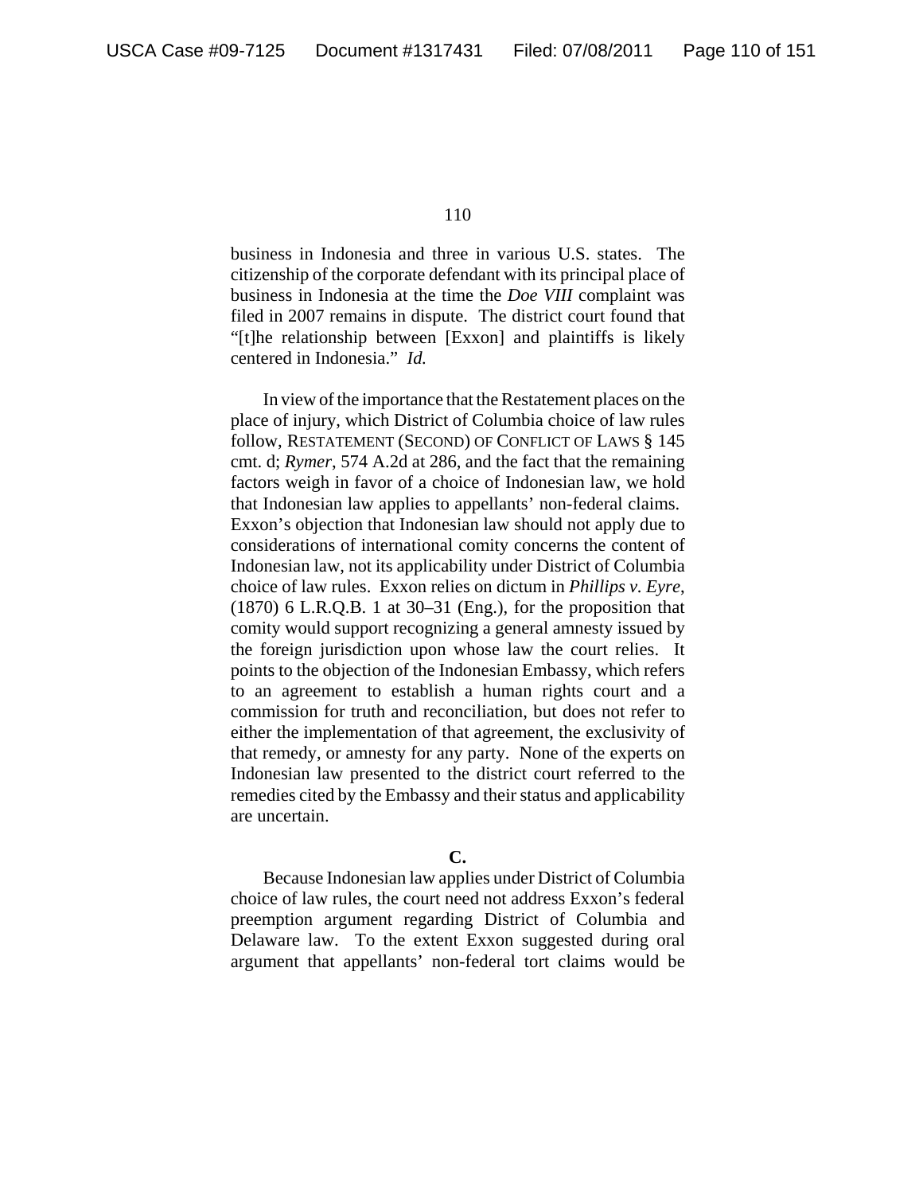business in Indonesia and three in various U.S. states. The citizenship of the corporate defendant with its principal place of business in Indonesia at the time the *Doe VIII* complaint was filed in 2007 remains in dispute. The district court found that "[t]he relationship between [Exxon] and plaintiffs is likely centered in Indonesia." *Id.*

In view of the importance that the Restatement places on the place of injury, which District of Columbia choice of law rules follow, RESTATEMENT (SECOND) OF CONFLICT OF LAWS § 145 cmt. d; *Rymer*, 574 A.2d at 286, and the fact that the remaining factors weigh in favor of a choice of Indonesian law, we hold that Indonesian law applies to appellants' non-federal claims. Exxon's objection that Indonesian law should not apply due to considerations of international comity concerns the content of Indonesian law, not its applicability under District of Columbia choice of law rules. Exxon relies on dictum in *Phillips v. Eyre*, (1870) 6 L.R.Q.B. 1 at 30–31 (Eng.), for the proposition that comity would support recognizing a general amnesty issued by the foreign jurisdiction upon whose law the court relies. It points to the objection of the Indonesian Embassy, which refers to an agreement to establish a human rights court and a commission for truth and reconciliation, but does not refer to either the implementation of that agreement, the exclusivity of that remedy, or amnesty for any party. None of the experts on Indonesian law presented to the district court referred to the remedies cited by the Embassy and their status and applicability are uncertain.

**C.**

Because Indonesian law applies under District of Columbia choice of law rules, the court need not address Exxon's federal preemption argument regarding District of Columbia and Delaware law. To the extent Exxon suggested during oral argument that appellants' non-federal tort claims would be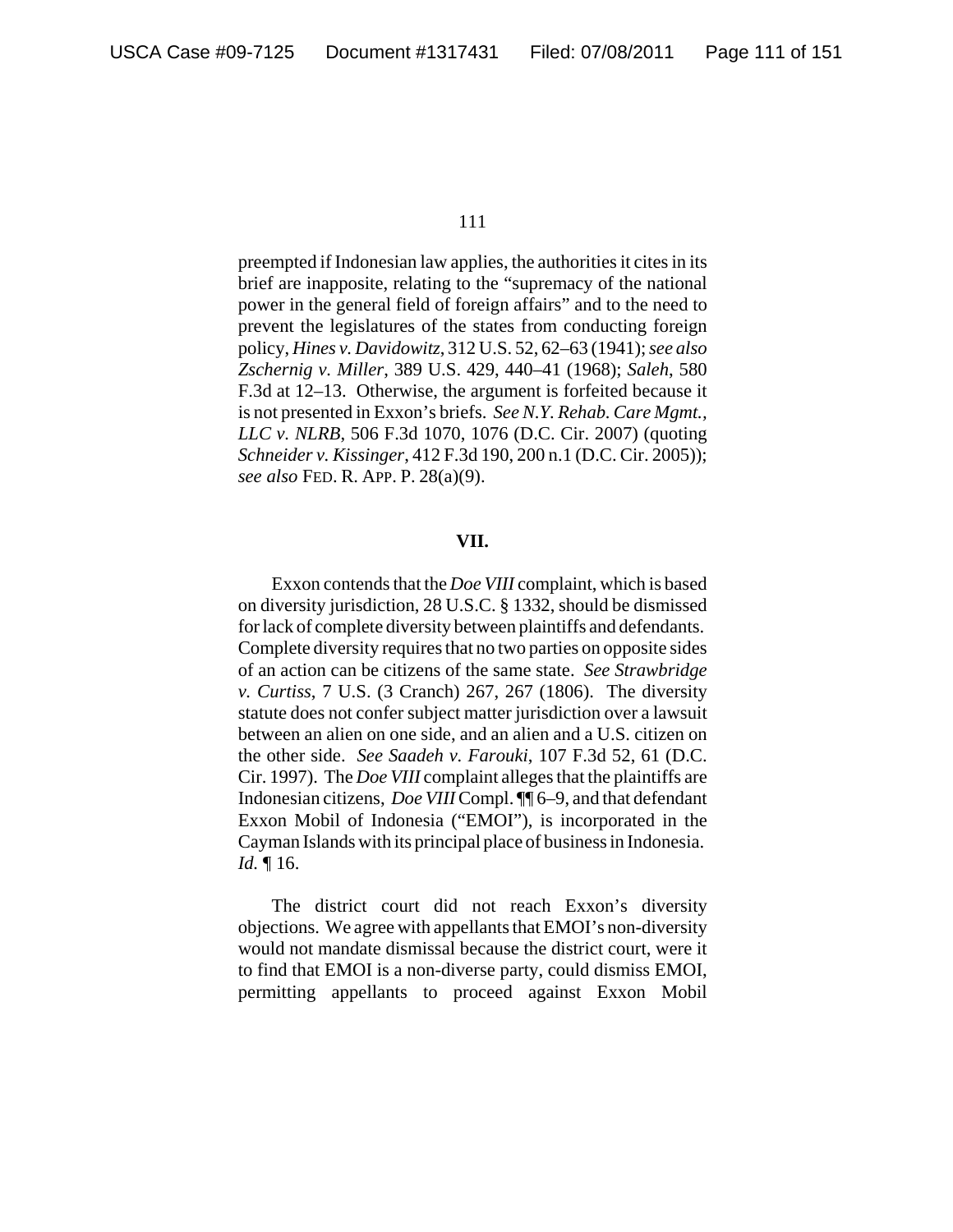preempted if Indonesian law applies, the authorities it cites in its brief are inapposite, relating to the "supremacy of the national power in the general field of foreign affairs" and to the need to prevent the legislatures of the states from conducting foreign policy, *Hines v. Davidowitz*, 312 U.S. 52, 62–63 (1941); *see also Zschernig v. Miller*, 389 U.S. 429, 440–41 (1968); *Saleh*, 580 F.3d at 12–13. Otherwise, the argument is forfeited because it is not presented in Exxon's briefs. *See N.Y. Rehab. Care Mgmt., LLC v. NLRB*, 506 F.3d 1070, 1076 (D.C. Cir. 2007) (quoting *Schneider v. Kissinger*, 412 F.3d 190, 200 n.1 (D.C. Cir. 2005)); *see also* FED. R. APP. P. 28(a)(9).

## VII.

Exxon contends that the *Doe VIII* complaint, which is based on diversity jurisdiction, 28 U.S.C. § 1332, should be dismissed for lack of complete diversity between plaintiffs and defendants. Complete diversity requires that no two parties on opposite sides of an action can be citizens of the same state. *See Strawbridge v. Curtiss*, 7 U.S. (3 Cranch) 267, 267 (1806). The diversity statute does not confer subject matter jurisdiction over a lawsuit between an alien on one side, and an alien and a U.S. citizen on the other side. *See Saadeh v. Farouki*, 107 F.3d 52, 61 (D.C. Cir. 1997). The *Doe VIII* complaint alleges that the plaintiffs are Indonesian citizens, *Doe VIII* Compl. ¶¶ 6–9, and that defendant Exxon Mobil of Indonesia ("EMOI"), is incorporated in the Cayman Islands with its principal place of business in Indonesia. *Id.* ¶ 16.

The district court did not reach Exxon's diversity objections. We agree with appellants that EMOI's non-diversity would not mandate dismissal because the district court, were it to find that EMOI is a non-diverse party, could dismiss EMOI, permitting appellants to proceed against Exxon Mobil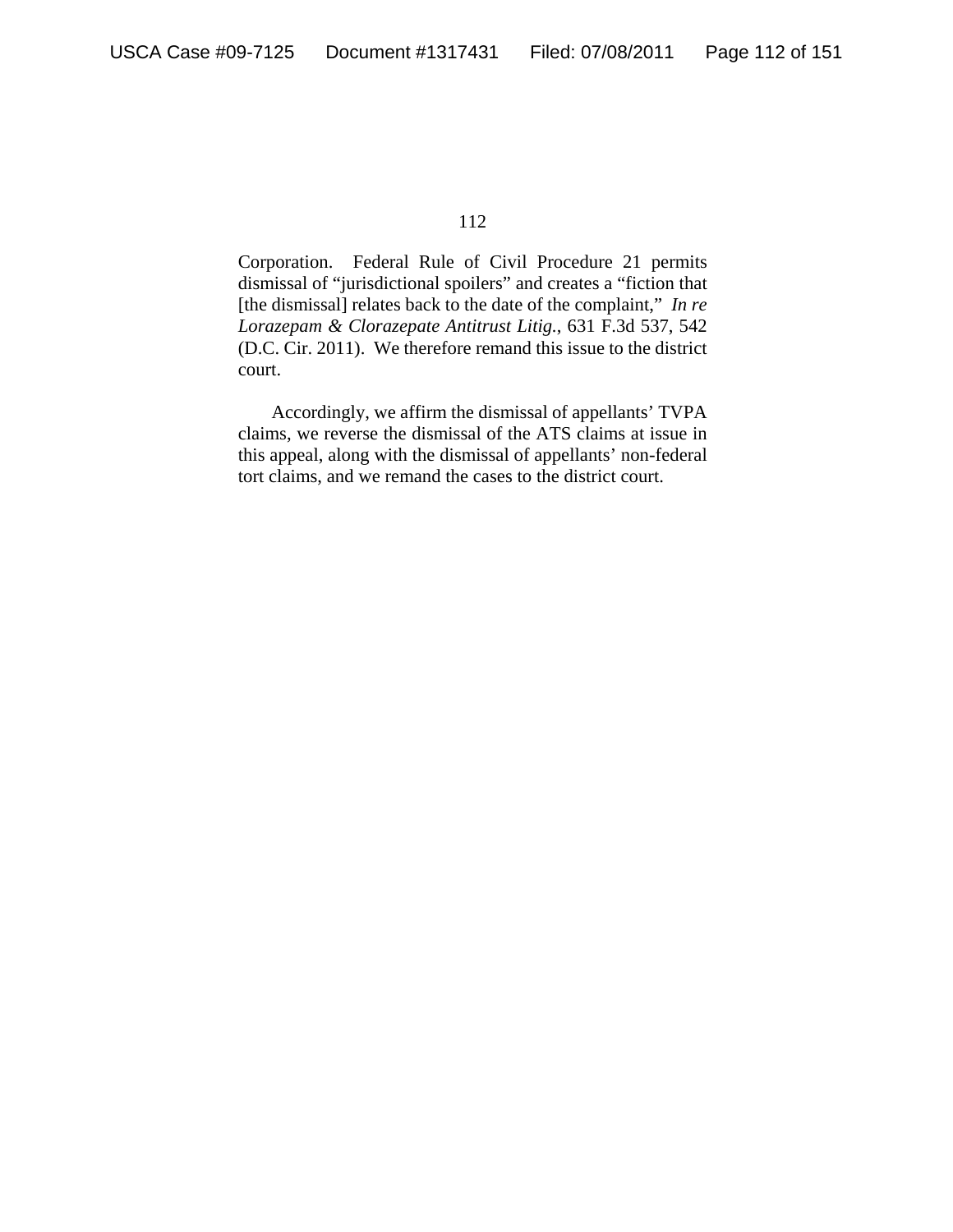Corporation. Federal Rule of Civil Procedure 21 permits dismissal of "jurisdictional spoilers" and creates a "fiction that [the dismissal] relates back to the date of the complaint," *In re Lorazepam & Clorazepate Antitrust Litig.*, 631 F.3d 537, 542 (D.C. Cir. 2011). We therefore remand this issue to the district court.

Accordingly, we affirm the dismissal of appellants' TVPA claims, we reverse the dismissal of the ATS claims at issue in this appeal, along with the dismissal of appellants' non-federal tort claims, and we remand the cases to the district court.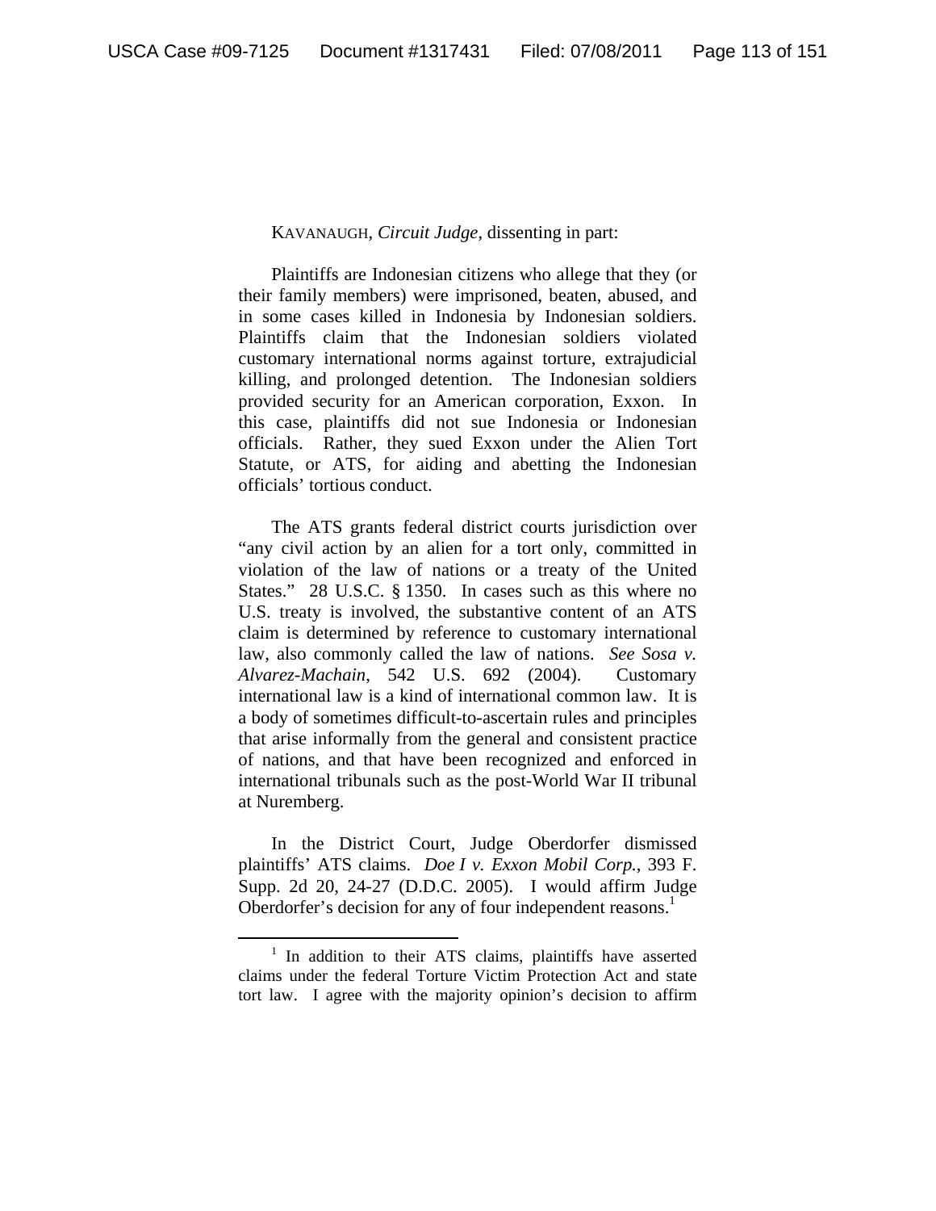KAVANAUGH, *Circuit Judge*, dissenting in part:

Plaintiffs are Indonesian citizens who allege that they (or their family members) were imprisoned, beaten, abused, and in some cases killed in Indonesia by Indonesian soldiers. Plaintiffs claim that the Indonesian soldiers violated customary international norms against torture, extrajudicial killing, and prolonged detention. The Indonesian soldiers provided security for an American corporation, Exxon. In this case, plaintiffs did not sue Indonesia or Indonesian officials. Rather, they sued Exxon under the Alien Tort Statute, or ATS, for aiding and abetting the Indonesian officials' tortious conduct.

The ATS grants federal district courts jurisdiction over "any civil action by an alien for a tort only, committed in violation of the law of nations or a treaty of the United States." 28 U.S.C. § 1350. In cases such as this where no U.S. treaty is involved, the substantive content of an ATS claim is determined by reference to customary international law, also commonly called the law of nations. *See Sosa v. Alvarez-Machain*, 542 U.S. 692 (2004). Customary international law is a kind of international common law. It is a body of sometimes difficult-to-ascertain rules and principles that arise informally from the general and consistent practice of nations, and that have been recognized and enforced in international tribunals such as the post-World War II tribunal at Nuremberg.

In the District Court, Judge Oberdorfer dismissed plaintiffs' ATS claims. *Doe I v. Exxon Mobil Corp.*, 393 F. Supp. 2d 20, 24-27 (D.D.C. 2005). I would affirm Judge Oberdorfer's decision for any of four independent reasons.[1]

[1] In addition to their ATS claims, plaintiffs have asserted claims under the federal Torture Victim Protection Act and state tort law. I agree with the majority opinion's decision to affirm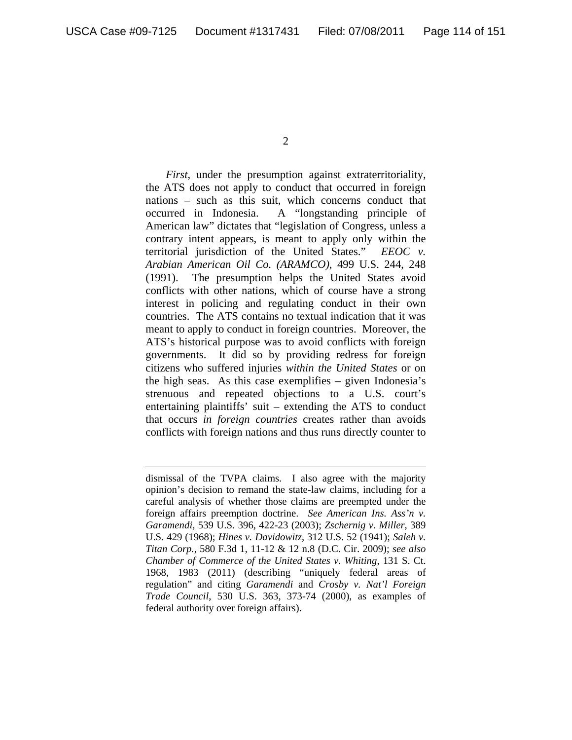*First*, under the presumption against extraterritoriality, the ATS does not apply to conduct that occurred in foreign nations – such as this suit, which concerns conduct that occurred in Indonesia. A "longstanding principle of American law" dictates that "legislation of Congress, unless a contrary intent appears, is meant to apply only within the territorial jurisdiction of the United States." *EEOC v. Arabian American Oil Co. (ARAMCO)*, 499 U.S. 244, 248 (1991). The presumption helps the United States avoid conflicts with other nations, which of course have a strong interest in policing and regulating conduct in their own countries. The ATS contains no textual indication that it was meant to apply to conduct in foreign countries. Moreover, the ATS's historical purpose was to avoid conflicts with foreign governments. It did so by providing redress for foreign citizens who suffered injuries *within the United States* or on the high seas. As this case exemplifies – given Indonesia's strenuous and repeated objections to a U.S. court's entertaining plaintiffs' suit – extending the ATS to conduct that occurs *in foreign countries* creates rather than avoids conflicts with foreign nations and thus runs directly counter to

---

dismissal of the TVPA claims. I also agree with the majority opinion's decision to remand the state-law claims, including for a careful analysis of whether those claims are preempted under the foreign affairs preemption doctrine. *See American Ins. Ass'n v. Garamendi*, 539 U.S. 396, 422-23 (2003); *Zschernig v. Miller*, 389 U.S. 429 (1968); *Hines v. Davidowitz*, 312 U.S. 52 (1941); *Saleh v. Titan Corp.*, 580 F.3d 1, 11-12 & 12 n.8 (D.C. Cir. 2009); *see also Chamber of Commerce of the United States v. Whiting*, 131 S. Ct. 1968, 1983 (2011) (describing "uniquely federal areas of regulation" and citing *Garamendi* and *Crosby v. Nat'l Foreign Trade Council*, 530 U.S. 363, 373-74 (2000), as examples of federal authority over foreign affairs).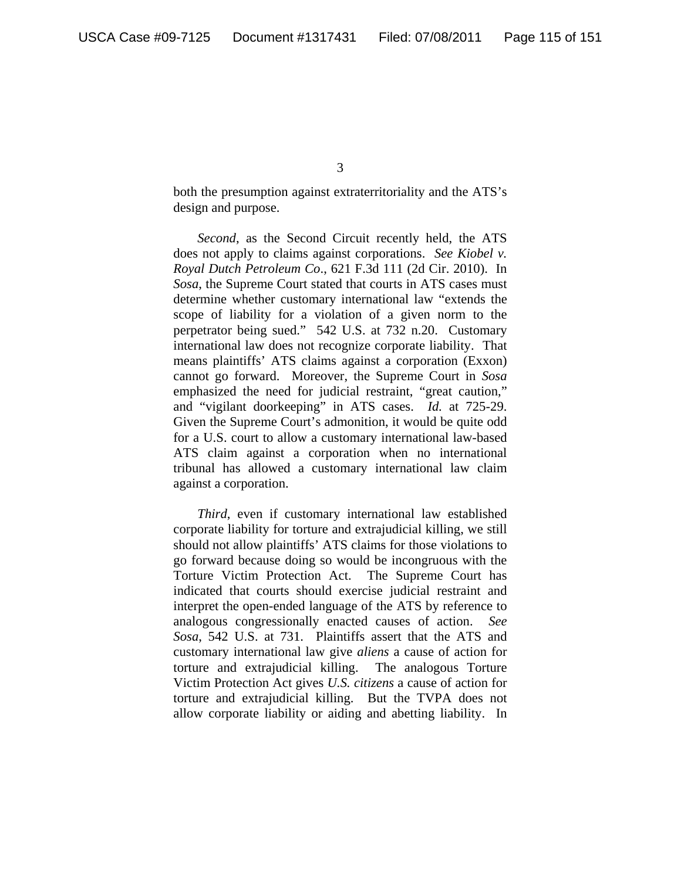both the presumption against extraterritoriality and the ATS's design and purpose.

*Second*, as the Second Circuit recently held, the ATS does not apply to claims against corporations. *See Kiobel v. Royal Dutch Petroleum Co*., 621 F.3d 111 (2d Cir. 2010). In *Sosa*, the Supreme Court stated that courts in ATS cases must determine whether customary international law "extends the scope of liability for a violation of a given norm to the perpetrator being sued." 542 U.S. at 732 n.20. Customary international law does not recognize corporate liability. That means plaintiffs' ATS claims against a corporation (Exxon) cannot go forward. Moreover, the Supreme Court in *Sosa* emphasized the need for judicial restraint, "great caution," and "vigilant doorkeeping" in ATS cases. *Id.* at 725-29. Given the Supreme Court's admonition, it would be quite odd for a U.S. court to allow a customary international law-based ATS claim against a corporation when no international tribunal has allowed a customary international law claim against a corporation.

*Third*, even if customary international law established corporate liability for torture and extrajudicial killing, we still should not allow plaintiffs' ATS claims for those violations to go forward because doing so would be incongruous with the Torture Victim Protection Act. The Supreme Court has indicated that courts should exercise judicial restraint and interpret the open-ended language of the ATS by reference to analogous congressionally enacted causes of action. *See Sosa*, 542 U.S. at 731. Plaintiffs assert that the ATS and customary international law give *aliens* a cause of action for torture and extrajudicial killing. The analogous Torture Victim Protection Act gives *U.S. citizens* a cause of action for torture and extrajudicial killing. But the TVPA does not allow corporate liability or aiding and abetting liability. In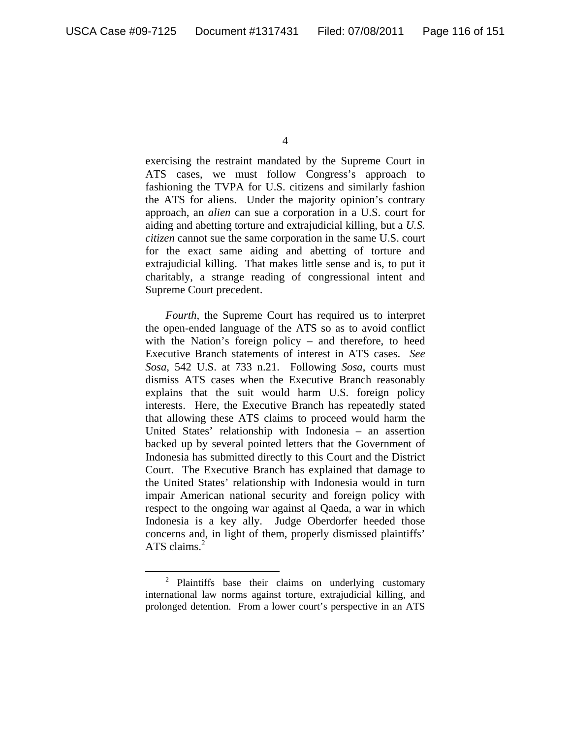exercising the restraint mandated by the Supreme Court in ATS cases, we must follow Congress's approach to fashioning the TVPA for U.S. citizens and similarly fashion the ATS for aliens. Under the majority opinion's contrary approach, an *alien* can sue a corporation in a U.S. court for aiding and abetting torture and extrajudicial killing, but a *U.S. citizen* cannot sue the same corporation in the same U.S. court for the exact same aiding and abetting of torture and extrajudicial killing. That makes little sense and is, to put it charitably, a strange reading of congressional intent and Supreme Court precedent.

*Fourth*, the Supreme Court has required us to interpret the open-ended language of the ATS so as to avoid conflict with the Nation's foreign policy – and therefore, to heed Executive Branch statements of interest in ATS cases. *See Sosa*, 542 U.S. at 733 n.21. Following *Sosa*, courts must dismiss ATS cases when the Executive Branch reasonably explains that the suit would harm U.S. foreign policy interests. Here, the Executive Branch has repeatedly stated that allowing these ATS claims to proceed would harm the United States' relationship with Indonesia – an assertion backed up by several pointed letters that the Government of Indonesia has submitted directly to this Court and the District Court. The Executive Branch has explained that damage to the United States' relationship with Indonesia would in turn impair American national security and foreign policy with respect to the ongoing war against al Qaeda, a war in which Indonesia is a key ally. Judge Oberdorfer heeded those concerns and, in light of them, properly dismissed plaintiffs' ATS claims.[2]

[2] Plaintiffs base their claims on underlying customary international law norms against torture, extrajudicial killing, and prolonged detention. From a lower court's perspective in an ATS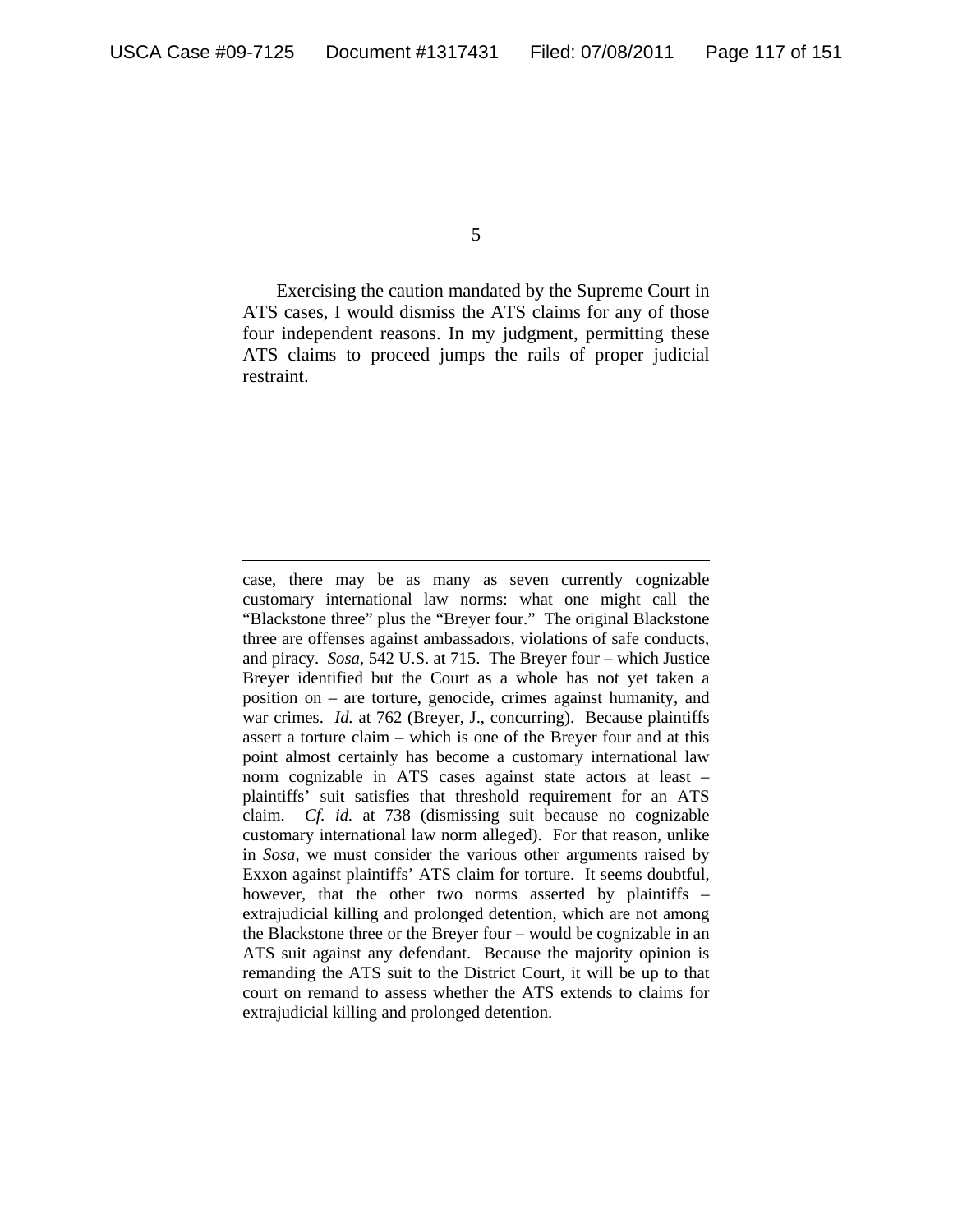Exercising the caution mandated by the Supreme Court in ATS cases, I would dismiss the ATS claims for any of those four independent reasons. In my judgment, permitting these ATS claims to proceed jumps the rails of proper judicial restraint.

---

case, there may be as many as seven currently cognizable customary international law norms: what one might call the "Blackstone three" plus the "Breyer four." The original Blackstone three are offenses against ambassadors, violations of safe conducts, and piracy. *Sosa*, 542 U.S. at 715. The Breyer four – which Justice Breyer identified but the Court as a whole has not yet taken a position on – are torture, genocide, crimes against humanity, and war crimes. *Id.* at 762 (Breyer, J., concurring). Because plaintiffs assert a torture claim – which is one of the Breyer four and at this point almost certainly has become a customary international law norm cognizable in ATS cases against state actors at least – plaintiffs' suit satisfies that threshold requirement for an ATS claim. *Cf. id.* at 738 (dismissing suit because no cognizable customary international law norm alleged). For that reason, unlike in *Sosa*, we must consider the various other arguments raised by Exxon against plaintiffs' ATS claim for torture. It seems doubtful, however, that the other two norms asserted by plaintiffs – extrajudicial killing and prolonged detention, which are not among the Blackstone three or the Breyer four – would be cognizable in an ATS suit against any defendant. Because the majority opinion is remanding the ATS suit to the District Court, it will be up to that court on remand to assess whether the ATS extends to claims for extrajudicial killing and prolonged detention.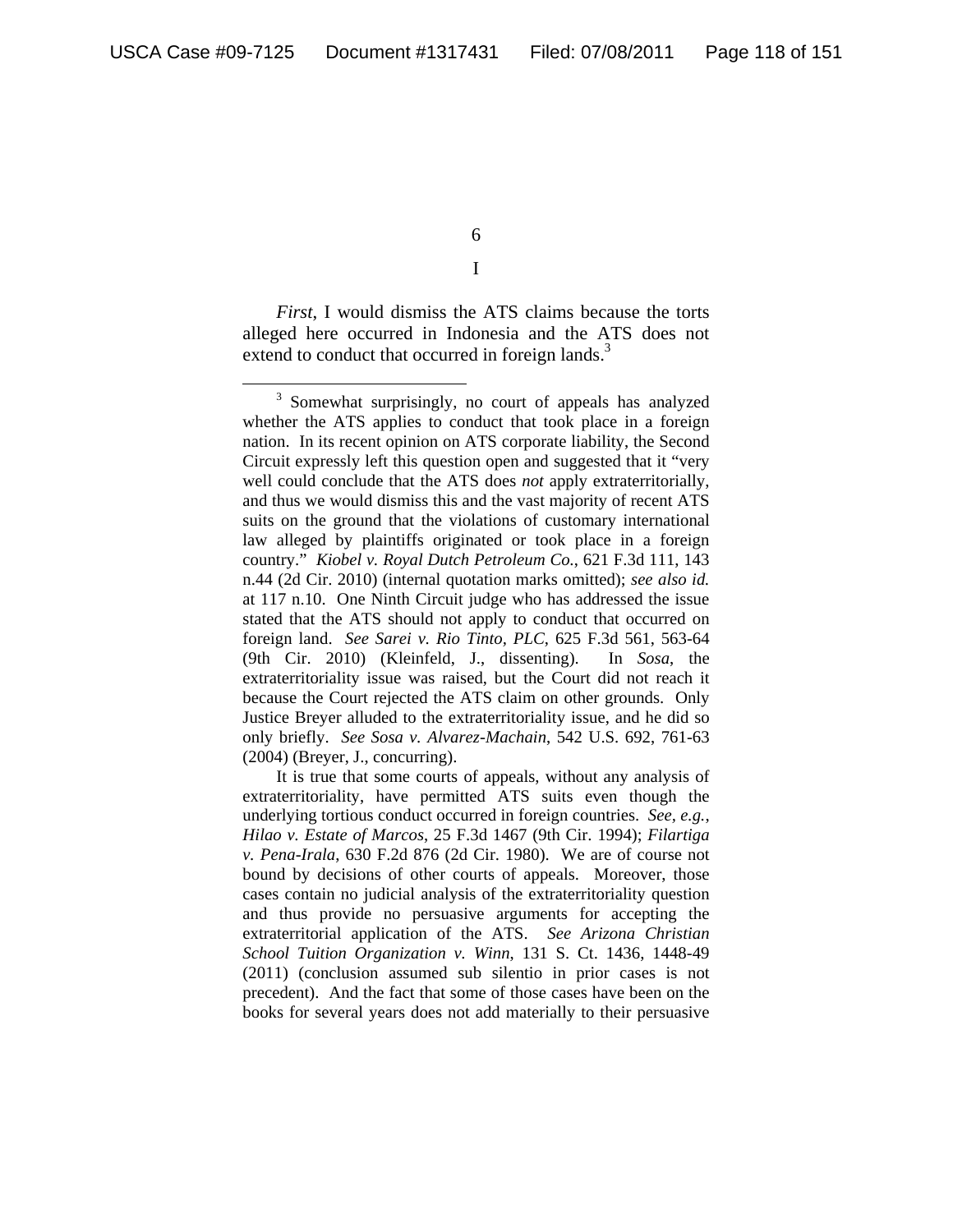# I

*First*, I would dismiss the ATS claims because the torts alleged here occurred in Indonesia and the ATS does not extend to conduct that occurred in foreign lands.[3]

---

[3] Somewhat surprisingly, no court of appeals has analyzed whether the ATS applies to conduct that took place in a foreign nation. In its recent opinion on ATS corporate liability, the Second Circuit expressly left this question open and suggested that it "very well could conclude that the ATS does *not* apply extraterritorially, and thus we would dismiss this and the vast majority of recent ATS suits on the ground that the violations of customary international law alleged by plaintiffs originated or took place in a foreign country." *Kiobel v. Royal Dutch Petroleum Co.*, 621 F.3d 111, 143 n.44 (2d Cir. 2010) (internal quotation marks omitted); *see also id.* at 117 n.10. One Ninth Circuit judge who has addressed the issue stated that the ATS should not apply to conduct that occurred on foreign land. *See Sarei v. Rio Tinto, PLC*, 625 F.3d 561, 563-64 (9th Cir. 2010) (Kleinfeld, J., dissenting). In *Sosa*, the extraterritoriality issue was raised, but the Court did not reach it because the Court rejected the ATS claim on other grounds. Only Justice Breyer alluded to the extraterritoriality issue, and he did so only briefly. *See Sosa v. Alvarez-Machain*, 542 U.S. 692, 761-63 (2004) (Breyer, J., concurring).

It is true that some courts of appeals, without any analysis of extraterritoriality, have permitted ATS suits even though the underlying tortious conduct occurred in foreign countries. *See, e.g.*, *Hilao v. Estate of Marcos*, 25 F.3d 1467 (9th Cir. 1994); *Filartiga v. Pena-Irala*, 630 F.2d 876 (2d Cir. 1980). We are of course not bound by decisions of other courts of appeals. Moreover, those cases contain no judicial analysis of the extraterritoriality question and thus provide no persuasive arguments for accepting the extraterritorial application of the ATS. *See Arizona Christian School Tuition Organization v. Winn*, 131 S. Ct. 1436, 1448-49 (2011) (conclusion assumed sub silentio in prior cases is not precedent). And the fact that some of those cases have been on the books for several years does not add materially to their persuasive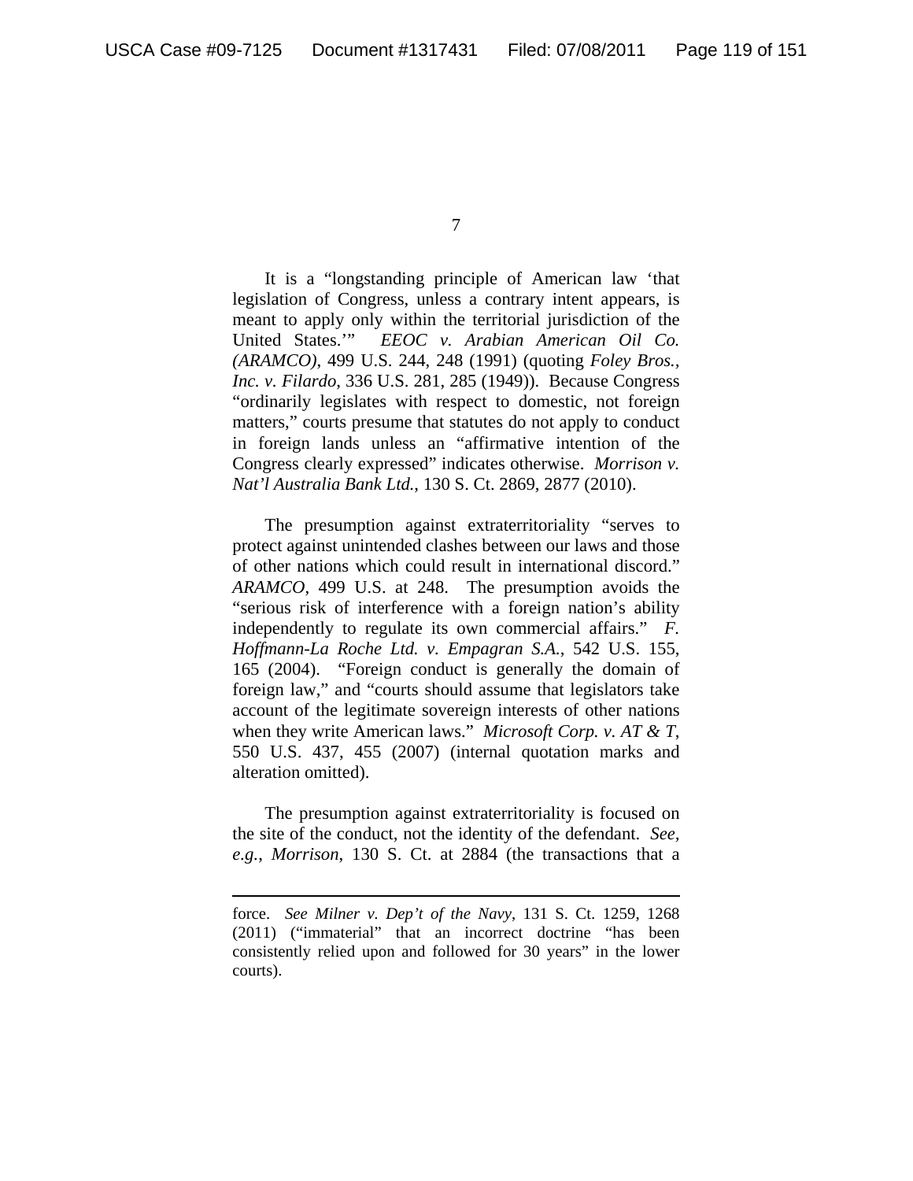It is a "longstanding principle of American law 'that legislation of Congress, unless a contrary intent appears, is meant to apply only within the territorial jurisdiction of the United States.'" *EEOC v. Arabian American Oil Co. (ARAMCO)*, 499 U.S. 244, 248 (1991) (quoting *Foley Bros., Inc. v. Filardo*, 336 U.S. 281, 285 (1949)). Because Congress "ordinarily legislates with respect to domestic, not foreign matters," courts presume that statutes do not apply to conduct in foreign lands unless an "affirmative intention of the Congress clearly expressed" indicates otherwise. *Morrison v. Nat'l Australia Bank Ltd.*, 130 S. Ct. 2869, 2877 (2010).

The presumption against extraterritoriality "serves to protect against unintended clashes between our laws and those of other nations which could result in international discord." *ARAMCO*, 499 U.S. at 248. The presumption avoids the "serious risk of interference with a foreign nation's ability independently to regulate its own commercial affairs." *F. Hoffmann-La Roche Ltd. v. Empagran S.A.*, 542 U.S. 155, 165 (2004). "Foreign conduct is generally the domain of foreign law," and "courts should assume that legislators take account of the legitimate sovereign interests of other nations when they write American laws." *Microsoft Corp. v. AT & T*, 550 U.S. 437, 455 (2007) (internal quotation marks and alteration omitted).

The presumption against extraterritoriality is focused on the site of the conduct, not the identity of the defendant. *See, e.g.*, *Morrison*, 130 S. Ct. at 2884 (the transactions that a

---

force. *See Milner v. Dep't of the Navy*, 131 S. Ct. 1259, 1268 (2011) ("immaterial" that an incorrect doctrine "has been consistently relied upon and followed for 30 years" in the lower courts).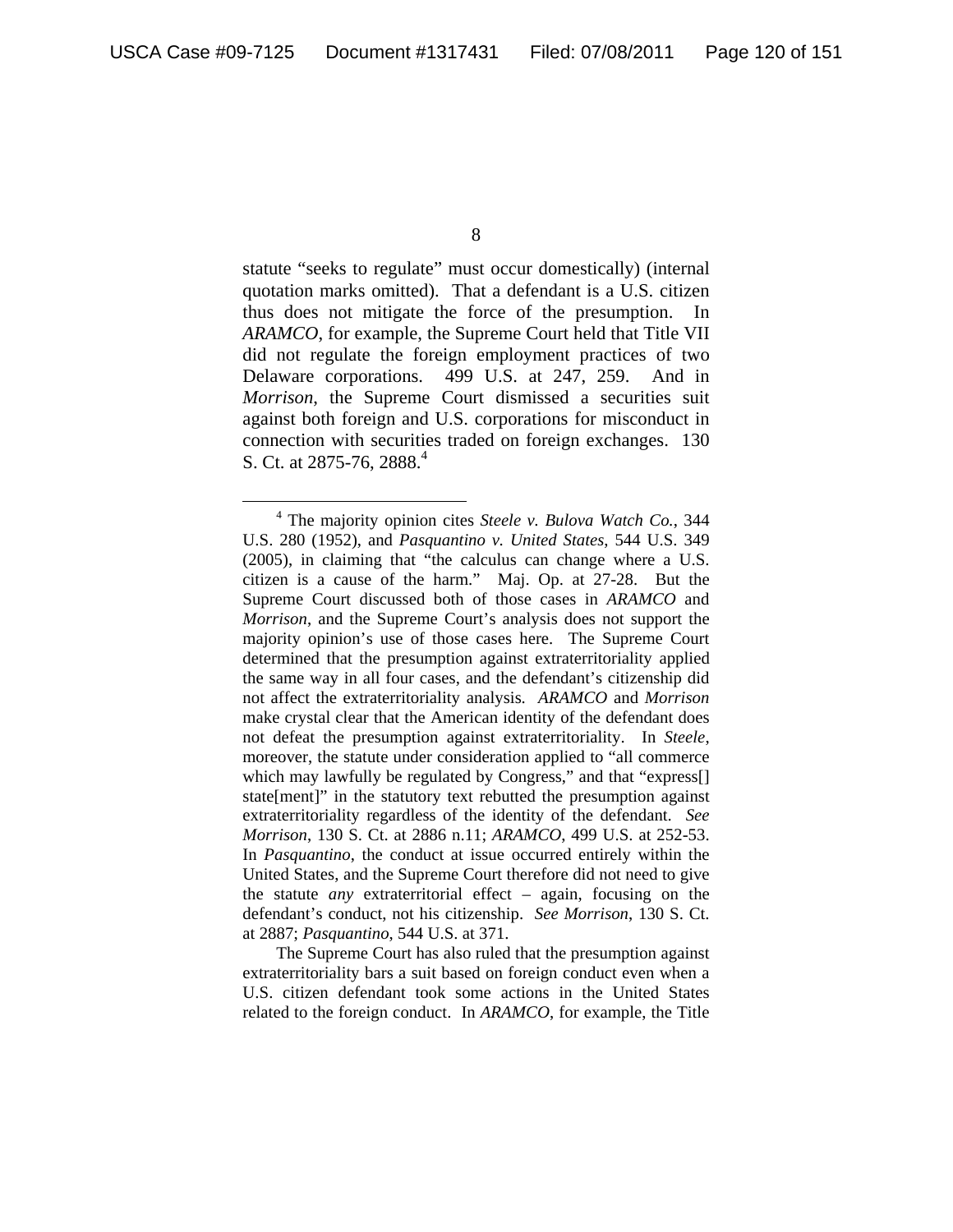statute "seeks to regulate" must occur domestically) (internal quotation marks omitted). That a defendant is a U.S. citizen thus does not mitigate the force of the presumption. In *ARAMCO*, for example, the Supreme Court held that Title VII did not regulate the foreign employment practices of two Delaware corporations. 499 U.S. at 247, 259. And in *Morrison*, the Supreme Court dismissed a securities suit against both foreign and U.S. corporations for misconduct in connection with securities traded on foreign exchanges. 130 S. Ct. at 2875-76, 2888.[4]

---

[4] The majority opinion cites *Steele v. Bulova Watch Co.*, 344 U.S. 280 (1952), and *Pasquantino v. United States*, 544 U.S. 349 (2005), in claiming that "the calculus can change where a U.S. citizen is a cause of the harm." Maj. Op. at 27-28. But the Supreme Court discussed both of those cases in *ARAMCO* and *Morrison*, and the Supreme Court's analysis does not support the majority opinion's use of those cases here. The Supreme Court determined that the presumption against extraterritoriality applied the same way in all four cases, and the defendant's citizenship did not affect the extraterritoriality analysis. *ARAMCO* and *Morrison* make crystal clear that the American identity of the defendant does not defeat the presumption against extraterritoriality. In *Steele*, moreover, the statute under consideration applied to "all commerce which may lawfully be regulated by Congress," and that "express[] state[ment]" in the statutory text rebutted the presumption against extraterritoriality regardless of the identity of the defendant. *See Morrison*, 130 S. Ct. at 2886 n.11; *ARAMCO*, 499 U.S. at 252-53. In *Pasquantino*, the conduct at issue occurred entirely within the United States, and the Supreme Court therefore did not need to give the statute *any* extraterritorial effect – again, focusing on the defendant's conduct, not his citizenship. *See Morrison*, 130 S. Ct. at 2887; *Pasquantino*, 544 U.S. at 371.

The Supreme Court has also ruled that the presumption against extraterritoriality bars a suit based on foreign conduct even when a U.S. citizen defendant took some actions in the United States related to the foreign conduct. In *ARAMCO*, for example, the Title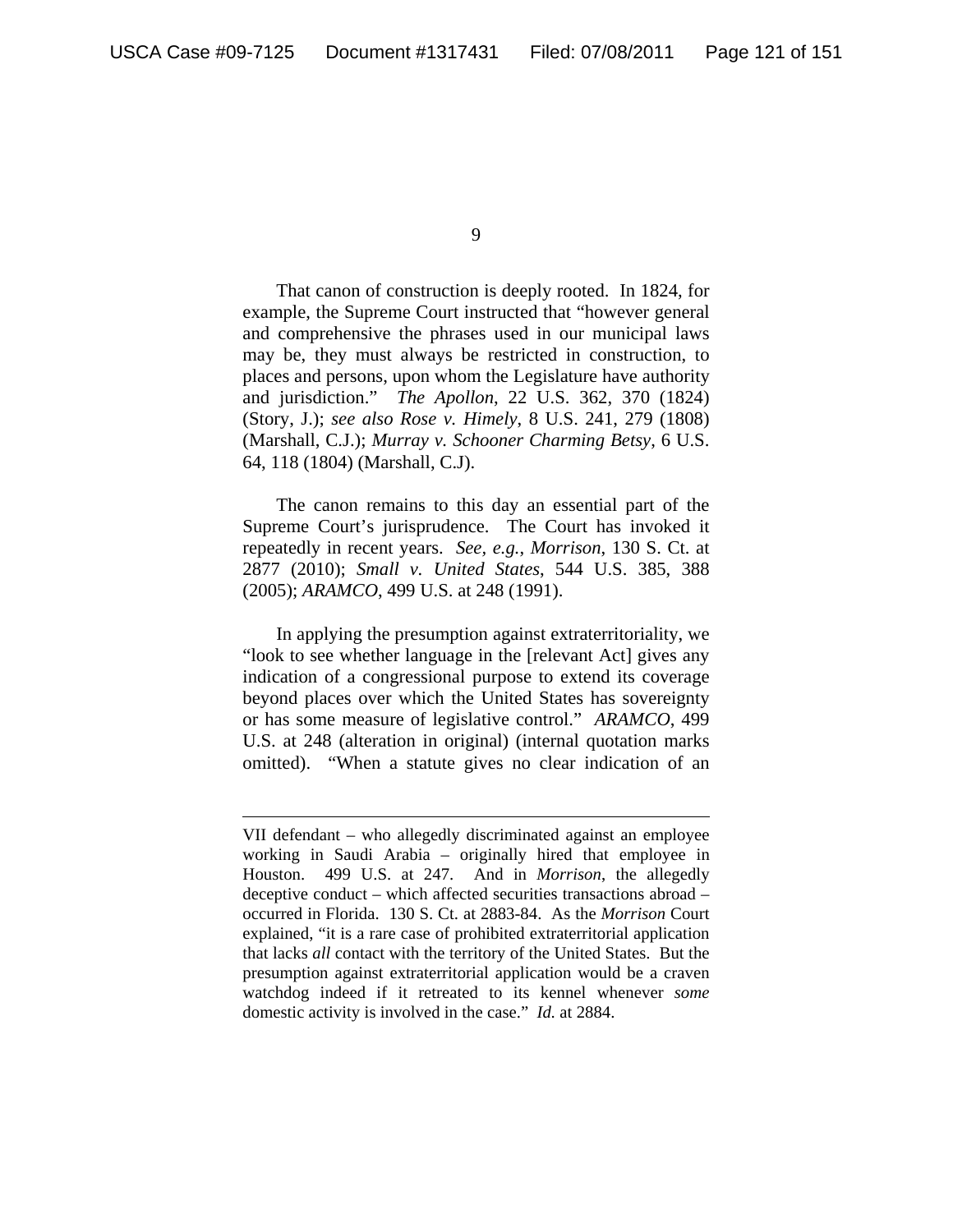That canon of construction is deeply rooted. In 1824, for example, the Supreme Court instructed that "however general and comprehensive the phrases used in our municipal laws may be, they must always be restricted in construction, to places and persons, upon whom the Legislature have authority and jurisdiction." *The Apollon*, 22 U.S. 362, 370 (1824) (Story, J.); *see also Rose v. Himely*, 8 U.S. 241, 279 (1808) (Marshall, C.J.); *Murray v. Schooner Charming Betsy*, 6 U.S. 64, 118 (1804) (Marshall, C.J).

The canon remains to this day an essential part of the Supreme Court's jurisprudence. The Court has invoked it repeatedly in recent years. *See, e.g.*, *Morrison*, 130 S. Ct. at 2877 (2010); *Small v. United States*, 544 U.S. 385, 388 (2005); *ARAMCO*, 499 U.S. at 248 (1991).

In applying the presumption against extraterritoriality, we "look to see whether language in the [relevant Act] gives any indication of a congressional purpose to extend its coverage beyond places over which the United States has sovereignty or has some measure of legislative control." *ARAMCO*, 499 U.S. at 248 (alteration in original) (internal quotation marks omitted). "When a statute gives no clear indication of an

---

VII defendant – who allegedly discriminated against an employee working in Saudi Arabia – originally hired that employee in Houston. 499 U.S. at 247. And in *Morrison*, the allegedly deceptive conduct – which affected securities transactions abroad – occurred in Florida. 130 S. Ct. at 2883-84. As the *Morrison* Court explained, "it is a rare case of prohibited extraterritorial application that lacks *all* contact with the territory of the United States. But the presumption against extraterritorial application would be a craven watchdog indeed if it retreated to its kennel whenever *some* domestic activity is involved in the case." *Id.* at 2884.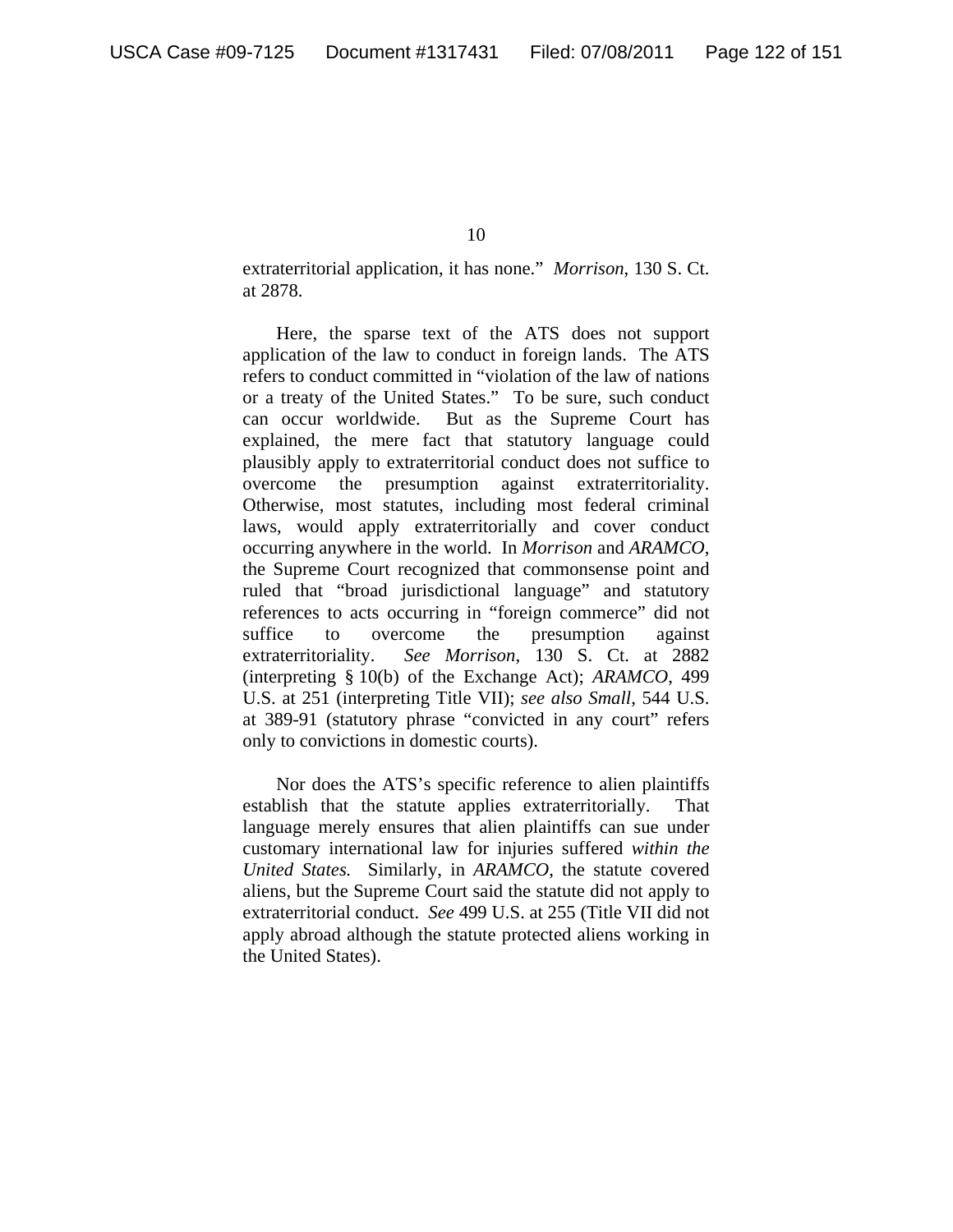extraterritorial application, it has none." *Morrison*, 130 S. Ct. at 2878.

Here, the sparse text of the ATS does not support application of the law to conduct in foreign lands. The ATS refers to conduct committed in "violation of the law of nations or a treaty of the United States." To be sure, such conduct can occur worldwide. But as the Supreme Court has explained, the mere fact that statutory language could plausibly apply to extraterritorial conduct does not suffice to overcome the presumption against extraterritoriality. Otherwise, most statutes, including most federal criminal laws, would apply extraterritorially and cover conduct occurring anywhere in the world. In *Morrison* and *ARAMCO*, the Supreme Court recognized that commonsense point and ruled that "broad jurisdictional language" and statutory references to acts occurring in "foreign commerce" did not suffice to overcome the presumption against extraterritoriality. *See Morrison*, 130 S. Ct. at 2882 (interpreting § 10(b) of the Exchange Act); *ARAMCO*, 499 U.S. at 251 (interpreting Title VII); *see also Small*, 544 U.S. at 389-91 (statutory phrase "convicted in any court" refers only to convictions in domestic courts).

Nor does the ATS's specific reference to alien plaintiffs establish that the statute applies extraterritorially. That language merely ensures that alien plaintiffs can sue under customary international law for injuries suffered *within the United States.* Similarly, in *ARAMCO*, the statute covered aliens, but the Supreme Court said the statute did not apply to extraterritorial conduct. *See* 499 U.S. at 255 (Title VII did not apply abroad although the statute protected aliens working in the United States).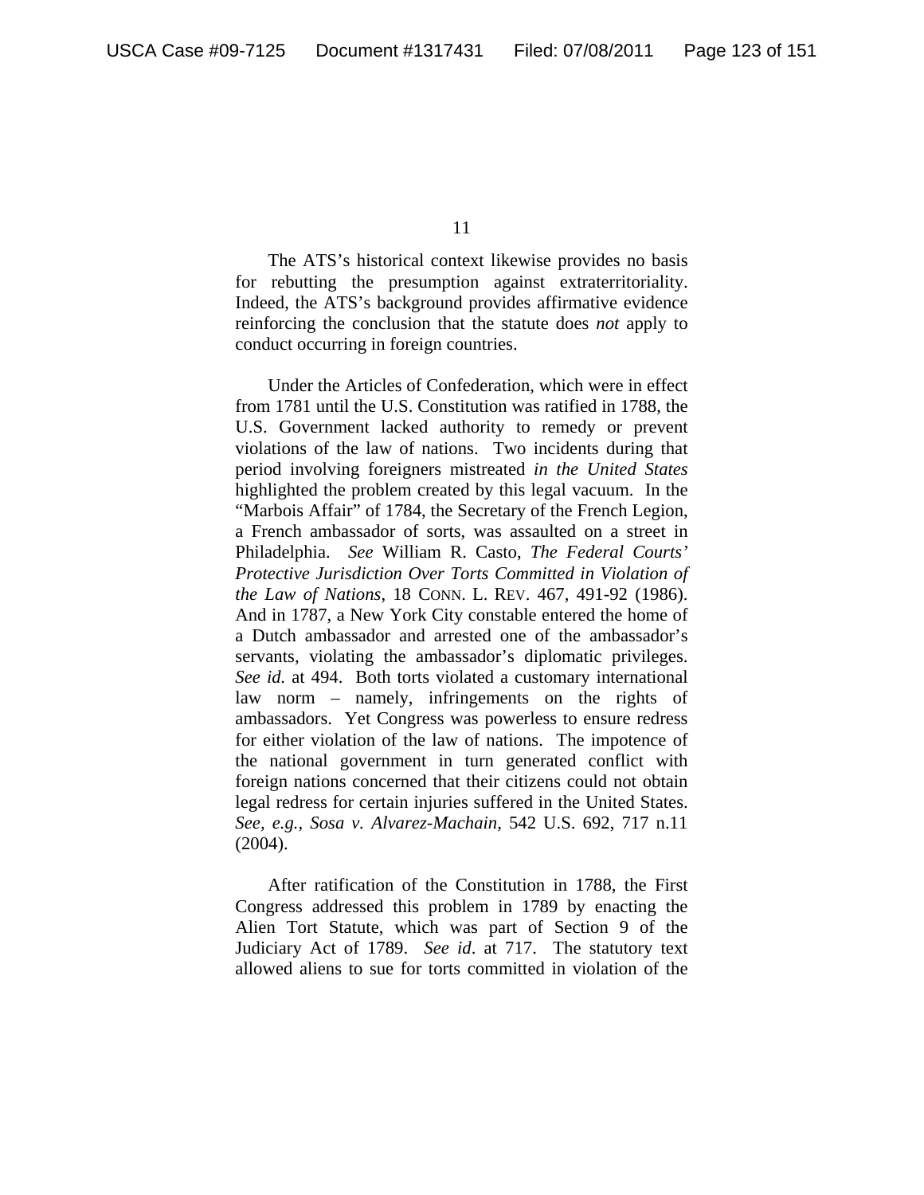The ATS's historical context likewise provides no basis for rebutting the presumption against extraterritoriality. Indeed, the ATS's background provides affirmative evidence reinforcing the conclusion that the statute does *not* apply to conduct occurring in foreign countries.

Under the Articles of Confederation, which were in effect from 1781 until the U.S. Constitution was ratified in 1788, the U.S. Government lacked authority to remedy or prevent violations of the law of nations. Two incidents during that period involving foreigners mistreated *in the United States* highlighted the problem created by this legal vacuum. In the "Marbois Affair" of 1784, the Secretary of the French Legion, a French ambassador of sorts, was assaulted on a street in Philadelphia. *See* William R. Casto, *The Federal Courts' Protective Jurisdiction Over Torts Committed in Violation of the Law of Nations*, 18 CONN. L. REV. 467, 491-92 (1986). And in 1787, a New York City constable entered the home of a Dutch ambassador and arrested one of the ambassador's servants, violating the ambassador's diplomatic privileges. *See id.* at 494. Both torts violated a customary international law norm – namely, infringements on the rights of ambassadors. Yet Congress was powerless to ensure redress for either violation of the law of nations. The impotence of the national government in turn generated conflict with foreign nations concerned that their citizens could not obtain legal redress for certain injuries suffered in the United States. *See, e.g.*, *Sosa v. Alvarez-Machain*, 542 U.S. 692, 717 n.11 (2004).

After ratification of the Constitution in 1788, the First Congress addressed this problem in 1789 by enacting the Alien Tort Statute, which was part of Section 9 of the Judiciary Act of 1789. *See id*. at 717. The statutory text allowed aliens to sue for torts committed in violation of the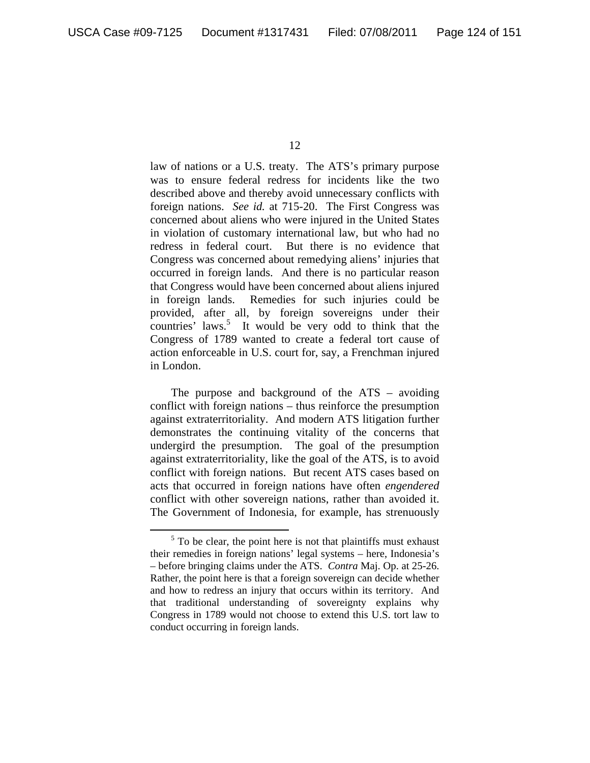law of nations or a U.S. treaty. The ATS's primary purpose was to ensure federal redress for incidents like the two described above and thereby avoid unnecessary conflicts with foreign nations. *See id.* at 715-20. The First Congress was concerned about aliens who were injured in the United States in violation of customary international law, but who had no redress in federal court. But there is no evidence that Congress was concerned about remedying aliens' injuries that occurred in foreign lands. And there is no particular reason that Congress would have been concerned about aliens injured in foreign lands. Remedies for such injuries could be provided, after all, by foreign sovereigns under their countries' laws.[5] It would be very odd to think that the Congress of 1789 wanted to create a federal tort cause of action enforceable in U.S. court for, say, a Frenchman injured in London.

The purpose and background of the ATS – avoiding conflict with foreign nations – thus reinforce the presumption against extraterritoriality. And modern ATS litigation further demonstrates the continuing vitality of the concerns that undergird the presumption. The goal of the presumption against extraterritoriality, like the goal of the ATS, is to avoid conflict with foreign nations. But recent ATS cases based on acts that occurred in foreign nations have often *engendered* conflict with other sovereign nations, rather than avoided it. The Government of Indonesia, for example, has strenuously

---

[5] To be clear, the point here is not that plaintiffs must exhaust their remedies in foreign nations' legal systems – here, Indonesia's – before bringing claims under the ATS. *Contra* Maj. Op. at 25-26. Rather, the point here is that a foreign sovereign can decide whether and how to redress an injury that occurs within its territory. And that traditional understanding of sovereignty explains why Congress in 1789 would not choose to extend this U.S. tort law to conduct occurring in foreign lands.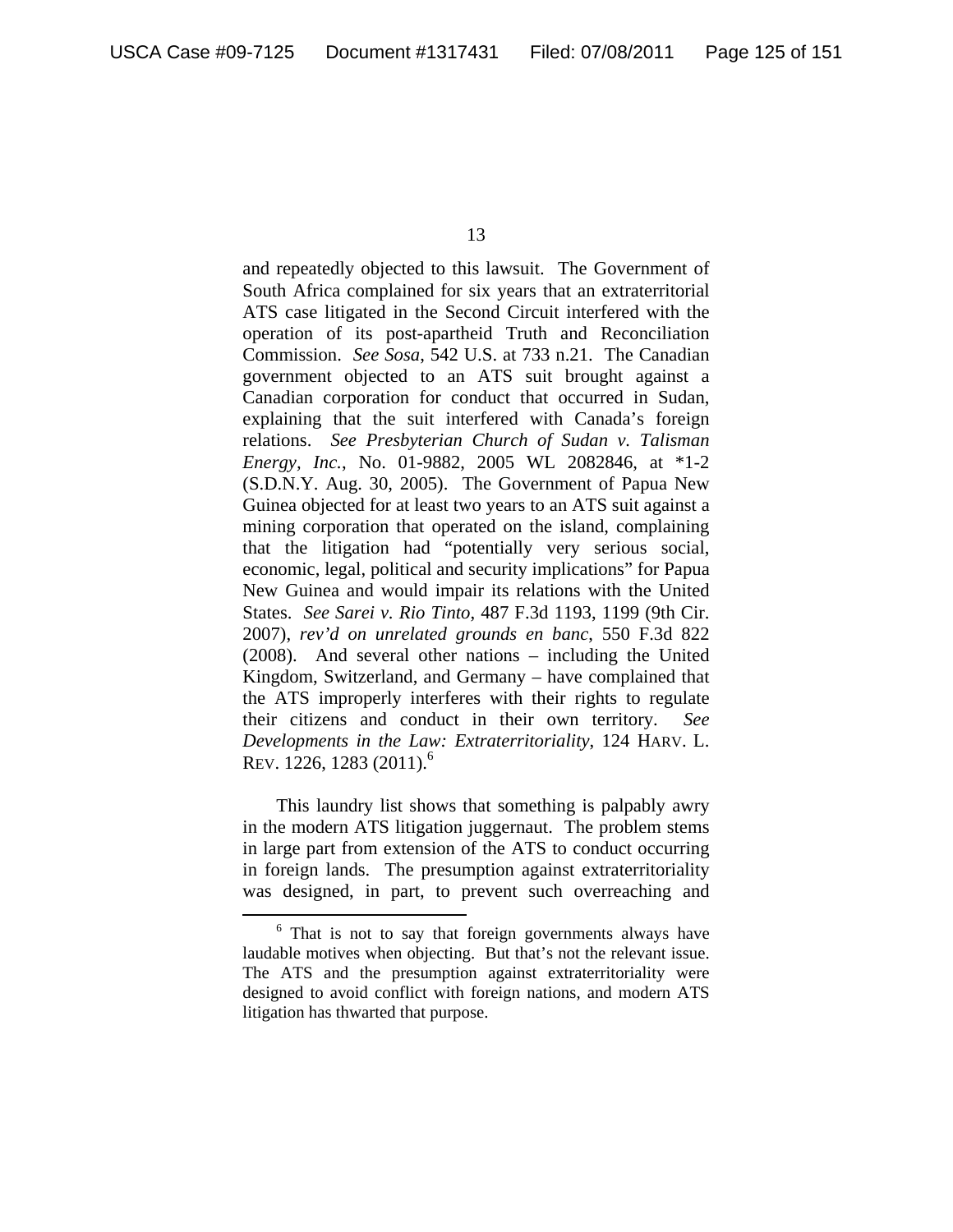and repeatedly objected to this lawsuit. The Government of South Africa complained for six years that an extraterritorial ATS case litigated in the Second Circuit interfered with the operation of its post-apartheid Truth and Reconciliation Commission. *See Sosa*, 542 U.S. at 733 n.21. The Canadian government objected to an ATS suit brought against a Canadian corporation for conduct that occurred in Sudan, explaining that the suit interfered with Canada's foreign relations. *See Presbyterian Church of Sudan v. Talisman Energy, Inc.*, No. 01-9882, 2005 WL 2082846, at *1-2 (S.D.N.Y. Aug. 30, 2005). The Government of Papua New Guinea objected for at least two years to an ATS suit against a mining corporation that operated on the island, complaining that the litigation had "potentially very serious social, economic, legal, political and security implications" for Papua New Guinea and would impair its relations with the United States. *See Sarei v. Rio Tinto*, 487 F.3d 1193, 1199 (9th Cir. 2007), *rev'd on unrelated grounds en banc*, 550 F.3d 822 (2008). And several other nations – including the United Kingdom, Switzerland, and Germany – have complained that the ATS improperly interferes with their rights to regulate their citizens and conduct in their own territory. *See Developments in the Law: Extraterritoriality*, 124 HARV. L. REV. 1226, 1283 (2011).[6]

This laundry list shows that something is palpably awry in the modern ATS litigation juggernaut. The problem stems in large part from extension of the ATS to conduct occurring in foreign lands. The presumption against extraterritoriality was designed, in part, to prevent such overreaching and

---

[6] That is not to say that foreign governments always have laudable motives when objecting. But that's not the relevant issue. The ATS and the presumption against extraterritoriality were designed to avoid conflict with foreign nations, and modern ATS litigation has thwarted that purpose.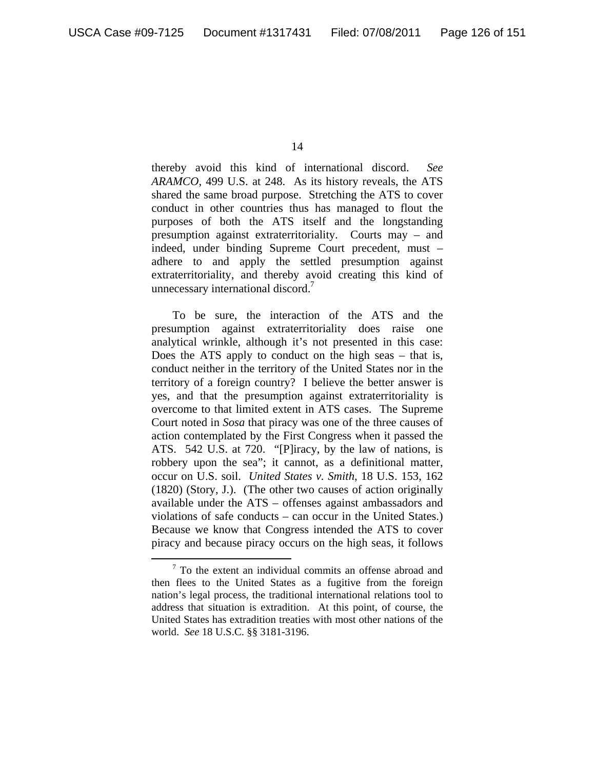thereby avoid this kind of international discord. *See ARAMCO*, 499 U.S. at 248. As its history reveals, the ATS shared the same broad purpose. Stretching the ATS to cover conduct in other countries thus has managed to flout the purposes of both the ATS itself and the longstanding presumption against extraterritoriality. Courts may – and indeed, under binding Supreme Court precedent, must – adhere to and apply the settled presumption against extraterritoriality, and thereby avoid creating this kind of unnecessary international discord.[7]

To be sure, the interaction of the ATS and the presumption against extraterritoriality does raise one analytical wrinkle, although it's not presented in this case: Does the ATS apply to conduct on the high seas – that is, conduct neither in the territory of the United States nor in the territory of a foreign country? I believe the better answer is yes, and that the presumption against extraterritoriality is overcome to that limited extent in ATS cases. The Supreme Court noted in *Sosa* that piracy was one of the three causes of action contemplated by the First Congress when it passed the ATS. 542 U.S. at 720. "[P]iracy, by the law of nations, is robbery upon the sea"; it cannot, as a definitional matter, occur on U.S. soil. *United States v. Smith*, 18 U.S. 153, 162 (1820) (Story, J.). (The other two causes of action originally available under the ATS – offenses against ambassadors and violations of safe conducts – can occur in the United States.) Because we know that Congress intended the ATS to cover piracy and because piracy occurs on the high seas, it follows

---

[7] To the extent an individual commits an offense abroad and then flees to the United States as a fugitive from the foreign nation's legal process, the traditional international relations tool to address that situation is extradition. At this point, of course, the United States has extradition treaties with most other nations of the world. *See* 18 U.S.C. §§ 3181-3196.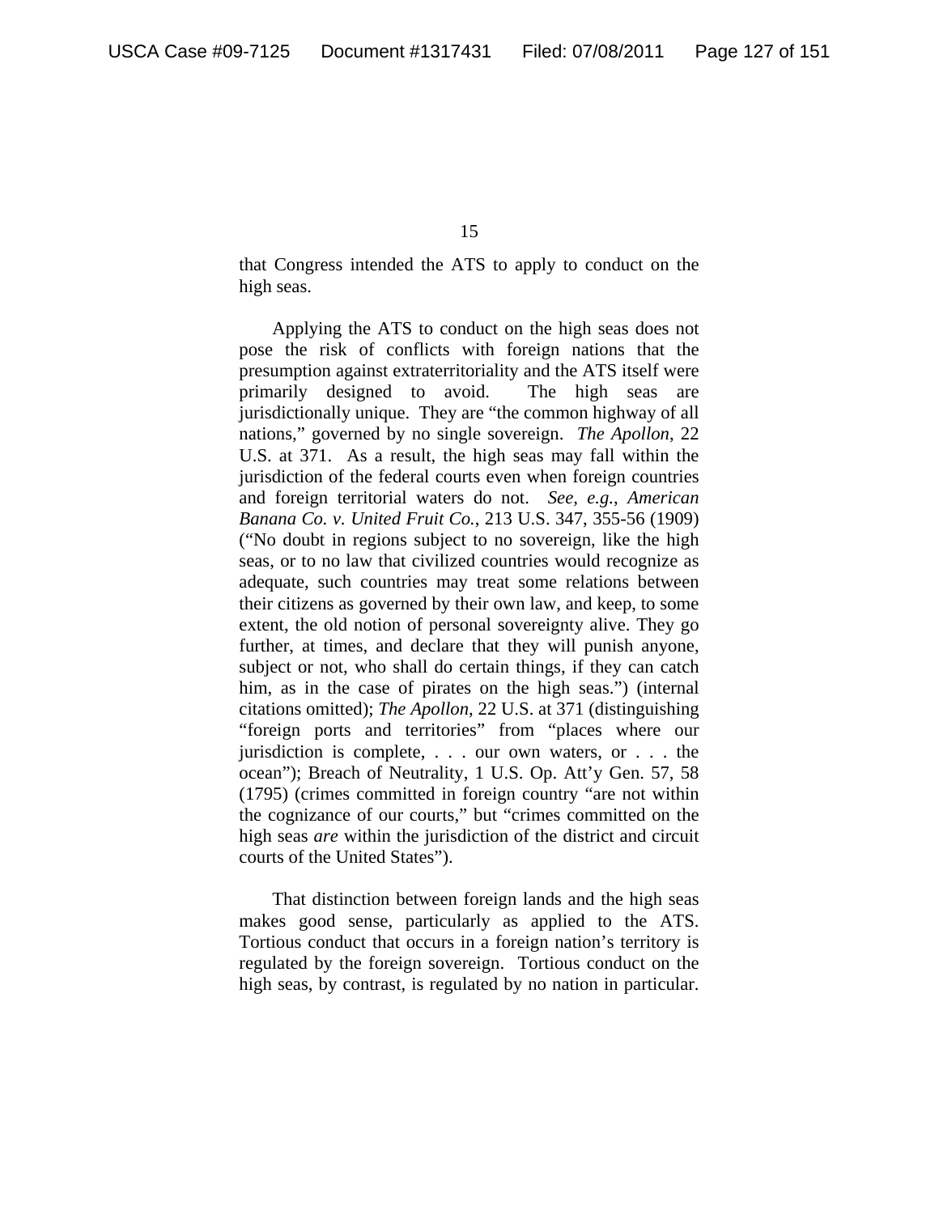that Congress intended the ATS to apply to conduct on the high seas.

Applying the ATS to conduct on the high seas does not pose the risk of conflicts with foreign nations that the presumption against extraterritoriality and the ATS itself were primarily designed to avoid. The high seas are jurisdictionally unique. They are "the common highway of all nations," governed by no single sovereign. *The Apollon*, 22 U.S. at 371. As a result, the high seas may fall within the jurisdiction of the federal courts even when foreign countries and foreign territorial waters do not. *See, e.g.*, *American Banana Co. v. United Fruit Co.*, 213 U.S. 347, 355-56 (1909) ("No doubt in regions subject to no sovereign, like the high seas, or to no law that civilized countries would recognize as adequate, such countries may treat some relations between their citizens as governed by their own law, and keep, to some extent, the old notion of personal sovereignty alive. They go further, at times, and declare that they will punish anyone, subject or not, who shall do certain things, if they can catch him, as in the case of pirates on the high seas.") (internal citations omitted); *The Apollon*, 22 U.S. at 371 (distinguishing "foreign ports and territories" from "places where our jurisdiction is complete, . . . our own waters, or . . . the ocean"); Breach of Neutrality, 1 U.S. Op. Att'y Gen. 57, 58 (1795) (crimes committed in foreign country "are not within the cognizance of our courts," but "crimes committed on the high seas *are* within the jurisdiction of the district and circuit courts of the United States").

That distinction between foreign lands and the high seas makes good sense, particularly as applied to the ATS. Tortious conduct that occurs in a foreign nation's territory is regulated by the foreign sovereign. Tortious conduct on the high seas, by contrast, is regulated by no nation in particular.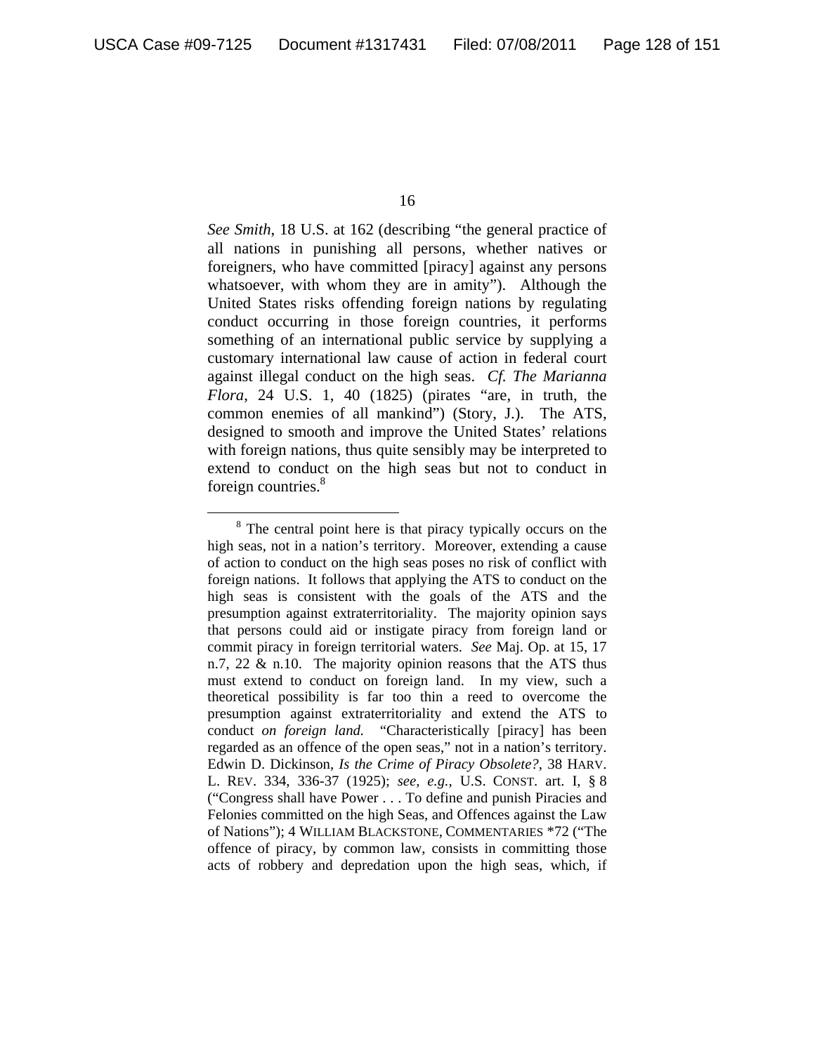*See Smith*, 18 U.S. at 162 (describing "the general practice of all nations in punishing all persons, whether natives or foreigners, who have committed [piracy] against any persons whatsoever, with whom they are in amity"). Although the United States risks offending foreign nations by regulating conduct occurring in those foreign countries, it performs something of an international public service by supplying a customary international law cause of action in federal court against illegal conduct on the high seas. *Cf. The Marianna Flora*, 24 U.S. 1, 40 (1825) (pirates "are, in truth, the common enemies of all mankind") (Story, J.). The ATS, designed to smooth and improve the United States' relations with foreign nations, thus quite sensibly may be interpreted to extend to conduct on the high seas but not to conduct in foreign countries.[8]

---

[8] The central point here is that piracy typically occurs on the high seas, not in a nation's territory. Moreover, extending a cause of action to conduct on the high seas poses no risk of conflict with foreign nations. It follows that applying the ATS to conduct on the high seas is consistent with the goals of the ATS and the presumption against extraterritoriality. The majority opinion says that persons could aid or instigate piracy from foreign land or commit piracy in foreign territorial waters. *See* Maj. Op. at 15, 17 n.7, 22 & n.10. The majority opinion reasons that the ATS thus must extend to conduct on foreign land. In my view, such a theoretical possibility is far too thin a reed to overcome the presumption against extraterritoriality and extend the ATS to conduct *on foreign land.* "Characteristically [piracy] has been regarded as an offence of the open seas," not in a nation's territory. Edwin D. Dickinson, *Is the Crime of Piracy Obsolete?*, 38 HARV. L. REV. 334, 336-37 (1925); *see, e.g.*, U.S. CONST. art. I, § 8 ("Congress shall have Power . . . To define and punish Piracies and Felonies committed on the high Seas, and Offences against the Law of Nations"); 4 WILLIAM BLACKSTONE, COMMENTARIES *72 ("The offence of piracy, by common law, consists in committing those acts of robbery and depredation upon the high seas, which, if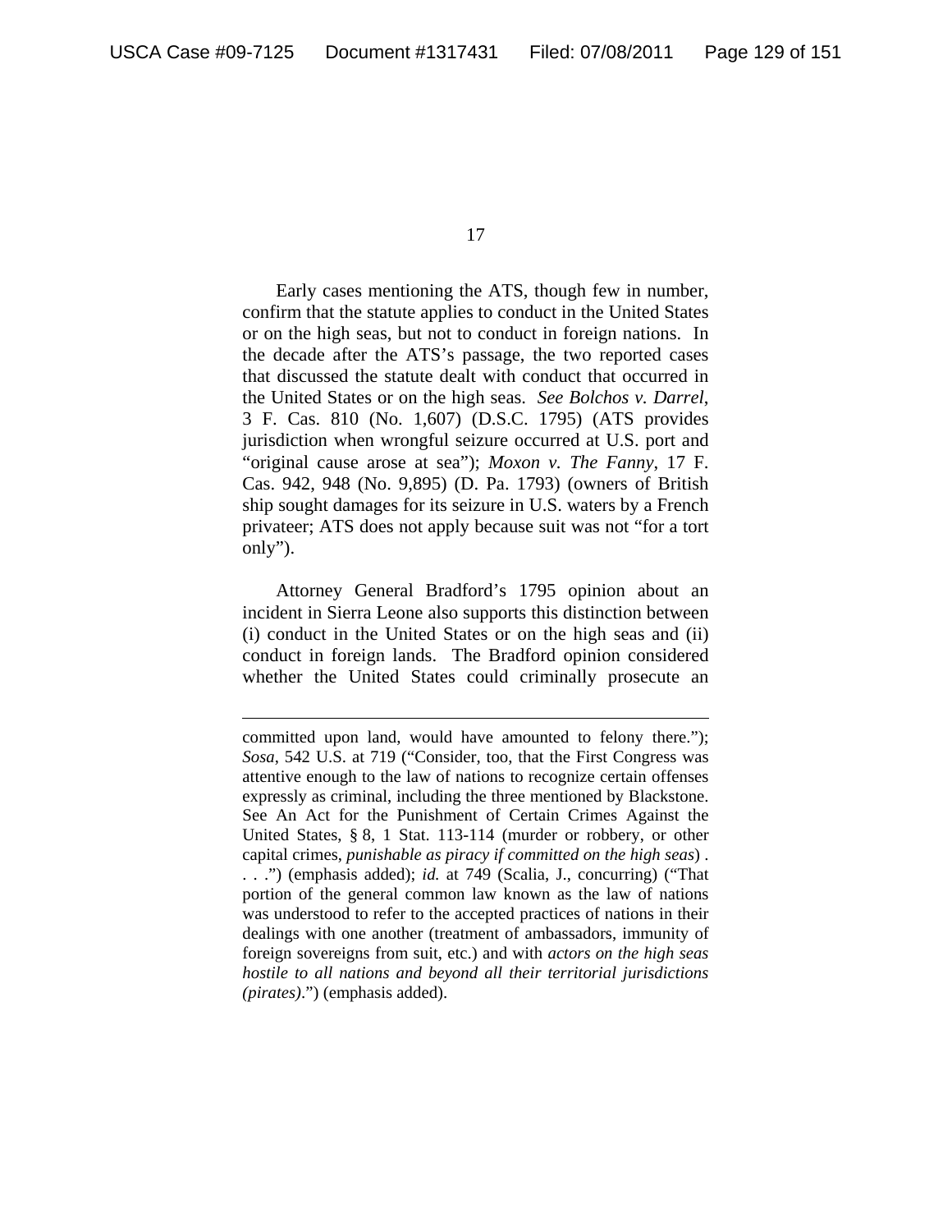Early cases mentioning the ATS, though few in number, confirm that the statute applies to conduct in the United States or on the high seas, but not to conduct in foreign nations. In the decade after the ATS's passage, the two reported cases that discussed the statute dealt with conduct that occurred in the United States or on the high seas. *See Bolchos v. Darrel*, 3 F. Cas. 810 (No. 1,607) (D.S.C. 1795) (ATS provides jurisdiction when wrongful seizure occurred at U.S. port and "original cause arose at sea"); *Moxon v. The Fanny*, 17 F. Cas. 942, 948 (No. 9,895) (D. Pa. 1793) (owners of British ship sought damages for its seizure in U.S. waters by a French privateer; ATS does not apply because suit was not "for a tort only").

Attorney General Bradford's 1795 opinion about an incident in Sierra Leone also supports this distinction between (i) conduct in the United States or on the high seas and (ii) conduct in foreign lands. The Bradford opinion considered whether the United States could criminally prosecute an

---

committed upon land, would have amounted to felony there."); *Sosa*, 542 U.S. at 719 ("Consider, too, that the First Congress was attentive enough to the law of nations to recognize certain offenses expressly as criminal, including the three mentioned by Blackstone. See An Act for the Punishment of Certain Crimes Against the United States, § 8, 1 Stat. 113-114 (murder or robbery, or other capital crimes, *punishable as piracy if committed on the high seas*) . . . .") (emphasis added); *id.* at 749 (Scalia, J., concurring) ("That portion of the general common law known as the law of nations was understood to refer to the accepted practices of nations in their dealings with one another (treatment of ambassadors, immunity of foreign sovereigns from suit, etc.) and with *actors on the high seas hostile to all nations and beyond all their territorial jurisdictions (pirates)*.") (emphasis added).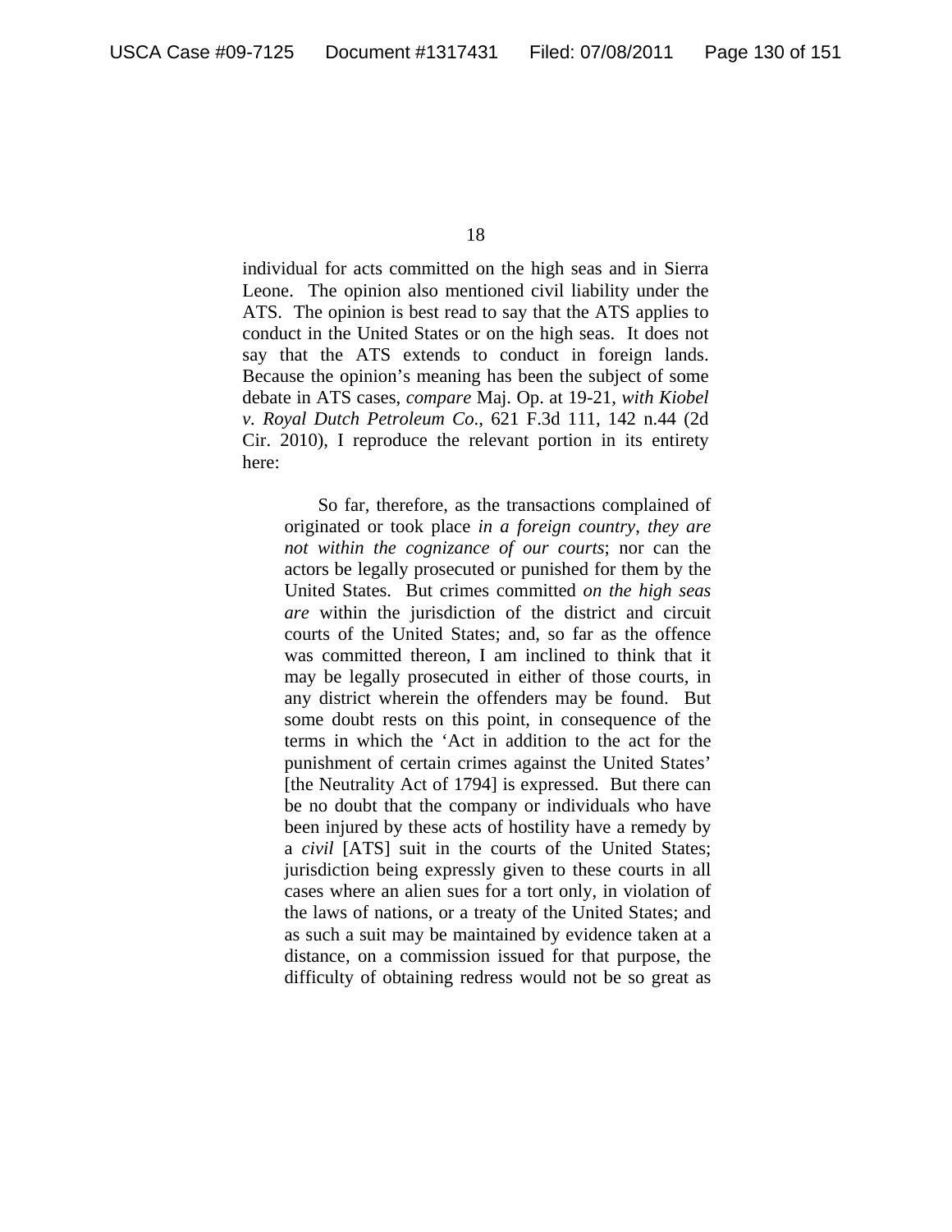individual for acts committed on the high seas and in Sierra Leone. The opinion also mentioned civil liability under the ATS. The opinion is best read to say that the ATS applies to conduct in the United States or on the high seas. It does not say that the ATS extends to conduct in foreign lands. Because the opinion's meaning has been the subject of some debate in ATS cases, *compare* Maj. Op. at 19-21, *with Kiobel v. Royal Dutch Petroleum Co.*, 621 F.3d 111, 142 n.44 (2d Cir. 2010), I reproduce the relevant portion in its entirety here:

> So far, therefore, as the transactions complained of originated or took place *in a foreign country*, *they are not within the cognizance of our courts*; nor can the actors be legally prosecuted or punished for them by the United States. But crimes committed *on the high seas are* within the jurisdiction of the district and circuit courts of the United States; and, so far as the offence was committed thereon, I am inclined to think that it may be legally prosecuted in either of those courts, in any district wherein the offenders may be found. But some doubt rests on this point, in consequence of the terms in which the 'Act in addition to the act for the punishment of certain crimes against the United States' [the Neutrality Act of 1794] is expressed. But there can be no doubt that the company or individuals who have been injured by these acts of hostility have a remedy by a *civil* [ATS] suit in the courts of the United States; jurisdiction being expressly given to these courts in all cases where an alien sues for a tort only, in violation of the laws of nations, or a treaty of the United States; and as such a suit may be maintained by evidence taken at a distance, on a commission issued for that purpose, the difficulty of obtaining redress would not be so great as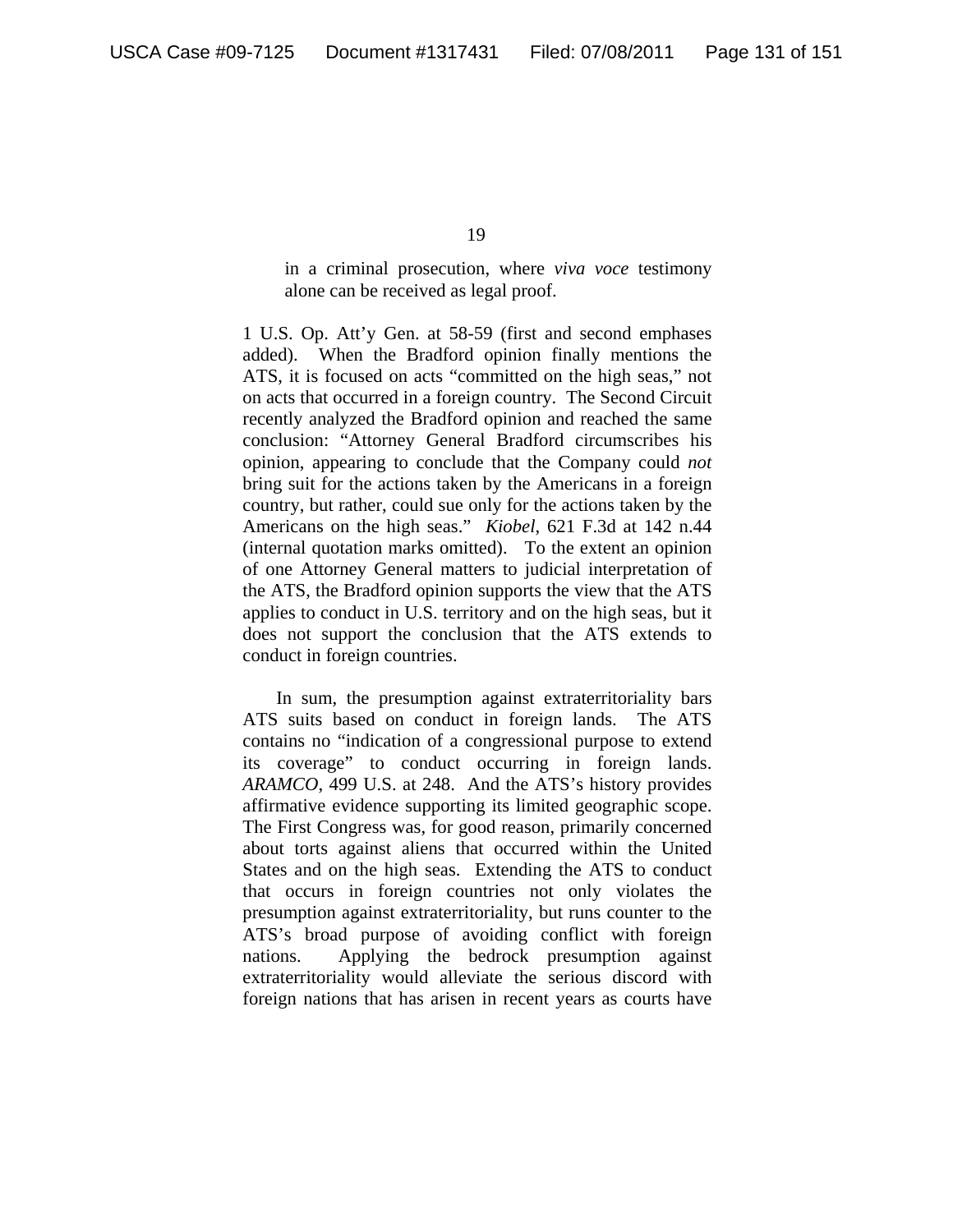> in a criminal prosecution, where *viva voce* testimony alone can be received as legal proof.

1 U.S. Op. Att'y Gen. at 58-59 (first and second emphases added). When the Bradford opinion finally mentions the ATS, it is focused on acts "committed on the high seas," not on acts that occurred in a foreign country. The Second Circuit recently analyzed the Bradford opinion and reached the same conclusion: "Attorney General Bradford circumscribes his opinion, appearing to conclude that the Company could *not* bring suit for the actions taken by the Americans in a foreign country, but rather, could sue only for the actions taken by the Americans on the high seas." *Kiobel*, 621 F.3d at 142 n.44 (internal quotation marks omitted). To the extent an opinion of one Attorney General matters to judicial interpretation of the ATS, the Bradford opinion supports the view that the ATS applies to conduct in U.S. territory and on the high seas, but it does not support the conclusion that the ATS extends to conduct in foreign countries.

In sum, the presumption against extraterritoriality bars ATS suits based on conduct in foreign lands. The ATS contains no "indication of a congressional purpose to extend its coverage" to conduct occurring in foreign lands. *ARAMCO*, 499 U.S. at 248. And the ATS's history provides affirmative evidence supporting its limited geographic scope. The First Congress was, for good reason, primarily concerned about torts against aliens that occurred within the United States and on the high seas. Extending the ATS to conduct that occurs in foreign countries not only violates the presumption against extraterritoriality, but runs counter to the ATS's broad purpose of avoiding conflict with foreign nations. Applying the bedrock presumption against extraterritoriality would alleviate the serious discord with foreign nations that has arisen in recent years as courts have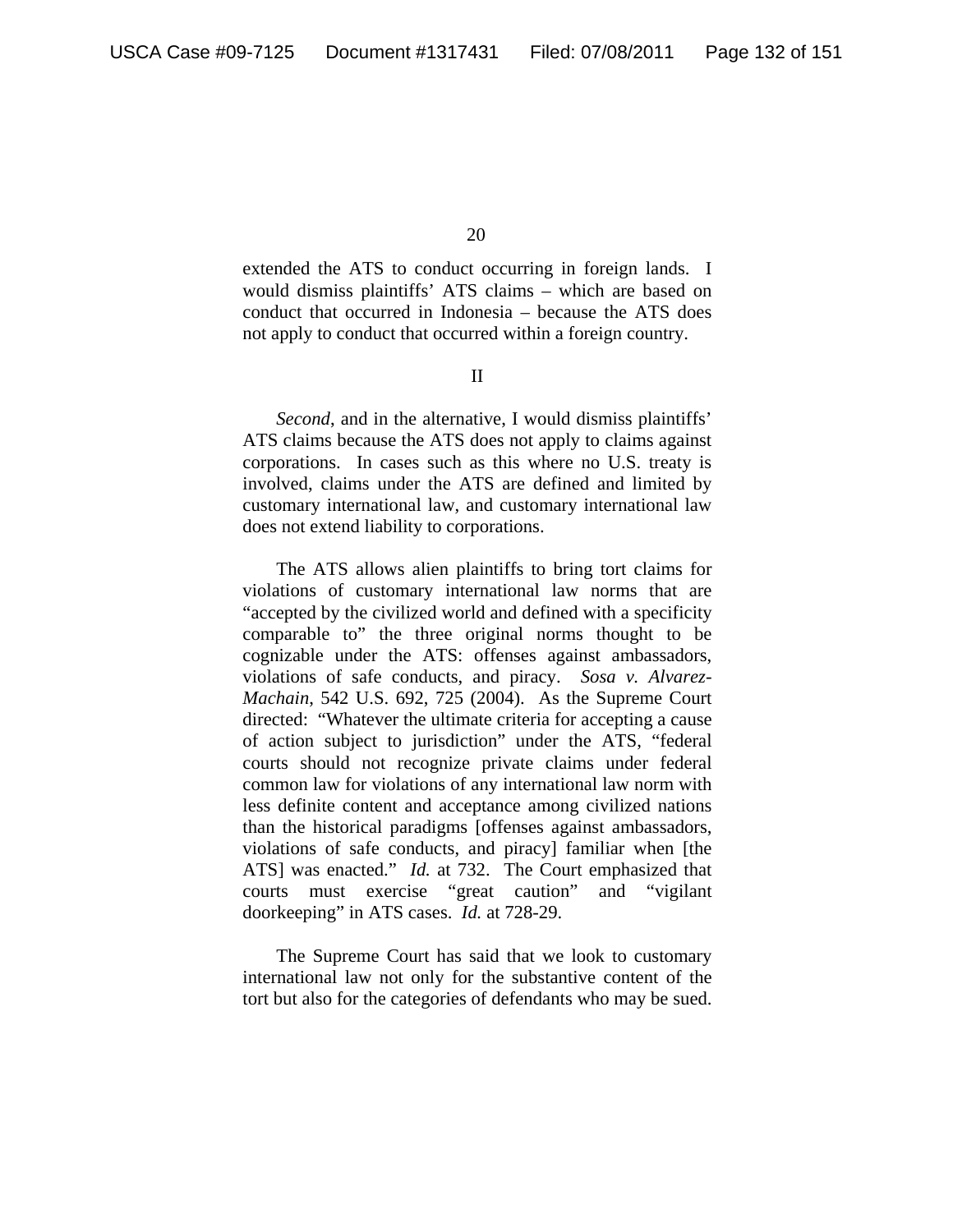extended the ATS to conduct occurring in foreign lands. I would dismiss plaintiffs' ATS claims – which are based on conduct that occurred in Indonesia – because the ATS does not apply to conduct that occurred within a foreign country.

II

*Second*, and in the alternative, I would dismiss plaintiffs' ATS claims because the ATS does not apply to claims against corporations. In cases such as this where no U.S. treaty is involved, claims under the ATS are defined and limited by customary international law, and customary international law does not extend liability to corporations.

The ATS allows alien plaintiffs to bring tort claims for violations of customary international law norms that are "accepted by the civilized world and defined with a specificity comparable to" the three original norms thought to be cognizable under the ATS: offenses against ambassadors, violations of safe conducts, and piracy. *Sosa v. Alvarez-Machain*, 542 U.S. 692, 725 (2004). As the Supreme Court directed: "Whatever the ultimate criteria for accepting a cause of action subject to jurisdiction" under the ATS, "federal courts should not recognize private claims under federal common law for violations of any international law norm with less definite content and acceptance among civilized nations than the historical paradigms [offenses against ambassadors, violations of safe conducts, and piracy] familiar when [the ATS] was enacted." *Id.* at 732. The Court emphasized that courts must exercise "great caution" and "vigilant doorkeeping" in ATS cases. *Id.* at 728-29.

The Supreme Court has said that we look to customary international law not only for the substantive content of the tort but also for the categories of defendants who may be sued.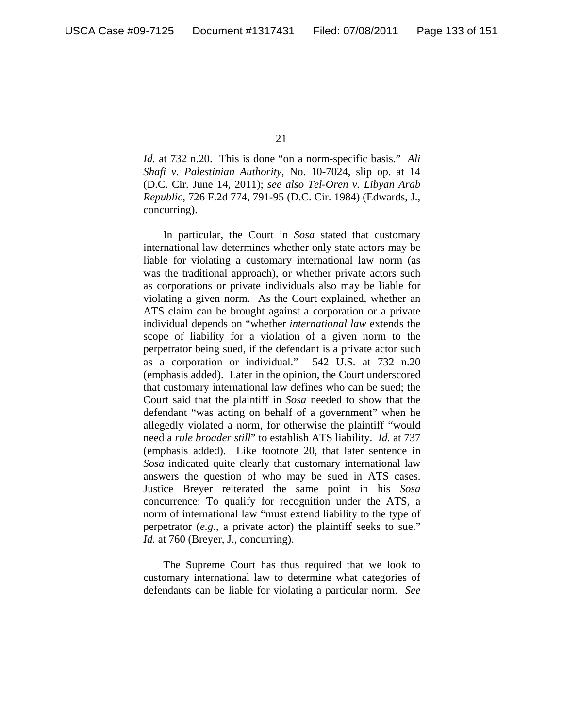*Id.* at 732 n.20. This is done "on a norm-specific basis." *Ali Shafi v. Palestinian Authority*, No. 10-7024, slip op. at 14 (D.C. Cir. June 14, 2011); *see also Tel-Oren v. Libyan Arab Republic*, 726 F.2d 774, 791-95 (D.C. Cir. 1984) (Edwards, J., concurring).

In particular, the Court in *Sosa* stated that customary international law determines whether only state actors may be liable for violating a customary international law norm (as was the traditional approach), or whether private actors such as corporations or private individuals also may be liable for violating a given norm. As the Court explained, whether an ATS claim can be brought against a corporation or a private individual depends on "whether *international law* extends the scope of liability for a violation of a given norm to the perpetrator being sued, if the defendant is a private actor such as a corporation or individual." 542 U.S. at 732 n.20 (emphasis added). Later in the opinion, the Court underscored that customary international law defines who can be sued; the Court said that the plaintiff in *Sosa* needed to show that the defendant "was acting on behalf of a government" when he allegedly violated a norm, for otherwise the plaintiff "would need a *rule broader still*" to establish ATS liability. *Id.* at 737 (emphasis added). Like footnote 20, that later sentence in *Sosa* indicated quite clearly that customary international law answers the question of who may be sued in ATS cases. Justice Breyer reiterated the same point in his *Sosa* concurrence: To qualify for recognition under the ATS, a norm of international law "must extend liability to the type of perpetrator (*e.g.*, a private actor) the plaintiff seeks to sue." *Id.* at 760 (Breyer, J., concurring).

The Supreme Court has thus required that we look to customary international law to determine what categories of defendants can be liable for violating a particular norm. *See*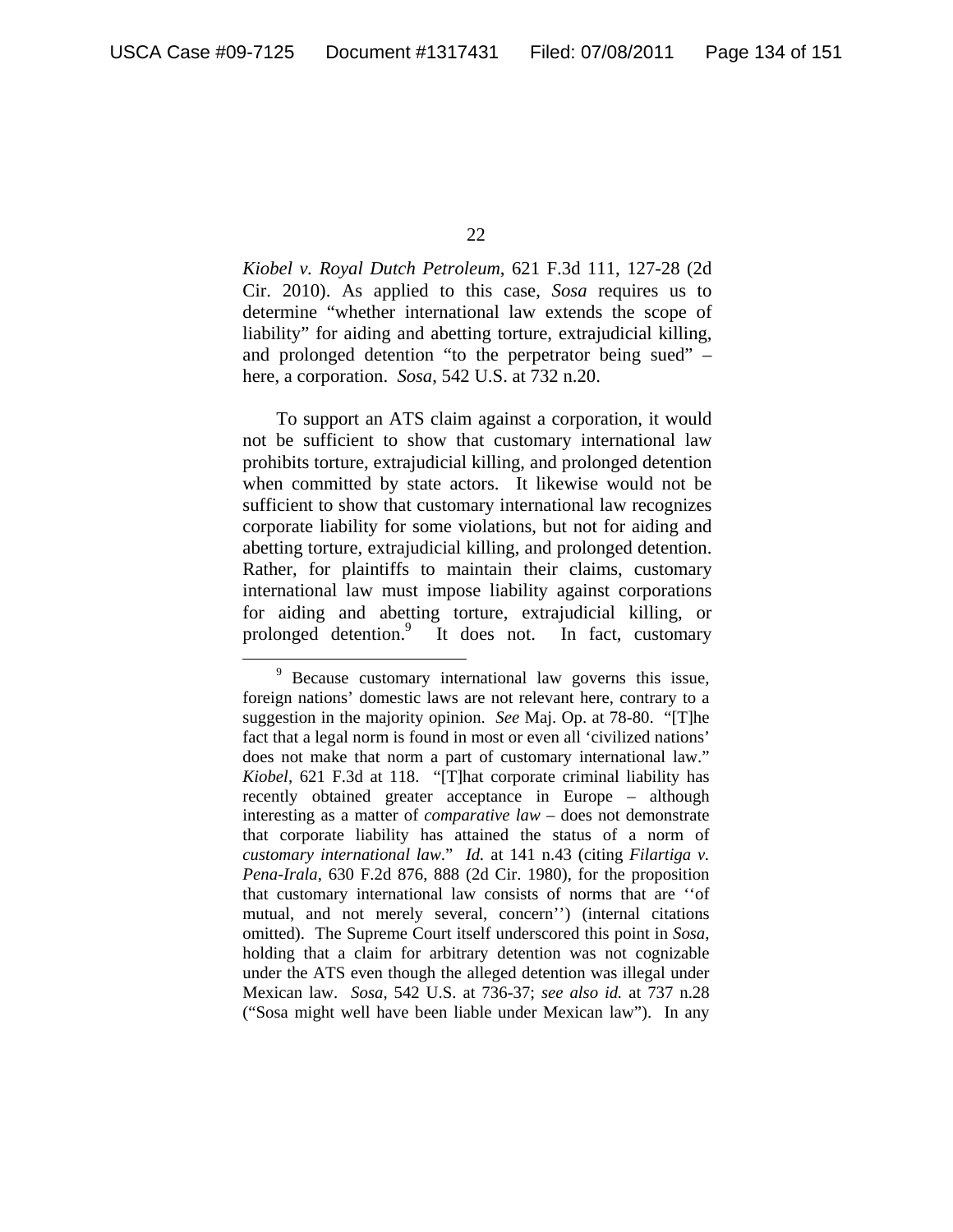*Kiobel v. Royal Dutch Petroleum*, 621 F.3d 111, 127-28 (2d Cir. 2010). As applied to this case, *Sosa* requires us to determine "whether international law extends the scope of liability" for aiding and abetting torture, extrajudicial killing, and prolonged detention "to the perpetrator being sued" – here, a corporation. *Sosa*, 542 U.S. at 732 n.20.

To support an ATS claim against a corporation, it would not be sufficient to show that customary international law prohibits torture, extrajudicial killing, and prolonged detention when committed by state actors. It likewise would not be sufficient to show that customary international law recognizes corporate liability for some violations, but not for aiding and abetting torture, extrajudicial killing, and prolonged detention. Rather, for plaintiffs to maintain their claims, customary international law must impose liability against corporations for aiding and abetting torture, extrajudicial killing, or prolonged detention.[9] It does not. In fact, customary

[9] Because customary international law governs this issue, foreign nations' domestic laws are not relevant here, contrary to a suggestion in the majority opinion. *See* Maj. Op. at 78-80. "[T]he fact that a legal norm is found in most or even all 'civilized nations' does not make that norm a part of customary international law." *Kiobel*, 621 F.3d at 118. "[T]hat corporate criminal liability has recently obtained greater acceptance in Europe – although interesting as a matter of *comparative law* – does not demonstrate that corporate liability has attained the status of a norm of *customary international law*." *Id.* at 141 n.43 (citing *Filartiga v. Pena-Irala*, 630 F.2d 876, 888 (2d Cir. 1980), for the proposition that customary international law consists of norms that are ''of mutual, and not merely several, concern'') (internal citations omitted). The Supreme Court itself underscored this point in *Sosa*, holding that a claim for arbitrary detention was not cognizable under the ATS even though the alleged detention was illegal under Mexican law. *Sosa*, 542 U.S. at 736-37; *see also id.* at 737 n.28 ("Sosa might well have been liable under Mexican law"). In any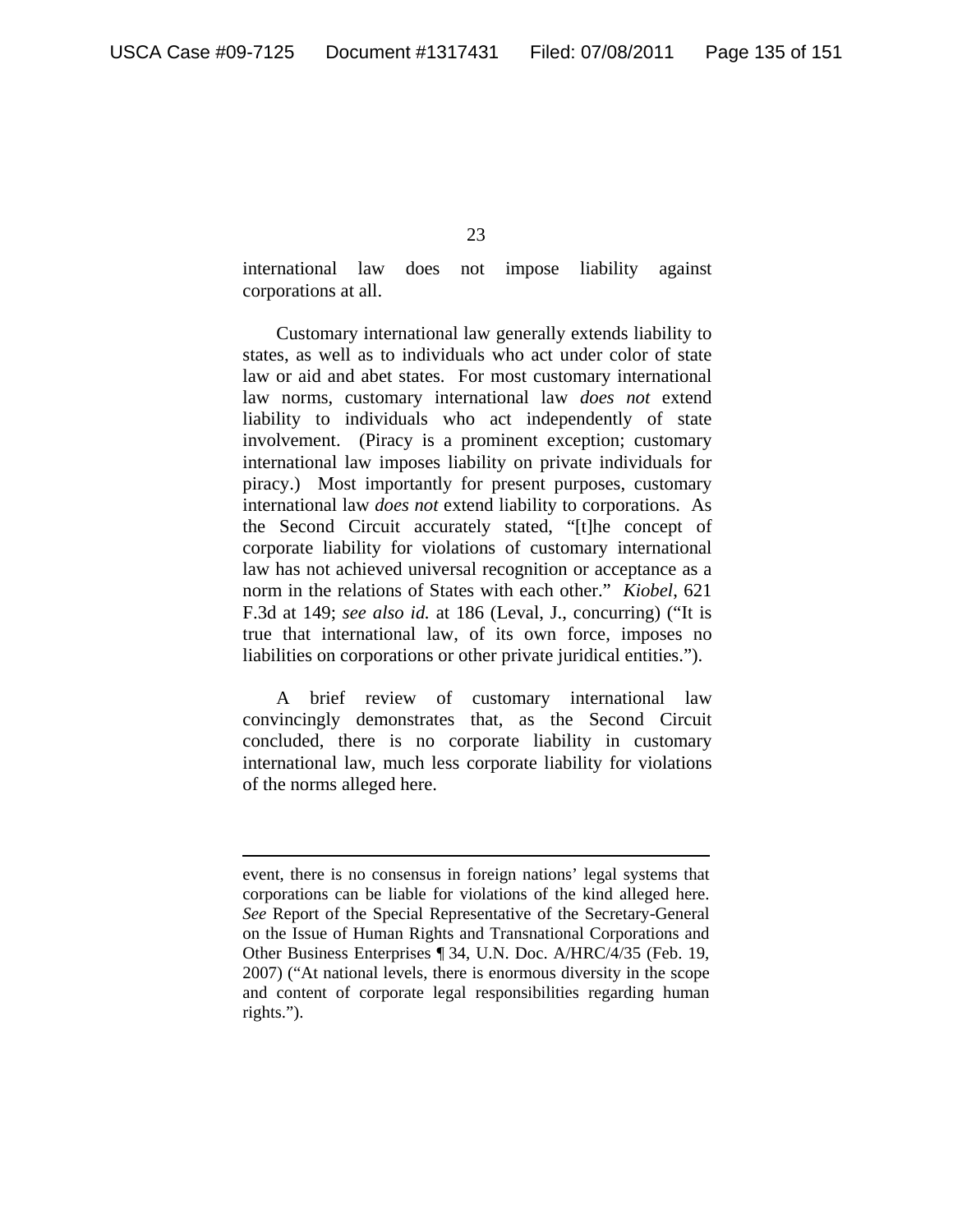international law does not impose liability against corporations at all.

Customary international law generally extends liability to states, as well as to individuals who act under color of state law or aid and abet states. For most customary international law norms, customary international law *does not* extend liability to individuals who act independently of state involvement. (Piracy is a prominent exception; customary international law imposes liability on private individuals for piracy.) Most importantly for present purposes, customary international law *does not* extend liability to corporations. As the Second Circuit accurately stated, "[t]he concept of corporate liability for violations of customary international law has not achieved universal recognition or acceptance as a norm in the relations of States with each other." *Kiobel*, 621 F.3d at 149; *see also id.* at 186 (Leval, J., concurring) ("It is true that international law, of its own force, imposes no liabilities on corporations or other private juridical entities.").

A brief review of customary international law convincingly demonstrates that, as the Second Circuit concluded, there is no corporate liability in customary international law, much less corporate liability for violations of the norms alleged here.

---

event, there is no consensus in foreign nations' legal systems that corporations can be liable for violations of the kind alleged here. *See* Report of the Special Representative of the Secretary-General on the Issue of Human Rights and Transnational Corporations and Other Business Enterprises ¶ 34, U.N. Doc. A/HRC/4/35 (Feb. 19, 2007) ("At national levels, there is enormous diversity in the scope and content of corporate legal responsibilities regarding human rights.").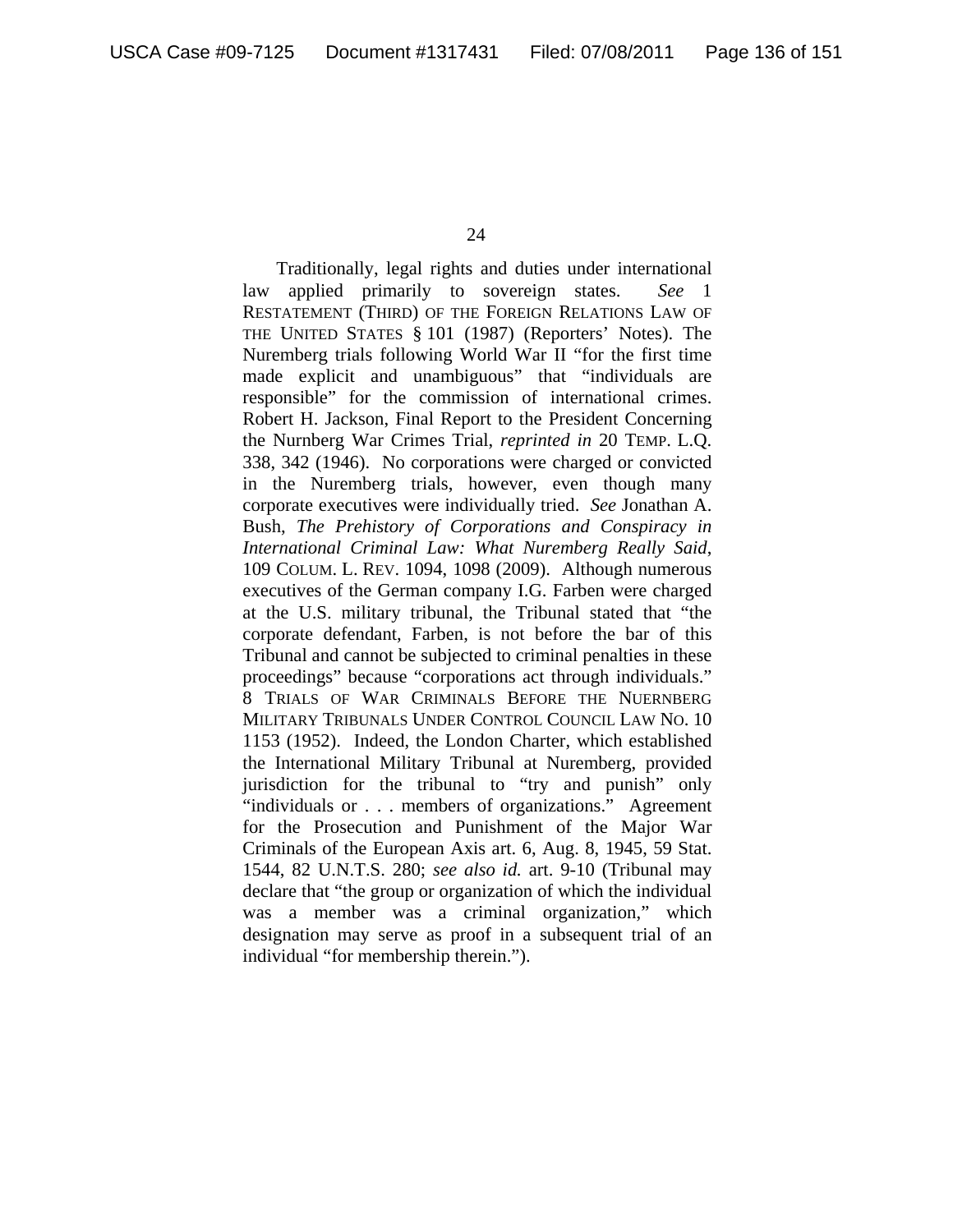Traditionally, legal rights and duties under international law applied primarily to sovereign states. *See* 1 RESTATEMENT (THIRD) OF THE FOREIGN RELATIONS LAW OF THE UNITED STATES § 101 (1987) (Reporters' Notes). The Nuremberg trials following World War II "for the first time made explicit and unambiguous" that "individuals are responsible" for the commission of international crimes. Robert H. Jackson, Final Report to the President Concerning the Nurnberg War Crimes Trial, *reprinted in* 20 TEMP. L.Q. 338, 342 (1946). No corporations were charged or convicted in the Nuremberg trials, however, even though many corporate executives were individually tried. *See* Jonathan A. Bush, *The Prehistory of Corporations and Conspiracy in International Criminal Law: What Nuremberg Really Said*, 109 COLUM. L. REV. 1094, 1098 (2009). Although numerous executives of the German company I.G. Farben were charged at the U.S. military tribunal, the Tribunal stated that "the corporate defendant, Farben, is not before the bar of this Tribunal and cannot be subjected to criminal penalties in these proceedings" because "corporations act through individuals." 8 TRIALS OF WAR CRIMINALS BEFORE THE NUERNBERG MILITARY TRIBUNALS UNDER CONTROL COUNCIL LAW NO. 10 1153 (1952). Indeed, the London Charter, which established the International Military Tribunal at Nuremberg, provided jurisdiction for the tribunal to "try and punish" only "individuals or . . . members of organizations." Agreement for the Prosecution and Punishment of the Major War Criminals of the European Axis art. 6, Aug. 8, 1945, 59 Stat. 1544, 82 U.N.T.S. 280; *see also id.* art. 9-10 (Tribunal may declare that "the group or organization of which the individual was a member was a criminal organization," which designation may serve as proof in a subsequent trial of an individual "for membership therein.").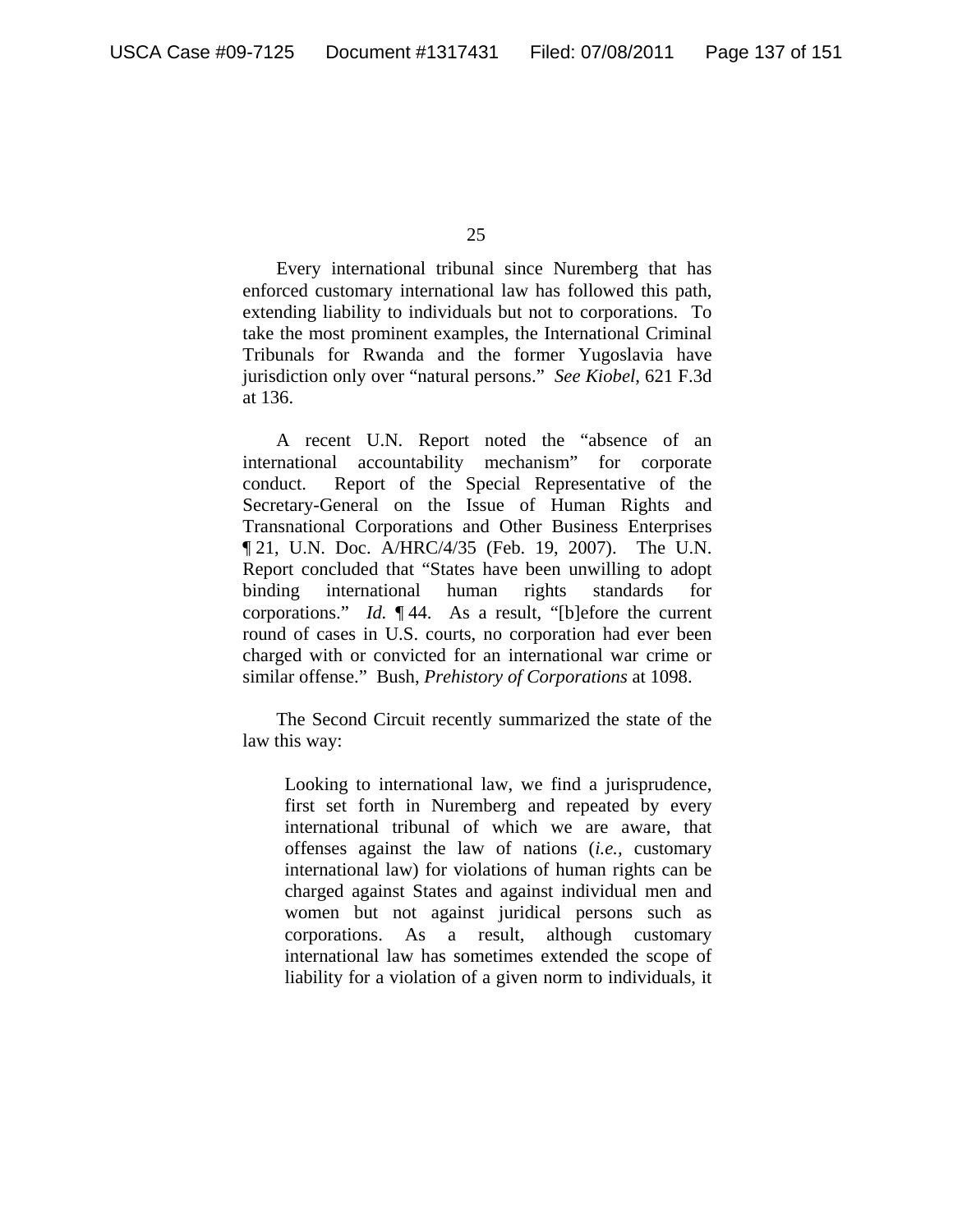Every international tribunal since Nuremberg that has enforced customary international law has followed this path, extending liability to individuals but not to corporations. To take the most prominent examples, the International Criminal Tribunals for Rwanda and the former Yugoslavia have jurisdiction only over "natural persons." *See Kiobel*, 621 F.3d at 136.

A recent U.N. Report noted the "absence of an international accountability mechanism" for corporate conduct. Report of the Special Representative of the Secretary-General on the Issue of Human Rights and Transnational Corporations and Other Business Enterprises ¶ 21, U.N. Doc. A/HRC/4/35 (Feb. 19, 2007). The U.N. Report concluded that "States have been unwilling to adopt binding international human rights standards for corporations." *Id.* ¶ 44. As a result, "[b]efore the current round of cases in U.S. courts, no corporation had ever been charged with or convicted for an international war crime or similar offense." Bush, *Prehistory of Corporations* at 1098.

The Second Circuit recently summarized the state of the law this way:

> Looking to international law, we find a jurisprudence, first set forth in Nuremberg and repeated by every international tribunal of which we are aware, that offenses against the law of nations (*i.e.*, customary international law) for violations of human rights can be charged against States and against individual men and women but not against juridical persons such as corporations. As a result, although customary international law has sometimes extended the scope of liability for a violation of a given norm to individuals, it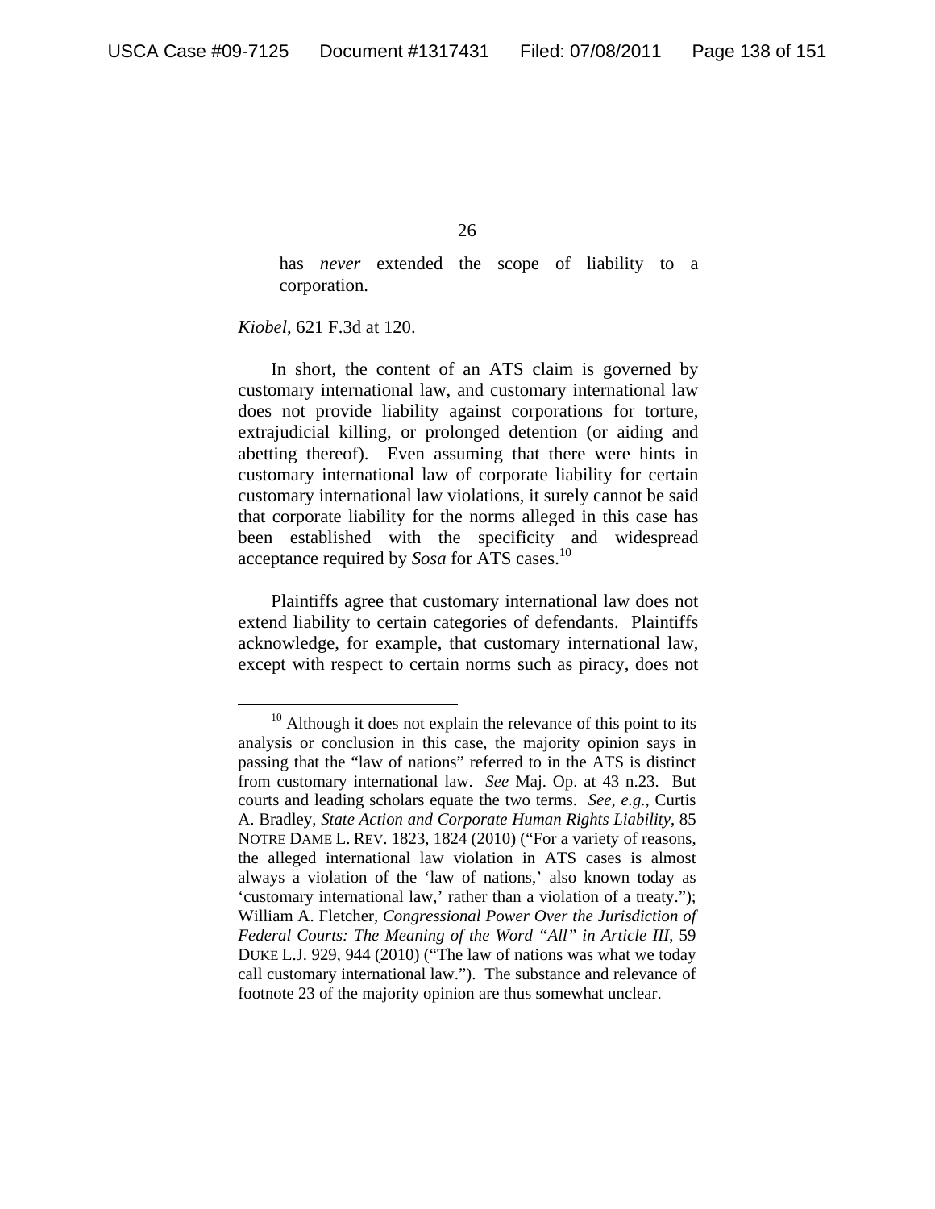> has *never* extended the scope of liability to a corporation.

*Kiobel*, 621 F.3d at 120.

In short, the content of an ATS claim is governed by customary international law, and customary international law does not provide liability against corporations for torture, extrajudicial killing, or prolonged detention (or aiding and abetting thereof). Even assuming that there were hints in customary international law of corporate liability for certain customary international law violations, it surely cannot be said that corporate liability for the norms alleged in this case has been established with the specificity and widespread acceptance required by *Sosa* for ATS cases.[10]

Plaintiffs agree that customary international law does not extend liability to certain categories of defendants. Plaintiffs acknowledge, for example, that customary international law, except with respect to certain norms such as piracy, does not

---

[10] Although it does not explain the relevance of this point to its analysis or conclusion in this case, the majority opinion says in passing that the "law of nations" referred to in the ATS is distinct from customary international law. *See* Maj. Op. at 43 n.23. But courts and leading scholars equate the two terms. *See, e.g.*, Curtis A. Bradley, *State Action and Corporate Human Rights Liability*, 85 NOTRE DAME L. REV. 1823, 1824 (2010) ("For a variety of reasons, the alleged international law violation in ATS cases is almost always a violation of the 'law of nations,' also known today as 'customary international law,' rather than a violation of a treaty."); William A. Fletcher, *Congressional Power Over the Jurisdiction of Federal Courts: The Meaning of the Word "All" in Article III*, 59 DUKE L.J. 929, 944 (2010) ("The law of nations was what we today call customary international law."). The substance and relevance of footnote 23 of the majority opinion are thus somewhat unclear.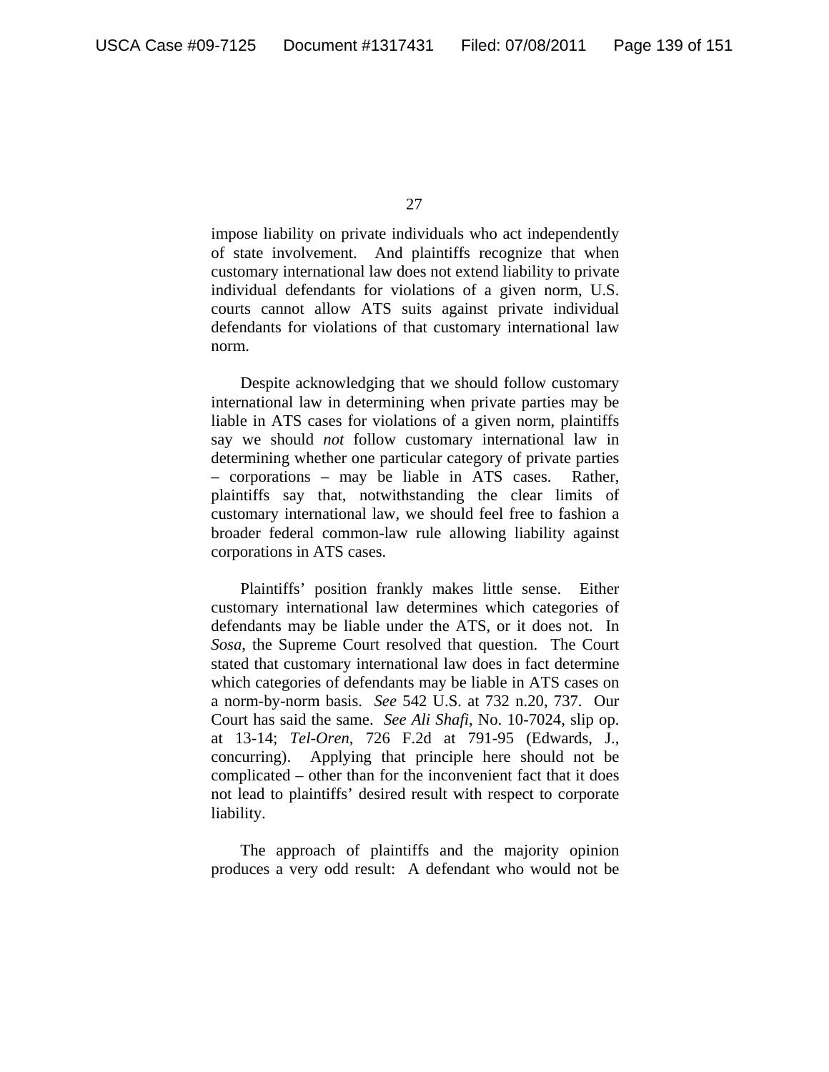impose liability on private individuals who act independently of state involvement. And plaintiffs recognize that when customary international law does not extend liability to private individual defendants for violations of a given norm, U.S. courts cannot allow ATS suits against private individual defendants for violations of that customary international law norm.

Despite acknowledging that we should follow customary international law in determining when private parties may be liable in ATS cases for violations of a given norm, plaintiffs say we should *not* follow customary international law in determining whether one particular category of private parties – corporations – may be liable in ATS cases. Rather, plaintiffs say that, notwithstanding the clear limits of customary international law, we should feel free to fashion a broader federal common-law rule allowing liability against corporations in ATS cases.

Plaintiffs' position frankly makes little sense. Either customary international law determines which categories of defendants may be liable under the ATS, or it does not. In *Sosa*, the Supreme Court resolved that question. The Court stated that customary international law does in fact determine which categories of defendants may be liable in ATS cases on a norm-by-norm basis. *See* 542 U.S. at 732 n.20, 737. Our Court has said the same. *See Ali Shafi*, No. 10-7024, slip op. at 13-14; *Tel-Oren*, 726 F.2d at 791-95 (Edwards, J., concurring). Applying that principle here should not be complicated – other than for the inconvenient fact that it does not lead to plaintiffs' desired result with respect to corporate liability.

The approach of plaintiffs and the majority opinion produces a very odd result: A defendant who would not be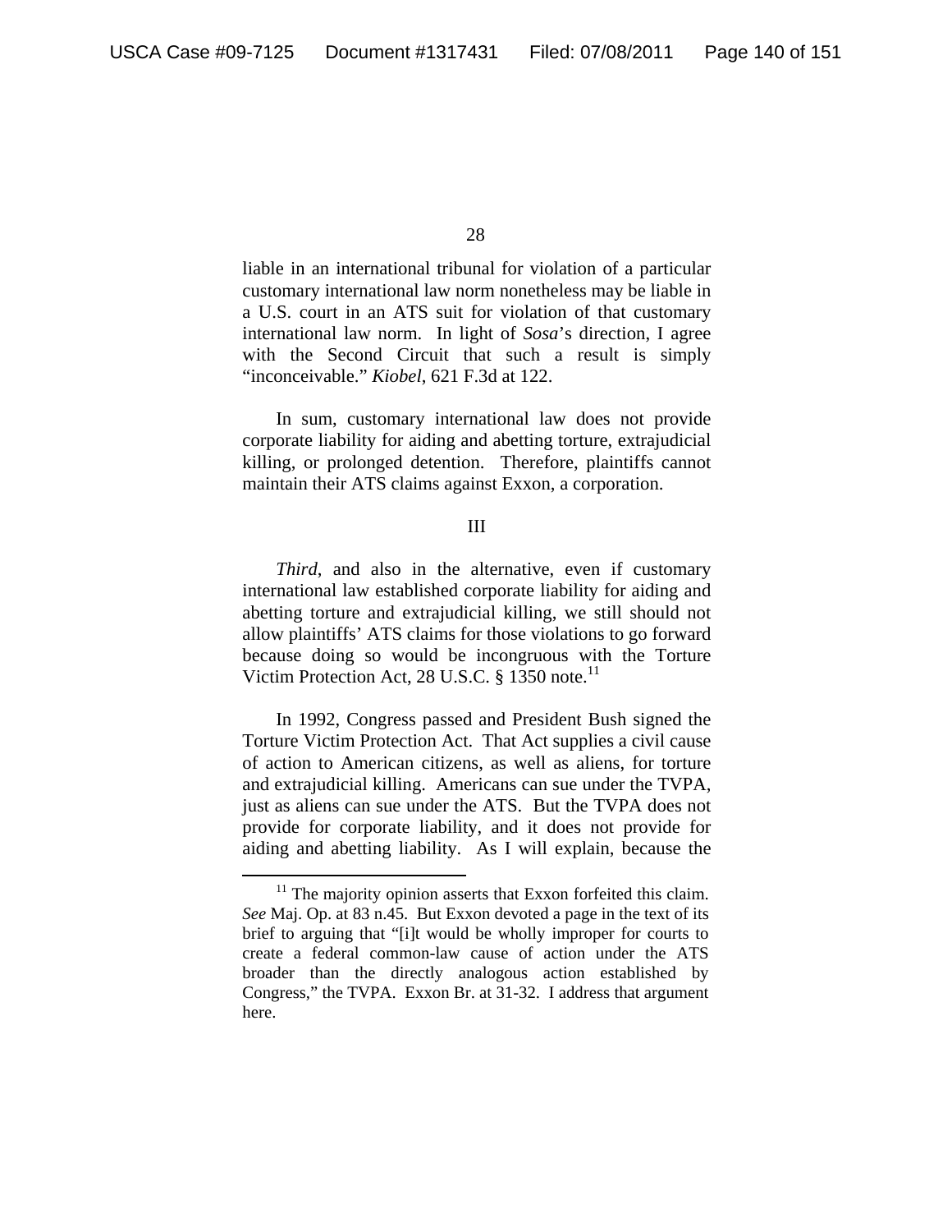liable in an international tribunal for violation of a particular customary international law norm nonetheless may be liable in a U.S. court in an ATS suit for violation of that customary international law norm. In light of *Sosa*'s direction, I agree with the Second Circuit that such a result is simply "inconceivable." *Kiobel*, 621 F.3d at 122.

In sum, customary international law does not provide corporate liability for aiding and abetting torture, extrajudicial killing, or prolonged detention. Therefore, plaintiffs cannot maintain their ATS claims against Exxon, a corporation.

III

*Third*, and also in the alternative, even if customary international law established corporate liability for aiding and abetting torture and extrajudicial killing, we still should not allow plaintiffs' ATS claims for those violations to go forward because doing so would be incongruous with the Torture Victim Protection Act, 28 U.S.C. § 1350 note.[11]

In 1992, Congress passed and President Bush signed the Torture Victim Protection Act. That Act supplies a civil cause of action to American citizens, as well as aliens, for torture and extrajudicial killing. Americans can sue under the TVPA, just as aliens can sue under the ATS. But the TVPA does not provide for corporate liability, and it does not provide for aiding and abetting liability. As I will explain, because the

[11] The majority opinion asserts that Exxon forfeited this claim. *See* Maj. Op. at 83 n.45. But Exxon devoted a page in the text of its brief to arguing that "[i]t would be wholly improper for courts to create a federal common-law cause of action under the ATS broader than the directly analogous action established by Congress," the TVPA. Exxon Br. at 31-32. I address that argument here.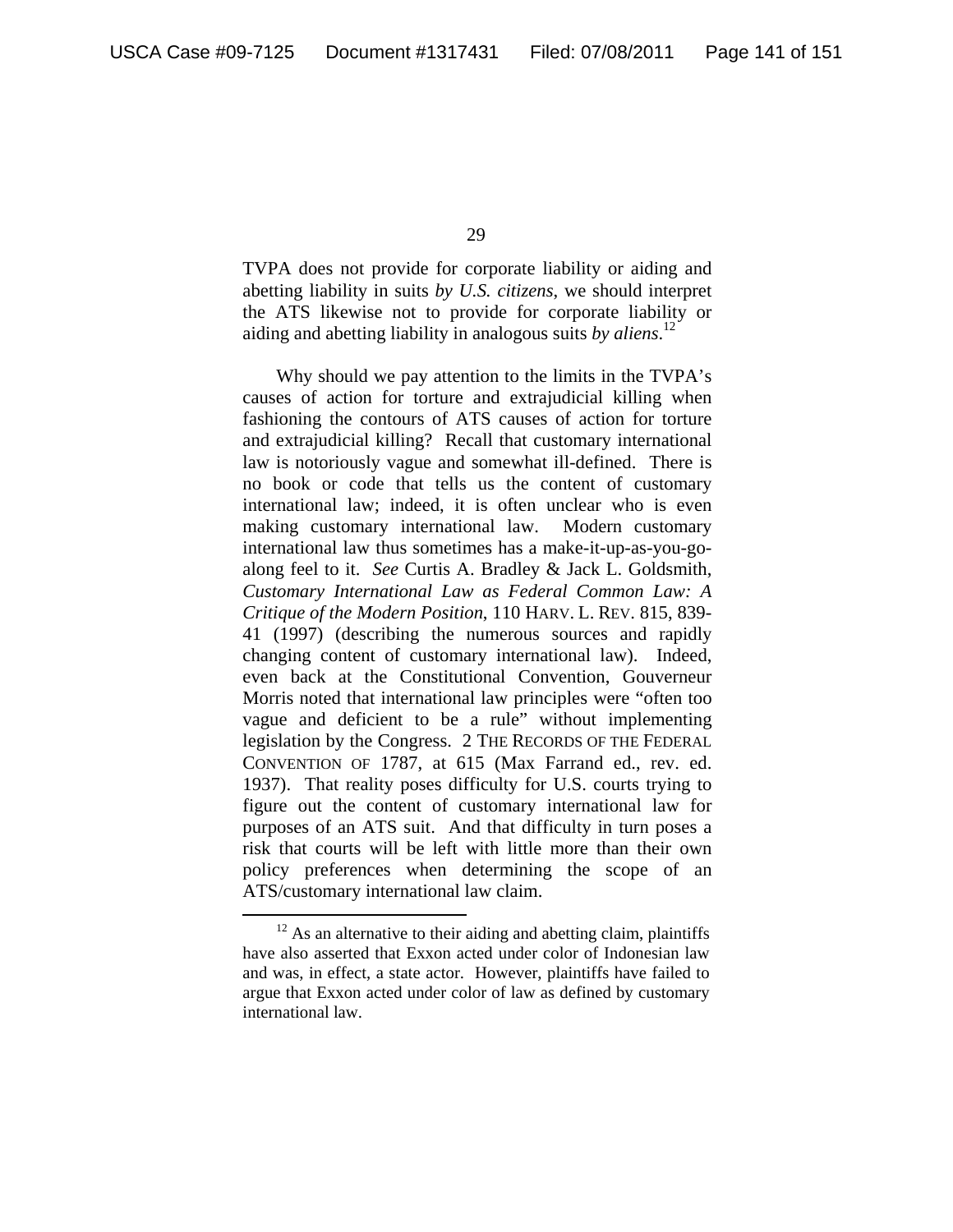TVPA does not provide for corporate liability or aiding and abetting liability in suits *by U.S. citizens*, we should interpret the ATS likewise not to provide for corporate liability or aiding and abetting liability in analogous suits *by aliens*.[12]

Why should we pay attention to the limits in the TVPA's causes of action for torture and extrajudicial killing when fashioning the contours of ATS causes of action for torture and extrajudicial killing? Recall that customary international law is notoriously vague and somewhat ill-defined. There is no book or code that tells us the content of customary international law; indeed, it is often unclear who is even making customary international law. Modern customary international law thus sometimes has a make-it-up-as-you-go-along feel to it. *See* Curtis A. Bradley & Jack L. Goldsmith, *Customary International Law as Federal Common Law: A Critique of the Modern Position*, 110 HARV. L. REV. 815, 839-41 (1997) (describing the numerous sources and rapidly changing content of customary international law). Indeed, even back at the Constitutional Convention, Gouverneur Morris noted that international law principles were "often too vague and deficient to be a rule" without implementing legislation by the Congress. 2 THE RECORDS OF THE FEDERAL CONVENTION OF 1787, at 615 (Max Farrand ed., rev. ed. 1937). That reality poses difficulty for U.S. courts trying to figure out the content of customary international law for purposes of an ATS suit. And that difficulty in turn poses a risk that courts will be left with little more than their own policy preferences when determining the scope of an ATS/customary international law claim.

[12] As an alternative to their aiding and abetting claim, plaintiffs have also asserted that Exxon acted under color of Indonesian law and was, in effect, a state actor. However, plaintiffs have failed to argue that Exxon acted under color of law as defined by customary international law.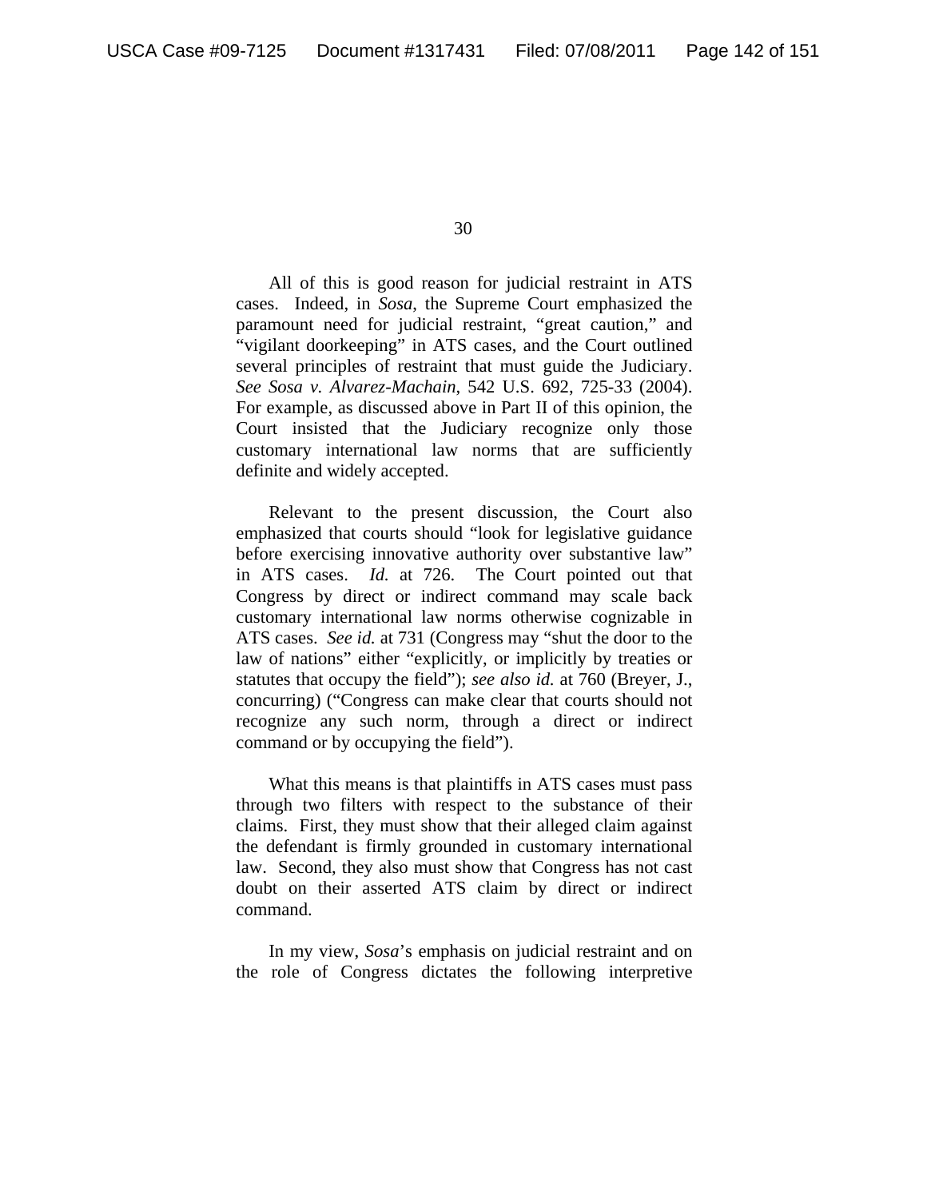All of this is good reason for judicial restraint in ATS cases. Indeed, in *Sosa*, the Supreme Court emphasized the paramount need for judicial restraint, "great caution," and "vigilant doorkeeping" in ATS cases, and the Court outlined several principles of restraint that must guide the Judiciary. *See Sosa v. Alvarez-Machain*, 542 U.S. 692, 725-33 (2004). For example, as discussed above in Part II of this opinion, the Court insisted that the Judiciary recognize only those customary international law norms that are sufficiently definite and widely accepted.

Relevant to the present discussion, the Court also emphasized that courts should "look for legislative guidance before exercising innovative authority over substantive law" in ATS cases. *Id.* at 726. The Court pointed out that Congress by direct or indirect command may scale back customary international law norms otherwise cognizable in ATS cases. *See id.* at 731 (Congress may "shut the door to the law of nations" either "explicitly, or implicitly by treaties or statutes that occupy the field"); *see also id.* at 760 (Breyer, J., concurring) ("Congress can make clear that courts should not recognize any such norm, through a direct or indirect command or by occupying the field").

What this means is that plaintiffs in ATS cases must pass through two filters with respect to the substance of their claims. First, they must show that their alleged claim against the defendant is firmly grounded in customary international law. Second, they also must show that Congress has not cast doubt on their asserted ATS claim by direct or indirect command.

In my view, *Sosa*'s emphasis on judicial restraint and on the role of Congress dictates the following interpretive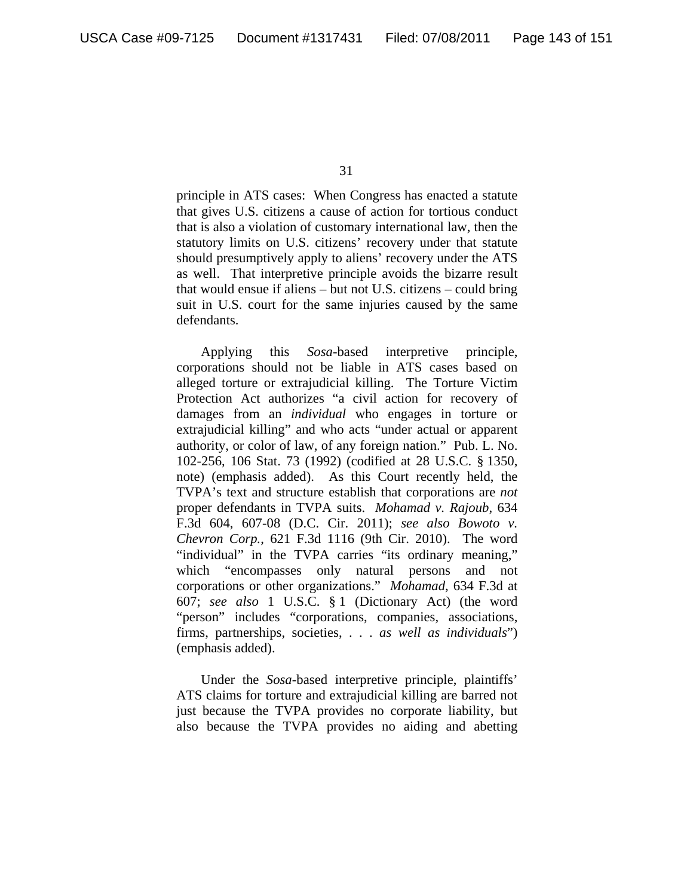principle in ATS cases: When Congress has enacted a statute that gives U.S. citizens a cause of action for tortious conduct that is also a violation of customary international law, then the statutory limits on U.S. citizens' recovery under that statute should presumptively apply to aliens' recovery under the ATS as well. That interpretive principle avoids the bizarre result that would ensue if aliens – but not U.S. citizens – could bring suit in U.S. court for the same injuries caused by the same defendants.

Applying this *Sosa*-based interpretive principle, corporations should not be liable in ATS cases based on alleged torture or extrajudicial killing. The Torture Victim Protection Act authorizes "a civil action for recovery of damages from an *individual* who engages in torture or extrajudicial killing" and who acts "under actual or apparent authority, or color of law, of any foreign nation." Pub. L. No. 102-256, 106 Stat. 73 (1992) (codified at 28 U.S.C. § 1350, note) (emphasis added). As this Court recently held, the TVPA's text and structure establish that corporations are *not* proper defendants in TVPA suits. *Mohamad v. Rajoub*, 634 F.3d 604, 607-08 (D.C. Cir. 2011); *see also Bowoto v. Chevron Corp.*, 621 F.3d 1116 (9th Cir. 2010). The word "individual" in the TVPA carries "its ordinary meaning," which "encompasses only natural persons and not corporations or other organizations." *Mohamad*, 634 F.3d at 607; *see also* 1 U.S.C. § 1 (Dictionary Act) (the word "person" includes "corporations, companies, associations, firms, partnerships, societies, . . . *as well as individuals*") (emphasis added).

Under the *Sosa*-based interpretive principle, plaintiffs' ATS claims for torture and extrajudicial killing are barred not just because the TVPA provides no corporate liability, but also because the TVPA provides no aiding and abetting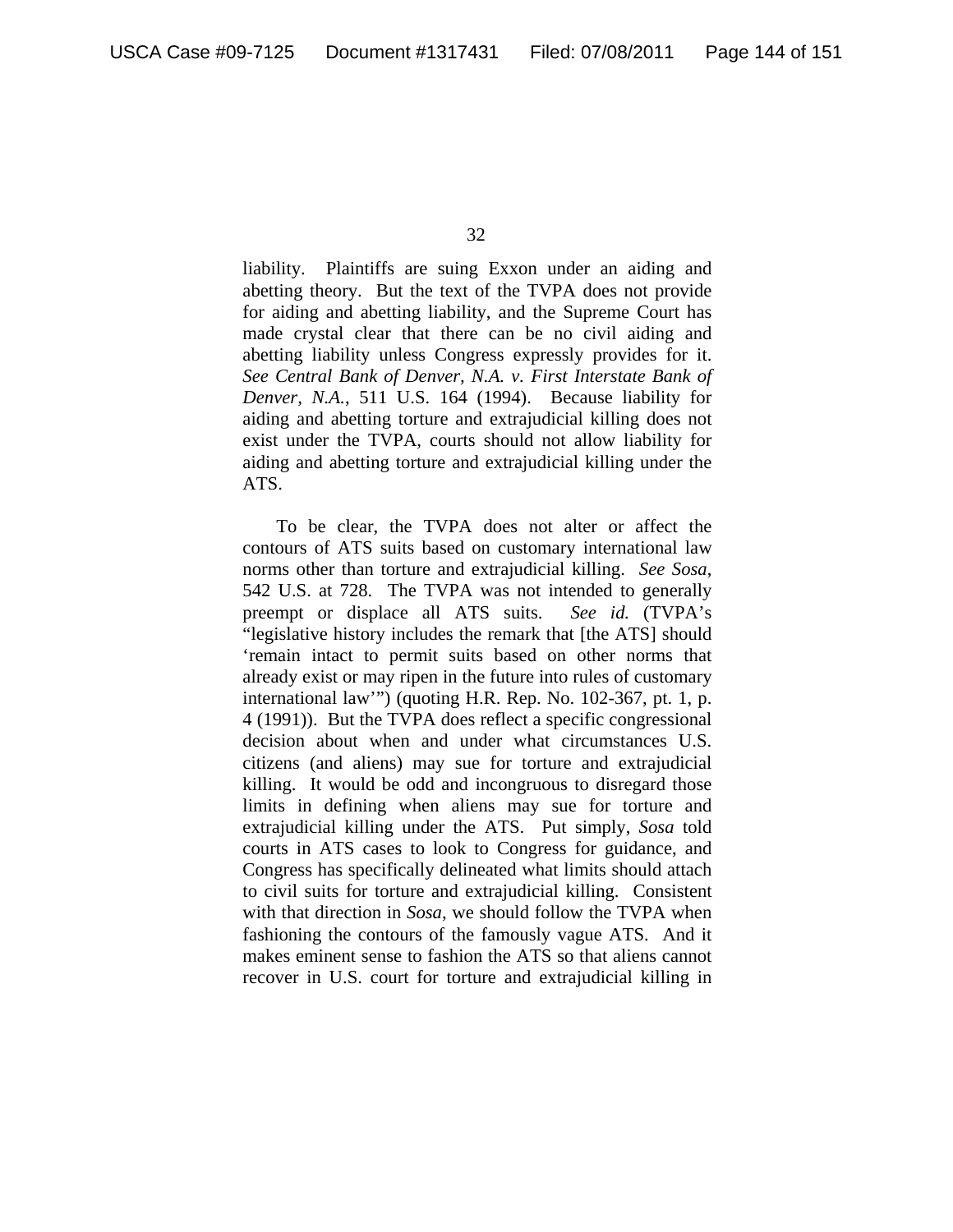liability. Plaintiffs are suing Exxon under an aiding and abetting theory. But the text of the TVPA does not provide for aiding and abetting liability, and the Supreme Court has made crystal clear that there can be no civil aiding and abetting liability unless Congress expressly provides for it. *See Central Bank of Denver, N.A. v. First Interstate Bank of Denver, N.A.*, 511 U.S. 164 (1994). Because liability for aiding and abetting torture and extrajudicial killing does not exist under the TVPA, courts should not allow liability for aiding and abetting torture and extrajudicial killing under the ATS.

To be clear, the TVPA does not alter or affect the contours of ATS suits based on customary international law norms other than torture and extrajudicial killing. *See Sosa*, 542 U.S. at 728. The TVPA was not intended to generally preempt or displace all ATS suits. *See id.* (TVPA's "legislative history includes the remark that [the ATS] should 'remain intact to permit suits based on other norms that already exist or may ripen in the future into rules of customary international law'") (quoting H.R. Rep. No. 102-367, pt. 1, p. 4 (1991)). But the TVPA does reflect a specific congressional decision about when and under what circumstances U.S. citizens (and aliens) may sue for torture and extrajudicial killing. It would be odd and incongruous to disregard those limits in defining when aliens may sue for torture and extrajudicial killing under the ATS. Put simply, *Sosa* told courts in ATS cases to look to Congress for guidance, and Congress has specifically delineated what limits should attach to civil suits for torture and extrajudicial killing. Consistent with that direction in *Sosa*, we should follow the TVPA when fashioning the contours of the famously vague ATS. And it makes eminent sense to fashion the ATS so that aliens cannot recover in U.S. court for torture and extrajudicial killing in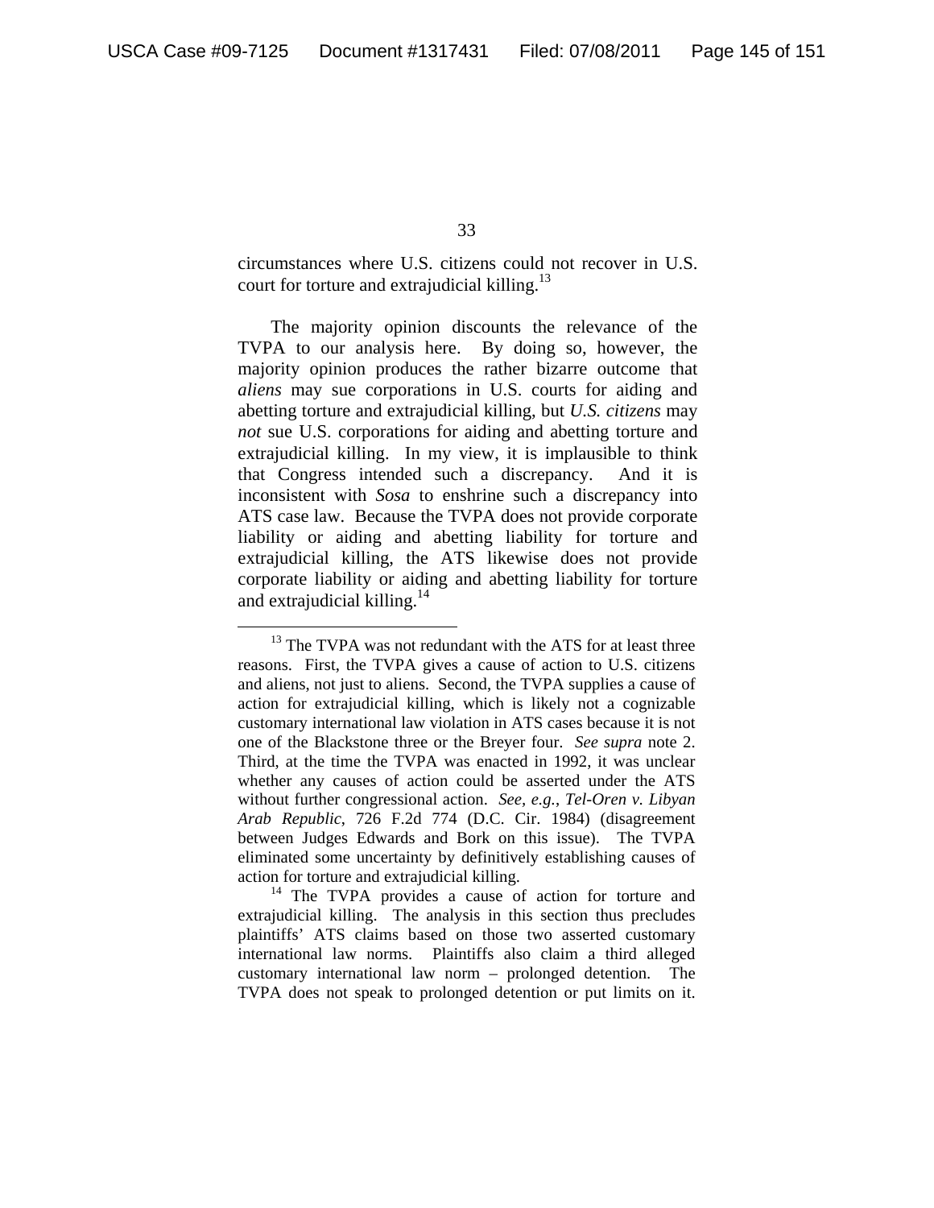circumstances where U.S. citizens could not recover in U.S. court for torture and extrajudicial killing.[13]

The majority opinion discounts the relevance of the TVPA to our analysis here. By doing so, however, the majority opinion produces the rather bizarre outcome that *aliens* may sue corporations in U.S. courts for aiding and abetting torture and extrajudicial killing, but *U.S. citizens* may *not* sue U.S. corporations for aiding and abetting torture and extrajudicial killing. In my view, it is implausible to think that Congress intended such a discrepancy. And it is inconsistent with *Sosa* to enshrine such a discrepancy into ATS case law. Because the TVPA does not provide corporate liability or aiding and abetting liability for torture and extrajudicial killing, the ATS likewise does not provide corporate liability or aiding and abetting liability for torture and extrajudicial killing.[14]

---

[13] The TVPA was not redundant with the ATS for at least three reasons. First, the TVPA gives a cause of action to U.S. citizens and aliens, not just to aliens. Second, the TVPA supplies a cause of action for extrajudicial killing, which is likely not a cognizable customary international law violation in ATS cases because it is not one of the Blackstone three or the Breyer four. *See supra* note 2. Third, at the time the TVPA was enacted in 1992, it was unclear whether any causes of action could be asserted under the ATS without further congressional action. *See, e.g.*, *Tel-Oren v. Libyan Arab Republic*, 726 F.2d 774 (D.C. Cir. 1984) (disagreement between Judges Edwards and Bork on this issue). The TVPA eliminated some uncertainty by definitively establishing causes of action for torture and extrajudicial killing.

[14] The TVPA provides a cause of action for torture and extrajudicial killing. The analysis in this section thus precludes plaintiffs' ATS claims based on those two asserted customary international law norms. Plaintiffs also claim a third alleged customary international law norm – prolonged detention. The TVPA does not speak to prolonged detention or put limits on it.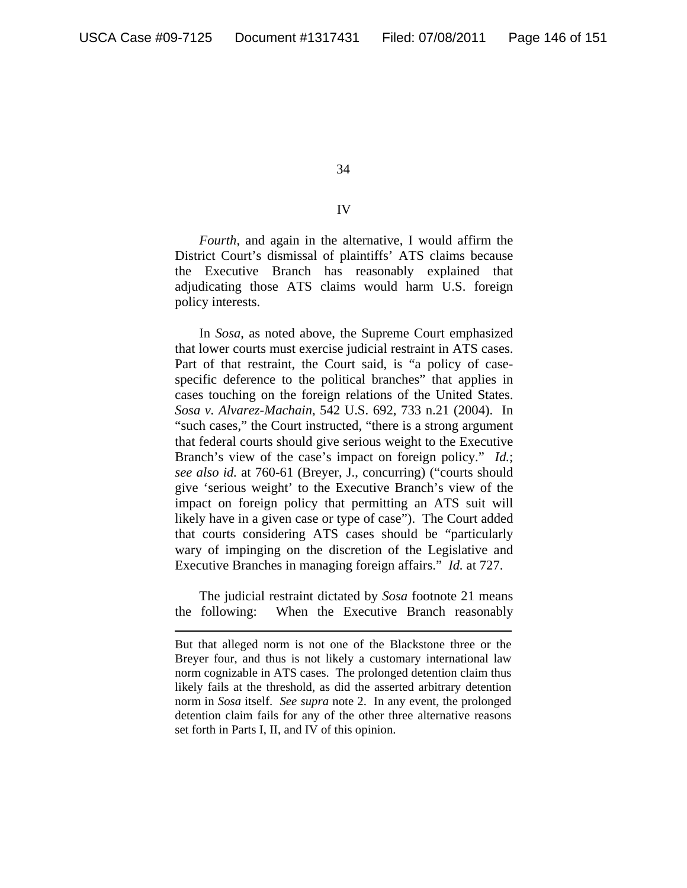## IV

*Fourth*, and again in the alternative, I would affirm the District Court's dismissal of plaintiffs' ATS claims because the Executive Branch has reasonably explained that adjudicating those ATS claims would harm U.S. foreign policy interests.

In *Sosa*, as noted above, the Supreme Court emphasized that lower courts must exercise judicial restraint in ATS cases. Part of that restraint, the Court said, is "a policy of case-specific deference to the political branches" that applies in cases touching on the foreign relations of the United States. *Sosa v. Alvarez-Machain*, 542 U.S. 692, 733 n.21 (2004). In "such cases," the Court instructed, "there is a strong argument that federal courts should give serious weight to the Executive Branch's view of the case's impact on foreign policy." *Id.*; *see also id.* at 760-61 (Breyer, J., concurring) ("courts should give 'serious weight' to the Executive Branch's view of the impact on foreign policy that permitting an ATS suit will likely have in a given case or type of case"). The Court added that courts considering ATS cases should be "particularly wary of impinging on the discretion of the Legislative and Executive Branches in managing foreign affairs." *Id.* at 727.

The judicial restraint dictated by *Sosa* footnote 21 means the following: When the Executive Branch reasonably

---

But that alleged norm is not one of the Blackstone three or the Breyer four, and thus is not likely a customary international law norm cognizable in ATS cases. The prolonged detention claim thus likely fails at the threshold, as did the asserted arbitrary detention norm in *Sosa* itself. *See supra* note 2. In any event, the prolonged detention claim fails for any of the other three alternative reasons set forth in Parts I, II, and IV of this opinion.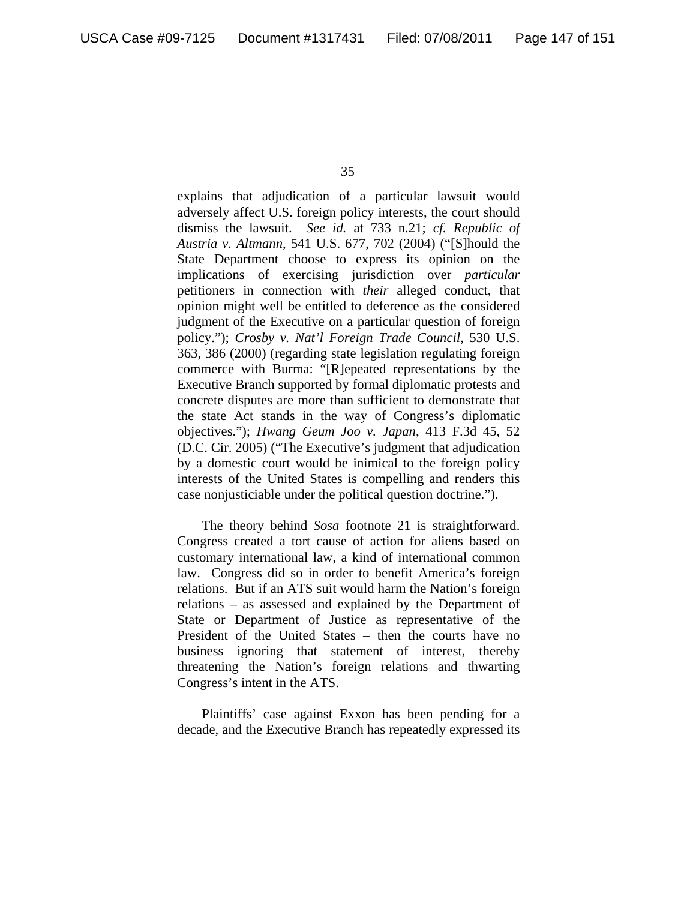explains that adjudication of a particular lawsuit would adversely affect U.S. foreign policy interests, the court should dismiss the lawsuit. *See id.* at 733 n.21; *cf. Republic of Austria v. Altmann*, 541 U.S. 677, 702 (2004) ("[S]hould the State Department choose to express its opinion on the implications of exercising jurisdiction over *particular* petitioners in connection with *their* alleged conduct, that opinion might well be entitled to deference as the considered judgment of the Executive on a particular question of foreign policy."); *Crosby v. Nat'l Foreign Trade Council*, 530 U.S. 363, 386 (2000) (regarding state legislation regulating foreign commerce with Burma: "[R]epeated representations by the Executive Branch supported by formal diplomatic protests and concrete disputes are more than sufficient to demonstrate that the state Act stands in the way of Congress's diplomatic objectives."); *Hwang Geum Joo v. Japan*, 413 F.3d 45, 52 (D.C. Cir. 2005) ("The Executive's judgment that adjudication by a domestic court would be inimical to the foreign policy interests of the United States is compelling and renders this case nonjusticiable under the political question doctrine.").

The theory behind *Sosa* footnote 21 is straightforward. Congress created a tort cause of action for aliens based on customary international law, a kind of international common law. Congress did so in order to benefit America's foreign relations. But if an ATS suit would harm the Nation's foreign relations – as assessed and explained by the Department of State or Department of Justice as representative of the President of the United States – then the courts have no business ignoring that statement of interest, thereby threatening the Nation's foreign relations and thwarting Congress's intent in the ATS.

Plaintiffs' case against Exxon has been pending for a decade, and the Executive Branch has repeatedly expressed its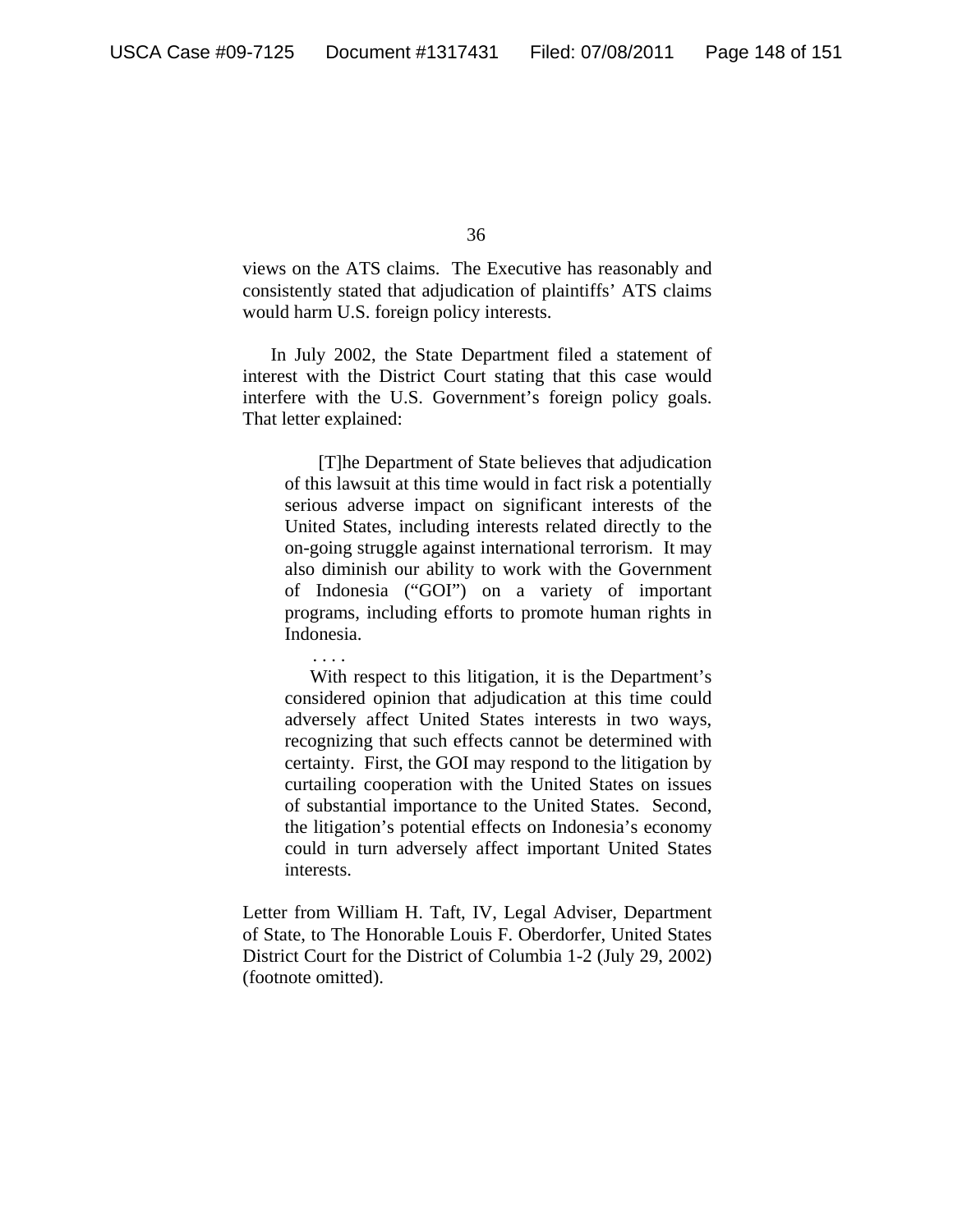views on the ATS claims. The Executive has reasonably and consistently stated that adjudication of plaintiffs' ATS claims would harm U.S. foreign policy interests.

In July 2002, the State Department filed a statement of interest with the District Court stating that this case would interfere with the U.S. Government's foreign policy goals. That letter explained:

> [T]he Department of State believes that adjudication of this lawsuit at this time would in fact risk a potentially serious adverse impact on significant interests of the United States, including interests related directly to the on-going struggle against international terrorism. It may also diminish our ability to work with the Government of Indonesia ("GOI") on a variety of important programs, including efforts to promote human rights in Indonesia.
>
> . . . .
>
> With respect to this litigation, it is the Department's considered opinion that adjudication at this time could adversely affect United States interests in two ways, recognizing that such effects cannot be determined with certainty. First, the GOI may respond to the litigation by curtailing cooperation with the United States on issues of substantial importance to the United States. Second, the litigation's potential effects on Indonesia's economy could in turn adversely affect important United States interests.

Letter from William H. Taft, IV, Legal Adviser, Department of State, to The Honorable Louis F. Oberdorfer, United States District Court for the District of Columbia 1-2 (July 29, 2002) (footnote omitted).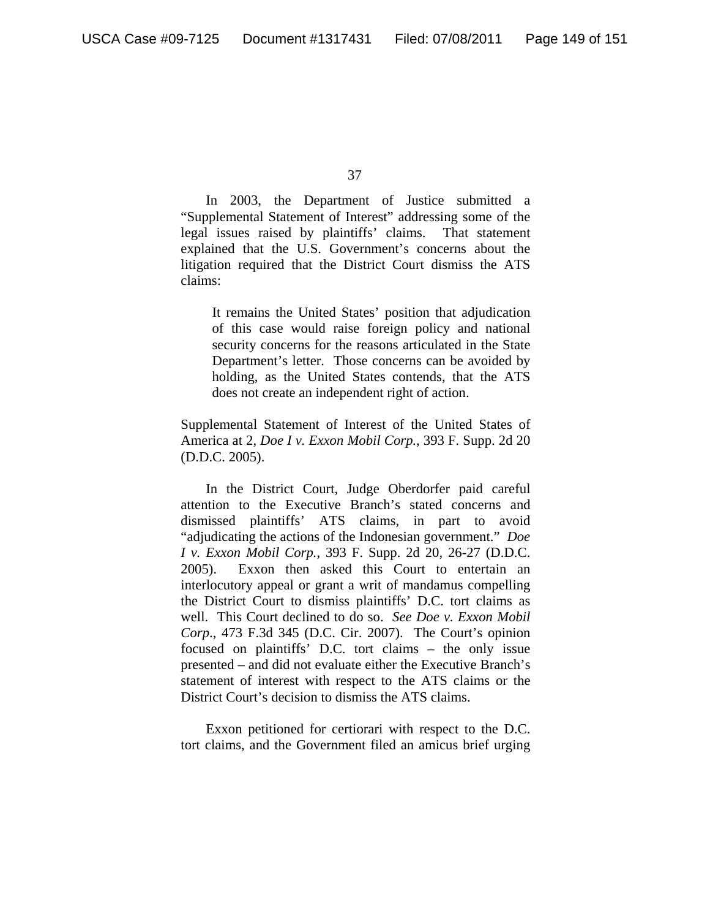In 2003, the Department of Justice submitted a "Supplemental Statement of Interest" addressing some of the legal issues raised by plaintiffs' claims. That statement explained that the U.S. Government's concerns about the litigation required that the District Court dismiss the ATS claims:

> It remains the United States' position that adjudication of this case would raise foreign policy and national security concerns for the reasons articulated in the State Department's letter. Those concerns can be avoided by holding, as the United States contends, that the ATS does not create an independent right of action.

Supplemental Statement of Interest of the United States of America at 2, *Doe I v. Exxon Mobil Corp.*, 393 F. Supp. 2d 20 (D.D.C. 2005).

In the District Court, Judge Oberdorfer paid careful attention to the Executive Branch's stated concerns and dismissed plaintiffs' ATS claims, in part to avoid "adjudicating the actions of the Indonesian government." *Doe I v. Exxon Mobil Corp.*, 393 F. Supp. 2d 20, 26-27 (D.D.C. 2005). Exxon then asked this Court to entertain an interlocutory appeal or grant a writ of mandamus compelling the District Court to dismiss plaintiffs' D.C. tort claims as well. This Court declined to do so. *See Doe v. Exxon Mobil Corp.*, 473 F.3d 345 (D.C. Cir. 2007). The Court's opinion focused on plaintiffs' D.C. tort claims – the only issue presented – and did not evaluate either the Executive Branch's statement of interest with respect to the ATS claims or the District Court's decision to dismiss the ATS claims.

Exxon petitioned for certiorari with respect to the D.C. tort claims, and the Government filed an amicus brief urging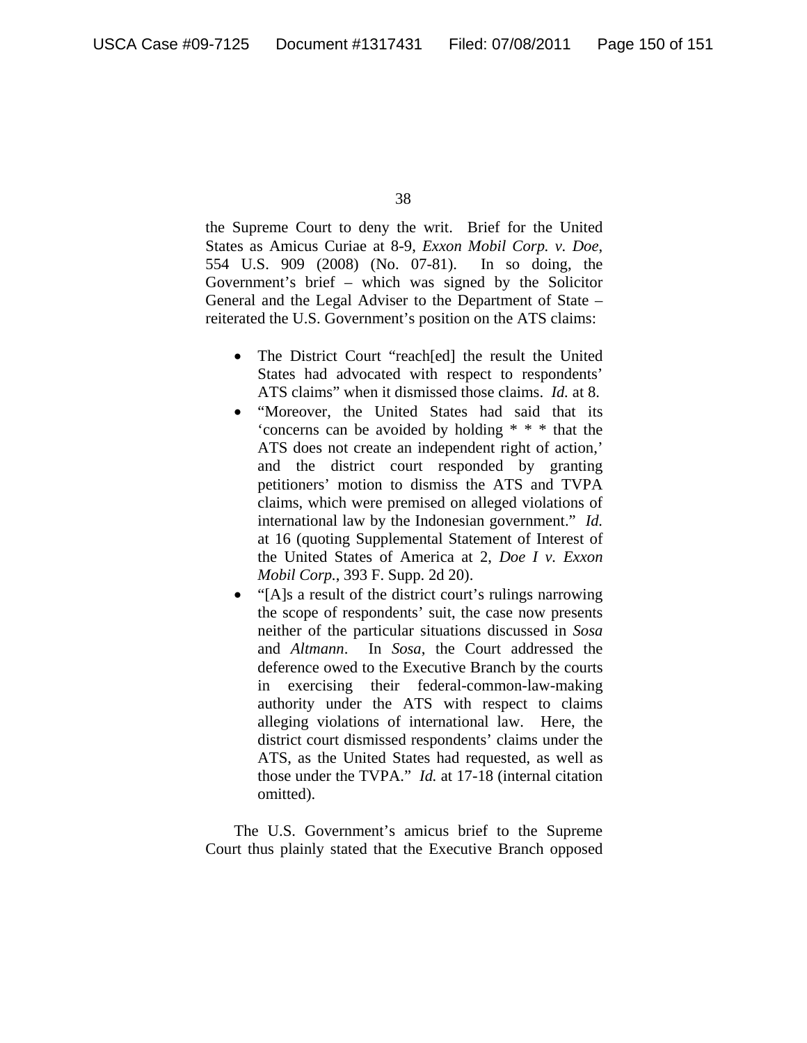the Supreme Court to deny the writ. Brief for the United States as Amicus Curiae at 8-9, *Exxon Mobil Corp. v. Doe*, 554 U.S. 909 (2008) (No. 07-81). In so doing, the Government's brief – which was signed by the Solicitor General and the Legal Adviser to the Department of State – reiterated the U.S. Government's position on the ATS claims:

- The District Court "reach[ed] the result the United States had advocated with respect to respondents' ATS claims" when it dismissed those claims. *Id.* at 8.
- "Moreover, the United States had said that its 'concerns can be avoided by holding * * * that the ATS does not create an independent right of action,' and the district court responded by granting petitioners' motion to dismiss the ATS and TVPA claims, which were premised on alleged violations of international law by the Indonesian government." *Id.* at 16 (quoting Supplemental Statement of Interest of the United States of America at 2, *Doe I v. Exxon Mobil Corp.*, 393 F. Supp. 2d 20).
- "[A]s a result of the district court's rulings narrowing the scope of respondents' suit, the case now presents neither of the particular situations discussed in *Sosa* and *Altmann*. In *Sosa*, the Court addressed the deference owed to the Executive Branch by the courts in exercising their federal-common-law-making authority under the ATS with respect to claims alleging violations of international law. Here, the district court dismissed respondents' claims under the ATS, as the United States had requested, as well as those under the TVPA." *Id.* at 17-18 (internal citation omitted).

The U.S. Government's amicus brief to the Supreme Court thus plainly stated that the Executive Branch opposed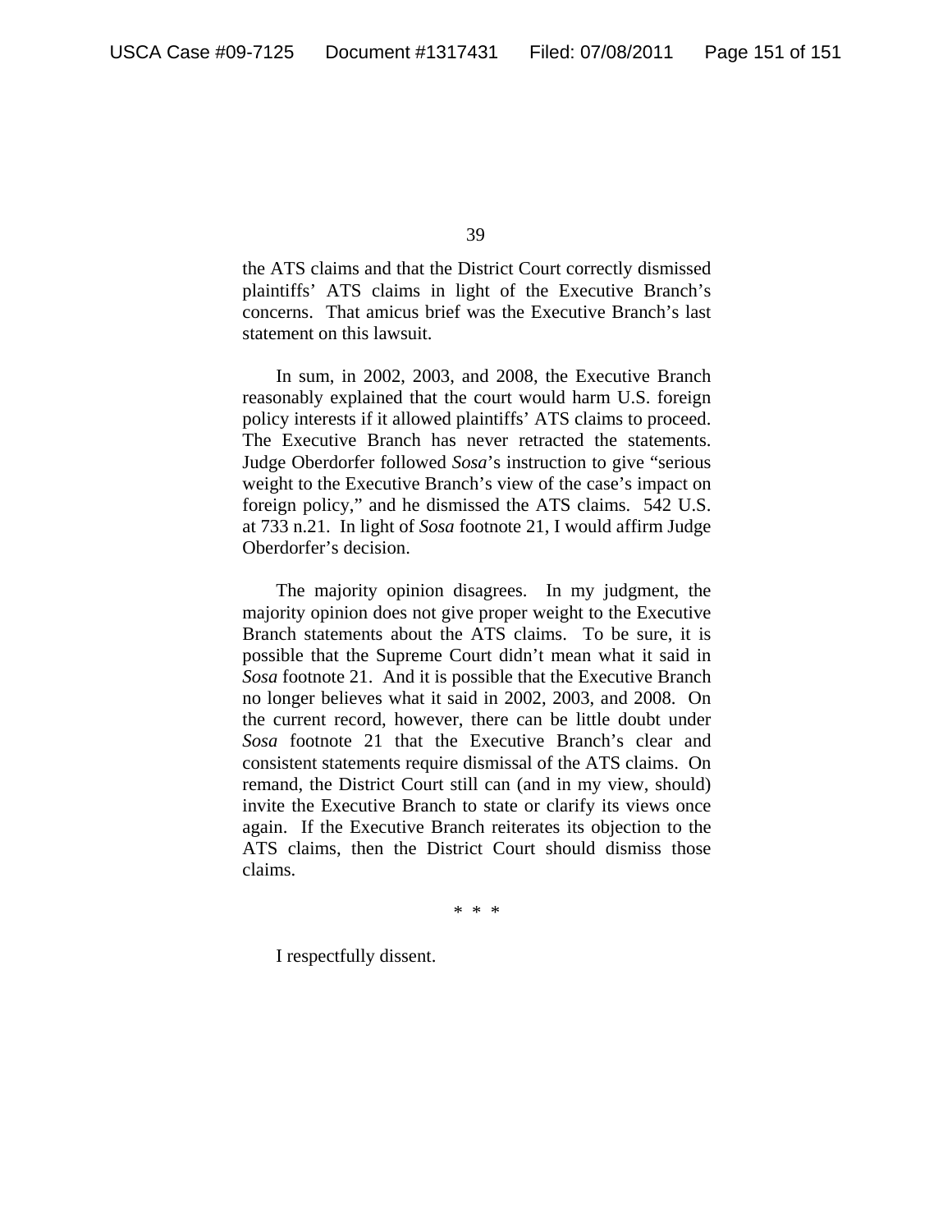the ATS claims and that the District Court correctly dismissed plaintiffs' ATS claims in light of the Executive Branch's concerns. That amicus brief was the Executive Branch's last statement on this lawsuit.

In sum, in 2002, 2003, and 2008, the Executive Branch reasonably explained that the court would harm U.S. foreign policy interests if it allowed plaintiffs' ATS claims to proceed. The Executive Branch has never retracted the statements. Judge Oberdorfer followed *Sosa*'s instruction to give "serious weight to the Executive Branch's view of the case's impact on foreign policy," and he dismissed the ATS claims. 542 U.S. at 733 n.21. In light of *Sosa* footnote 21, I would affirm Judge Oberdorfer's decision.

The majority opinion disagrees. In my judgment, the majority opinion does not give proper weight to the Executive Branch statements about the ATS claims. To be sure, it is possible that the Supreme Court didn't mean what it said in *Sosa* footnote 21. And it is possible that the Executive Branch no longer believes what it said in 2002, 2003, and 2008. On the current record, however, there can be little doubt under *Sosa* footnote 21 that the Executive Branch's clear and consistent statements require dismissal of the ATS claims. On remand, the District Court still can (and in my view, should) invite the Executive Branch to state or clarify its views once again. If the Executive Branch reiterates its objection to the ATS claims, then the District Court should dismiss those claims.

\* \* \*

I respectfully dissent.